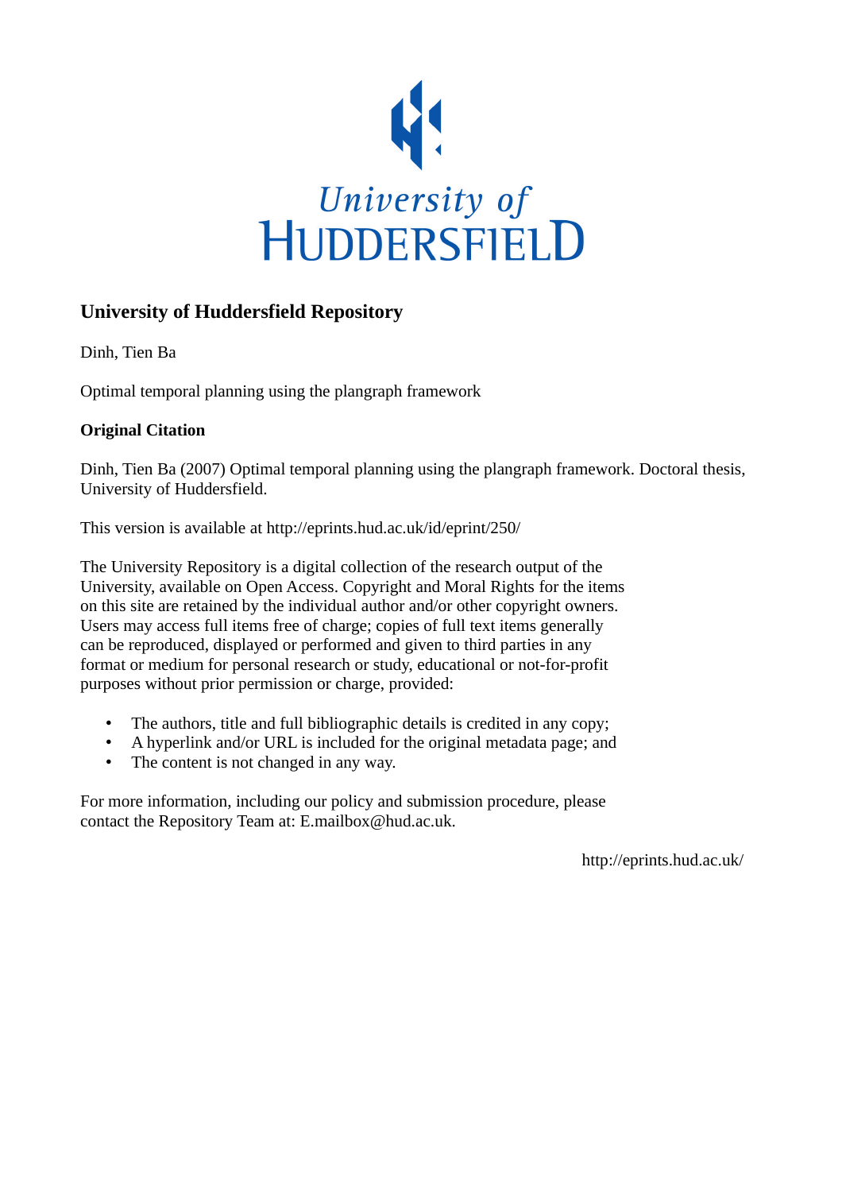University of HUDDERSFIELD

## University of Huddersfield Repository

Dinh, Tien Ba

Optimal temporal planning using the plangraph framework

**Original Citation**

Dinh, Tien Ba (2007) Optimal temporal planning using the plangraph framework. Doctoral thesis, University of Huddersfield.

This version is available at http://eprints.hud.ac.uk/id/eprint/250/

The University Repository is a digital collection of the research output of the University, available on Open Access. Copyright and Moral Rights for the items on this site are retained by the individual author and/or other copyright owners. Users may access full items free of charge; copies of full text items generally can be reproduced, displayed or performed and given to third parties in any format or medium for personal research or study, educational or not-for-profit purposes without prior permission or charge, provided:

- The authors, title and full bibliographic details is credited in any copy;
- A hyperlink and/or URL is included for the original metadata page; and
- The content is not changed in any way.

For more information, including our policy and submission procedure, please contact the Repository Team at: E.mailbox@hud.ac.uk.

http://eprints.hud.ac.uk/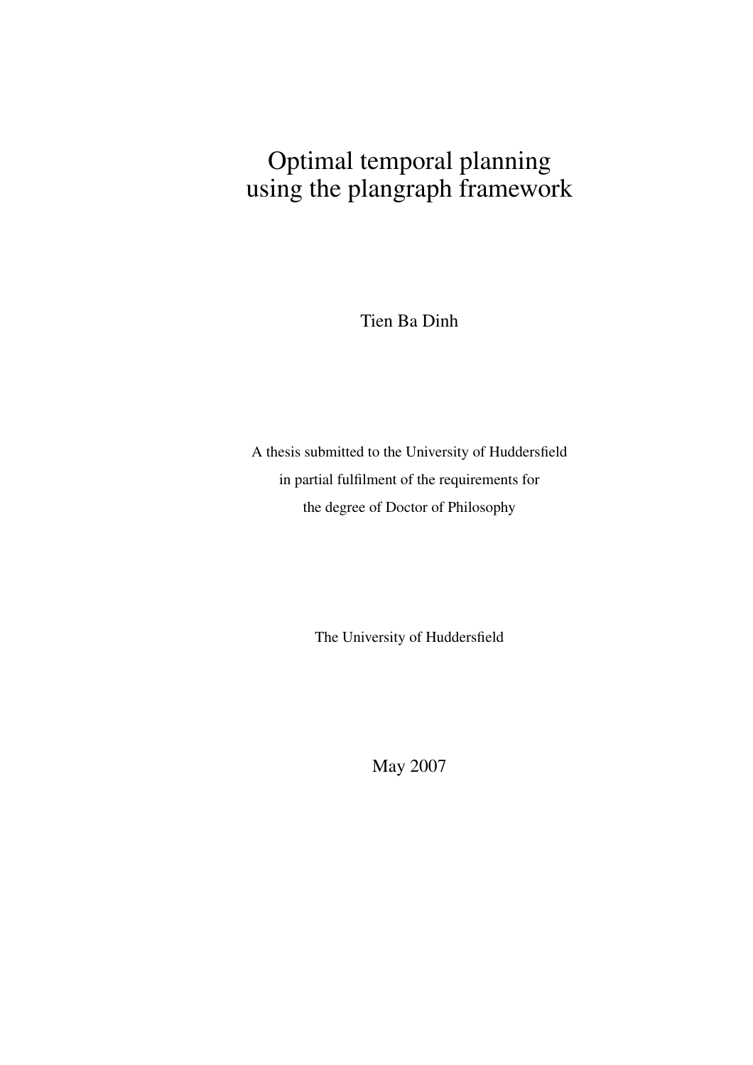# Optimal temporal planning using the plangraph framework

Tien Ba Dinh

A thesis submitted to the University of Huddersfield
in partial fulfilment of the requirements for
the degree of Doctor of Philosophy

The University of Huddersfield

May 2007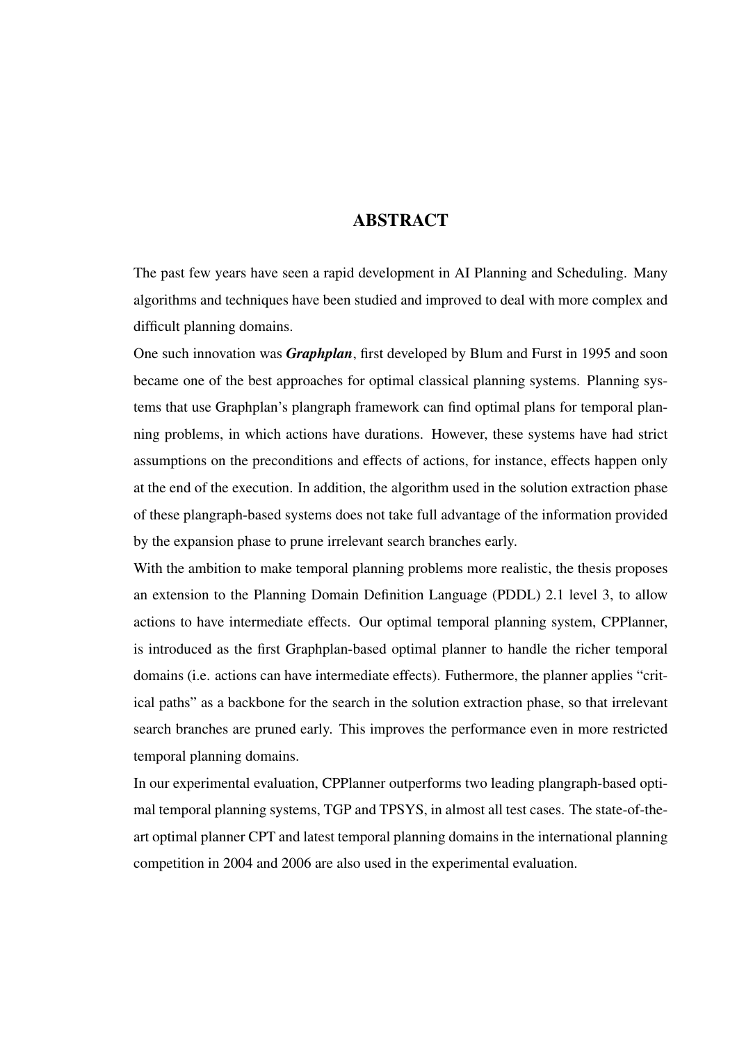# ABSTRACT

The past few years have seen a rapid development in AI Planning and Scheduling. Many algorithms and techniques have been studied and improved to deal with more complex and difficult planning domains.

One such innovation was ***Graphplan***, first developed by Blum and Furst in 1995 and soon became one of the best approaches for optimal classical planning systems. Planning systems that use Graphplan's plangraph framework can find optimal plans for temporal planning problems, in which actions have durations. However, these systems have had strict assumptions on the preconditions and effects of actions, for instance, effects happen only at the end of the execution. In addition, the algorithm used in the solution extraction phase of these plangraph-based systems does not take full advantage of the information provided by the expansion phase to prune irrelevant search branches early.

With the ambition to make temporal planning problems more realistic, the thesis proposes an extension to the Planning Domain Definition Language (PDDL) 2.1 level 3, to allow actions to have intermediate effects. Our optimal temporal planning system, CPPlanner, is introduced as the first Graphplan-based optimal planner to handle the richer temporal domains (i.e. actions can have intermediate effects). Futhermore, the planner applies "critical paths" as a backbone for the search in the solution extraction phase, so that irrelevant search branches are pruned early. This improves the performance even in more restricted temporal planning domains.

In our experimental evaluation, CPPlanner outperforms two leading plangraph-based optimal temporal planning systems, TGP and TPSYS, in almost all test cases. The state-of-the-art optimal planner CPT and latest temporal planning domains in the international planning competition in 2004 and 2006 are also used in the experimental evaluation.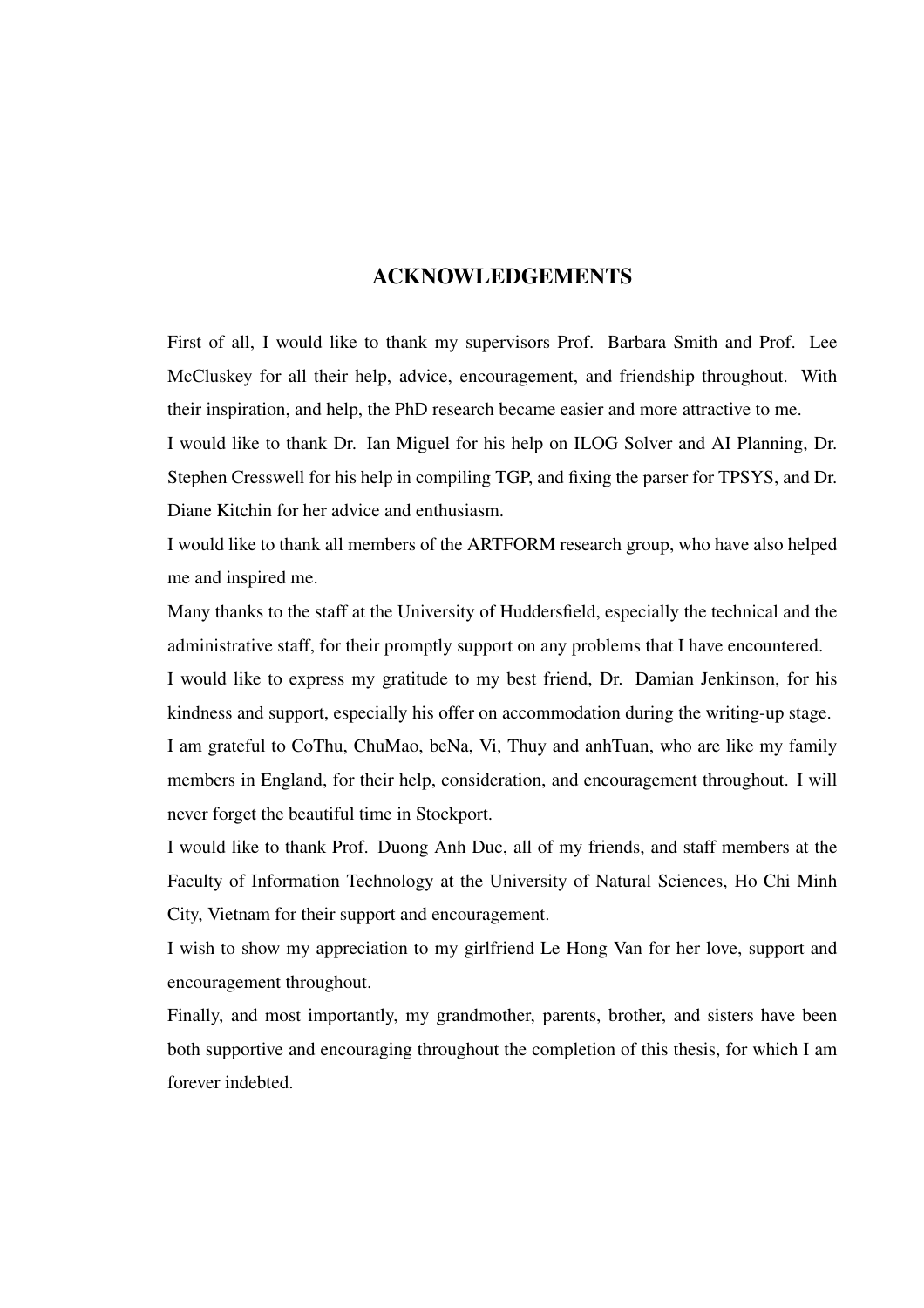# ACKNOWLEDGEMENTS

First of all, I would like to thank my supervisors Prof. Barbara Smith and Prof. Lee McCluskey for all their help, advice, encouragement, and friendship throughout. With their inspiration, and help, the PhD research became easier and more attractive to me.

I would like to thank Dr. Ian Miguel for his help on ILOG Solver and AI Planning, Dr. Stephen Cresswell for his help in compiling TGP, and fixing the parser for TPSYS, and Dr. Diane Kitchin for her advice and enthusiasm.

I would like to thank all members of the ARTFORM research group, who have also helped me and inspired me.

Many thanks to the staff at the University of Huddersfield, especially the technical and the administrative staff, for their promptly support on any problems that I have encountered.

I would like to express my gratitude to my best friend, Dr. Damian Jenkinson, for his kindness and support, especially his offer on accommodation during the writing-up stage.

I am grateful to CoThu, ChuMao, beNa, Vi, Thuy and anhTuan, who are like my family members in England, for their help, consideration, and encouragement throughout. I will never forget the beautiful time in Stockport.

I would like to thank Prof. Duong Anh Duc, all of my friends, and staff members at the Faculty of Information Technology at the University of Natural Sciences, Ho Chi Minh City, Vietnam for their support and encouragement.

I wish to show my appreciation to my girlfriend Le Hong Van for her love, support and encouragement throughout.

Finally, and most importantly, my grandmother, parents, brother, and sisters have been both supportive and encouraging throughout the completion of this thesis, for which I am forever indebted.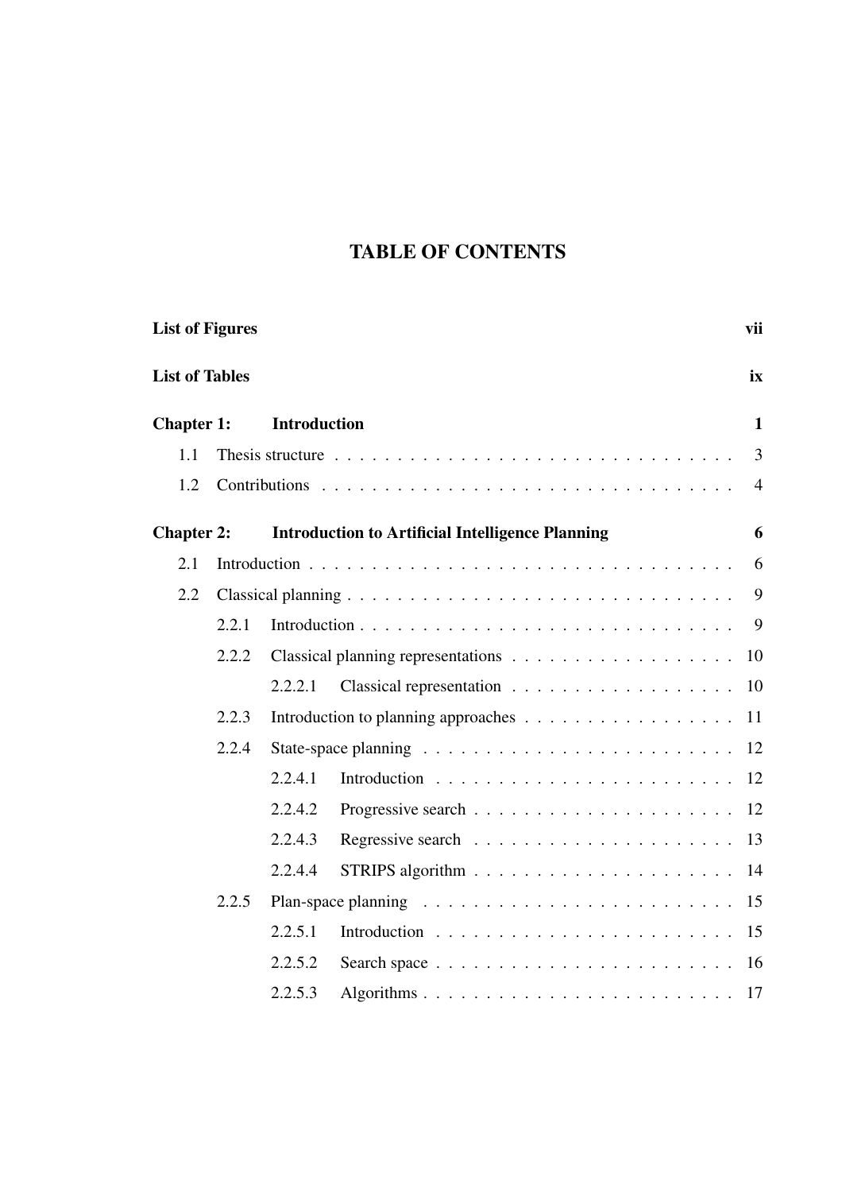# TABLE OF CONTENTS

**List of Figures** — **vii**

**List of Tables** — **ix**

**Chapter 1: Introduction** — **1**

- 1.1 Thesis structure — 3
- 1.2 Contributions — 4

**Chapter 2: Introduction to Artificial Intelligence Planning** — **6**

- 2.1 Introduction — 6
- 2.2 Classical planning — 9
  - 2.2.1 Introduction — 9
  - 2.2.2 Classical planning representations — 10
    - 2.2.2.1 Classical representation — 10
  - 2.2.3 Introduction to planning approaches — 11
  - 2.2.4 State-space planning — 12
    - 2.2.4.1 Introduction — 12
    - 2.2.4.2 Progressive search — 12
    - 2.2.4.3 Regressive search — 13
    - 2.2.4.4 STRIPS algorithm — 14
  - 2.2.5 Plan-space planning — 15
    - 2.2.5.1 Introduction — 15
    - 2.2.5.2 Search space — 16
    - 2.2.5.3 Algorithms — 17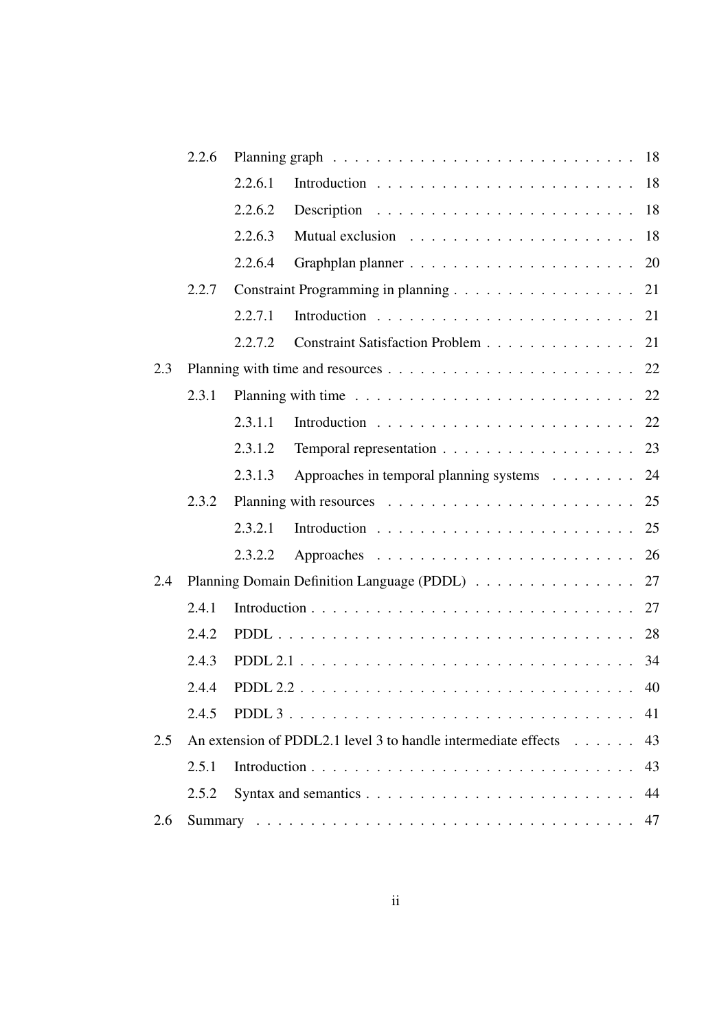- 2.2.6 Planning graph . . . 18
  - 2.2.6.1 Introduction . . . 18
  - 2.2.6.2 Description . . . 18
  - 2.2.6.3 Mutual exclusion . . . 18
  - 2.2.6.4 Graphplan planner . . . 20
- 2.2.7 Constraint Programming in planning . . . 21
  - 2.2.7.1 Introduction . . . 21
  - 2.2.7.2 Constraint Satisfaction Problem . . . 21

2.3 Planning with time and resources . . . 22
- 2.3.1 Planning with time . . . 22
  - 2.3.1.1 Introduction . . . 22
  - 2.3.1.2 Temporal representation . . . 23
  - 2.3.1.3 Approaches in temporal planning systems . . . 24
- 2.3.2 Planning with resources . . . 25
  - 2.3.2.1 Introduction . . . 25
  - 2.3.2.2 Approaches . . . 26

2.4 Planning Domain Definition Language (PDDL) . . . 27
- 2.4.1 Introduction . . . 27
- 2.4.2 PDDL . . . 28
- 2.4.3 PDDL 2.1 . . . 34
- 2.4.4 PDDL 2.2 . . . 40
- 2.4.5 PDDL 3 . . . 41

2.5 An extension of PDDL2.1 level 3 to handle intermediate effects . . . 43
- 2.5.1 Introduction . . . 43
- 2.5.2 Syntax and semantics . . . 44

2.6 Summary . . . 47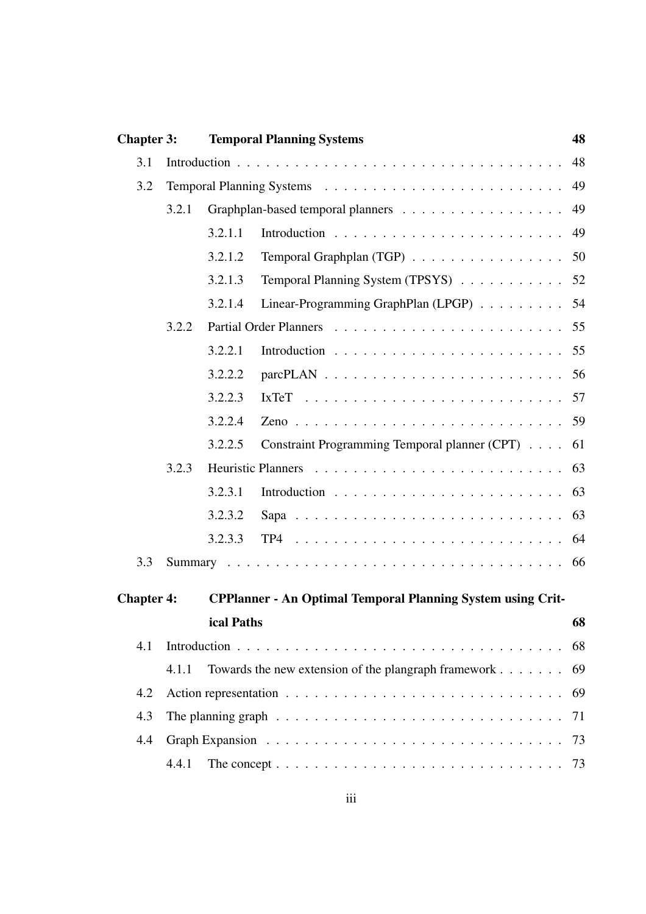**Chapter 3: Temporal Planning Systems** 48

3.1 Introduction . . . . . . . . . . . . . . . . . . . . . . . . . . . . . . . . . 48

3.2 Temporal Planning Systems . . . . . . . . . . . . . . . . . . . . . . . . 49

3.2.1 Graphplan-based temporal planners . . . . . . . . . . . . . . . . . 49

3.2.1.1 Introduction . . . . . . . . . . . . . . . . . . . . . . . . 49

3.2.1.2 Temporal Graphplan (TGP) . . . . . . . . . . . . . . . . 50

3.2.1.3 Temporal Planning System (TPSYS) . . . . . . . . . . . 52

3.2.1.4 Linear-Programming GraphPlan (LPGP) . . . . . . . . . 54

3.2.2 Partial Order Planners . . . . . . . . . . . . . . . . . . . . . . . . 55

3.2.2.1 Introduction . . . . . . . . . . . . . . . . . . . . . . . . 55

3.2.2.2 parcPLAN . . . . . . . . . . . . . . . . . . . . . . . . . 56

3.2.2.3 IxTeT . . . . . . . . . . . . . . . . . . . . . . . . . . . 57

3.2.2.4 Zeno . . . . . . . . . . . . . . . . . . . . . . . . . . . . 59

3.2.2.5 Constraint Programming Temporal planner (CPT) . . . . 61

3.2.3 Heuristic Planners . . . . . . . . . . . . . . . . . . . . . . . . . . 63

3.2.3.1 Introduction . . . . . . . . . . . . . . . . . . . . . . . . 63

3.2.3.2 Sapa . . . . . . . . . . . . . . . . . . . . . . . . . . . . 63

3.2.3.3 TP4 . . . . . . . . . . . . . . . . . . . . . . . . . . . . 64

3.3 Summary . . . . . . . . . . . . . . . . . . . . . . . . . . . . . . . . . . 66

**Chapter 4: CPPlanner - An Optimal Temporal Planning System using Critical Paths** 68

4.1 Introduction . . . . . . . . . . . . . . . . . . . . . . . . . . . . . . . . . 68

4.1.1 Towards the new extension of the plangraph framework . . . . . . . 69

4.2 Action representation . . . . . . . . . . . . . . . . . . . . . . . . . . . . 69

4.3 The planning graph . . . . . . . . . . . . . . . . . . . . . . . . . . . . . 71

4.4 Graph Expansion . . . . . . . . . . . . . . . . . . . . . . . . . . . . . . 73

4.4.1 The concept . . . . . . . . . . . . . . . . . . . . . . . . . . . . . 73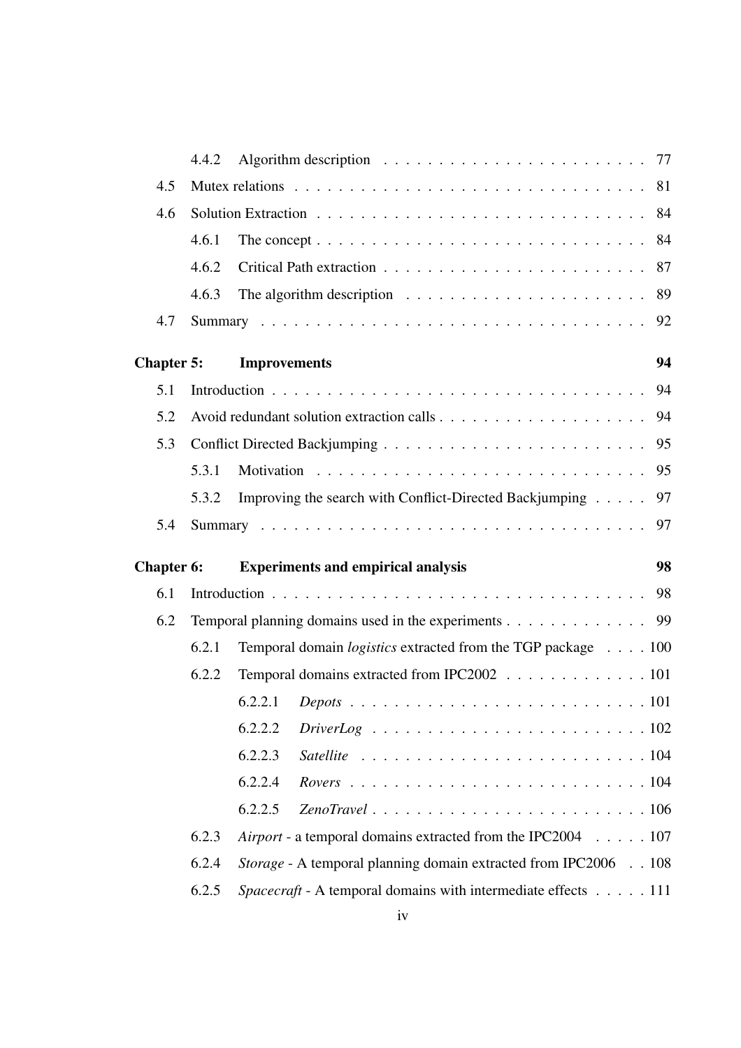| | | |
|---|---|---|
| 4.4.2 | Algorithm description | 77 |
| 4.5 | Mutex relations | 81 |
| 4.6 | Solution Extraction | 84 |
| 4.6.1 | The concept | 84 |
| 4.6.2 | Critical Path extraction | 87 |
| 4.6.3 | The algorithm description | 89 |
| 4.7 | Summary | 92 |
| **Chapter 5:** | **Improvements** | **94** |
| 5.1 | Introduction | 94 |
| 5.2 | Avoid redundant solution extraction calls | 94 |
| 5.3 | Conflict Directed Backjumping | 95 |
| 5.3.1 | Motivation | 95 |
| 5.3.2 | Improving the search with Conflict-Directed Backjumping | 97 |
| 5.4 | Summary | 97 |
| **Chapter 6:** | **Experiments and empirical analysis** | **98** |
| 6.1 | Introduction | 98 |
| 6.2 | Temporal planning domains used in the experiments | 99 |
| 6.2.1 | Temporal domain *logistics* extracted from the TGP package | 100 |
| 6.2.2 | Temporal domains extracted from IPC2002 | 101 |
| 6.2.2.1 | *Depots* | 101 |
| 6.2.2.2 | *DriverLog* | 102 |
| 6.2.2.3 | *Satellite* | 104 |
| 6.2.2.4 | *Rovers* | 104 |
| 6.2.2.5 | *ZenoTravel* | 106 |
| 6.2.3 | *Airport* - a temporal domains extracted from the IPC2004 | 107 |
| 6.2.4 | *Storage* - A temporal planning domain extracted from IPC2006 | 108 |
| 6.2.5 | *Spacecraft* - A temporal domains with intermediate effects | 111 |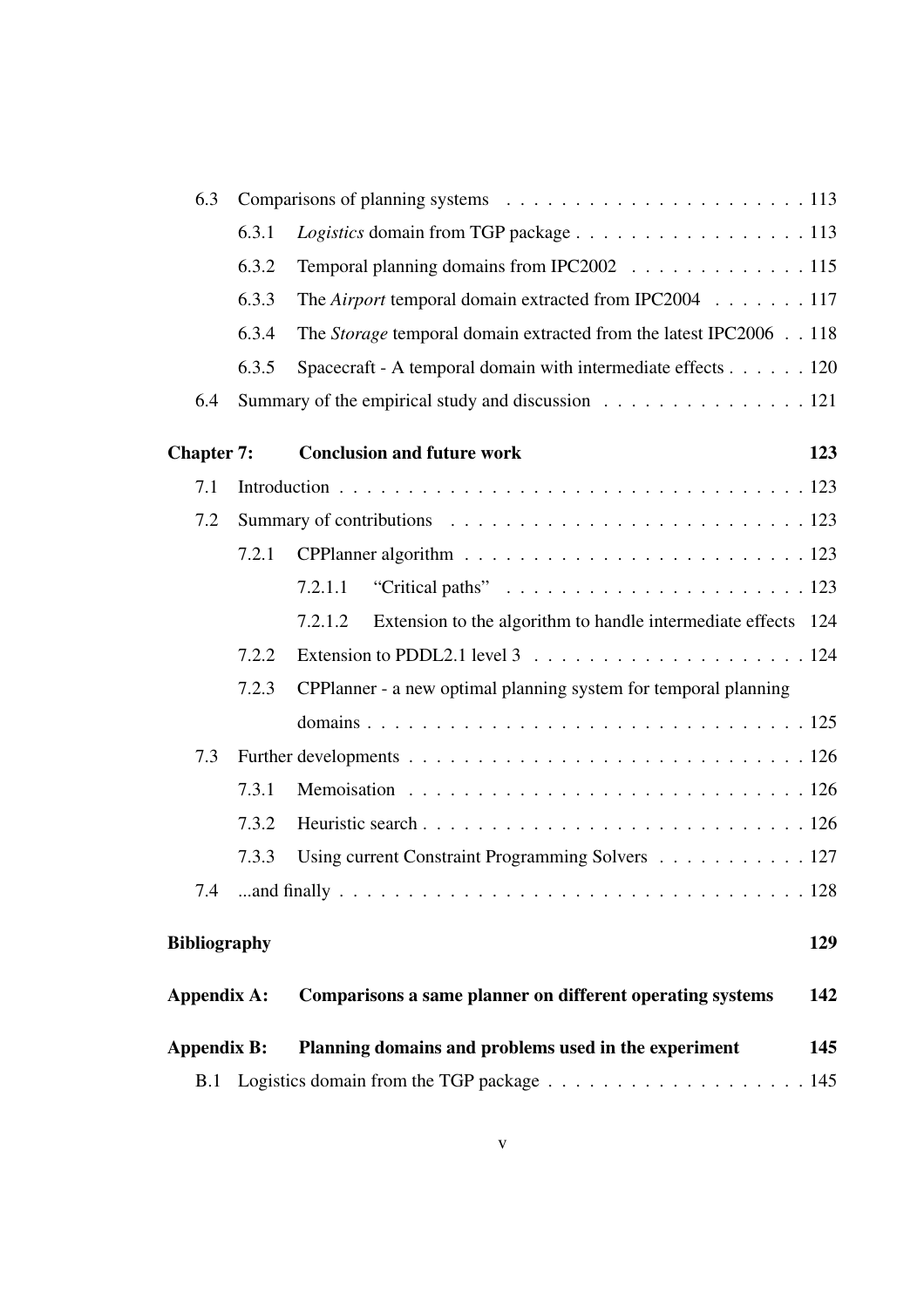6.3 Comparisons of planning systems . . . . . . . . . . . . . . . . . . . . . . 113

6.3.1 *Logistics* domain from TGP package . . . . . . . . . . . . . . . . . 113

6.3.2 Temporal planning domains from IPC2002 . . . . . . . . . . . . . 115

6.3.3 The *Airport* temporal domain extracted from IPC2004 . . . . . . . 117

6.3.4 The *Storage* temporal domain extracted from the latest IPC2006 . . 118

6.3.5 Spacecraft - A temporal domain with intermediate effects . . . . . . 120

6.4 Summary of the empirical study and discussion . . . . . . . . . . . . . . . 121

**Chapter 7: Conclusion and future work** **123**

7.1 Introduction . . . . . . . . . . . . . . . . . . . . . . . . . . . . . . . . . . 123

7.2 Summary of contributions . . . . . . . . . . . . . . . . . . . . . . . . . . 123

7.2.1 CPPlanner algorithm . . . . . . . . . . . . . . . . . . . . . . . . . 123

7.2.1.1 "Critical paths" . . . . . . . . . . . . . . . . . . . . . . 123

7.2.1.2 Extension to the algorithm to handle intermediate effects 124

7.2.2 Extension to PDDL2.1 level 3 . . . . . . . . . . . . . . . . . . . . 124

7.2.3 CPPlanner - a new optimal planning system for temporal planning domains . . . . . . . . . . . . . . . . . . . . . . . . . . . . . . . 125

7.3 Further developments . . . . . . . . . . . . . . . . . . . . . . . . . . . . 126

7.3.1 Memoisation . . . . . . . . . . . . . . . . . . . . . . . . . . . . . 126

7.3.2 Heuristic search . . . . . . . . . . . . . . . . . . . . . . . . . . . . 126

7.3.3 Using current Constraint Programming Solvers . . . . . . . . . . . 127

7.4 ...and finally . . . . . . . . . . . . . . . . . . . . . . . . . . . . . . . . . . 128

**Bibliography** **129**

**Appendix A: Comparisons a same planner on different operating systems** **142**

**Appendix B: Planning domains and problems used in the experiment** **145**

B.1 Logistics domain from the TGP package . . . . . . . . . . . . . . . . . . . 145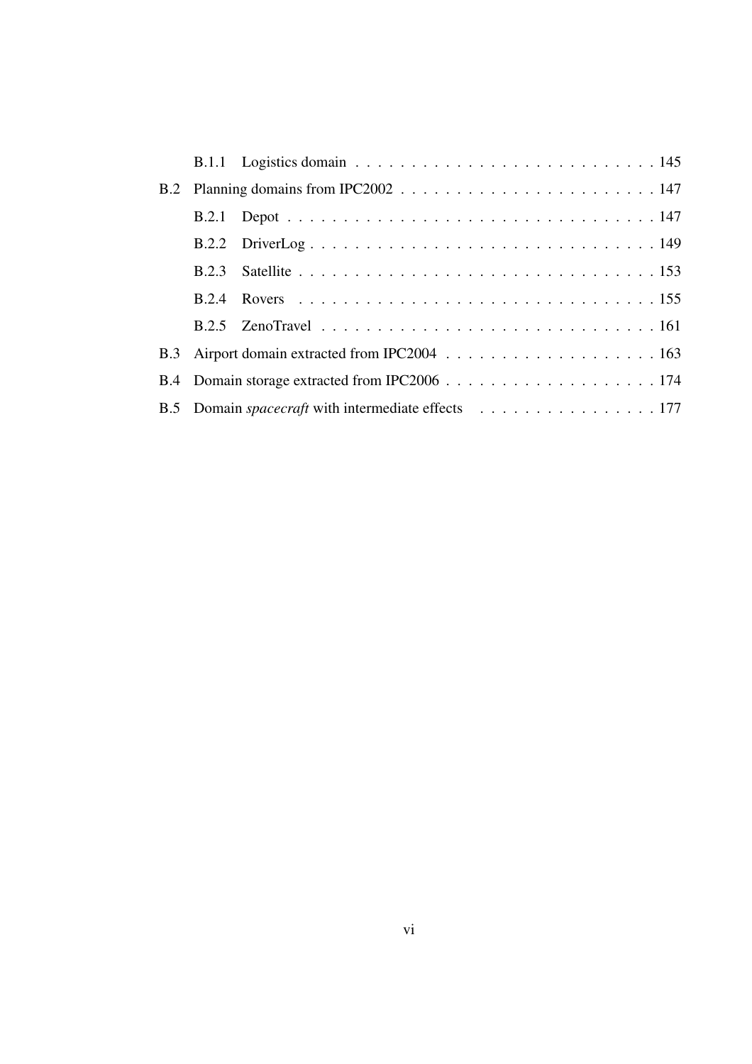- B.1.1 Logistics domain . . . . . . . . . . . . . . . . . . . . . . . . . . . 145
- B.2 Planning domains from IPC2002 . . . . . . . . . . . . . . . . . . . . . . . 147
  - B.2.1 Depot . . . . . . . . . . . . . . . . . . . . . . . . . . . . . . . . . 147
  - B.2.2 DriverLog . . . . . . . . . . . . . . . . . . . . . . . . . . . . . . . 149
  - B.2.3 Satellite . . . . . . . . . . . . . . . . . . . . . . . . . . . . . . . 153
  - B.2.4 Rovers . . . . . . . . . . . . . . . . . . . . . . . . . . . . . . . . 155
  - B.2.5 ZenoTravel . . . . . . . . . . . . . . . . . . . . . . . . . . . . . . 161
- B.3 Airport domain extracted from IPC2004 . . . . . . . . . . . . . . . . . . . 163
- B.4 Domain storage extracted from IPC2006 . . . . . . . . . . . . . . . . . . . 174
- B.5 Domain *spacecraft* with intermediate effects . . . . . . . . . . . . . . . . 177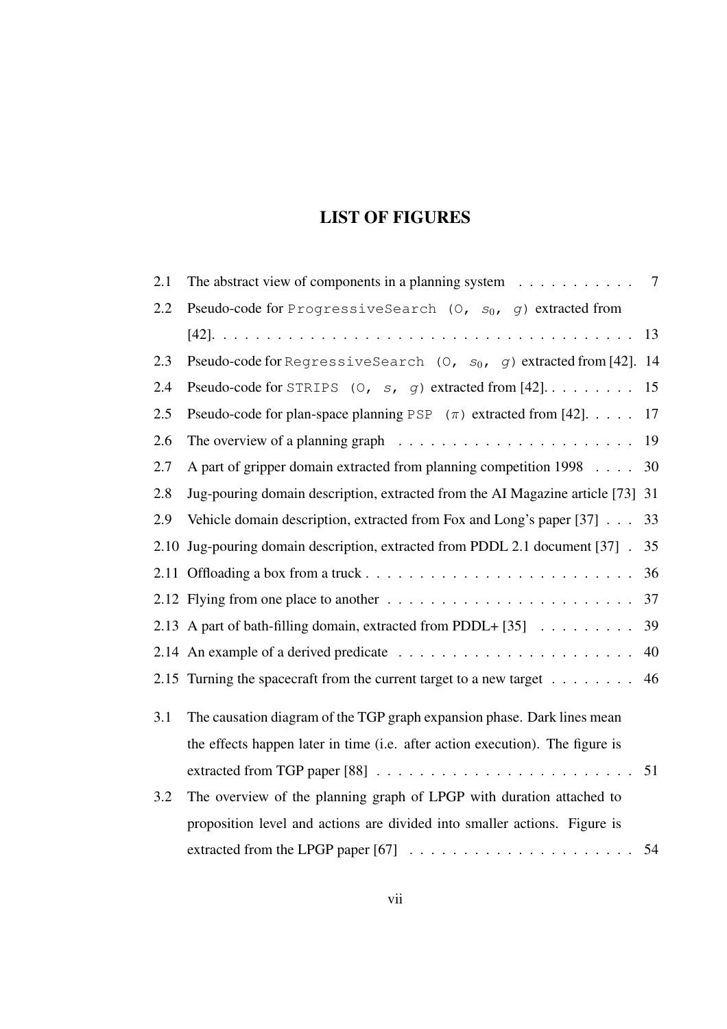# LIST OF FIGURES

| | | |
|---|---|---|
| 2.1 | The abstract view of components in a planning system | 7 |
| 2.2 | Pseudo-code for `ProgressiveSearch (O, s_0, g)` extracted from [42]. | 13 |
| 2.3 | Pseudo-code for `RegressiveSearch (O, s_0, g)` extracted from [42]. | 14 |
| 2.4 | Pseudo-code for `STRIPS (O, s, g)` extracted from [42]. | 15 |
| 2.5 | Pseudo-code for plan-space planning `PSP (π)` extracted from [42]. | 17 |
| 2.6 | The overview of a planning graph | 19 |
| 2.7 | A part of gripper domain extracted from planning competition 1998 | 30 |
| 2.8 | Jug-pouring domain description, extracted from the AI Magazine article [73] | 31 |
| 2.9 | Vehicle domain description, extracted from Fox and Long's paper [37] | 33 |
| 2.10 | Jug-pouring domain description, extracted from PDDL 2.1 document [37] | 35 |
| 2.11 | Offloading a box from a truck | 36 |
| 2.12 | Flying from one place to another | 37 |
| 2.13 | A part of bath-filling domain, extracted from PDDL+ [35] | 39 |
| 2.14 | An example of a derived predicate | 40 |
| 2.15 | Turning the spacecraft from the current target to a new target | 46 |
| 3.1 | The causation diagram of the TGP graph expansion phase. Dark lines mean the effects happen later in time (i.e. after action execution). The figure is extracted from TGP paper [88] | 51 |
| 3.2 | The overview of the planning graph of LPGP with duration attached to proposition level and actions are divided into smaller actions. Figure is extracted from the LPGP paper [67] | 54 |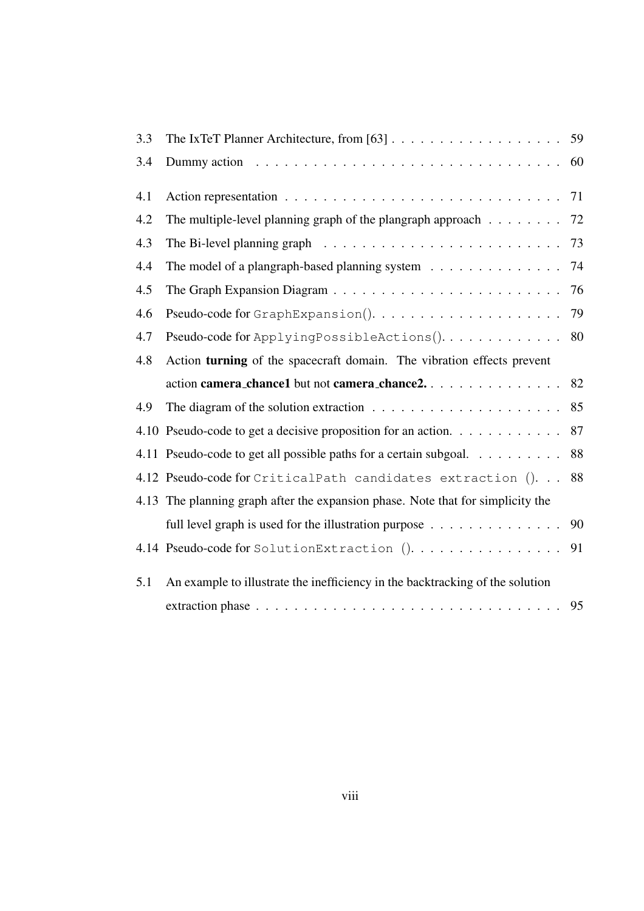3.3 The IxTeT Planner Architecture, from [63] . . . . . . . . . . . . . . . . . . 59

3.4 Dummy action . . . . . . . . . . . . . . . . . . . . . . . . . . . . . . . 60

4.1 Action representation . . . . . . . . . . . . . . . . . . . . . . . . . . . . 71

4.2 The multiple-level planning graph of the plangraph approach . . . . . . . . 72

4.3 The Bi-level planning graph . . . . . . . . . . . . . . . . . . . . . . . . 73

4.4 The model of a plangraph-based planning system . . . . . . . . . . . . . . 74

4.5 The Graph Expansion Diagram . . . . . . . . . . . . . . . . . . . . . . . 76

4.6 Pseudo-code for `GraphExpansion()`. . . . . . . . . . . . . . . . . . . . 79

4.7 Pseudo-code for `ApplyingPossibleActions()`. . . . . . . . . . . . . 80

4.8 Action **turning** of the spacecraft domain. The vibration effects prevent action **camera_chance1** but not **camera_chance2.** . . . . . . . . . . . . . . . 82

4.9 The diagram of the solution extraction . . . . . . . . . . . . . . . . . . . 85

4.10 Pseudo-code to get a decisive proposition for an action. . . . . . . . . . . . 87

4.11 Pseudo-code to get all possible paths for a certain subgoal. . . . . . . . . . 88

4.12 Pseudo-code for `CriticalPath candidates extraction ()`. . . 88

4.13 The planning graph after the expansion phase. Note that for simplicity the full level graph is used for the illustration purpose . . . . . . . . . . . . . . 90

4.14 Pseudo-code for `SolutionExtraction ()`. . . . . . . . . . . . . . . . 91

5.1 An example to illustrate the inefficiency in the backtracking of the solution extraction phase . . . . . . . . . . . . . . . . . . . . . . . . . . . . . . . 95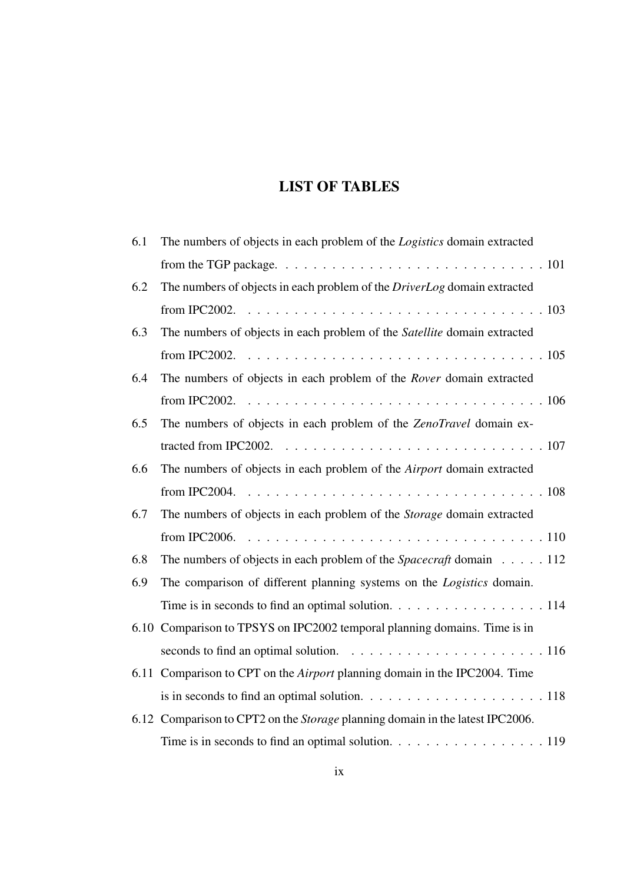# LIST OF TABLES

6.1 The numbers of objects in each problem of the *Logistics* domain extracted from the TGP package. . . . . . . . . . . . . . . . . . . . . . . . . . . . 101

6.2 The numbers of objects in each problem of the *DriverLog* domain extracted from IPC2002. . . . . . . . . . . . . . . . . . . . . . . . . . . . . . . . . 103

6.3 The numbers of objects in each problem of the *Satellite* domain extracted from IPC2002. . . . . . . . . . . . . . . . . . . . . . . . . . . . . . . . . 105

6.4 The numbers of objects in each problem of the *Rover* domain extracted from IPC2002. . . . . . . . . . . . . . . . . . . . . . . . . . . . . . . . . 106

6.5 The numbers of objects in each problem of the *ZenoTravel* domain extracted from IPC2002. . . . . . . . . . . . . . . . . . . . . . . . . . . . 107

6.6 The numbers of objects in each problem of the *Airport* domain extracted from IPC2004. . . . . . . . . . . . . . . . . . . . . . . . . . . . . . . . . 108

6.7 The numbers of objects in each problem of the *Storage* domain extracted from IPC2006. . . . . . . . . . . . . . . . . . . . . . . . . . . . . . . . . 110

6.8 The numbers of objects in each problem of the *Spacecraft* domain . . . . . 112

6.9 The comparison of different planning systems on the *Logistics* domain. Time is in seconds to find an optimal solution. . . . . . . . . . . . . . . . . 114

6.10 Comparison to TPSYS on IPC2002 temporal planning domains. Time is in seconds to find an optimal solution. . . . . . . . . . . . . . . . . . . . . 116

6.11 Comparison to CPT on the *Airport* planning domain in the IPC2004. Time is in seconds to find an optimal solution. . . . . . . . . . . . . . . . . . . 118

6.12 Comparison to CPT2 on the *Storage* planning domain in the latest IPC2006. Time is in seconds to find an optimal solution. . . . . . . . . . . . . . . . . 119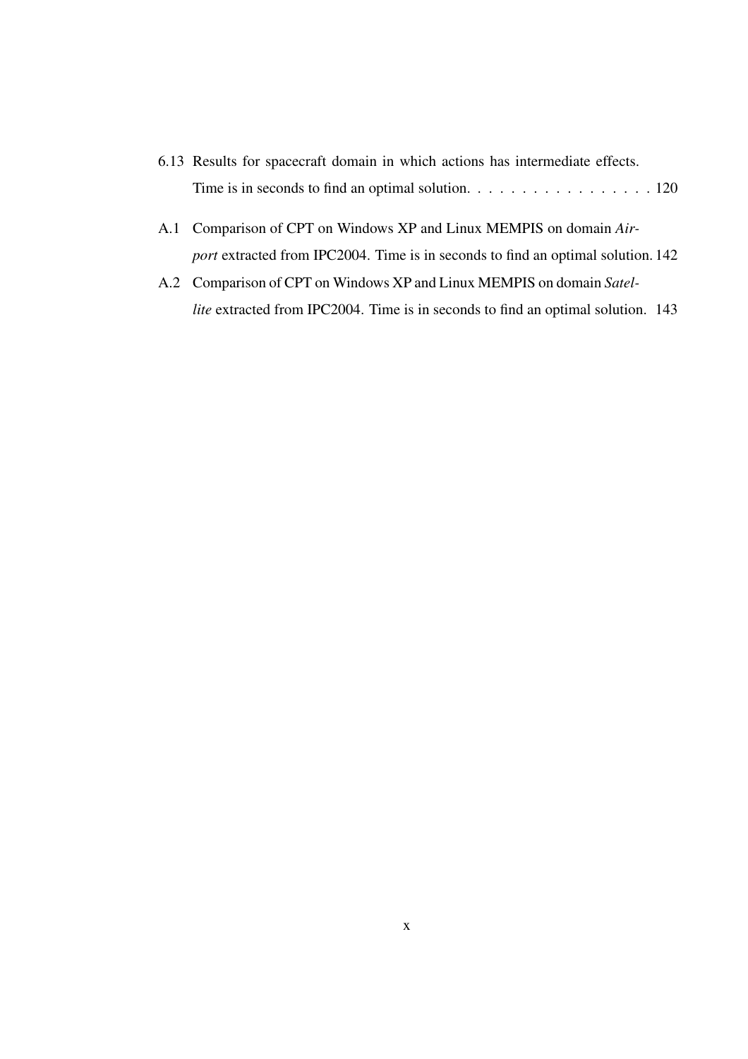6.13 Results for spacecraft domain in which actions has intermediate effects. Time is in seconds to find an optimal solution. . . . . . . . . . . . . . . . . 120

A.1 Comparison of CPT on Windows XP and Linux MEMPIS on domain *Airport* extracted from IPC2004. Time is in seconds to find an optimal solution. 142

A.2 Comparison of CPT on Windows XP and Linux MEMPIS on domain *Satellite* extracted from IPC2004. Time is in seconds to find an optimal solution. 143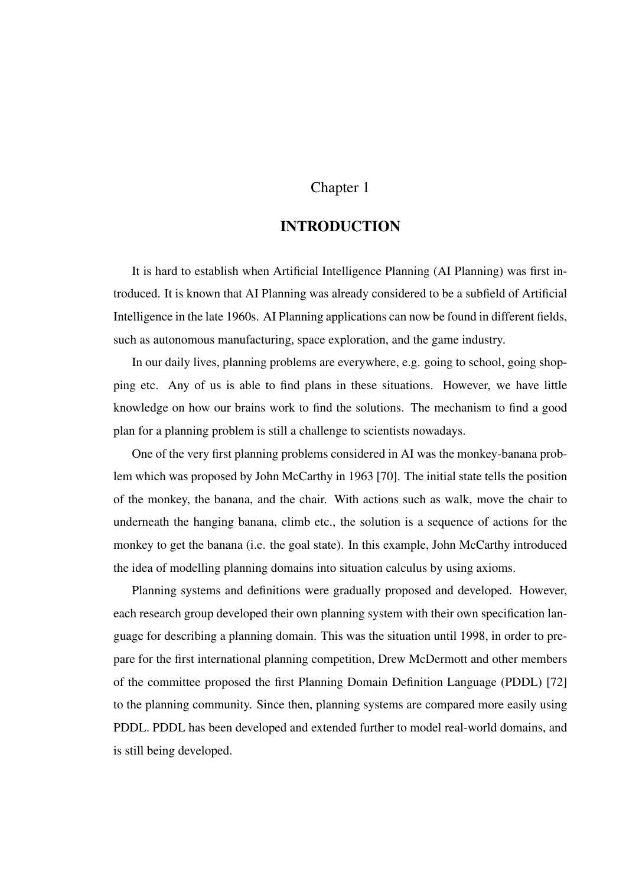# Chapter 1

## INTRODUCTION

It is hard to establish when Artificial Intelligence Planning (AI Planning) was first introduced. It is known that AI Planning was already considered to be a subfield of Artificial Intelligence in the late 1960s. AI Planning applications can now be found in different fields, such as autonomous manufacturing, space exploration, and the game industry.

In our daily lives, planning problems are everywhere, e.g. going to school, going shopping etc. Any of us is able to find plans in these situations. However, we have little knowledge on how our brains work to find the solutions. The mechanism to find a good plan for a planning problem is still a challenge to scientists nowadays.

One of the very first planning problems considered in AI was the monkey-banana problem which was proposed by John McCarthy in 1963 [70]. The initial state tells the position of the monkey, the banana, and the chair. With actions such as walk, move the chair to underneath the hanging banana, climb etc., the solution is a sequence of actions for the monkey to get the banana (i.e. the goal state). In this example, John McCarthy introduced the idea of modelling planning domains into situation calculus by using axioms.

Planning systems and definitions were gradually proposed and developed. However, each research group developed their own planning system with their own specification language for describing a planning domain. This was the situation until 1998, in order to prepare for the first international planning competition, Drew McDermott and other members of the committee proposed the first Planning Domain Definition Language (PDDL) [72] to the planning community. Since then, planning systems are compared more easily using PDDL. PDDL has been developed and extended further to model real-world domains, and is still being developed.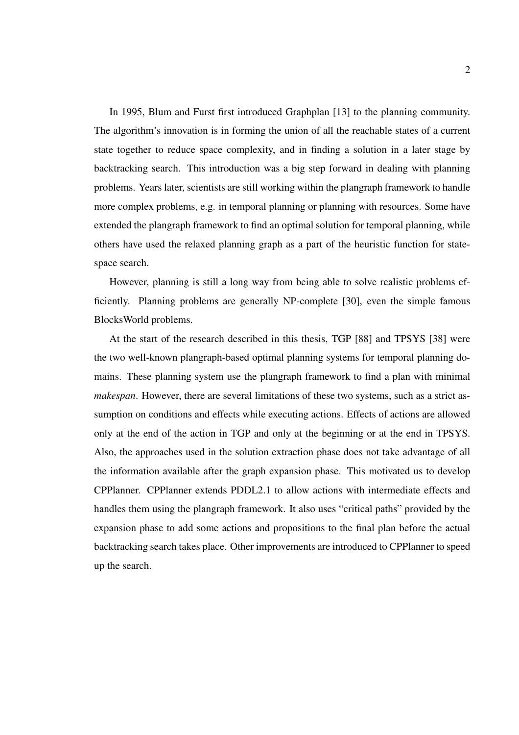In 1995, Blum and Furst first introduced Graphplan [13] to the planning community. The algorithm's innovation is in forming the union of all the reachable states of a current state together to reduce space complexity, and in finding a solution in a later stage by backtracking search. This introduction was a big step forward in dealing with planning problems. Years later, scientists are still working within the plangraph framework to handle more complex problems, e.g. in temporal planning or planning with resources. Some have extended the plangraph framework to find an optimal solution for temporal planning, while others have used the relaxed planning graph as a part of the heuristic function for state-space search.

However, planning is still a long way from being able to solve realistic problems efficiently. Planning problems are generally NP-complete [30], even the simple famous BlocksWorld problems.

At the start of the research described in this thesis, TGP [88] and TPSYS [38] were the two well-known plangraph-based optimal planning systems for temporal planning domains. These planning system use the plangraph framework to find a plan with minimal *makespan*. However, there are several limitations of these two systems, such as a strict assumption on conditions and effects while executing actions. Effects of actions are allowed only at the end of the action in TGP and only at the beginning or at the end in TPSYS. Also, the approaches used in the solution extraction phase does not take advantage of all the information available after the graph expansion phase. This motivated us to develop CPPlanner. CPPlanner extends PDDL2.1 to allow actions with intermediate effects and handles them using the plangraph framework. It also uses "critical paths" provided by the expansion phase to add some actions and propositions to the final plan before the actual backtracking search takes place. Other improvements are introduced to CPPlanner to speed up the search.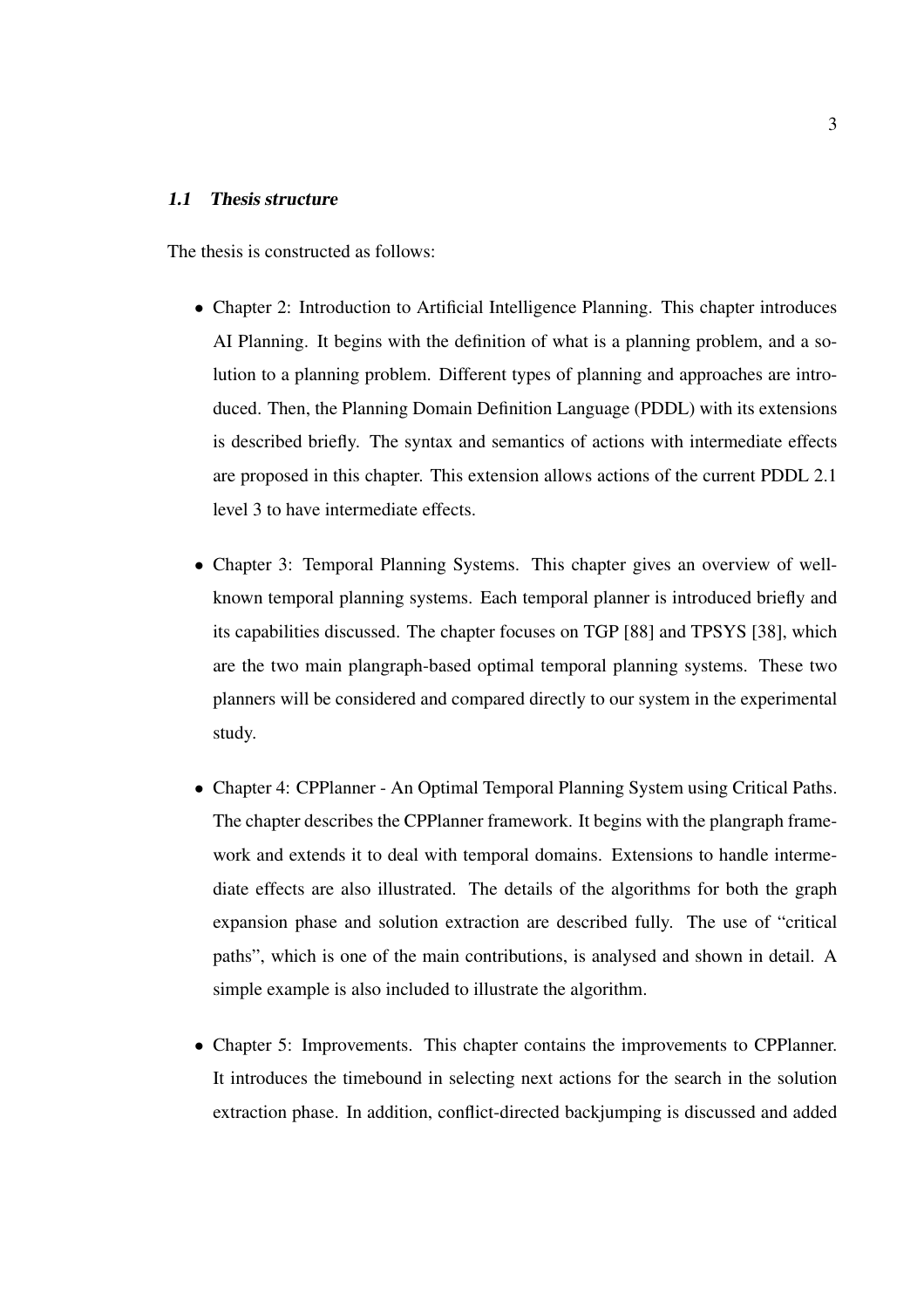### *1.1 Thesis structure*

The thesis is constructed as follows:

- Chapter 2: Introduction to Artificial Intelligence Planning. This chapter introduces AI Planning. It begins with the definition of what is a planning problem, and a solution to a planning problem. Different types of planning and approaches are introduced. Then, the Planning Domain Definition Language (PDDL) with its extensions is described briefly. The syntax and semantics of actions with intermediate effects are proposed in this chapter. This extension allows actions of the current PDDL 2.1 level 3 to have intermediate effects.

- Chapter 3: Temporal Planning Systems. This chapter gives an overview of well-known temporal planning systems. Each temporal planner is introduced briefly and its capabilities discussed. The chapter focuses on TGP [88] and TPSYS [38], which are the two main plangraph-based optimal temporal planning systems. These two planners will be considered and compared directly to our system in the experimental study.

- Chapter 4: CPPlanner - An Optimal Temporal Planning System using Critical Paths. The chapter describes the CPPlanner framework. It begins with the plangraph framework and extends it to deal with temporal domains. Extensions to handle intermediate effects are also illustrated. The details of the algorithms for both the graph expansion phase and solution extraction are described fully. The use of "critical paths", which is one of the main contributions, is analysed and shown in detail. A simple example is also included to illustrate the algorithm.

- Chapter 5: Improvements. This chapter contains the improvements to CPPlanner. It introduces the timebound in selecting next actions for the search in the solution extraction phase. In addition, conflict-directed backjumping is discussed and added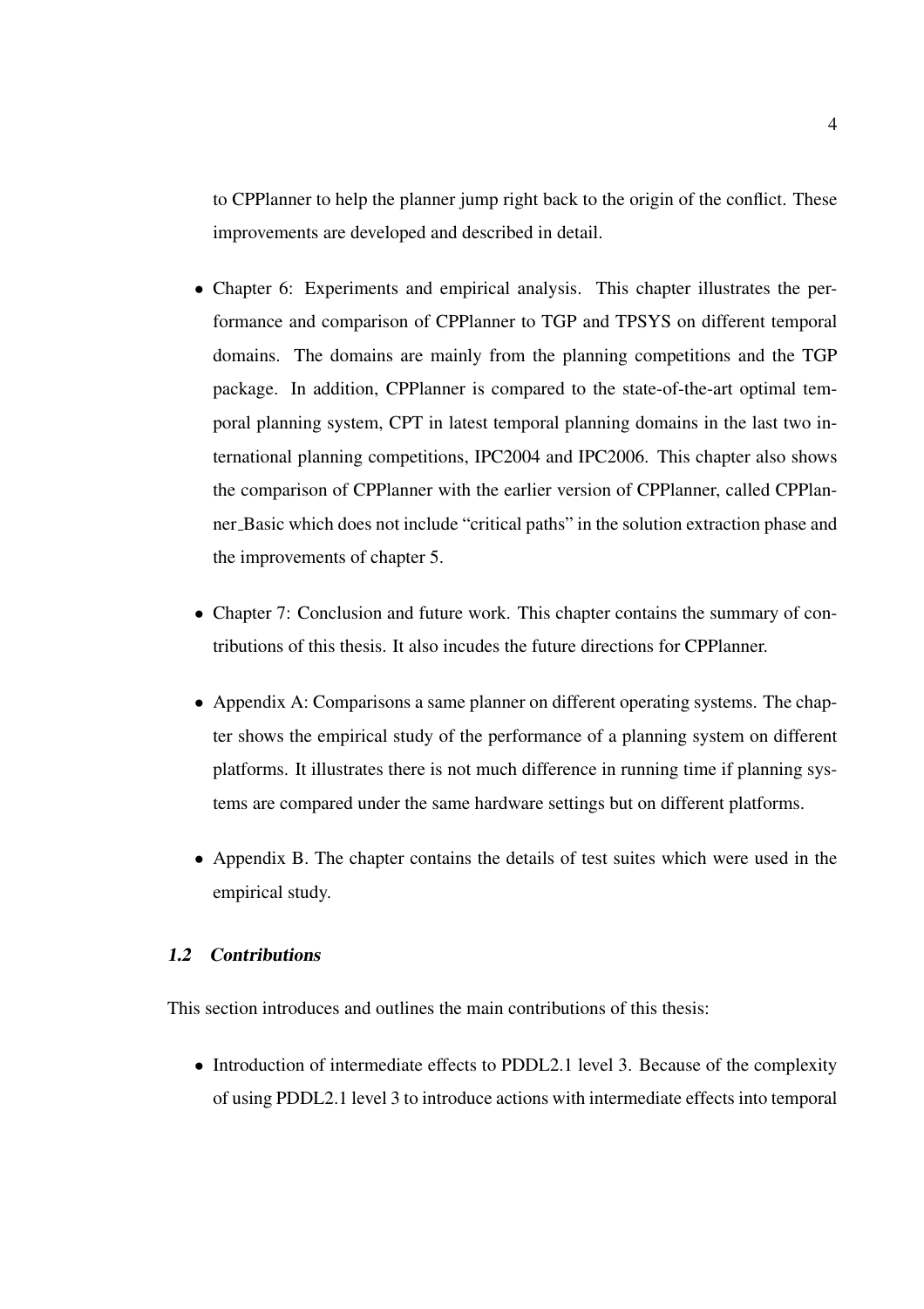to CPPlanner to help the planner jump right back to the origin of the conflict. These improvements are developed and described in detail.

- Chapter 6: Experiments and empirical analysis. This chapter illustrates the performance and comparison of CPPlanner to TGP and TPSYS on different temporal domains. The domains are mainly from the planning competitions and the TGP package. In addition, CPPlanner is compared to the state-of-the-art optimal temporal planning system, CPT in latest temporal planning domains in the last two international planning competitions, IPC2004 and IPC2006. This chapter also shows the comparison of CPPlanner with the earlier version of CPPlanner, called CPPlanner_Basic which does not include "critical paths" in the solution extraction phase and the improvements of chapter 5.

- Chapter 7: Conclusion and future work. This chapter contains the summary of contributions of this thesis. It also incudes the future directions for CPPlanner.

- Appendix A: Comparisons a same planner on different operating systems. The chapter shows the empirical study of the performance of a planning system on different platforms. It illustrates there is not much difference in running time if planning systems are compared under the same hardware settings but on different platforms.

- Appendix B. The chapter contains the details of test suites which were used in the empirical study.

## *1.2 Contributions*

This section introduces and outlines the main contributions of this thesis:

- Introduction of intermediate effects to PDDL2.1 level 3. Because of the complexity of using PDDL2.1 level 3 to introduce actions with intermediate effects into temporal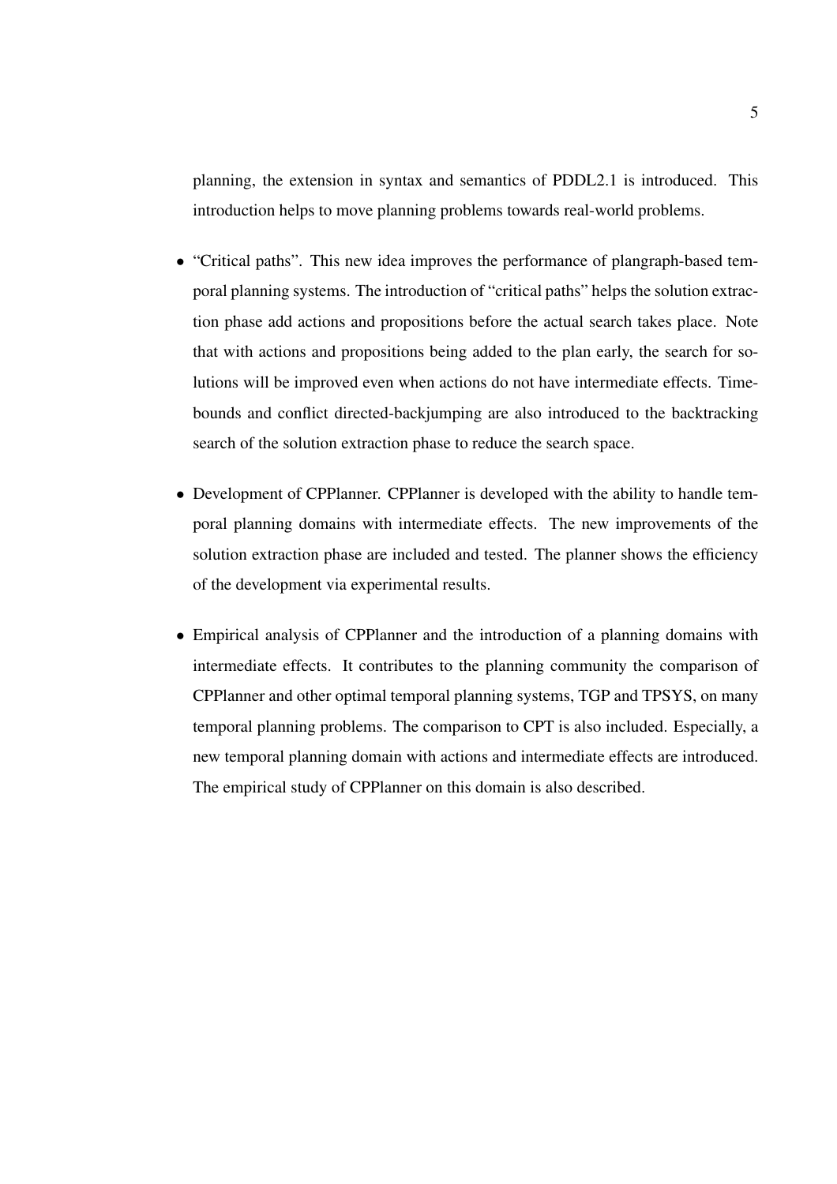planning, the extension in syntax and semantics of PDDL2.1 is introduced. This introduction helps to move planning problems towards real-world problems.

- "Critical paths". This new idea improves the performance of plangraph-based temporal planning systems. The introduction of "critical paths" helps the solution extraction phase add actions and propositions before the actual search takes place. Note that with actions and propositions being added to the plan early, the search for solutions will be improved even when actions do not have intermediate effects. Time-bounds and conflict directed-backjumping are also introduced to the backtracking search of the solution extraction phase to reduce the search space.

- Development of CPPlanner. CPPlanner is developed with the ability to handle temporal planning domains with intermediate effects. The new improvements of the solution extraction phase are included and tested. The planner shows the efficiency of the development via experimental results.

- Empirical analysis of CPPlanner and the introduction of a planning domains with intermediate effects. It contributes to the planning community the comparison of CPPlanner and other optimal temporal planning systems, TGP and TPSYS, on many temporal planning problems. The comparison to CPT is also included. Especially, a new temporal planning domain with actions and intermediate effects are introduced. The empirical study of CPPlanner on this domain is also described.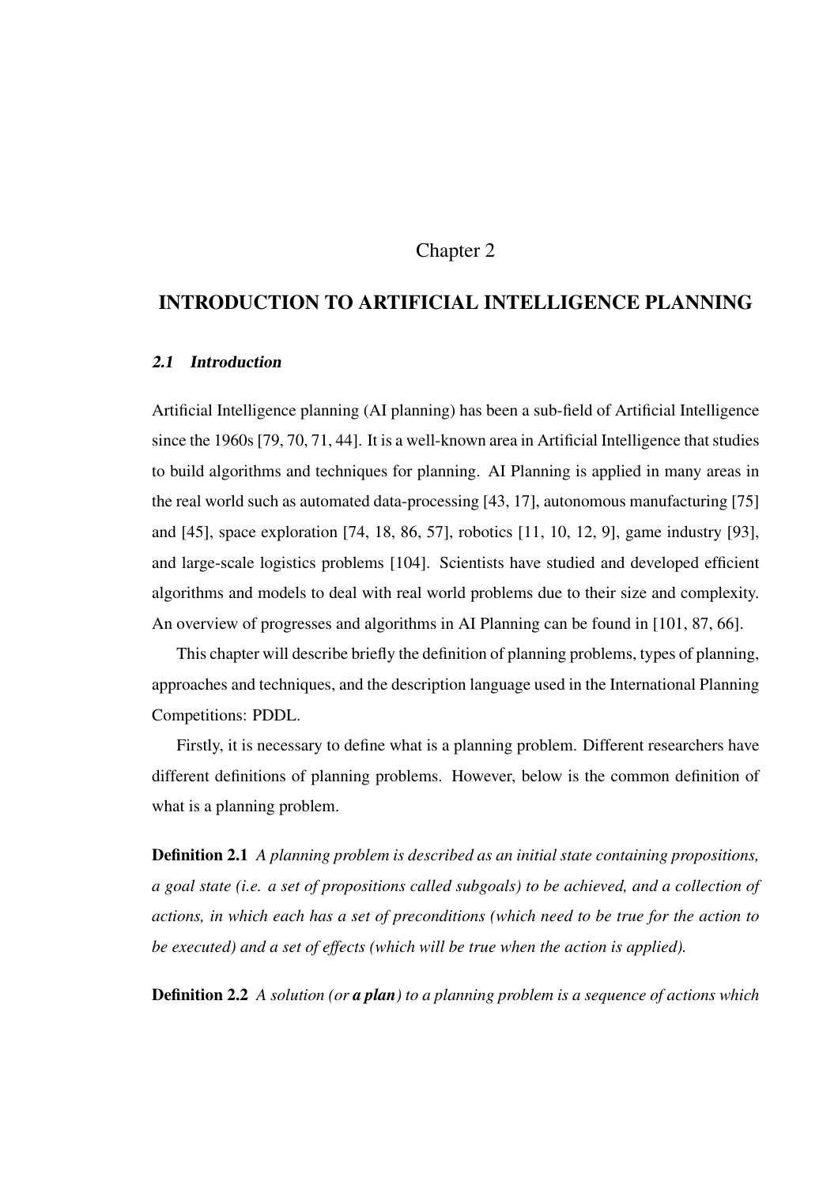# Chapter 2

# INTRODUCTION TO ARTIFICIAL INTELLIGENCE PLANNING

## *2.1 Introduction*

Artificial Intelligence planning (AI planning) has been a sub-field of Artificial Intelligence since the 1960s [79, 70, 71, 44]. It is a well-known area in Artificial Intelligence that studies to build algorithms and techniques for planning. AI Planning is applied in many areas in the real world such as automated data-processing [43, 17], autonomous manufacturing [75] and [45], space exploration [74, 18, 86, 57], robotics [11, 10, 12, 9], game industry [93], and large-scale logistics problems [104]. Scientists have studied and developed efficient algorithms and models to deal with real world problems due to their size and complexity. An overview of progresses and algorithms in AI Planning can be found in [101, 87, 66].

This chapter will describe briefly the definition of planning problems, types of planning, approaches and techniques, and the description language used in the International Planning Competitions: PDDL.

Firstly, it is necessary to define what is a planning problem. Different researchers have different definitions of planning problems. However, below is the common definition of what is a planning problem.

**Definition 2.1** *A planning problem is described as an initial state containing propositions, a goal state (i.e. a set of propositions called subgoals) to be achieved, and a collection of actions, in which each has a set of preconditions (which need to be true for the action to be executed) and a set of effects (which will be true when the action is applied).*

**Definition 2.2** *A solution (or **a plan**) to a planning problem is a sequence of actions which*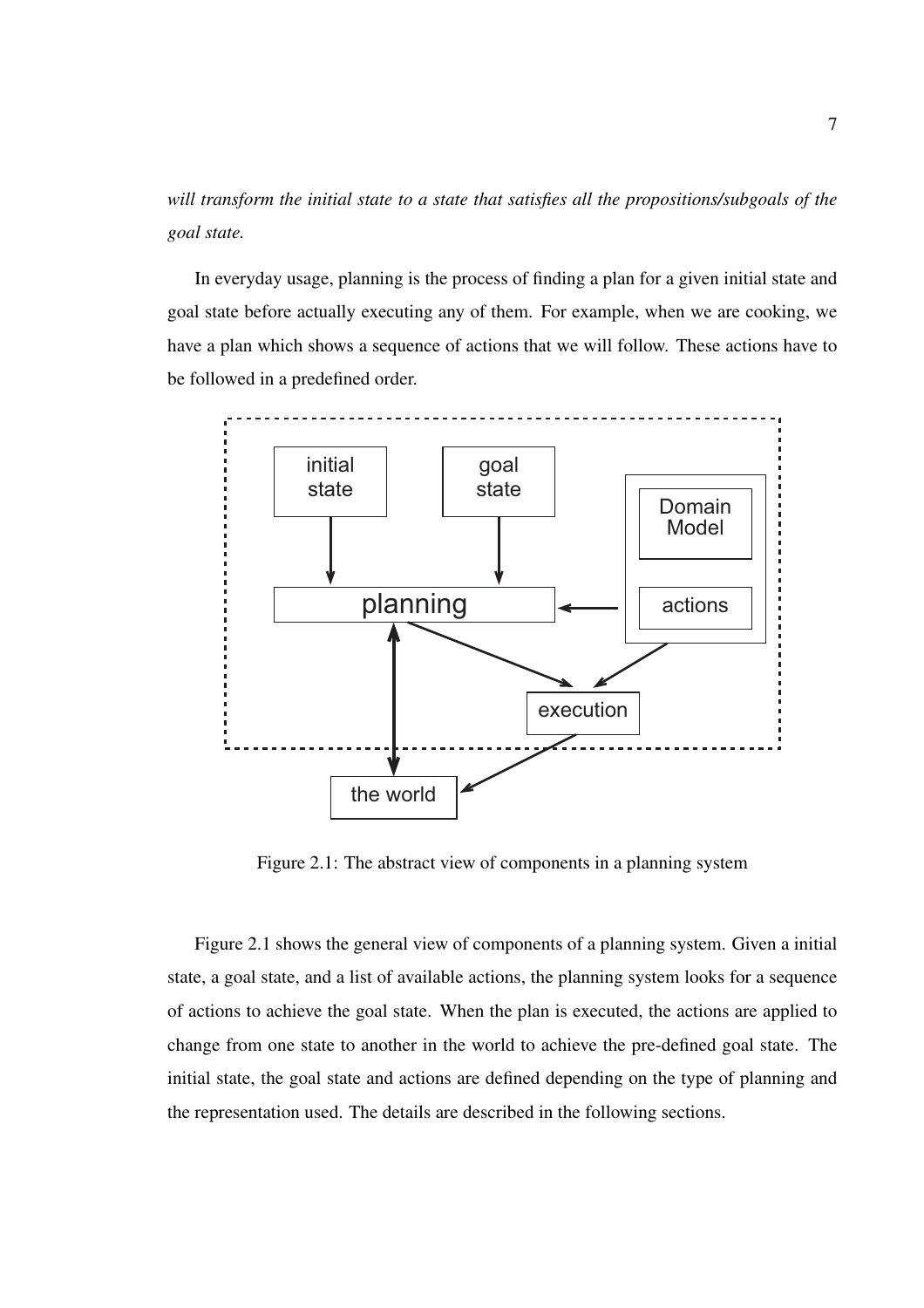*will transform the initial state to a state that satisfies all the propositions/subgoals of the goal state.*

In everyday usage, planning is the process of finding a plan for a given initial state and goal state before actually executing any of them. For example, when we are cooking, we have a plan which shows a sequence of actions that we will follow. These actions have to be followed in a predefined order.

Figure 2.1: The abstract view of components in a planning system

Figure 2.1 shows the general view of components of a planning system. Given a initial state, a goal state, and a list of available actions, the planning system looks for a sequence of actions to achieve the goal state. When the plan is executed, the actions are applied to change from one state to another in the world to achieve the pre-defined goal state. The initial state, the goal state and actions are defined depending on the type of planning and the representation used. The details are described in the following sections.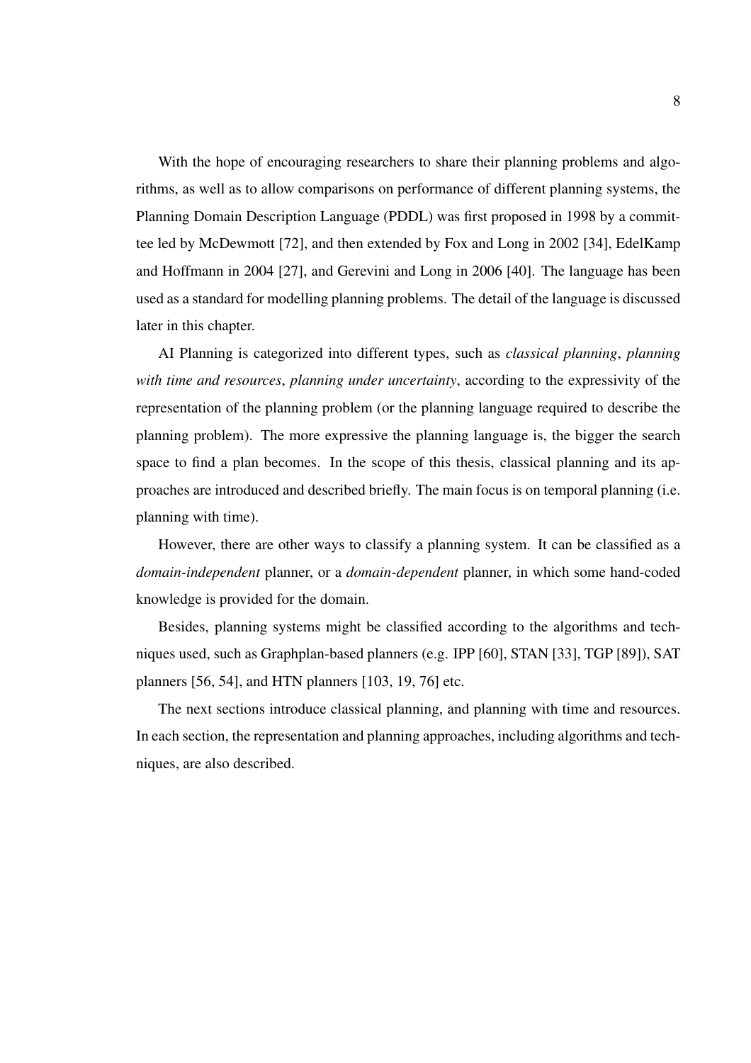With the hope of encouraging researchers to share their planning problems and algorithms, as well as to allow comparisons on performance of different planning systems, the Planning Domain Description Language (PDDL) was first proposed in 1998 by a committee led by McDewmott [72], and then extended by Fox and Long in 2002 [34], EdelKamp and Hoffmann in 2004 [27], and Gerevini and Long in 2006 [40]. The language has been used as a standard for modelling planning problems. The detail of the language is discussed later in this chapter.

AI Planning is categorized into different types, such as *classical planning*, *planning with time and resources*, *planning under uncertainty*, according to the expressivity of the representation of the planning problem (or the planning language required to describe the planning problem). The more expressive the planning language is, the bigger the search space to find a plan becomes. In the scope of this thesis, classical planning and its approaches are introduced and described briefly. The main focus is on temporal planning (i.e. planning with time).

However, there are other ways to classify a planning system. It can be classified as a *domain-independent* planner, or a *domain-dependent* planner, in which some hand-coded knowledge is provided for the domain.

Besides, planning systems might be classified according to the algorithms and techniques used, such as Graphplan-based planners (e.g. IPP [60], STAN [33], TGP [89]), SAT planners [56, 54], and HTN planners [103, 19, 76] etc.

The next sections introduce classical planning, and planning with time and resources. In each section, the representation and planning approaches, including algorithms and techniques, are also described.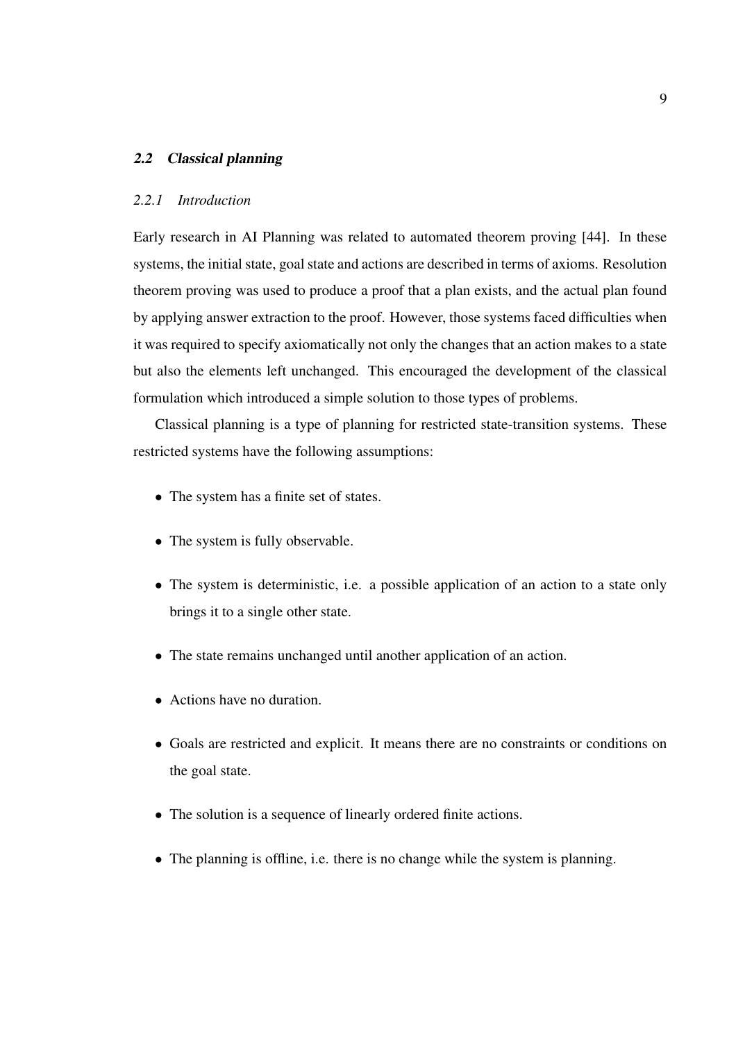## 2.2 Classical planning

### 2.2.1 Introduction

Early research in AI Planning was related to automated theorem proving [44]. In these systems, the initial state, goal state and actions are described in terms of axioms. Resolution theorem proving was used to produce a proof that a plan exists, and the actual plan found by applying answer extraction to the proof. However, those systems faced difficulties when it was required to specify axiomatically not only the changes that an action makes to a state but also the elements left unchanged. This encouraged the development of the classical formulation which introduced a simple solution to those types of problems.

Classical planning is a type of planning for restricted state-transition systems. These restricted systems have the following assumptions:

- The system has a finite set of states.
- The system is fully observable.
- The system is deterministic, i.e. a possible application of an action to a state only brings it to a single other state.
- The state remains unchanged until another application of an action.
- Actions have no duration.
- Goals are restricted and explicit. It means there are no constraints or conditions on the goal state.
- The solution is a sequence of linearly ordered finite actions.
- The planning is offline, i.e. there is no change while the system is planning.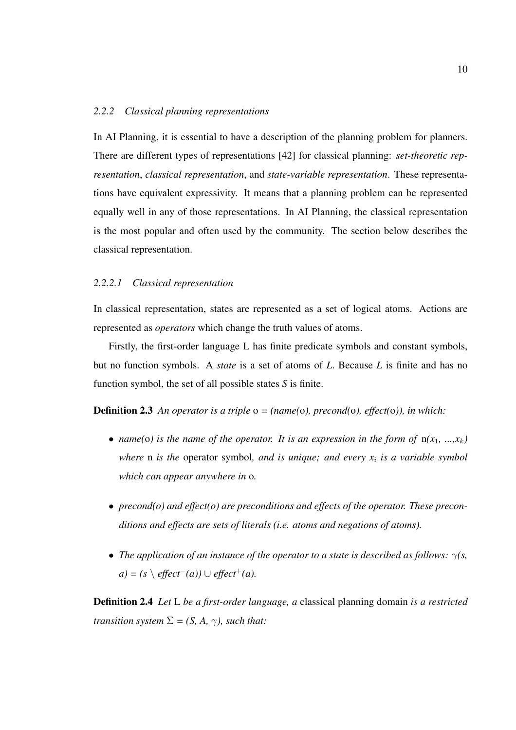### *2.2.2 Classical planning representations*

In AI Planning, it is essential to have a description of the planning problem for planners. There are different types of representations [42] for classical planning: *set-theoretic representation*, *classical representation*, and *state-variable representation*. These representations have equivalent expressivity. It means that a planning problem can be represented equally well in any of those representations. In AI Planning, the classical representation is the most popular and often used by the community. The section below describes the classical representation.

#### *2.2.2.1 Classical representation*

In classical representation, states are represented as a set of logical atoms. Actions are represented as *operators* which change the truth values of atoms.

Firstly, the first-order language L has finite predicate symbols and constant symbols, but no function symbols. A *state* is a set of atoms of *L*. Because *L* is finite and has no function symbol, the set of all possible states *S* is finite.

**Definition 2.3** *An operator is a triple* o *= (name(*o*), precond(*o*), effect(*o*)), in which:*

- *name(*o*) is the name of the operator. It is an expression in the form of* n*(*$x_1$*, ...,*$x_k$*) where* n *is the* operator symbol*, and is unique; and every* $x_i$ *is a variable symbol which can appear anywhere in* o*.*
- *precond(o) and effect(o) are preconditions and effects of the operator. These preconditions and effects are sets of literals (i.e. atoms and negations of atoms).*
- *The application of an instance of the operator to a state is described as follows:* $\gamma(s, a) = (s \setminus effect^{-}(a)) \cup effect^{+}(a)$*.*

**Definition 2.4** *Let* L *be a first-order language, a* classical planning domain *is a restricted transition system* $\Sigma = (S, A, \gamma)$*, such that:*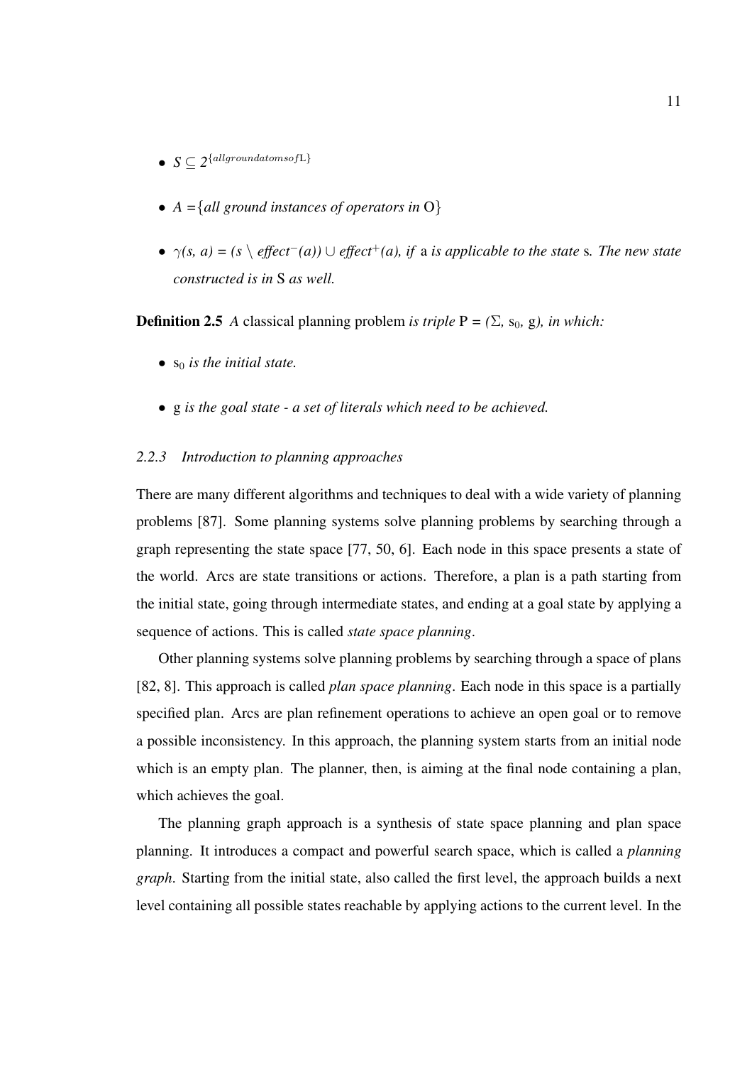- $S \subseteq 2^{\{allgroundatomsof \mathrm{L}\}}$

- *A* = {*all ground instances of operators in* O}

- $\gamma$*(s, a) = (s* $\setminus$ *effect*$^{-}$*(a))* $\cup$ *effect*$^{+}$*(a), if* a *is applicable to the state* s*. The new state constructed is in* S *as well.*

**Definition 2.5** *A* classical planning problem *is triple* P = *(*$\Sigma$*,* $s_0$*,* g*), in which:*

- $s_0$ *is the initial state.*

- g *is the goal state - a set of literals which need to be achieved.*

### *2.2.3 Introduction to planning approaches*

There are many different algorithms and techniques to deal with a wide variety of planning problems [87]. Some planning systems solve planning problems by searching through a graph representing the state space [77, 50, 6]. Each node in this space presents a state of the world. Arcs are state transitions or actions. Therefore, a plan is a path starting from the initial state, going through intermediate states, and ending at a goal state by applying a sequence of actions. This is called *state space planning*.

Other planning systems solve planning problems by searching through a space of plans [82, 8]. This approach is called *plan space planning*. Each node in this space is a partially specified plan. Arcs are plan refinement operations to achieve an open goal or to remove a possible inconsistency. In this approach, the planning system starts from an initial node which is an empty plan. The planner, then, is aiming at the final node containing a plan, which achieves the goal.

The planning graph approach is a synthesis of state space planning and plan space planning. It introduces a compact and powerful search space, which is called a *planning graph*. Starting from the initial state, also called the first level, the approach builds a next level containing all possible states reachable by applying actions to the current level. In the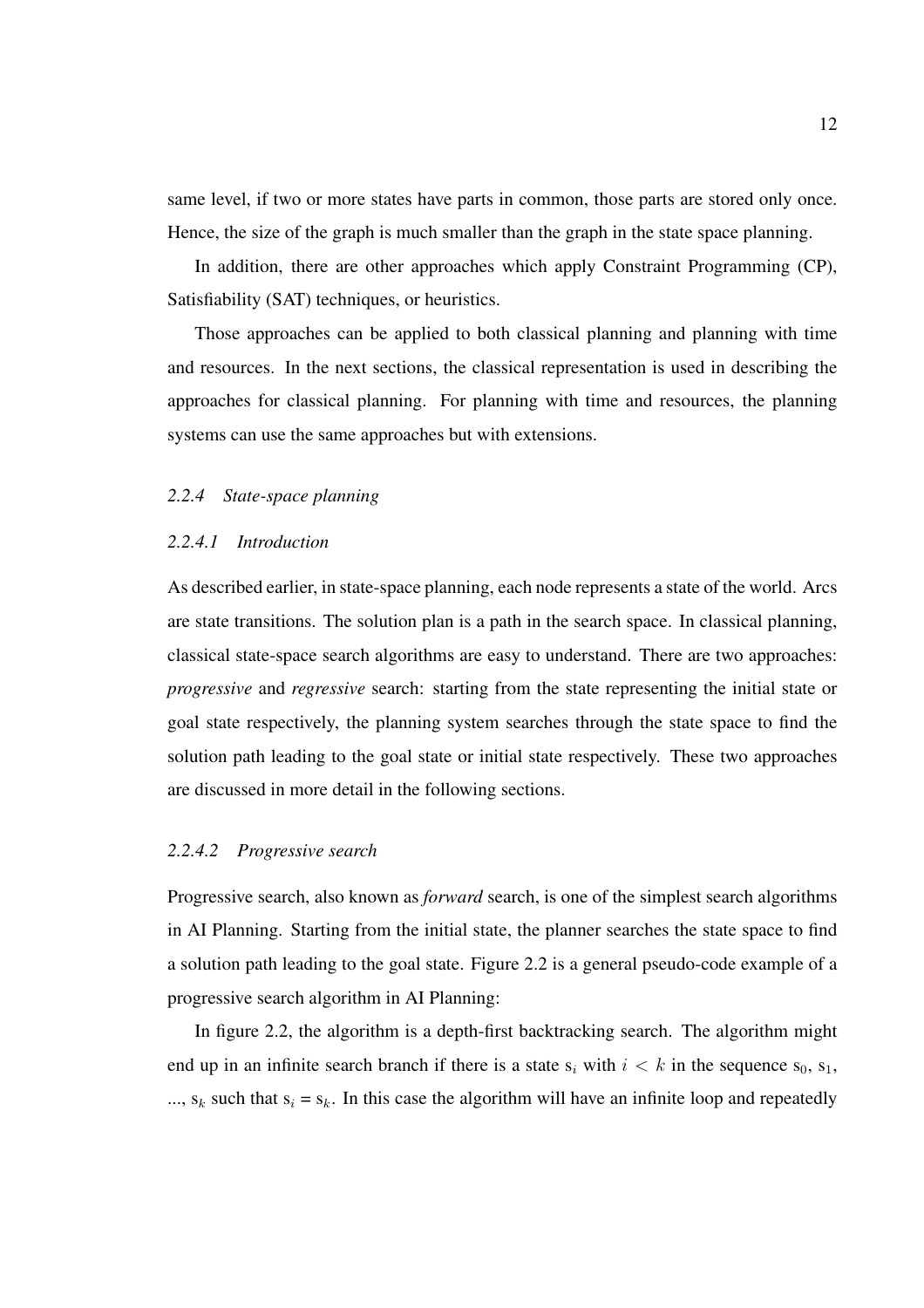same level, if two or more states have parts in common, those parts are stored only once. Hence, the size of the graph is much smaller than the graph in the state space planning.

In addition, there are other approaches which apply Constraint Programming (CP), Satisfiability (SAT) techniques, or heuristics.

Those approaches can be applied to both classical planning and planning with time and resources. In the next sections, the classical representation is used in describing the approaches for classical planning. For planning with time and resources, the planning systems can use the same approaches but with extensions.

### *2.2.4 State-space planning*

#### *2.2.4.1 Introduction*

As described earlier, in state-space planning, each node represents a state of the world. Arcs are state transitions. The solution plan is a path in the search space. In classical planning, classical state-space search algorithms are easy to understand. There are two approaches: *progressive* and *regressive* search: starting from the state representing the initial state or goal state respectively, the planning system searches through the state space to find the solution path leading to the goal state or initial state respectively. These two approaches are discussed in more detail in the following sections.

#### *2.2.4.2 Progressive search*

Progressive search, also known as *forward* search, is one of the simplest search algorithms in AI Planning. Starting from the initial state, the planner searches the state space to find a solution path leading to the goal state. Figure 2.2 is a general pseudo-code example of a progressive search algorithm in AI Planning:

In figure 2.2, the algorithm is a depth-first backtracking search. The algorithm might end up in an infinite search branch if there is a state $s_i$ with $i < k$ in the sequence $s_0$, $s_1$, ..., $s_k$ such that $s_i = s_k$. In this case the algorithm will have an infinite loop and repeatedly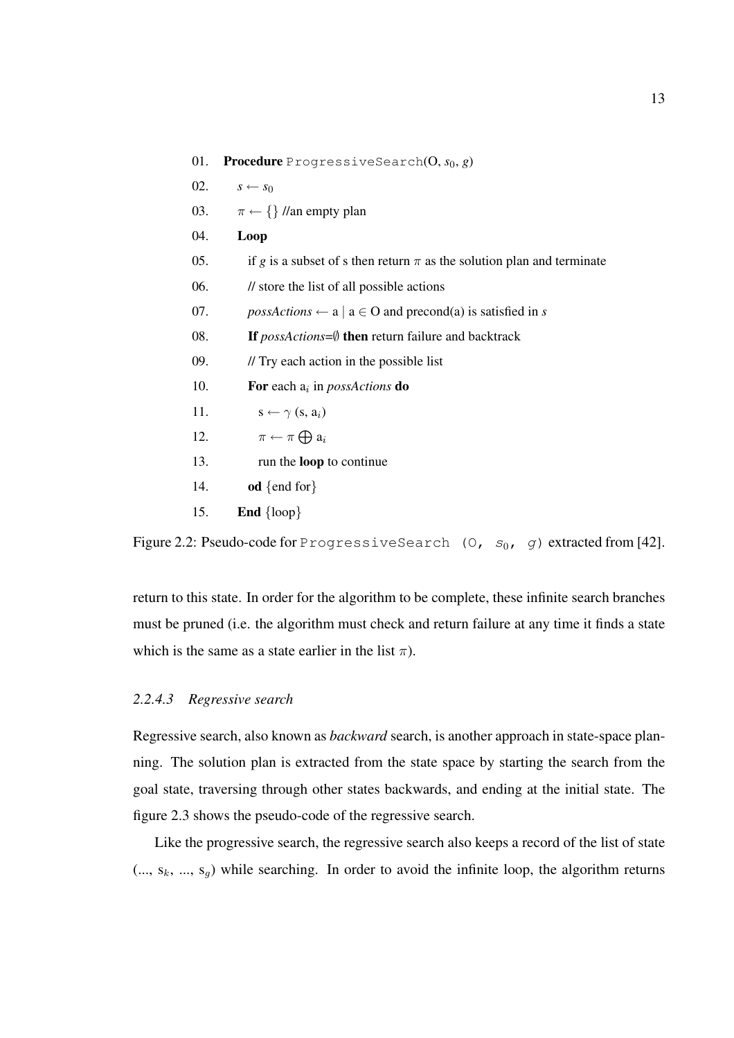```
01.  Procedure ProgressiveSearch(O, s0, g)
02.    s ← s0
03.    π ← {} //an empty plan
04.    Loop
05.      if g is a subset of s then return π as the solution plan and terminate
06.      // store the list of all possible actions
07.      possActions ← a | a ∈ O and precond(a) is satisfied in s
08.      If possActions=∅ then return failure and backtrack
09.      // Try each action in the possible list
10.      For each ai in possActions do
11.        s ← γ (s, ai)
12.        π ← π ⊕ ai
13.        run the loop to continue
14.      od {end for}
15.    End {loop}
```

Figure 2.2: Pseudo-code for `ProgressiveSearch (O, s_0, g)` extracted from [42].

return to this state. In order for the algorithm to be complete, these infinite search branches must be pruned (i.e. the algorithm must check and return failure at any time it finds a state which is the same as a state earlier in the list $\pi$).

#### *2.2.4.3 Regressive search*

Regressive search, also known as *backward* search, is another approach in state-space planning. The solution plan is extracted from the state space by starting the search from the goal state, traversing through other states backwards, and ending at the initial state. The figure 2.3 shows the pseudo-code of the regressive search.

Like the progressive search, the regressive search also keeps a record of the list of state (..., $s_k$, ..., $s_g$) while searching. In order to avoid the infinite loop, the algorithm returns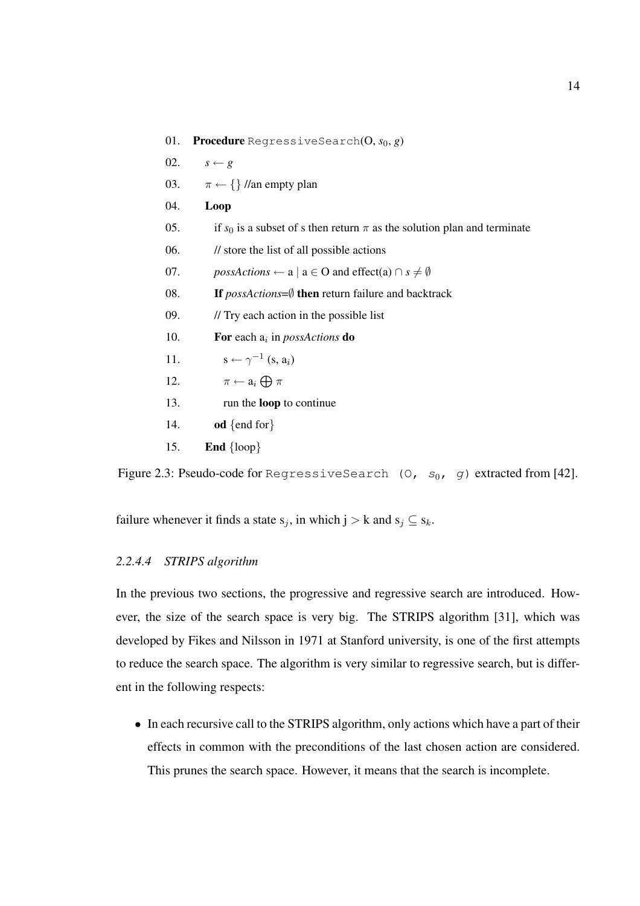```
01.  Procedure RegressiveSearch(O, s_0, g)
02.    s ← g
03.    π ← {} //an empty plan
04.    Loop
05.      if s_0 is a subset of s then return π as the solution plan and terminate
06.      // store the list of all possible actions
07.      possActions ← a | a ∈ O and effect(a) ∩ s ≠ ∅
08.      If possActions=∅ then return failure and backtrack
09.      // Try each action in the possible list
10.      For each a_i in possActions do
11.        s ← γ^{-1} (s, a_i)
12.        π ← a_i ⊕ π
13.        run the loop to continue
14.      od {end for}
15.    End {loop}
```

Figure 2.3: Pseudo-code for RegressiveSearch (O, $s_0$, $g$) extracted from [42].

failure whenever it finds a state $s_j$, in which $j > k$ and $s_j \subseteq s_k$.

#### *2.2.4.4 STRIPS algorithm*

In the previous two sections, the progressive and regressive search are introduced. However, the size of the search space is very big. The STRIPS algorithm [31], which was developed by Fikes and Nilsson in 1971 at Stanford university, is one of the first attempts to reduce the search space. The algorithm is very similar to regressive search, but is different in the following respects:

- In each recursive call to the STRIPS algorithm, only actions which have a part of their effects in common with the preconditions of the last chosen action are considered. This prunes the search space. However, it means that the search is incomplete.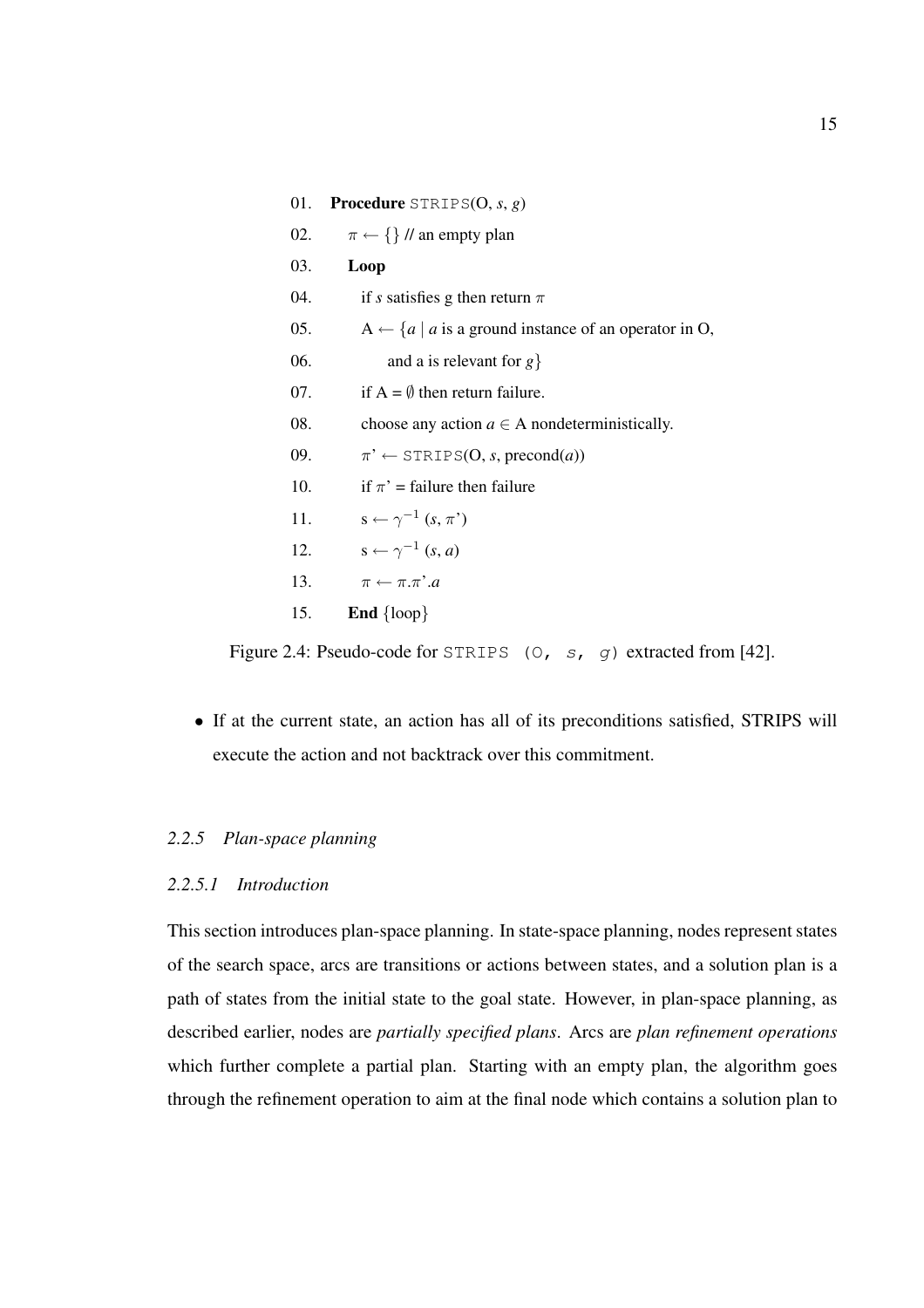```
01.  Procedure STRIPS(O, s, g)
02.    π ← {} // an empty plan
03.    Loop
04.      if s satisfies g then return π
05.      A ← {a | a is a ground instance of an operator in O,
06.          and a is relevant for g}
07.      if A = ∅ then return failure.
08.      choose any action a ∈ A nondeterministically.
09.      π' ← STRIPS(O, s, precond(a))
10.      if π' = failure then failure
11.      s ← γ^{-1} (s, π')
12.      s ← γ^{-1} (s, a)
13.      π ← π.π'.a
15.    End {loop}
```

Figure 2.4: Pseudo-code for `STRIPS (O, s, g)` extracted from [42].

- If at the current state, an action has all of its preconditions satisfied, STRIPS will execute the action and not backtrack over this commitment.

### *2.2.5 Plan-space planning*

#### *2.2.5.1 Introduction*

This section introduces plan-space planning. In state-space planning, nodes represent states of the search space, arcs are transitions or actions between states, and a solution plan is a path of states from the initial state to the goal state. However, in plan-space planning, as described earlier, nodes are *partially specified plans*. Arcs are *plan refinement operations* which further complete a partial plan. Starting with an empty plan, the algorithm goes through the refinement operation to aim at the final node which contains a solution plan to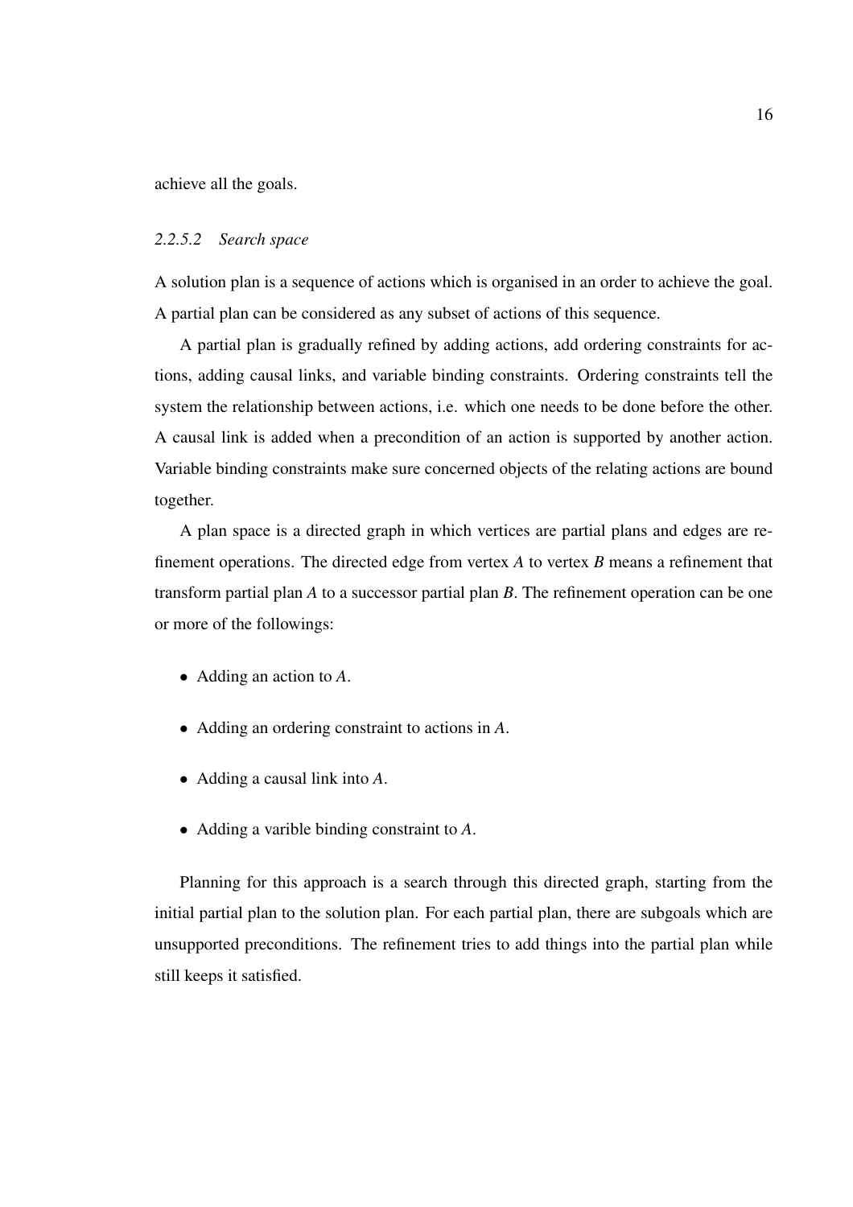achieve all the goals.

#### *2.2.5.2 Search space*

A solution plan is a sequence of actions which is organised in an order to achieve the goal. A partial plan can be considered as any subset of actions of this sequence.

A partial plan is gradually refined by adding actions, add ordering constraints for actions, adding causal links, and variable binding constraints. Ordering constraints tell the system the relationship between actions, i.e. which one needs to be done before the other. A causal link is added when a precondition of an action is supported by another action. Variable binding constraints make sure concerned objects of the relating actions are bound together.

A plan space is a directed graph in which vertices are partial plans and edges are refinement operations. The directed edge from vertex *A* to vertex *B* means a refinement that transform partial plan *A* to a successor partial plan *B*. The refinement operation can be one or more of the followings:

- Adding an action to *A*.
- Adding an ordering constraint to actions in *A*.
- Adding a causal link into *A*.
- Adding a varible binding constraint to *A*.

Planning for this approach is a search through this directed graph, starting from the initial partial plan to the solution plan. For each partial plan, there are subgoals which are unsupported preconditions. The refinement tries to add things into the partial plan while still keeps it satisfied.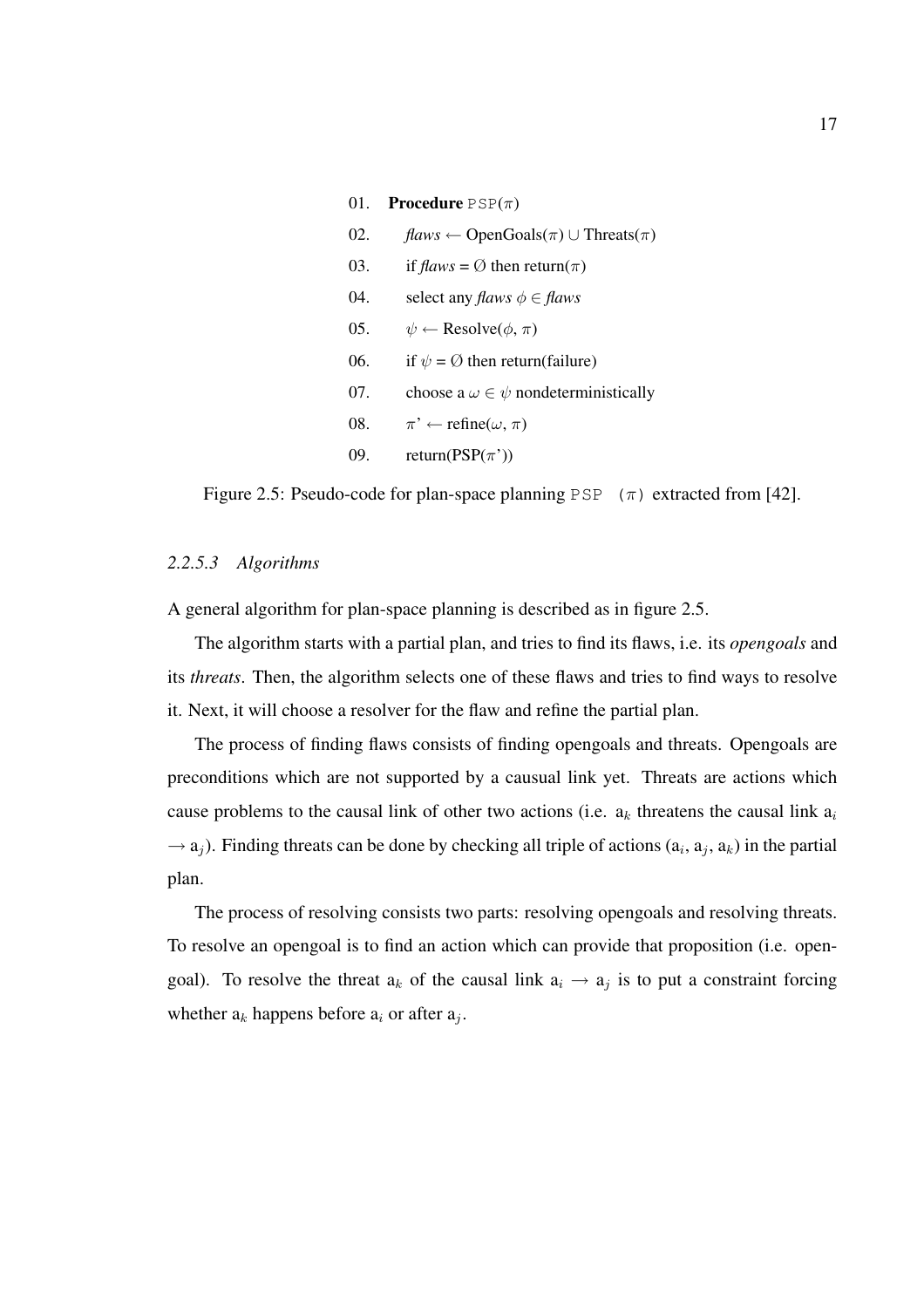```
01.  Procedure PSP(π)
02.      flaws ← OpenGoals(π) ∪ Threats(π)
03.      if flaws = ∅ then return(π)
04.      select any flaws φ ∈ flaws
05.      ψ ← Resolve(φ, π)
06.      if ψ = ∅ then return(failure)
07.      choose a ω ∈ ψ nondeterministically
08.      π' ← refine(ω, π)
09.      return(PSP(π'))
```

Figure 2.5: Pseudo-code for plan-space planning `PSP (π)` extracted from [42].

#### *2.2.5.3 Algorithms*

A general algorithm for plan-space planning is described as in figure 2.5.

The algorithm starts with a partial plan, and tries to find its flaws, i.e. its *opengoals* and its *threats*. Then, the algorithm selects one of these flaws and tries to find ways to resolve it. Next, it will choose a resolver for the flaw and refine the partial plan.

The process of finding flaws consists of finding opengoals and threats. Opengoals are preconditions which are not supported by a causual link yet. Threats are actions which cause problems to the causal link of other two actions (i.e. $a_k$ threatens the causal link $a_i \rightarrow a_j$). Finding threats can be done by checking all triple of actions ($a_i$, $a_j$, $a_k$) in the partial plan.

The process of resolving consists two parts: resolving opengoals and resolving threats. To resolve an opengoal is to find an action which can provide that proposition (i.e. opengoal). To resolve the threat $a_k$ of the causal link $a_i \rightarrow a_j$ is to put a constraint forcing whether $a_k$ happens before $a_i$ or after $a_j$.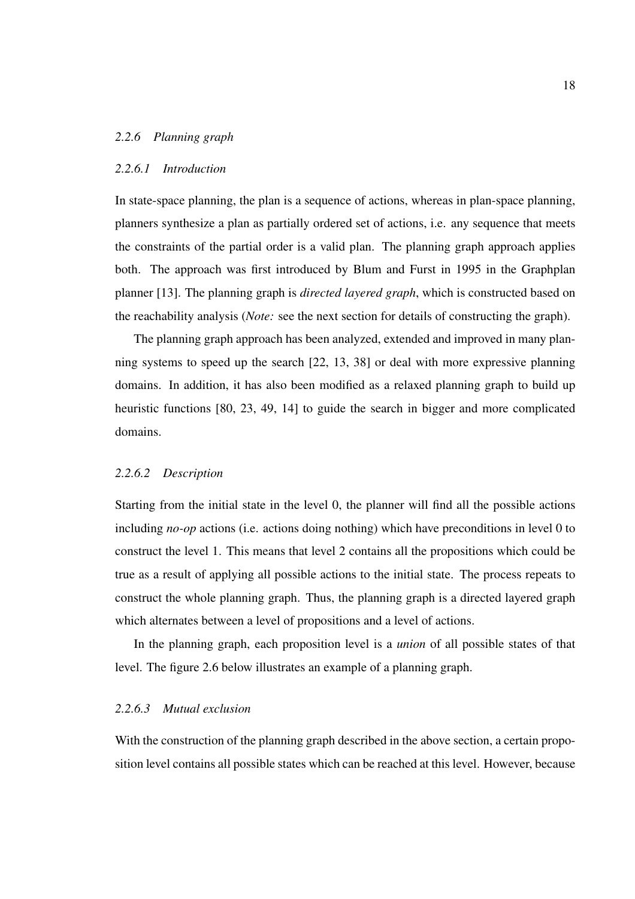### *2.2.6 Planning graph*

#### *2.2.6.1 Introduction*

In state-space planning, the plan is a sequence of actions, whereas in plan-space planning, planners synthesize a plan as partially ordered set of actions, i.e. any sequence that meets the constraints of the partial order is a valid plan. The planning graph approach applies both. The approach was first introduced by Blum and Furst in 1995 in the Graphplan planner [13]. The planning graph is *directed layered graph*, which is constructed based on the reachability analysis (*Note:* see the next section for details of constructing the graph).

The planning graph approach has been analyzed, extended and improved in many planning systems to speed up the search [22, 13, 38] or deal with more expressive planning domains. In addition, it has also been modified as a relaxed planning graph to build up heuristic functions [80, 23, 49, 14] to guide the search in bigger and more complicated domains.

#### *2.2.6.2 Description*

Starting from the initial state in the level 0, the planner will find all the possible actions including *no-op* actions (i.e. actions doing nothing) which have preconditions in level 0 to construct the level 1. This means that level 2 contains all the propositions which could be true as a result of applying all possible actions to the initial state. The process repeats to construct the whole planning graph. Thus, the planning graph is a directed layered graph which alternates between a level of propositions and a level of actions.

In the planning graph, each proposition level is a *union* of all possible states of that level. The figure 2.6 below illustrates an example of a planning graph.

#### *2.2.6.3 Mutual exclusion*

With the construction of the planning graph described in the above section, a certain proposition level contains all possible states which can be reached at this level. However, because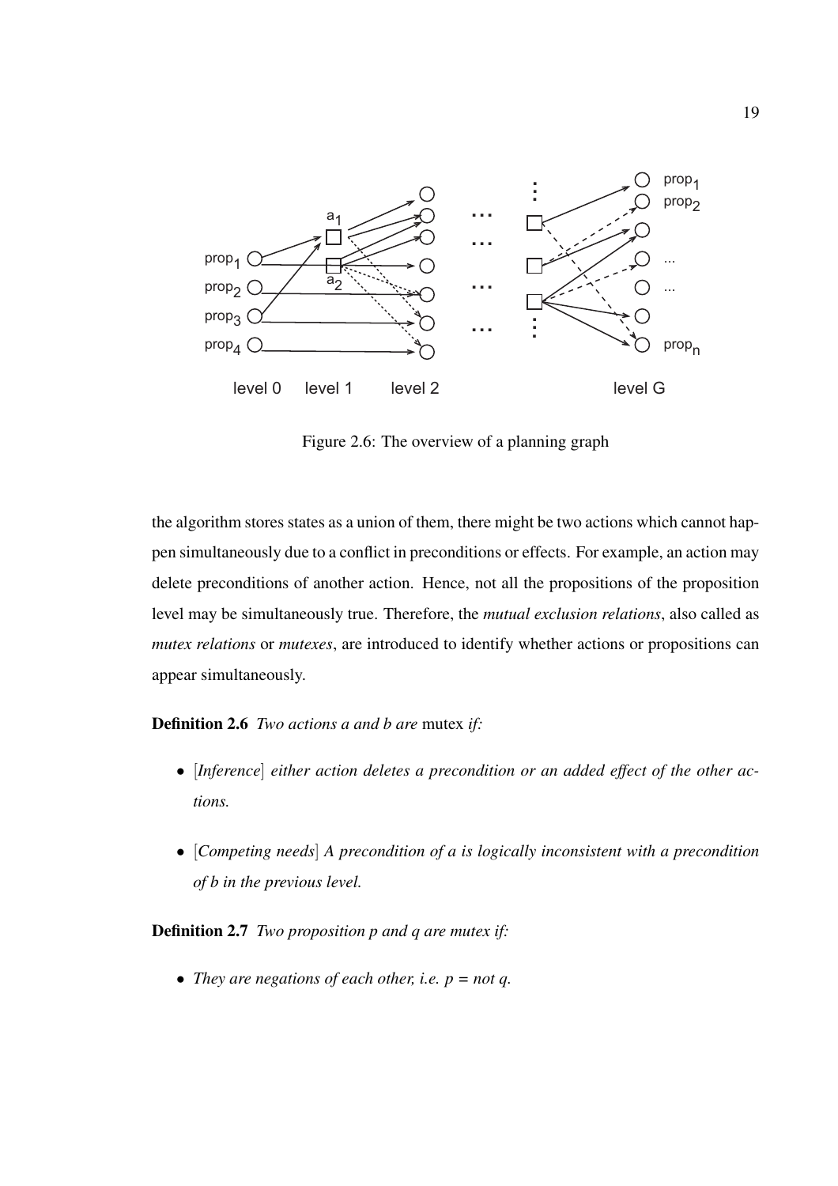Figure 2.6: The overview of a planning graph

the algorithm stores states as a union of them, there might be two actions which cannot happen simultaneously due to a conflict in preconditions or effects. For example, an action may delete preconditions of another action. Hence, not all the propositions of the proposition level may be simultaneously true. Therefore, the *mutual exclusion relations*, also called as *mutex relations* or *mutexes*, are introduced to identify whether actions or propositions can appear simultaneously.

**Definition 2.6** *Two actions a and b are* mutex *if:*

- [*Inference*] *either action deletes a precondition or an added effect of the other actions.*
- [*Competing needs*] *A precondition of a is logically inconsistent with a precondition of b in the previous level.*

**Definition 2.7** *Two proposition p and q are mutex if:*

- *They are negations of each other, i.e. p = not q.*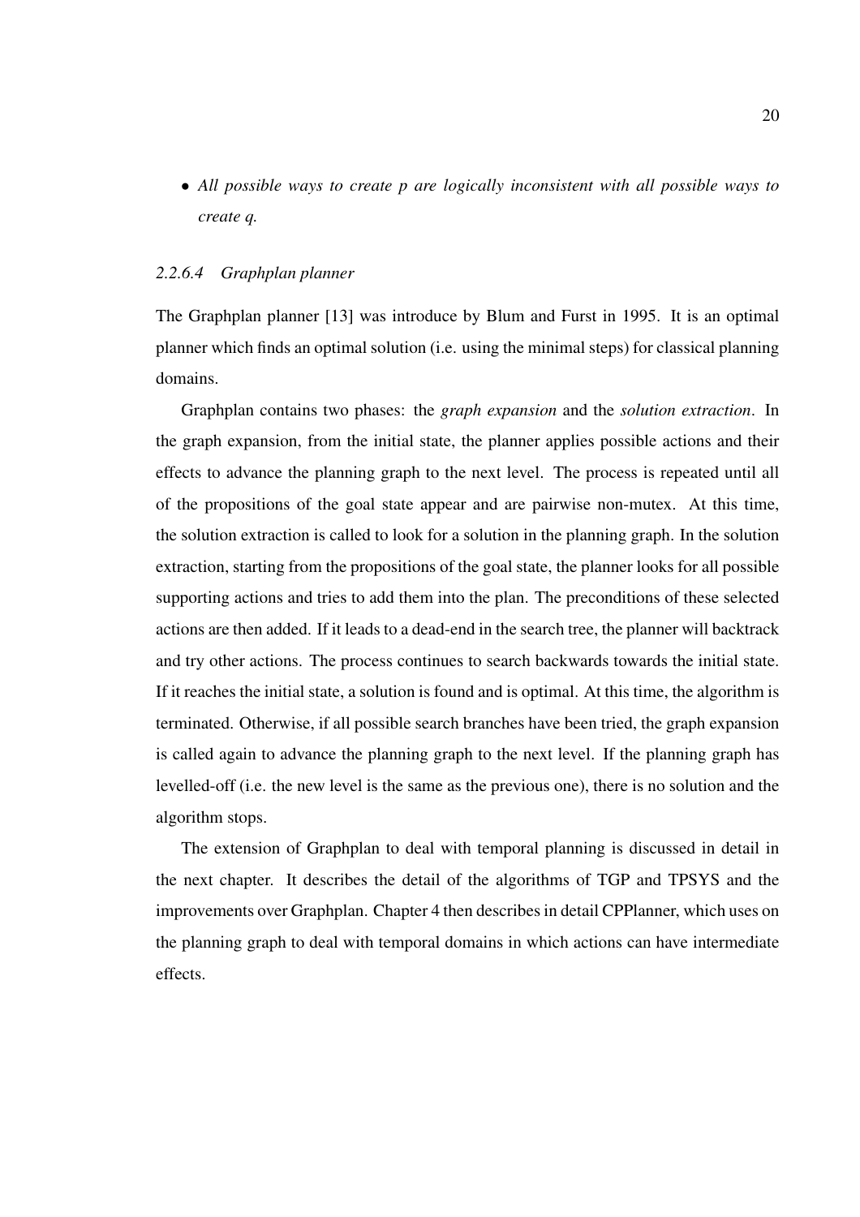- *All possible ways to create p are logically inconsistent with all possible ways to create q.*

#### *2.2.6.4 Graphplan planner*

The Graphplan planner [13] was introduce by Blum and Furst in 1995. It is an optimal planner which finds an optimal solution (i.e. using the minimal steps) for classical planning domains.

Graphplan contains two phases: the *graph expansion* and the *solution extraction*. In the graph expansion, from the initial state, the planner applies possible actions and their effects to advance the planning graph to the next level. The process is repeated until all of the propositions of the goal state appear and are pairwise non-mutex. At this time, the solution extraction is called to look for a solution in the planning graph. In the solution extraction, starting from the propositions of the goal state, the planner looks for all possible supporting actions and tries to add them into the plan. The preconditions of these selected actions are then added. If it leads to a dead-end in the search tree, the planner will backtrack and try other actions. The process continues to search backwards towards the initial state. If it reaches the initial state, a solution is found and is optimal. At this time, the algorithm is terminated. Otherwise, if all possible search branches have been tried, the graph expansion is called again to advance the planning graph to the next level. If the planning graph has levelled-off (i.e. the new level is the same as the previous one), there is no solution and the algorithm stops.

The extension of Graphplan to deal with temporal planning is discussed in detail in the next chapter. It describes the detail of the algorithms of TGP and TPSYS and the improvements over Graphplan. Chapter 4 then describes in detail CPPlanner, which uses on the planning graph to deal with temporal domains in which actions can have intermediate effects.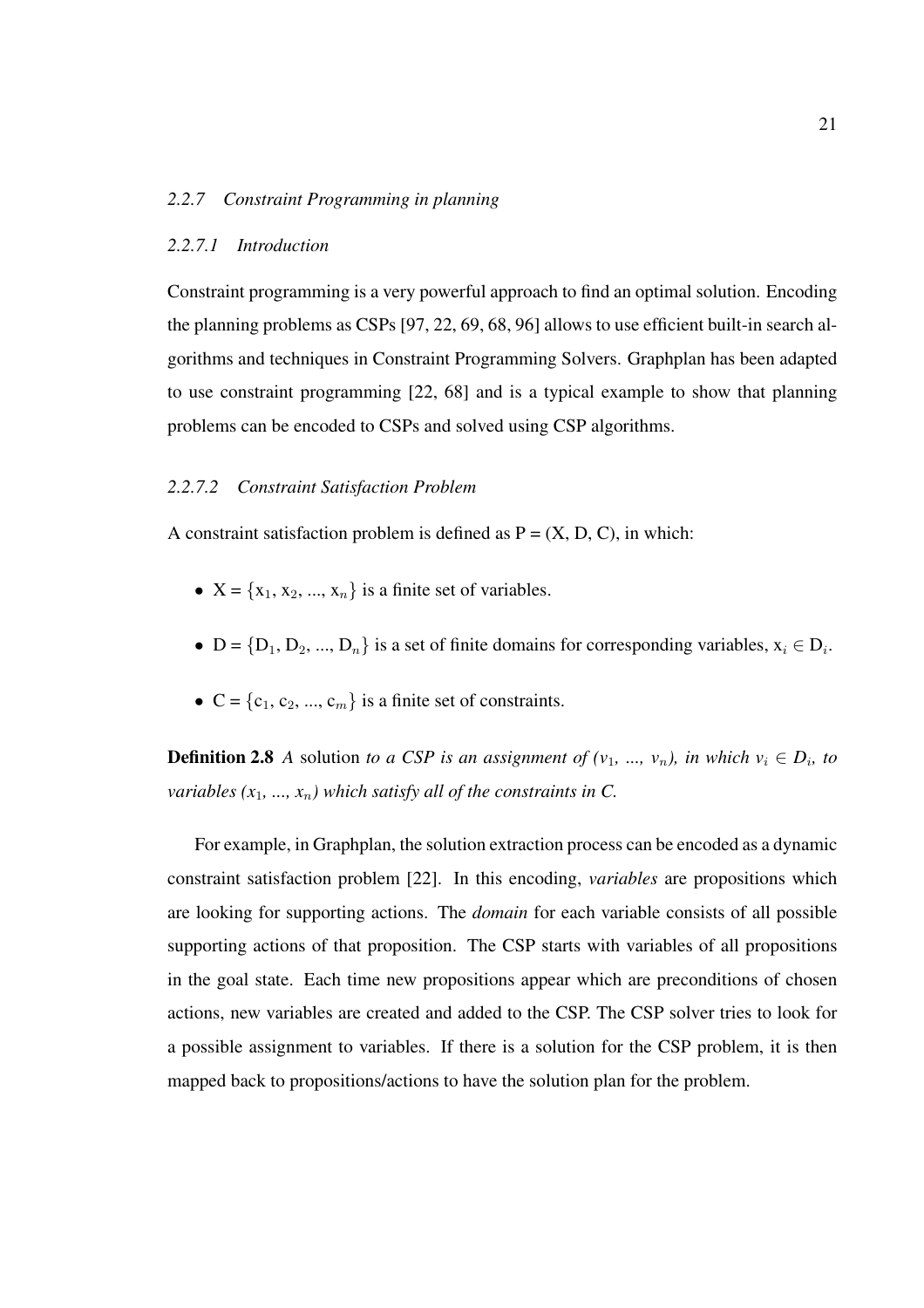### *2.2.7 Constraint Programming in planning*

#### *2.2.7.1 Introduction*

Constraint programming is a very powerful approach to find an optimal solution. Encoding the planning problems as CSPs [97, 22, 69, 68, 96] allows to use efficient built-in search algorithms and techniques in Constraint Programming Solvers. Graphplan has been adapted to use constraint programming [22, 68] and is a typical example to show that planning problems can be encoded to CSPs and solved using CSP algorithms.

#### *2.2.7.2 Constraint Satisfaction Problem*

A constraint satisfaction problem is defined as P = (X, D, C), in which:

- $X = \{x_1, x_2, ..., x_n\}$ is a finite set of variables.
- $D = \{D_1, D_2, ..., D_n\}$ is a set of finite domains for corresponding variables, $x_i \in D_i$.
- $C = \{c_1, c_2, ..., c_m\}$ is a finite set of constraints.

**Definition 2.8** *A* solution *to a CSP is an assignment of ($v_1$, ..., $v_n$), in which $v_i \in D_i$, to variables ($x_1$, ..., $x_n$) which satisfy all of the constraints in C.*

For example, in Graphplan, the solution extraction process can be encoded as a dynamic constraint satisfaction problem [22]. In this encoding, *variables* are propositions which are looking for supporting actions. The *domain* for each variable consists of all possible supporting actions of that proposition. The CSP starts with variables of all propositions in the goal state. Each time new propositions appear which are preconditions of chosen actions, new variables are created and added to the CSP. The CSP solver tries to look for a possible assignment to variables. If there is a solution for the CSP problem, it is then mapped back to propositions/actions to have the solution plan for the problem.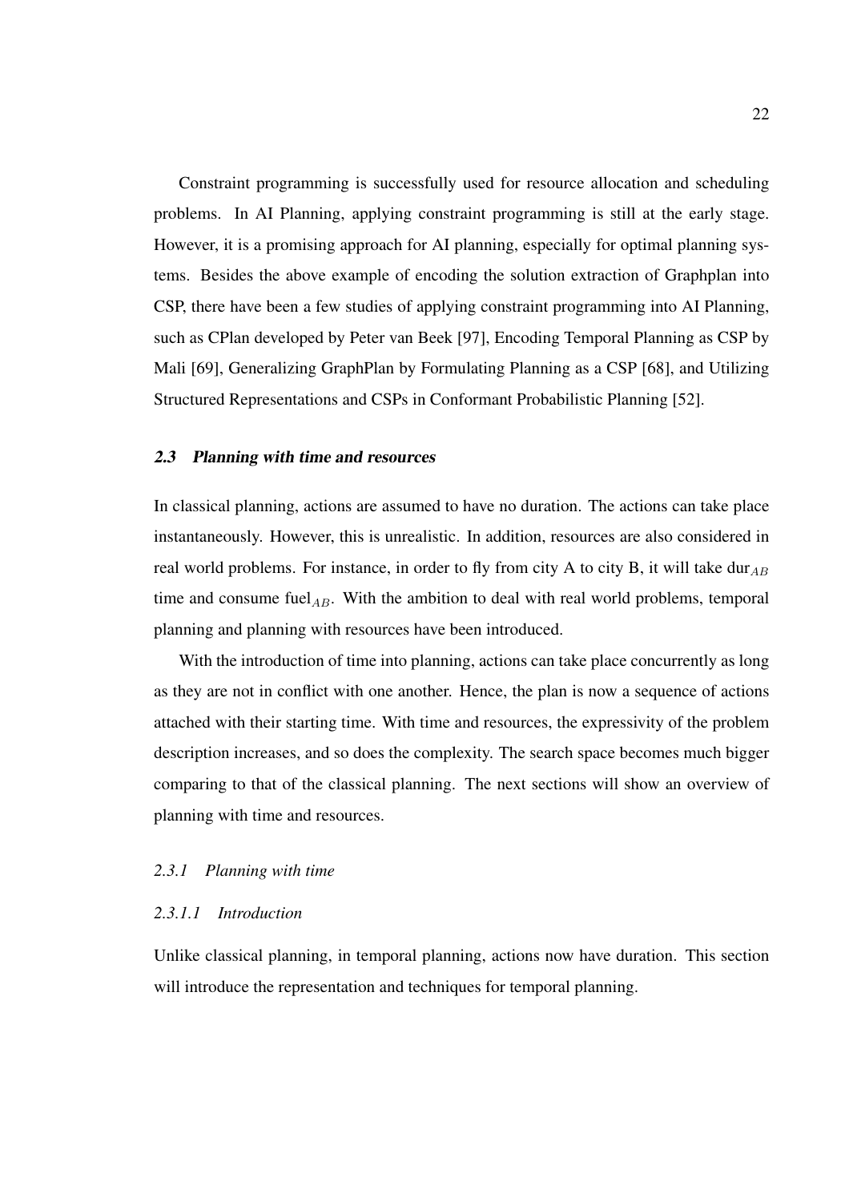Constraint programming is successfully used for resource allocation and scheduling problems. In AI Planning, applying constraint programming is still at the early stage. However, it is a promising approach for AI planning, especially for optimal planning systems. Besides the above example of encoding the solution extraction of Graphplan into CSP, there have been a few studies of applying constraint programming into AI Planning, such as CPlan developed by Peter van Beek [97], Encoding Temporal Planning as CSP by Mali [69], Generalizing GraphPlan by Formulating Planning as a CSP [68], and Utilizing Structured Representations and CSPs in Conformant Probabilistic Planning [52].

## *2.3 Planning with time and resources*

In classical planning, actions are assumed to have no duration. The actions can take place instantaneously. However, this is unrealistic. In addition, resources are also considered in real world problems. For instance, in order to fly from city A to city B, it will take $\text{dur}_{AB}$ time and consume $\text{fuel}_{AB}$. With the ambition to deal with real world problems, temporal planning and planning with resources have been introduced.

With the introduction of time into planning, actions can take place concurrently as long as they are not in conflict with one another. Hence, the plan is now a sequence of actions attached with their starting time. With time and resources, the expressivity of the problem description increases, and so does the complexity. The search space becomes much bigger comparing to that of the classical planning. The next sections will show an overview of planning with time and resources.

### *2.3.1 Planning with time*

#### *2.3.1.1 Introduction*

Unlike classical planning, in temporal planning, actions now have duration. This section will introduce the representation and techniques for temporal planning.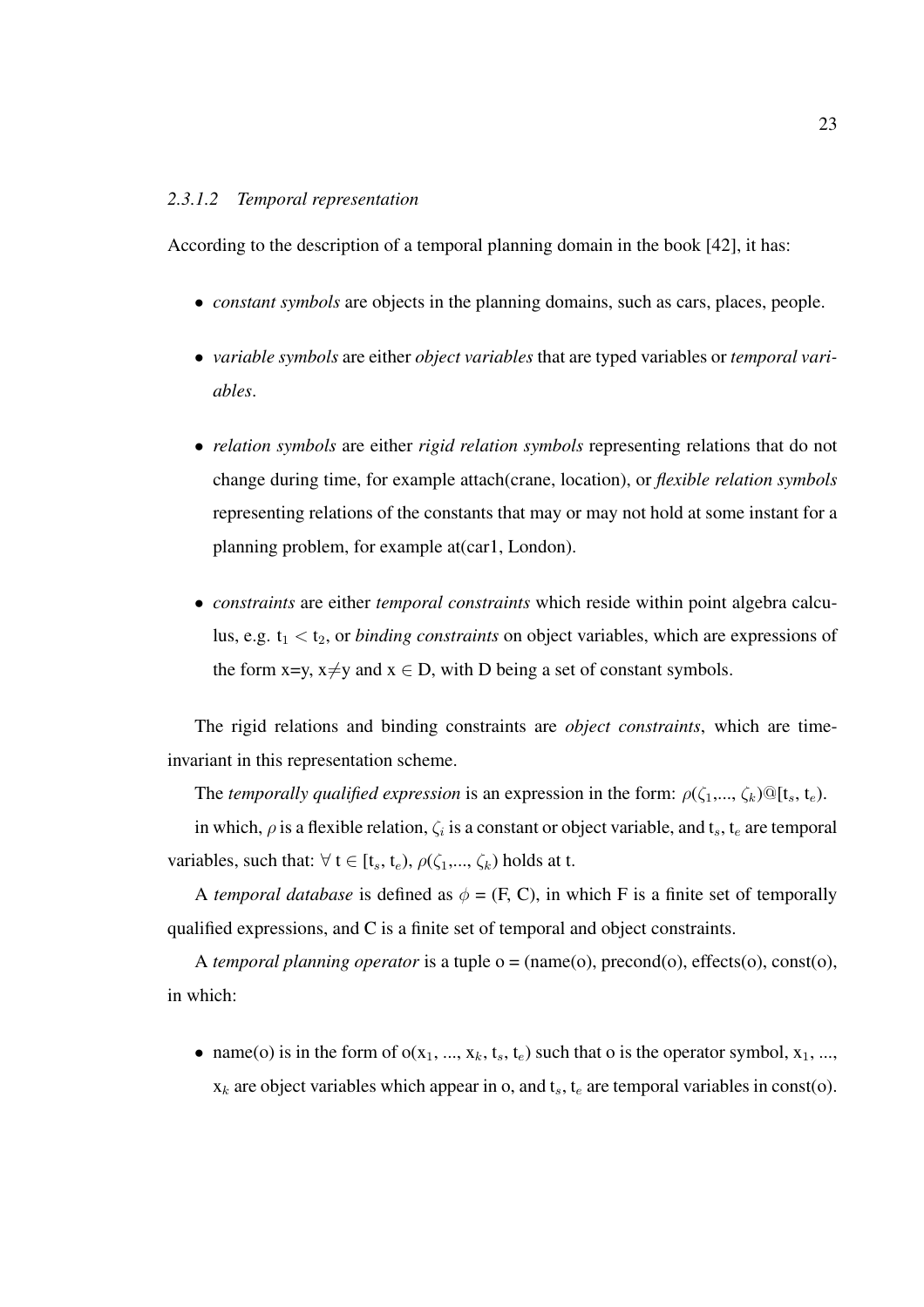#### *2.3.1.2 Temporal representation*

According to the description of a temporal planning domain in the book [42], it has:

- *constant symbols* are objects in the planning domains, such as cars, places, people.
- *variable symbols* are either *object variables* that are typed variables or *temporal variables*.
- *relation symbols* are either *rigid relation symbols* representing relations that do not change during time, for example attach(crane, location), or *flexible relation symbols* representing relations of the constants that may or may not hold at some instant for a planning problem, for example at(car1, London).
- *constraints* are either *temporal constraints* which reside within point algebra calculus, e.g. $t_1 < t_2$, or *binding constraints* on object variables, which are expressions of the form x=y, x≠y and $x \in D$, with D being a set of constant symbols.

The rigid relations and binding constraints are *object constraints*, which are time-invariant in this representation scheme.

The *temporally qualified expression* is an expression in the form: $\rho(\zeta_1,..., \zeta_k)@[t_s, t_e)$.

in which, $\rho$ is a flexible relation, $\zeta_i$ is a constant or object variable, and $t_s$, $t_e$ are temporal variables, such that: $\forall$ t $\in [t_s, t_e)$, $\rho(\zeta_1,..., \zeta_k)$ holds at t.

A *temporal database* is defined as $\phi$ = (F, C), in which F is a finite set of temporally qualified expressions, and C is a finite set of temporal and object constraints.

A *temporal planning operator* is a tuple o = (name(o), precond(o), effects(o), const(o), in which:

- name(o) is in the form of o($x_1$, ..., $x_k$, $t_s$, $t_e$) such that o is the operator symbol, $x_1$, ..., $x_k$ are object variables which appear in o, and $t_s$, $t_e$ are temporal variables in const(o).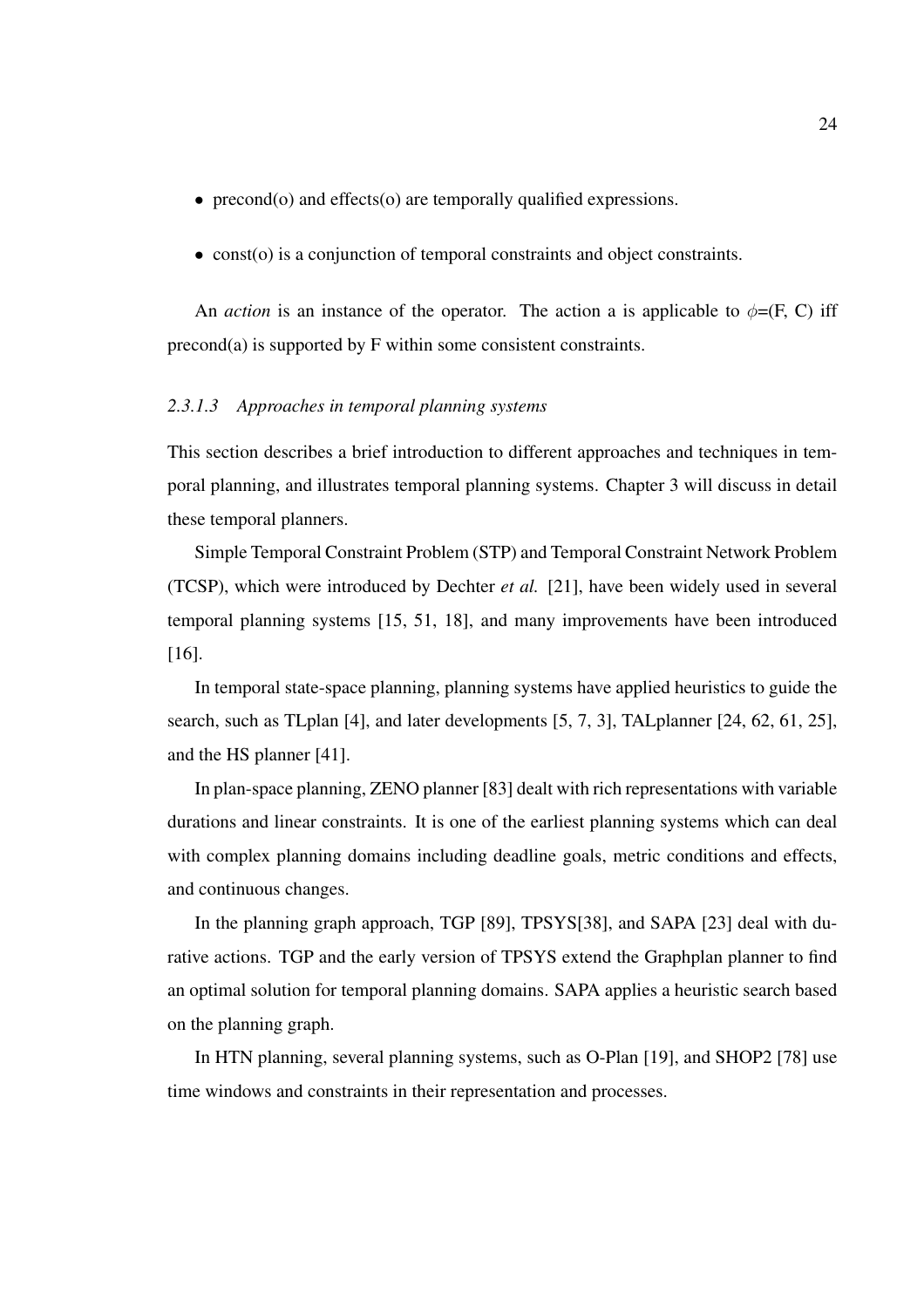- precond(o) and effects(o) are temporally qualified expressions.

- const(o) is a conjunction of temporal constraints and object constraints.

An *action* is an instance of the operator. The action a is applicable to $\phi$=(F, C) iff precond(a) is supported by F within some consistent constraints.

#### *2.3.1.3 Approaches in temporal planning systems*

This section describes a brief introduction to different approaches and techniques in temporal planning, and illustrates temporal planning systems. Chapter 3 will discuss in detail these temporal planners.

Simple Temporal Constraint Problem (STP) and Temporal Constraint Network Problem (TCSP), which were introduced by Dechter *et al.* [21], have been widely used in several temporal planning systems [15, 51, 18], and many improvements have been introduced [16].

In temporal state-space planning, planning systems have applied heuristics to guide the search, such as TLplan [4], and later developments [5, 7, 3], TALplanner [24, 62, 61, 25], and the HS planner [41].

In plan-space planning, ZENO planner [83] dealt with rich representations with variable durations and linear constraints. It is one of the earliest planning systems which can deal with complex planning domains including deadline goals, metric conditions and effects, and continuous changes.

In the planning graph approach, TGP [89], TPSYS[38], and SAPA [23] deal with durative actions. TGP and the early version of TPSYS extend the Graphplan planner to find an optimal solution for temporal planning domains. SAPA applies a heuristic search based on the planning graph.

In HTN planning, several planning systems, such as O-Plan [19], and SHOP2 [78] use time windows and constraints in their representation and processes.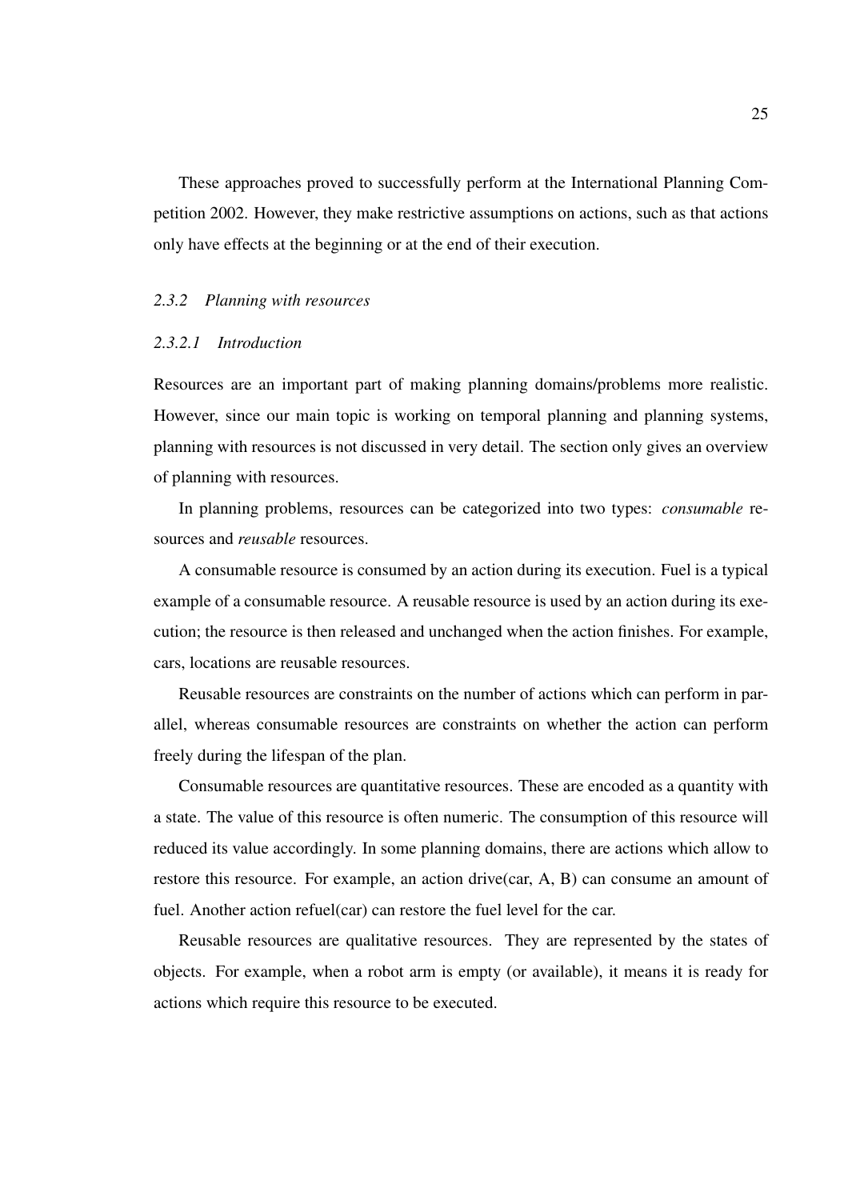These approaches proved to successfully perform at the International Planning Competition 2002. However, they make restrictive assumptions on actions, such as that actions only have effects at the beginning or at the end of their execution.

### *2.3.2 Planning with resources*

#### *2.3.2.1 Introduction*

Resources are an important part of making planning domains/problems more realistic. However, since our main topic is working on temporal planning and planning systems, planning with resources is not discussed in very detail. The section only gives an overview of planning with resources.

In planning problems, resources can be categorized into two types: *consumable* resources and *reusable* resources.

A consumable resource is consumed by an action during its execution. Fuel is a typical example of a consumable resource. A reusable resource is used by an action during its execution; the resource is then released and unchanged when the action finishes. For example, cars, locations are reusable resources.

Reusable resources are constraints on the number of actions which can perform in parallel, whereas consumable resources are constraints on whether the action can perform freely during the lifespan of the plan.

Consumable resources are quantitative resources. These are encoded as a quantity with a state. The value of this resource is often numeric. The consumption of this resource will reduced its value accordingly. In some planning domains, there are actions which allow to restore this resource. For example, an action drive(car, A, B) can consume an amount of fuel. Another action refuel(car) can restore the fuel level for the car.

Reusable resources are qualitative resources. They are represented by the states of objects. For example, when a robot arm is empty (or available), it means it is ready for actions which require this resource to be executed.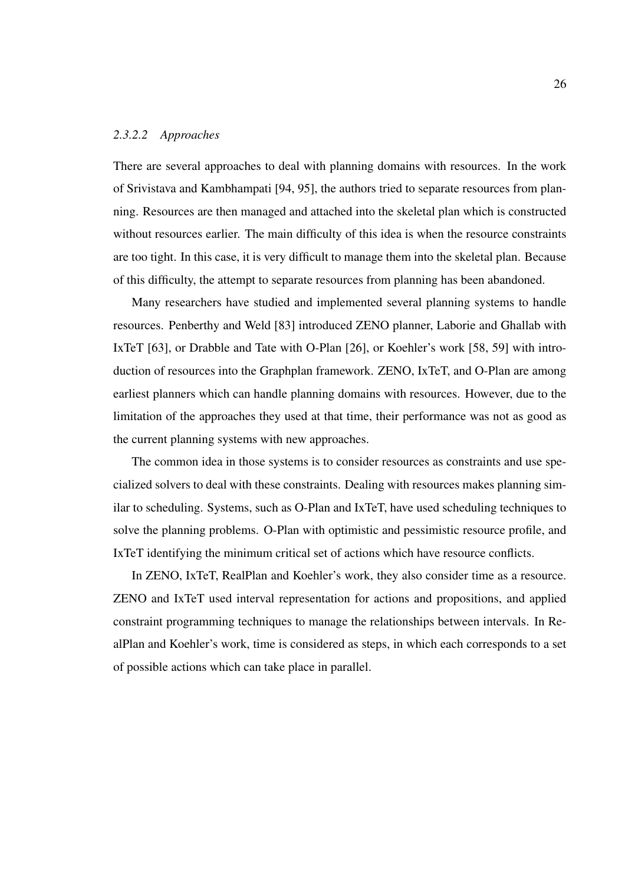#### *2.3.2.2 Approaches*

There are several approaches to deal with planning domains with resources. In the work of Srivistava and Kambhampati [94, 95], the authors tried to separate resources from planning. Resources are then managed and attached into the skeletal plan which is constructed without resources earlier. The main difficulty of this idea is when the resource constraints are too tight. In this case, it is very difficult to manage them into the skeletal plan. Because of this difficulty, the attempt to separate resources from planning has been abandoned.

Many researchers have studied and implemented several planning systems to handle resources. Penberthy and Weld [83] introduced ZENO planner, Laborie and Ghallab with IxTeT [63], or Drabble and Tate with O-Plan [26], or Koehler's work [58, 59] with introduction of resources into the Graphplan framework. ZENO, IxTeT, and O-Plan are among earliest planners which can handle planning domains with resources. However, due to the limitation of the approaches they used at that time, their performance was not as good as the current planning systems with new approaches.

The common idea in those systems is to consider resources as constraints and use specialized solvers to deal with these constraints. Dealing with resources makes planning similar to scheduling. Systems, such as O-Plan and IxTeT, have used scheduling techniques to solve the planning problems. O-Plan with optimistic and pessimistic resource profile, and IxTeT identifying the minimum critical set of actions which have resource conflicts.

In ZENO, IxTeT, RealPlan and Koehler's work, they also consider time as a resource. ZENO and IxTeT used interval representation for actions and propositions, and applied constraint programming techniques to manage the relationships between intervals. In RealPlan and Koehler's work, time is considered as steps, in which each corresponds to a set of possible actions which can take place in parallel.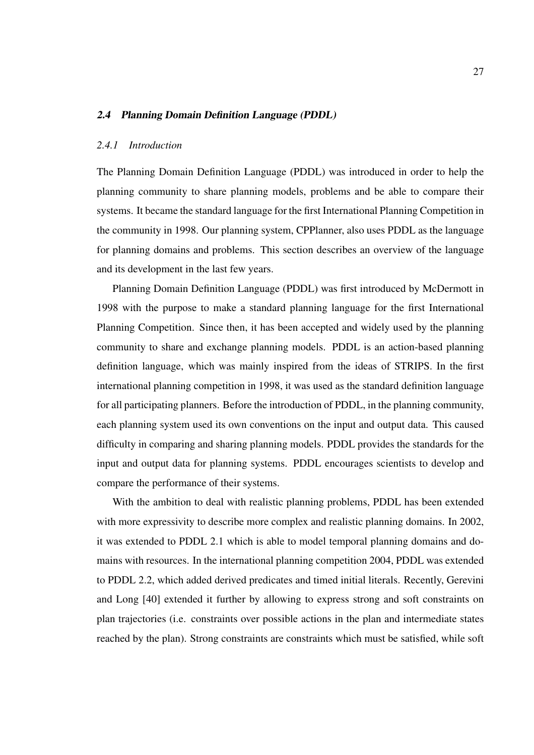## *2.4 Planning Domain Definition Language (PDDL)*

### *2.4.1 Introduction*

The Planning Domain Definition Language (PDDL) was introduced in order to help the planning community to share planning models, problems and be able to compare their systems. It became the standard language for the first International Planning Competition in the community in 1998. Our planning system, CPPlanner, also uses PDDL as the language for planning domains and problems. This section describes an overview of the language and its development in the last few years.

Planning Domain Definition Language (PDDL) was first introduced by McDermott in 1998 with the purpose to make a standard planning language for the first International Planning Competition. Since then, it has been accepted and widely used by the planning community to share and exchange planning models. PDDL is an action-based planning definition language, which was mainly inspired from the ideas of STRIPS. In the first international planning competition in 1998, it was used as the standard definition language for all participating planners. Before the introduction of PDDL, in the planning community, each planning system used its own conventions on the input and output data. This caused difficulty in comparing and sharing planning models. PDDL provides the standards for the input and output data for planning systems. PDDL encourages scientists to develop and compare the performance of their systems.

With the ambition to deal with realistic planning problems, PDDL has been extended with more expressivity to describe more complex and realistic planning domains. In 2002, it was extended to PDDL 2.1 which is able to model temporal planning domains and domains with resources. In the international planning competition 2004, PDDL was extended to PDDL 2.2, which added derived predicates and timed initial literals. Recently, Gerevini and Long [40] extended it further by allowing to express strong and soft constraints on plan trajectories (i.e. constraints over possible actions in the plan and intermediate states reached by the plan). Strong constraints are constraints which must be satisfied, while soft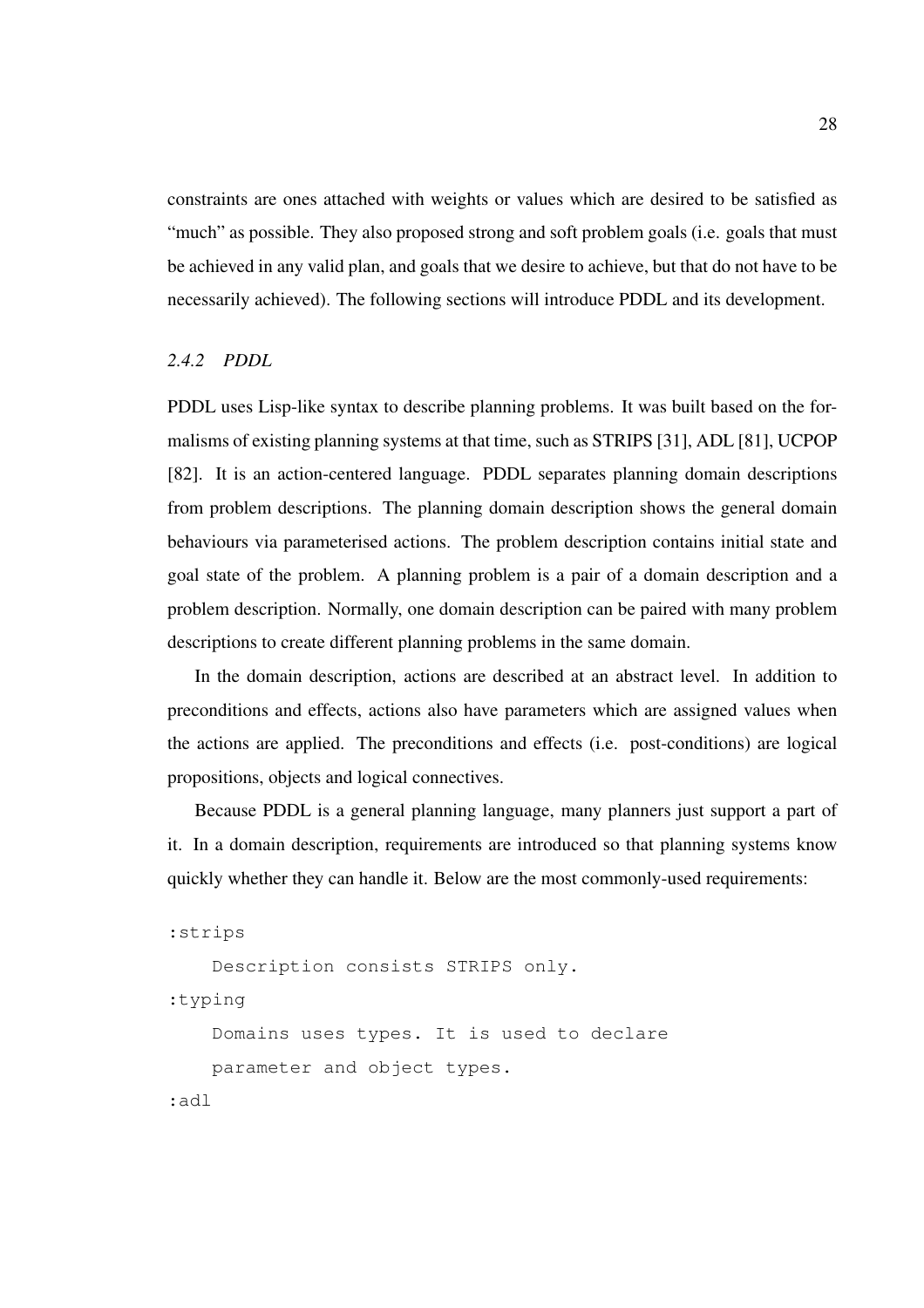constraints are ones attached with weights or values which are desired to be satisfied as "much" as possible. They also proposed strong and soft problem goals (i.e. goals that must be achieved in any valid plan, and goals that we desire to achieve, but that do not have to be necessarily achieved). The following sections will introduce PDDL and its development.

### *2.4.2 PDDL*

PDDL uses Lisp-like syntax to describe planning problems. It was built based on the formalisms of existing planning systems at that time, such as STRIPS [31], ADL [81], UCPOP [82]. It is an action-centered language. PDDL separates planning domain descriptions from problem descriptions. The planning domain description shows the general domain behaviours via parameterised actions. The problem description contains initial state and goal state of the problem. A planning problem is a pair of a domain description and a problem description. Normally, one domain description can be paired with many problem descriptions to create different planning problems in the same domain.

In the domain description, actions are described at an abstract level. In addition to preconditions and effects, actions also have parameters which are assigned values when the actions are applied. The preconditions and effects (i.e. post-conditions) are logical propositions, objects and logical connectives.

Because PDDL is a general planning language, many planners just support a part of it. In a domain description, requirements are introduced so that planning systems know quickly whether they can handle it. Below are the most commonly-used requirements:

```
:strips
    Description consists STRIPS only.
:typing
    Domains uses types. It is used to declare
    parameter and object types.
:adl
```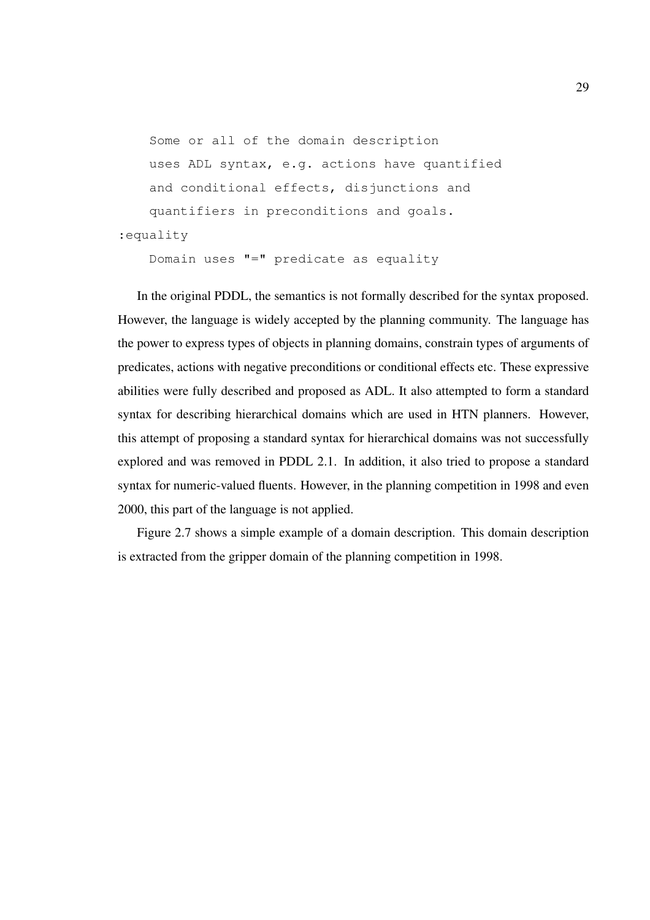```
    Some or all of the domain description
    uses ADL syntax, e.g. actions have quantified
    and conditional effects, disjunctions and
    quantifiers in preconditions and goals.
:equality
    Domain uses "=" predicate as equality
```

In the original PDDL, the semantics is not formally described for the syntax proposed. However, the language is widely accepted by the planning community. The language has the power to express types of objects in planning domains, constrain types of arguments of predicates, actions with negative preconditions or conditional effects etc. These expressive abilities were fully described and proposed as ADL. It also attempted to form a standard syntax for describing hierarchical domains which are used in HTN planners. However, this attempt of proposing a standard syntax for hierarchical domains was not successfully explored and was removed in PDDL 2.1. In addition, it also tried to propose a standard syntax for numeric-valued fluents. However, in the planning competition in 1998 and even 2000, this part of the language is not applied.

Figure 2.7 shows a simple example of a domain description. This domain description is extracted from the gripper domain of the planning competition in 1998.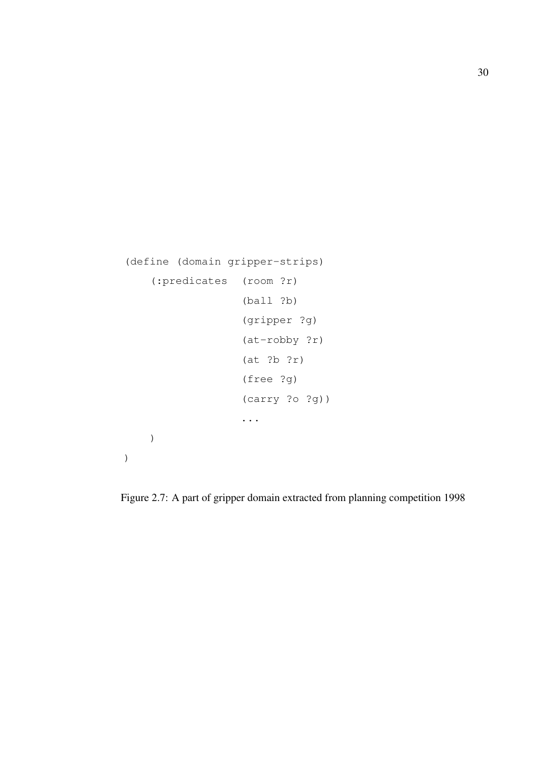```
(define (domain gripper-strips)
    (:predicates  (room ?r)
                  (ball ?b)
                  (gripper ?g)
                  (at-robby ?r)
                  (at ?b ?r)
                  (free ?g)
                  (carry ?o ?g))
                  ...
    )
)
```

Figure 2.7: A part of gripper domain extracted from planning competition 1998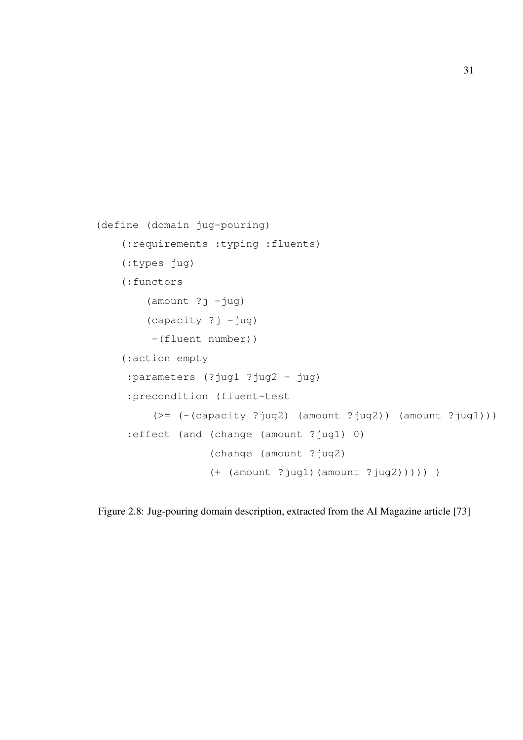```
(define (domain jug-pouring)
    (:requirements :typing :fluents)
    (:types jug)
    (:functors
        (amount ?j -jug)
        (capacity ?j -jug)
         -(fluent number))
    (:action empty
     :parameters (?jug1 ?jug2 - jug)
     :precondition (fluent-test
         (>= (-(capacity ?jug2) (amount ?jug2)) (amount ?jug1)))
     :effect (and (change (amount ?jug1) 0)
                  (change (amount ?jug2)
                  (+ (amount ?jug1)(amount ?jug2))))) )
```

Figure 2.8: Jug-pouring domain description, extracted from the AI Magazine article [73]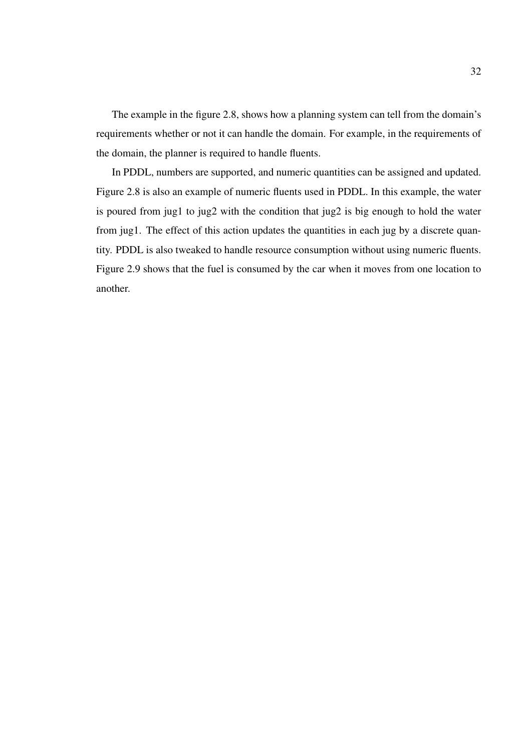The example in the figure 2.8, shows how a planning system can tell from the domain's requirements whether or not it can handle the domain. For example, in the requirements of the domain, the planner is required to handle fluents.

In PDDL, numbers are supported, and numeric quantities can be assigned and updated. Figure 2.8 is also an example of numeric fluents used in PDDL. In this example, the water is poured from jug1 to jug2 with the condition that jug2 is big enough to hold the water from jug1. The effect of this action updates the quantities in each jug by a discrete quantity. PDDL is also tweaked to handle resource consumption without using numeric fluents. Figure 2.9 shows that the fuel is consumed by the car when it moves from one location to another.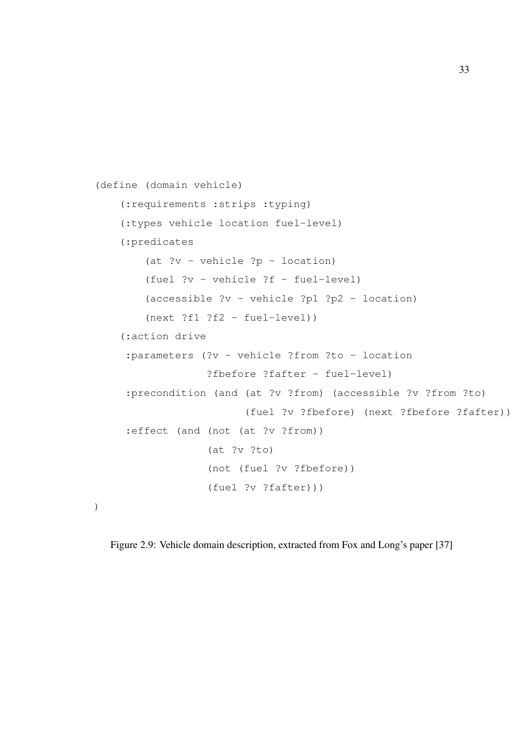```
(define (domain vehicle)
    (:requirements :strips :typing)
    (:types vehicle location fuel-level)
    (:predicates
        (at ?v - vehicle ?p - location)
        (fuel ?v - vehicle ?f - fuel-level)
        (accessible ?v - vehicle ?p1 ?p2 - location)
        (next ?f1 ?f2 - fuel-level))
    (:action drive
     :parameters (?v - vehicle ?from ?to - location
                  ?fbefore ?fafter - fuel-level)
     :precondition (and (at ?v ?from) (accessible ?v ?from ?to)
                        (fuel ?v ?fbefore) (next ?fbefore ?fafter))
     :effect (and (not (at ?v ?from))
                  (at ?v ?to)
                  (not (fuel ?v ?fbefore))
                  (fuel ?v ?fafter)))
)
```

Figure 2.9: Vehicle domain description, extracted from Fox and Long's paper [37]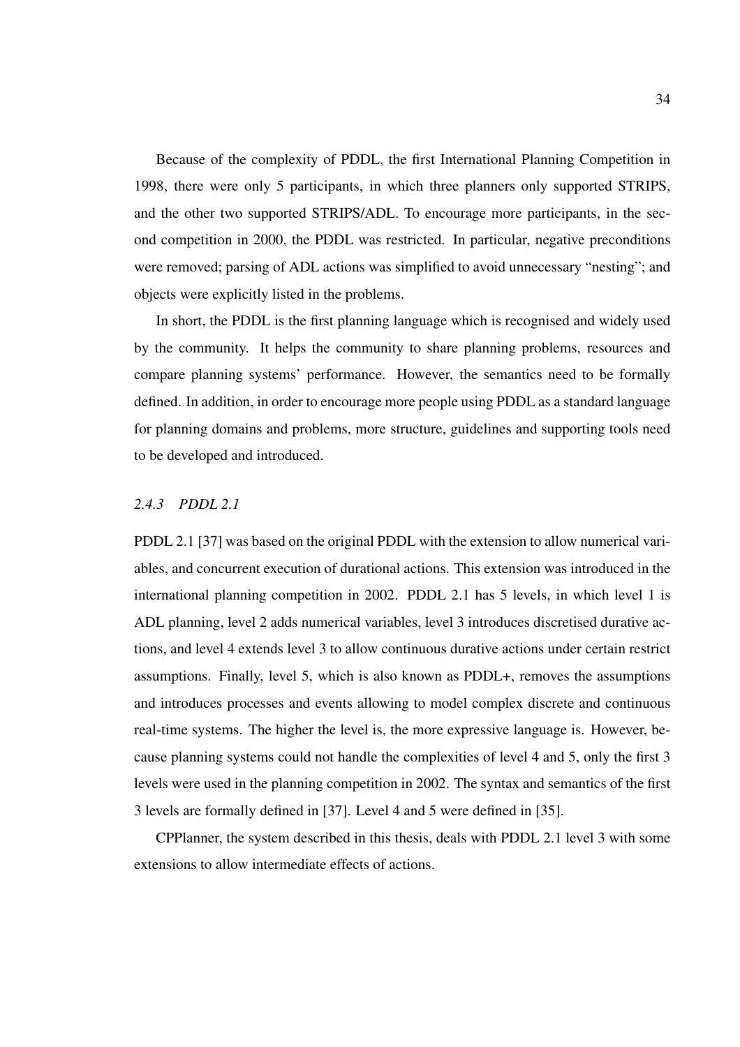Because of the complexity of PDDL, the first International Planning Competition in 1998, there were only 5 participants, in which three planners only supported STRIPS, and the other two supported STRIPS/ADL. To encourage more participants, in the second competition in 2000, the PDDL was restricted. In particular, negative preconditions were removed; parsing of ADL actions was simplified to avoid unnecessary "nesting"; and objects were explicitly listed in the problems.

In short, the PDDL is the first planning language which is recognised and widely used by the community. It helps the community to share planning problems, resources and compare planning systems' performance. However, the semantics need to be formally defined. In addition, in order to encourage more people using PDDL as a standard language for planning domains and problems, more structure, guidelines and supporting tools need to be developed and introduced.

### *2.4.3 PDDL 2.1*

PDDL 2.1 [37] was based on the original PDDL with the extension to allow numerical variables, and concurrent execution of durational actions. This extension was introduced in the international planning competition in 2002. PDDL 2.1 has 5 levels, in which level 1 is ADL planning, level 2 adds numerical variables, level 3 introduces discretised durative actions, and level 4 extends level 3 to allow continuous durative actions under certain restrict assumptions. Finally, level 5, which is also known as PDDL+, removes the assumptions and introduces processes and events allowing to model complex discrete and continuous real-time systems. The higher the level is, the more expressive language is. However, because planning systems could not handle the complexities of level 4 and 5, only the first 3 levels were used in the planning competition in 2002. The syntax and semantics of the first 3 levels are formally defined in [37]. Level 4 and 5 were defined in [35].

CPPlanner, the system described in this thesis, deals with PDDL 2.1 level 3 with some extensions to allow intermediate effects of actions.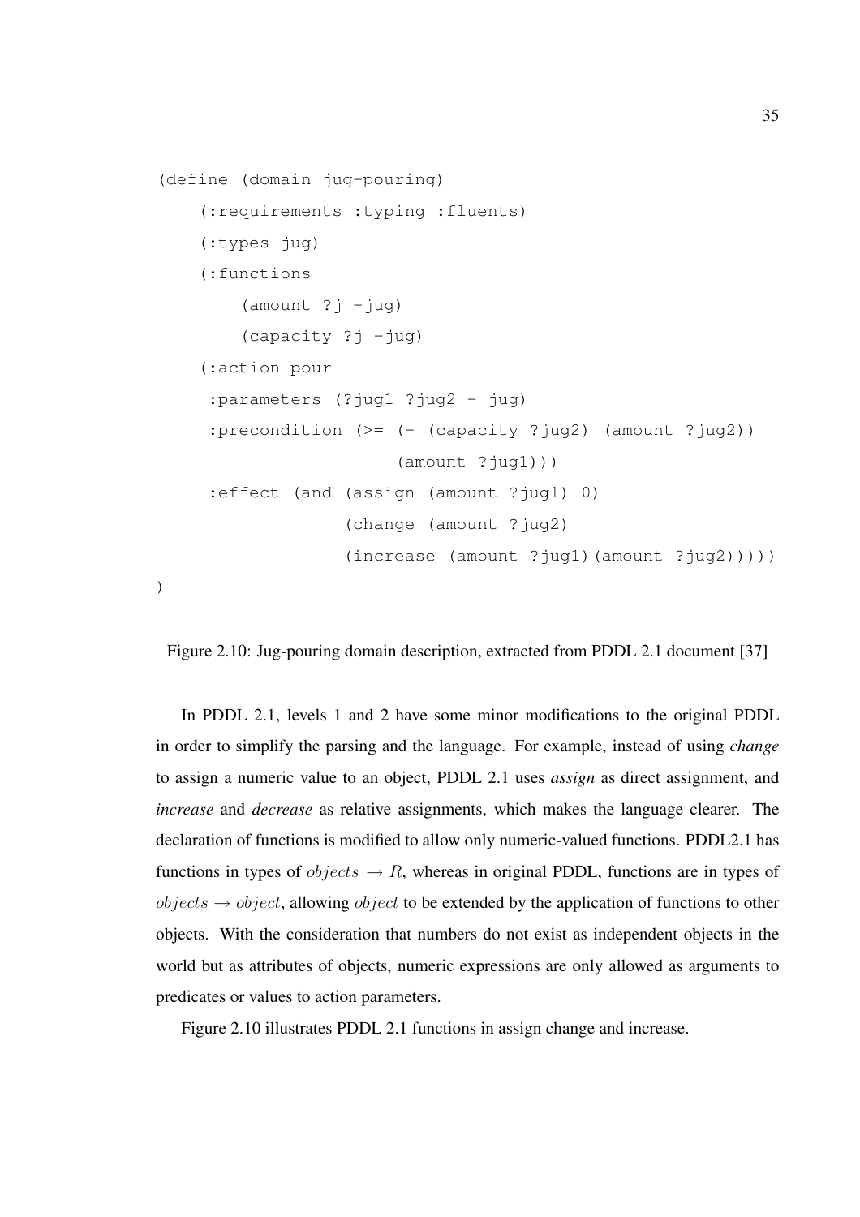```
(define (domain jug-pouring)
    (:requirements :typing :fluents)
    (:types jug)
    (:functions
        (amount ?j -jug)
        (capacity ?j -jug)
    (:action pour
     :parameters (?jug1 ?jug2 - jug)
     :precondition (>= (- (capacity ?jug2) (amount ?jug2))
                       (amount ?jug1)))
     :effect (and (assign (amount ?jug1) 0)
                  (change (amount ?jug2)
                  (increase (amount ?jug1)(amount ?jug2)))))
)
```

Figure 2.10: Jug-pouring domain description, extracted from PDDL 2.1 document [37]

In PDDL 2.1, levels 1 and 2 have some minor modifications to the original PDDL in order to simplify the parsing and the language. For example, instead of using *change* to assign a numeric value to an object, PDDL 2.1 uses *assign* as direct assignment, and *increase* and *decrease* as relative assignments, which makes the language clearer. The declaration of functions is modified to allow only numeric-valued functions. PDDL2.1 has functions in types of $objects \rightarrow R$, whereas in original PDDL, functions are in types of $objects \rightarrow object$, allowing $object$ to be extended by the application of functions to other objects. With the consideration that numbers do not exist as independent objects in the world but as attributes of objects, numeric expressions are only allowed as arguments to predicates or values to action parameters.

Figure 2.10 illustrates PDDL 2.1 functions in assign change and increase.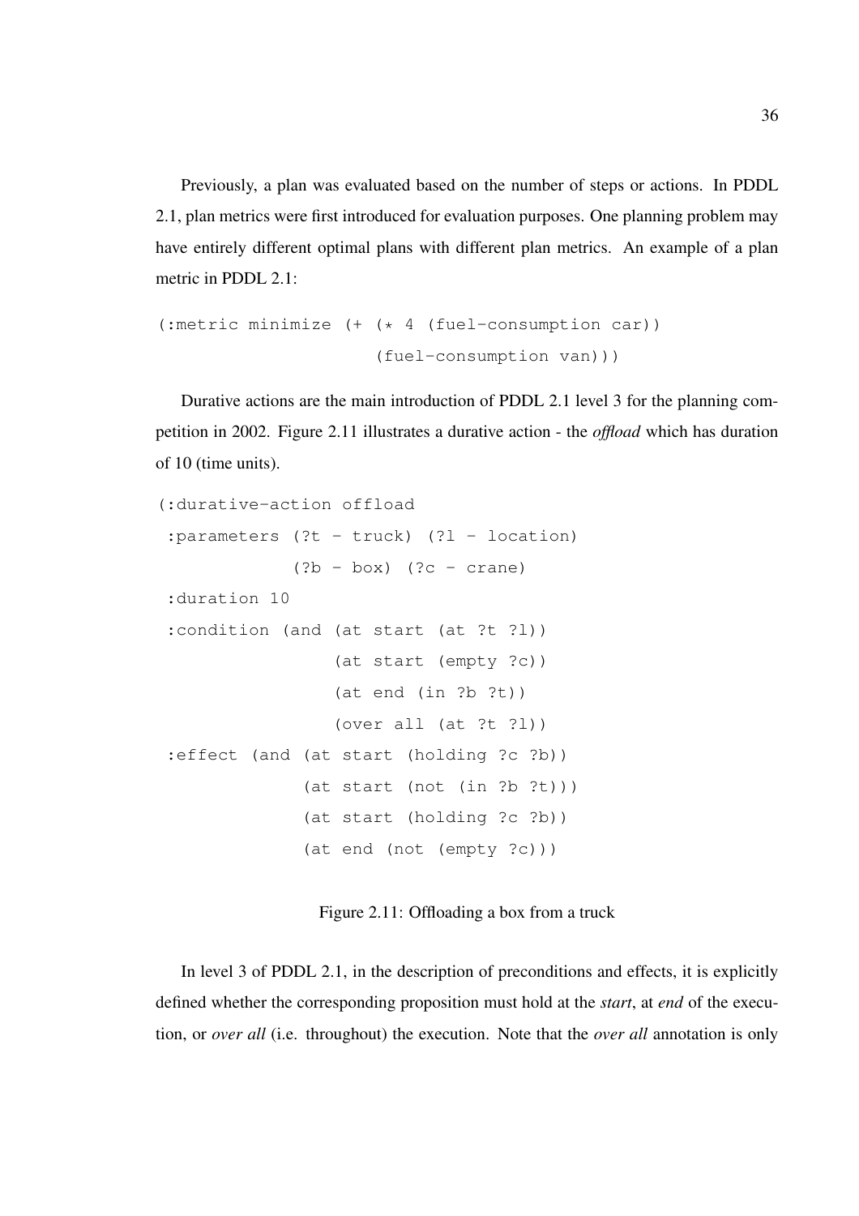Previously, a plan was evaluated based on the number of steps or actions. In PDDL 2.1, plan metrics were first introduced for evaluation purposes. One planning problem may have entirely different optimal plans with different plan metrics. An example of a plan metric in PDDL 2.1:

```
(:metric minimize (+ (* 4 (fuel-consumption car))
                     (fuel-consumption van)))
```

Durative actions are the main introduction of PDDL 2.1 level 3 for the planning competition in 2002. Figure 2.11 illustrates a durative action - the *offload* which has duration of 10 (time units).

```
(:durative-action offload
 :parameters (?t - truck) (?l - location)
             (?b - box) (?c - crane)
 :duration 10
 :condition (and (at start (at ?t ?l))
                 (at start (empty ?c))
                 (at end (in ?b ?t))
                 (over all (at ?t ?l))
 :effect (and (at start (holding ?c ?b))
              (at start (not (in ?b ?t)))
              (at start (holding ?c ?b))
              (at end (not (empty ?c)))
```

Figure 2.11: Offloading a box from a truck

In level 3 of PDDL 2.1, in the description of preconditions and effects, it is explicitly defined whether the corresponding proposition must hold at the *start*, at *end* of the execution, or *over all* (i.e. throughout) the execution. Note that the *over all* annotation is only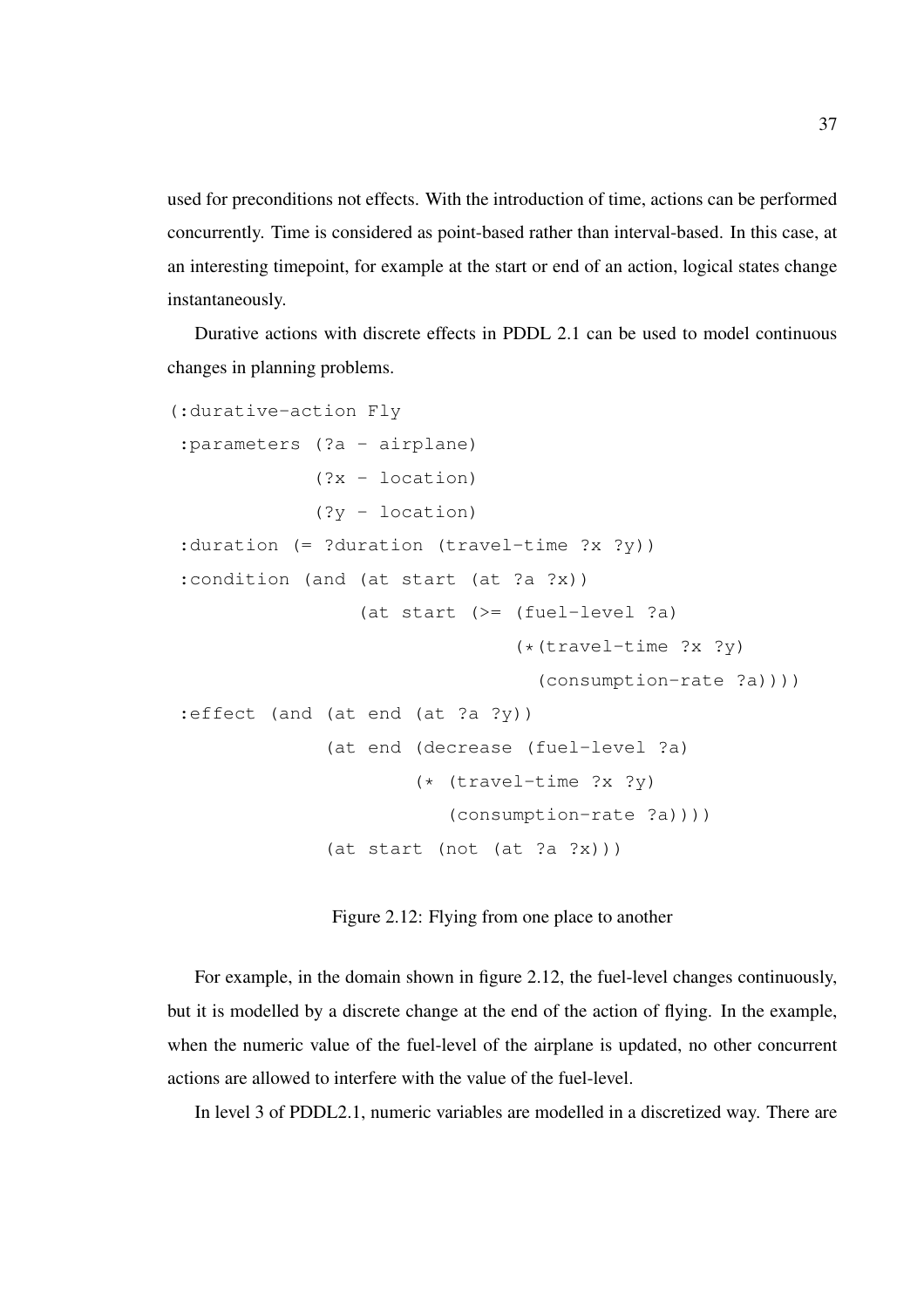used for preconditions not effects. With the introduction of time, actions can be performed concurrently. Time is considered as point-based rather than interval-based. In this case, at an interesting timepoint, for example at the start or end of an action, logical states change instantaneously.

Durative actions with discrete effects in PDDL 2.1 can be used to model continuous changes in planning problems.

```
(:durative-action Fly
 :parameters (?a - airplane)
             (?x - location)
             (?y - location)
 :duration (= ?duration (travel-time ?x ?y))
 :condition (and (at start (at ?a ?x))
                 (at start (>= (fuel-level ?a)
                               (*(travel-time ?x ?y)
                                 (consumption-rate ?a))))
 :effect (and (at end (at ?a ?y))
              (at end (decrease (fuel-level ?a)
                      (* (travel-time ?x ?y)
                         (consumption-rate ?a))))
              (at start (not (at ?a ?x)))
```

Figure 2.12: Flying from one place to another

For example, in the domain shown in figure 2.12, the fuel-level changes continuously, but it is modelled by a discrete change at the end of the action of flying. In the example, when the numeric value of the fuel-level of the airplane is updated, no other concurrent actions are allowed to interfere with the value of the fuel-level.

In level 3 of PDDL2.1, numeric variables are modelled in a discretized way. There are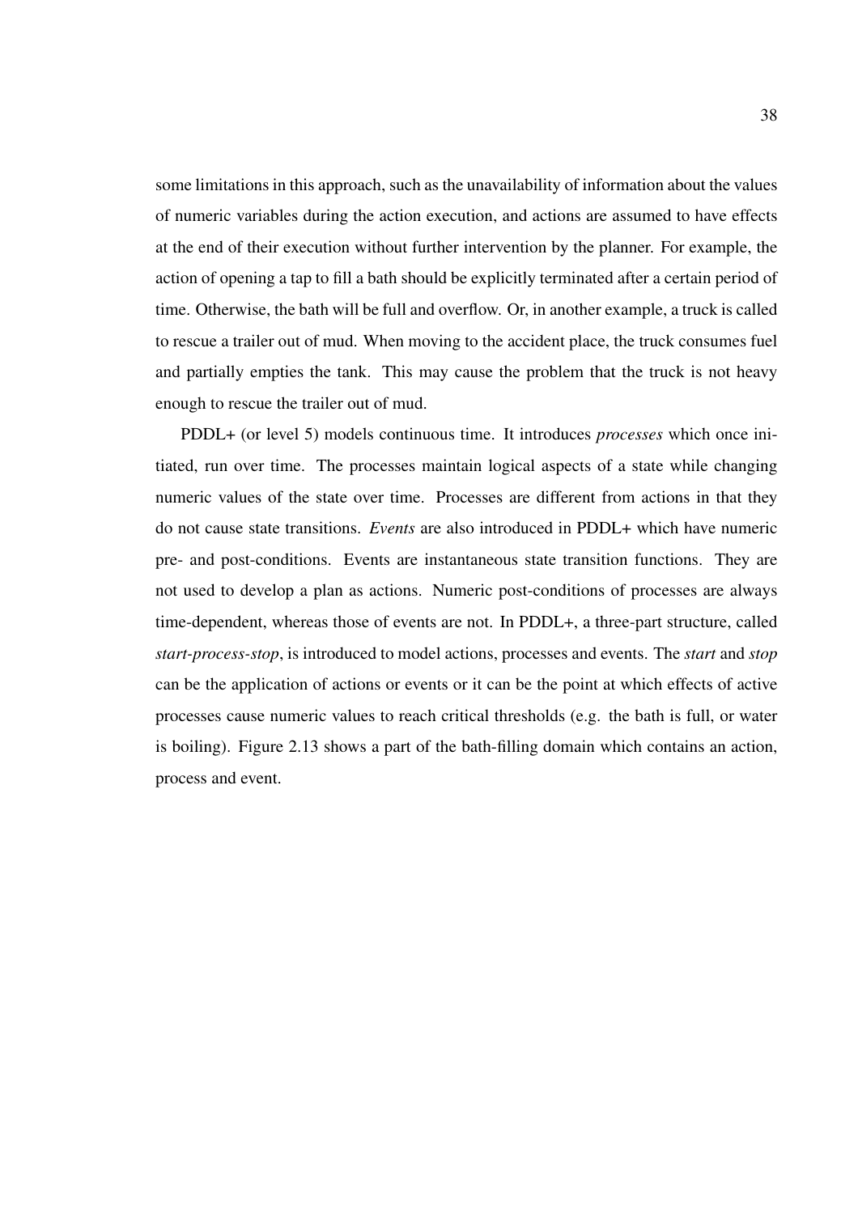some limitations in this approach, such as the unavailability of information about the values of numeric variables during the action execution, and actions are assumed to have effects at the end of their execution without further intervention by the planner. For example, the action of opening a tap to fill a bath should be explicitly terminated after a certain period of time. Otherwise, the bath will be full and overflow. Or, in another example, a truck is called to rescue a trailer out of mud. When moving to the accident place, the truck consumes fuel and partially empties the tank. This may cause the problem that the truck is not heavy enough to rescue the trailer out of mud.

PDDL+ (or level 5) models continuous time. It introduces *processes* which once initiated, run over time. The processes maintain logical aspects of a state while changing numeric values of the state over time. Processes are different from actions in that they do not cause state transitions. *Events* are also introduced in PDDL+ which have numeric pre- and post-conditions. Events are instantaneous state transition functions. They are not used to develop a plan as actions. Numeric post-conditions of processes are always time-dependent, whereas those of events are not. In PDDL+, a three-part structure, called *start-process-stop*, is introduced to model actions, processes and events. The *start* and *stop* can be the application of actions or events or it can be the point at which effects of active processes cause numeric values to reach critical thresholds (e.g. the bath is full, or water is boiling). Figure 2.13 shows a part of the bath-filling domain which contains an action, process and event.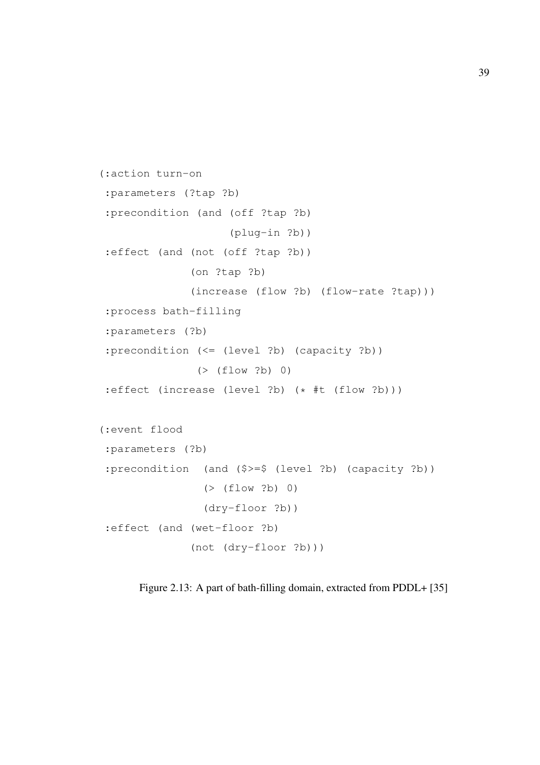```
(:action turn-on
 :parameters (?tap ?b)
 :precondition (and (off ?tap ?b)
                    (plug-in ?b))
 :effect (and (not (off ?tap ?b))
              (on ?tap ?b)
              (increase (flow ?b) (flow-rate ?tap)))
 :process bath-filling
 :parameters (?b)
 :precondition (<= (level ?b) (capacity ?b))
               (> (flow ?b) 0)
 :effect (increase (level ?b) (* #t (flow ?b)))

(:event flood
 :parameters (?b)
 :precondition  (and ($>=$ (level ?b) (capacity ?b))
                (> (flow ?b) 0)
                (dry-floor ?b))
 :effect (and (wet-floor ?b)
              (not (dry-floor ?b)))
```

Figure 2.13: A part of bath-filling domain, extracted from PDDL+ [35]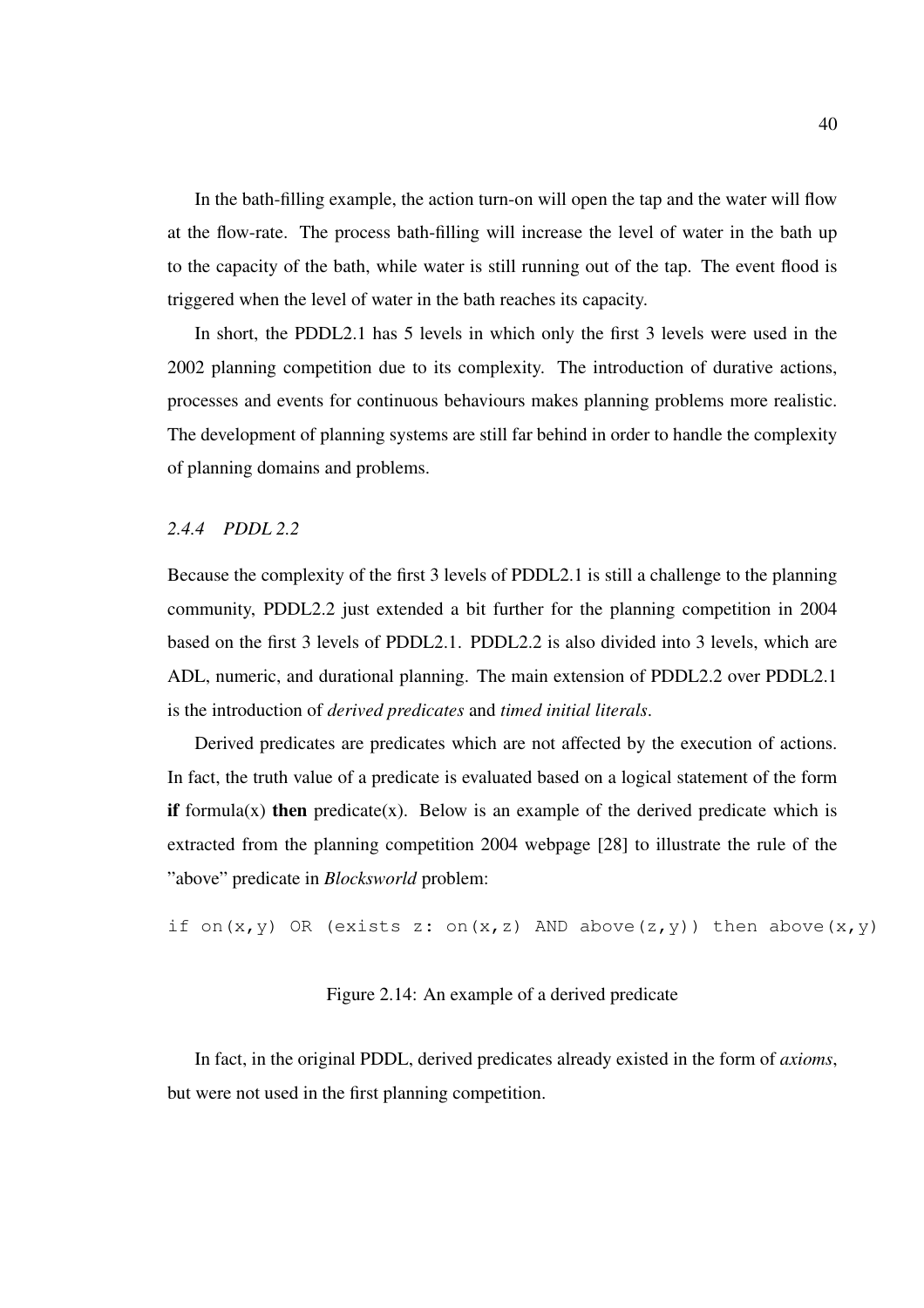In the bath-filling example, the action turn-on will open the tap and the water will flow at the flow-rate. The process bath-filling will increase the level of water in the bath up to the capacity of the bath, while water is still running out of the tap. The event flood is triggered when the level of water in the bath reaches its capacity.

In short, the PDDL2.1 has 5 levels in which only the first 3 levels were used in the 2002 planning competition due to its complexity. The introduction of durative actions, processes and events for continuous behaviours makes planning problems more realistic. The development of planning systems are still far behind in order to handle the complexity of planning domains and problems.

### *2.4.4 PDDL 2.2*

Because the complexity of the first 3 levels of PDDL2.1 is still a challenge to the planning community, PDDL2.2 just extended a bit further for the planning competition in 2004 based on the first 3 levels of PDDL2.1. PDDL2.2 is also divided into 3 levels, which are ADL, numeric, and durational planning. The main extension of PDDL2.2 over PDDL2.1 is the introduction of *derived predicates* and *timed initial literals*.

Derived predicates are predicates which are not affected by the execution of actions. In fact, the truth value of a predicate is evaluated based on a logical statement of the form **if** formula(x) **then** predicate(x). Below is an example of the derived predicate which is extracted from the planning competition 2004 webpage [28] to illustrate the rule of the "above" predicate in *Blocksworld* problem:

```
if on(x,y) OR (exists z: on(x,z) AND above(z,y)) then above(x,y)
```

Figure 2.14: An example of a derived predicate

In fact, in the original PDDL, derived predicates already existed in the form of *axioms*, but were not used in the first planning competition.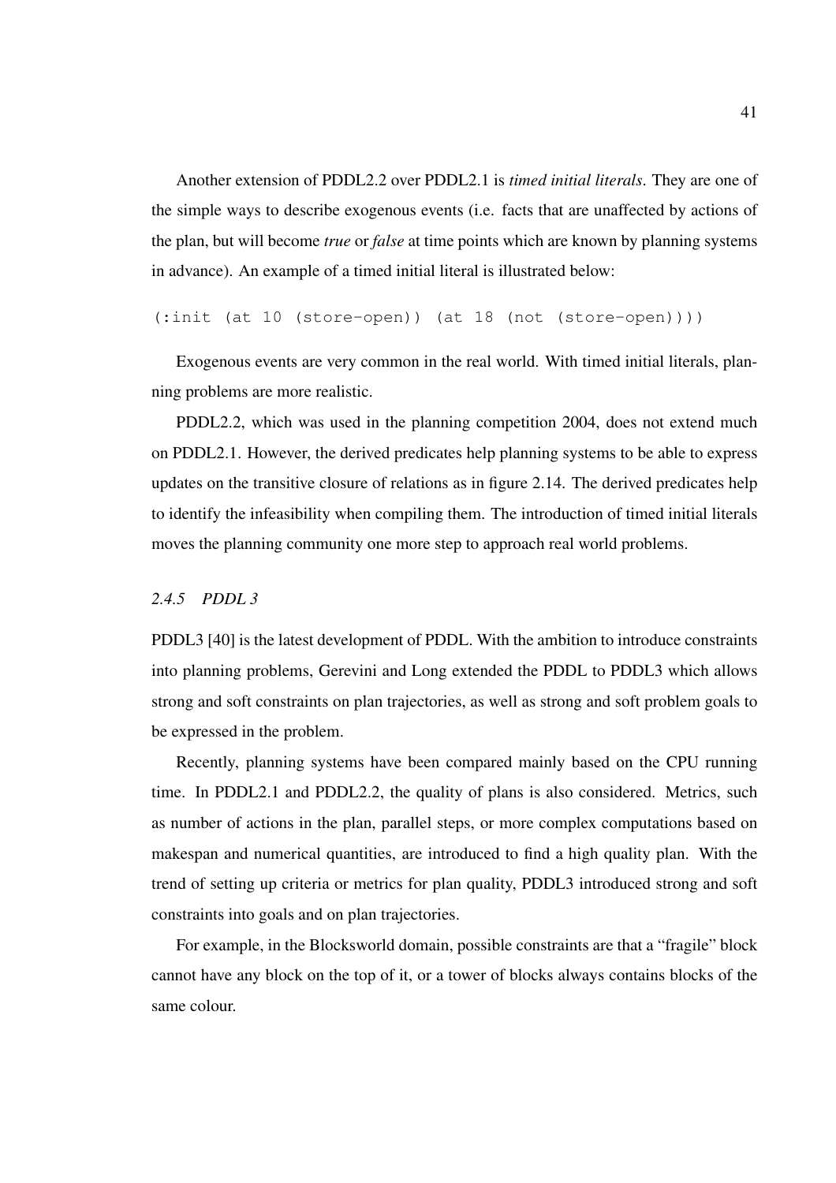Another extension of PDDL2.2 over PDDL2.1 is *timed initial literals*. They are one of the simple ways to describe exogenous events (i.e. facts that are unaffected by actions of the plan, but will become *true* or *false* at time points which are known by planning systems in advance). An example of a timed initial literal is illustrated below:

```
(:init (at 10 (store-open)) (at 18 (not (store-open))))
```

Exogenous events are very common in the real world. With timed initial literals, planning problems are more realistic.

PDDL2.2, which was used in the planning competition 2004, does not extend much on PDDL2.1. However, the derived predicates help planning systems to be able to express updates on the transitive closure of relations as in figure 2.14. The derived predicates help to identify the infeasibility when compiling them. The introduction of timed initial literals moves the planning community one more step to approach real world problems.

### *2.4.5 PDDL 3*

PDDL3 [40] is the latest development of PDDL. With the ambition to introduce constraints into planning problems, Gerevini and Long extended the PDDL to PDDL3 which allows strong and soft constraints on plan trajectories, as well as strong and soft problem goals to be expressed in the problem.

Recently, planning systems have been compared mainly based on the CPU running time. In PDDL2.1 and PDDL2.2, the quality of plans is also considered. Metrics, such as number of actions in the plan, parallel steps, or more complex computations based on makespan and numerical quantities, are introduced to find a high quality plan. With the trend of setting up criteria or metrics for plan quality, PDDL3 introduced strong and soft constraints into goals and on plan trajectories.

For example, in the Blocksworld domain, possible constraints are that a "fragile" block cannot have any block on the top of it, or a tower of blocks always contains blocks of the same colour.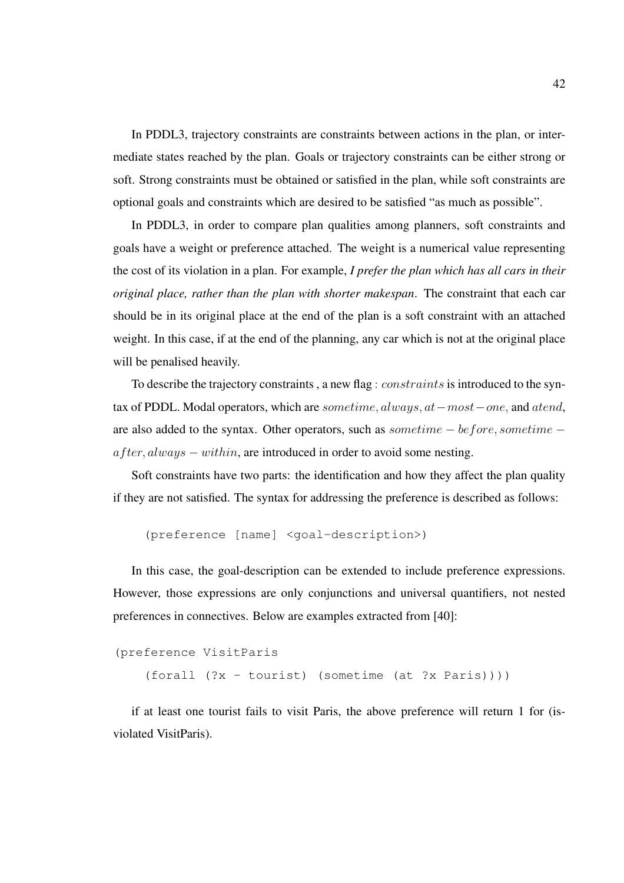In PDDL3, trajectory constraints are constraints between actions in the plan, or intermediate states reached by the plan. Goals or trajectory constraints can be either strong or soft. Strong constraints must be obtained or satisfied in the plan, while soft constraints are optional goals and constraints which are desired to be satisfied "as much as possible".

In PDDL3, in order to compare plan qualities among planners, soft constraints and goals have a weight or preference attached. The weight is a numerical value representing the cost of its violation in a plan. For example, ***I prefer the plan which has all cars in their original place, rather than the plan with shorter makespan***. The constraint that each car should be in its original place at the end of the plan is a soft constraint with an attached weight. In this case, if at the end of the planning, any car which is not at the original place will be penalised heavily.

To describe the trajectory constraints , a new flag : $constraints$ is introduced to the syntax of PDDL. Modal operators, which are $sometime, always, at-most-one,$ and $atend$, are also added to the syntax. Other operators, such as $sometime - before, sometime - after, always - within$, are introduced in order to avoid some nesting.

Soft constraints have two parts: the identification and how they affect the plan quality if they are not satisfied. The syntax for addressing the preference is described as follows:

```
(preference [name] <goal-description>)
```

In this case, the goal-description can be extended to include preference expressions. However, those expressions are only conjunctions and universal quantifiers, not nested preferences in connectives. Below are examples extracted from [40]:

```
(preference VisitParis
    (forall (?x - tourist) (sometime (at ?x Paris))))
```

if at least one tourist fails to visit Paris, the above preference will return 1 for (is-violated VisitParis).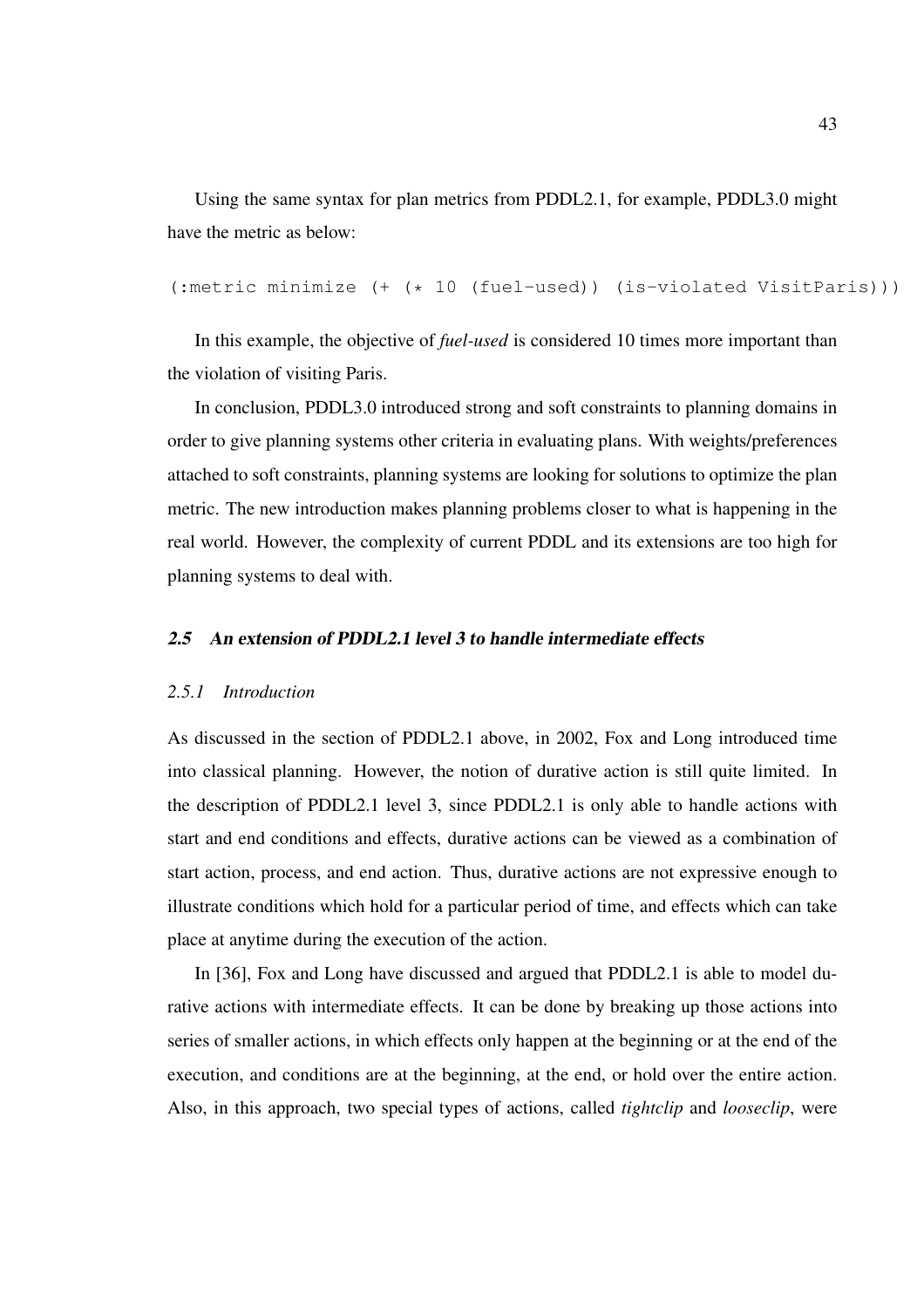Using the same syntax for plan metrics from PDDL2.1, for example, PDDL3.0 might have the metric as below:

```
(:metric minimize (+ (* 10 (fuel-used)) (is-violated VisitParis)))
```

In this example, the objective of *fuel-used* is considered 10 times more important than the violation of visiting Paris.

In conclusion, PDDL3.0 introduced strong and soft constraints to planning domains in order to give planning systems other criteria in evaluating plans. With weights/preferences attached to soft constraints, planning systems are looking for solutions to optimize the plan metric. The new introduction makes planning problems closer to what is happening in the real world. However, the complexity of current PDDL and its extensions are too high for planning systems to deal with.

## 2.5 An extension of PDDL2.1 level 3 to handle intermediate effects

### 2.5.1 Introduction

As discussed in the section of PDDL2.1 above, in 2002, Fox and Long introduced time into classical planning. However, the notion of durative action is still quite limited. In the description of PDDL2.1 level 3, since PDDL2.1 is only able to handle actions with start and end conditions and effects, durative actions can be viewed as a combination of start action, process, and end action. Thus, durative actions are not expressive enough to illustrate conditions which hold for a particular period of time, and effects which can take place at anytime during the execution of the action.

In [36], Fox and Long have discussed and argued that PDDL2.1 is able to model durative actions with intermediate effects. It can be done by breaking up those actions into series of smaller actions, in which effects only happen at the beginning or at the end of the execution, and conditions are at the beginning, at the end, or hold over the entire action. Also, in this approach, two special types of actions, called *tightclip* and *looseclip*, were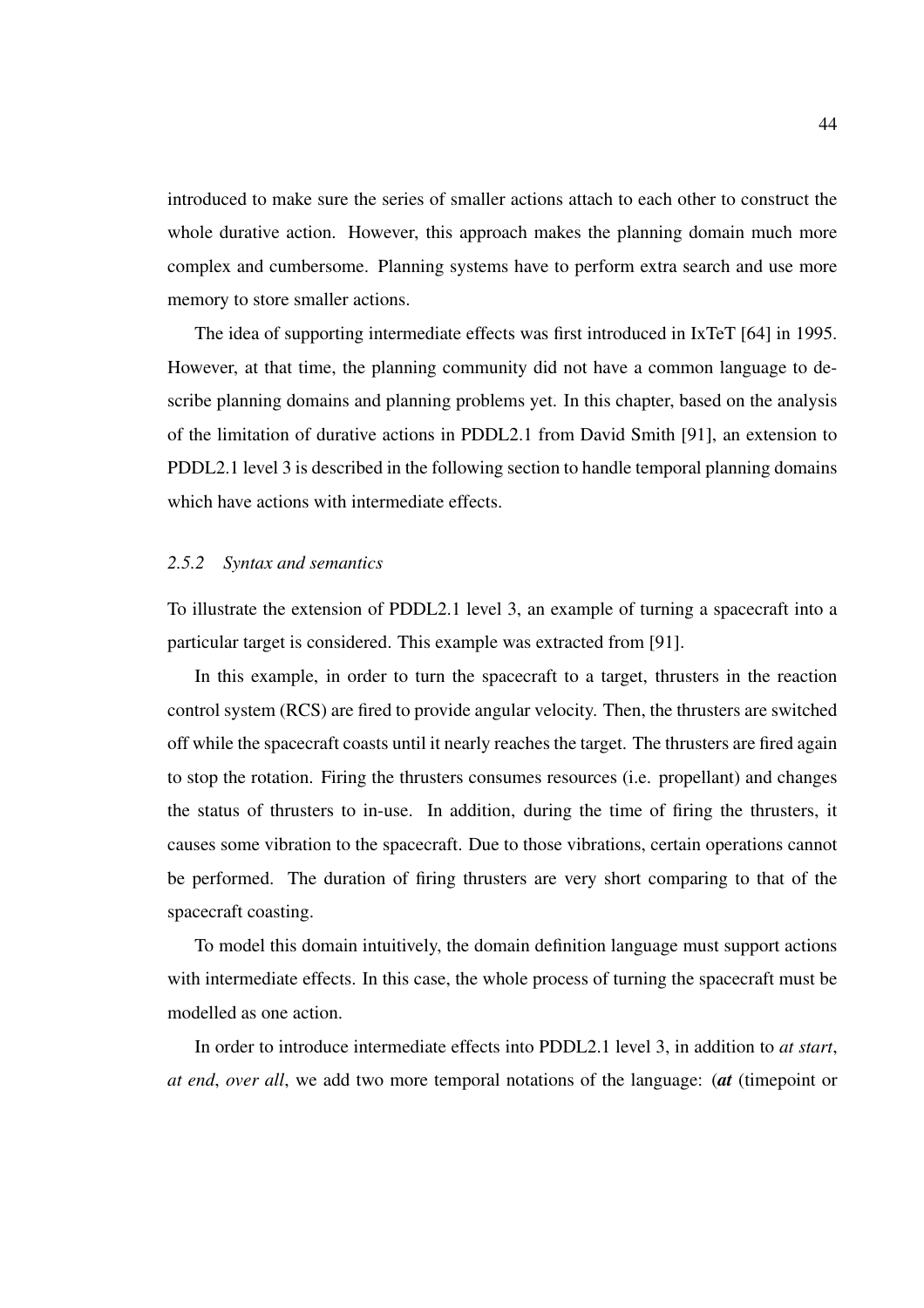introduced to make sure the series of smaller actions attach to each other to construct the whole durative action. However, this approach makes the planning domain much more complex and cumbersome. Planning systems have to perform extra search and use more memory to store smaller actions.

The idea of supporting intermediate effects was first introduced in IxTeT [64] in 1995. However, at that time, the planning community did not have a common language to describe planning domains and planning problems yet. In this chapter, based on the analysis of the limitation of durative actions in PDDL2.1 from David Smith [91], an extension to PDDL2.1 level 3 is described in the following section to handle temporal planning domains which have actions with intermediate effects.

### *2.5.2 Syntax and semantics*

To illustrate the extension of PDDL2.1 level 3, an example of turning a spacecraft into a particular target is considered. This example was extracted from [91].

In this example, in order to turn the spacecraft to a target, thrusters in the reaction control system (RCS) are fired to provide angular velocity. Then, the thrusters are switched off while the spacecraft coasts until it nearly reaches the target. The thrusters are fired again to stop the rotation. Firing the thrusters consumes resources (i.e. propellant) and changes the status of thrusters to in-use. In addition, during the time of firing the thrusters, it causes some vibration to the spacecraft. Due to those vibrations, certain operations cannot be performed. The duration of firing thrusters are very short comparing to that of the spacecraft coasting.

To model this domain intuitively, the domain definition language must support actions with intermediate effects. In this case, the whole process of turning the spacecraft must be modelled as one action.

In order to introduce intermediate effects into PDDL2.1 level 3, in addition to *at start*, *at end*, *over all*, we add two more temporal notations of the language: (***at*** (timepoint or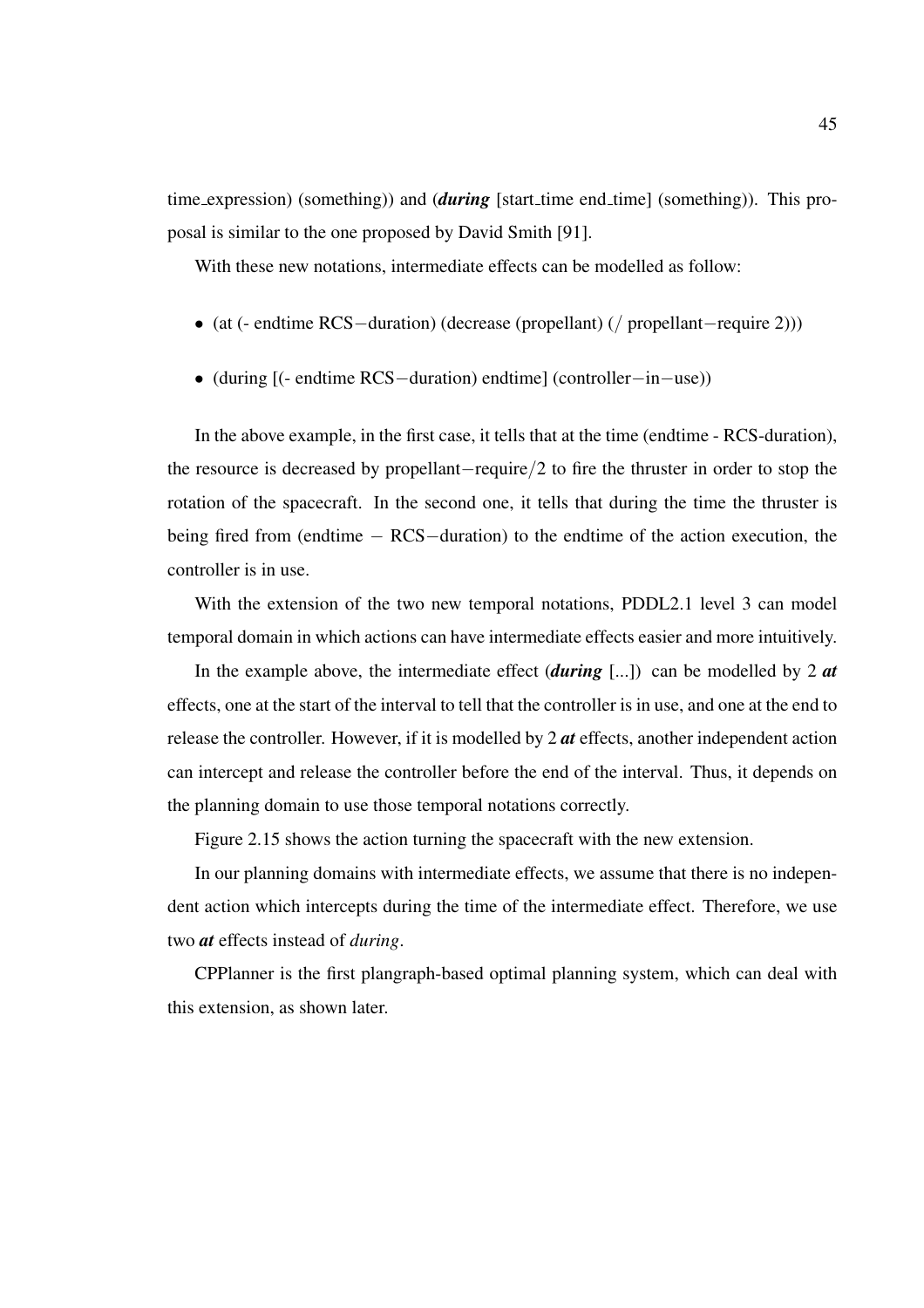time_expression) (something)) and (***during*** [start_time end_time] (something)). This proposal is similar to the one proposed by David Smith [91].

With these new notations, intermediate effects can be modelled as follow:

- (at (- endtime RCS−duration) (decrease (propellant) (/ propellant−require 2)))
- (during [(- endtime RCS−duration) endtime] (controller−in−use))

In the above example, in the first case, it tells that at the time (endtime - RCS-duration), the resource is decreased by propellant−require/2 to fire the thruster in order to stop the rotation of the spacecraft. In the second one, it tells that during the time the thruster is being fired from (endtime − RCS−duration) to the endtime of the action execution, the controller is in use.

With the extension of the two new temporal notations, PDDL2.1 level 3 can model temporal domain in which actions can have intermediate effects easier and more intuitively.

In the example above, the intermediate effect (***during*** [...]) can be modelled by 2 ***at*** effects, one at the start of the interval to tell that the controller is in use, and one at the end to release the controller. However, if it is modelled by 2 ***at*** effects, another independent action can intercept and release the controller before the end of the interval. Thus, it depends on the planning domain to use those temporal notations correctly.

Figure 2.15 shows the action turning the spacecraft with the new extension.

In our planning domains with intermediate effects, we assume that there is no independent action which intercepts during the time of the intermediate effect. Therefore, we use two ***at*** effects instead of *during*.

CPPlanner is the first plangraph-based optimal planning system, which can deal with this extension, as shown later.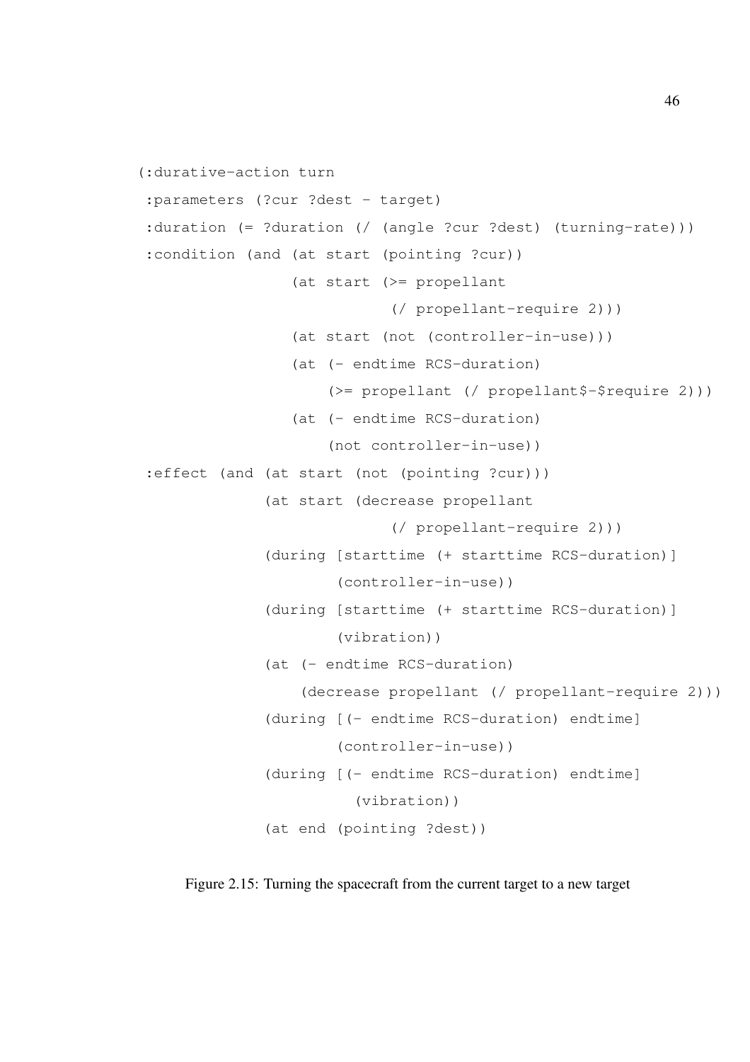```
(:durative-action turn
 :parameters (?cur ?dest - target)
 :duration (= ?duration (/ (angle ?cur ?dest) (turning-rate)))
 :condition (and (at start (pointing ?cur))
                 (at start (>= propellant
                               (/ propellant-require 2)))
                 (at start (not (controller-in-use)))
                 (at (- endtime RCS-duration)
                     (>= propellant (/ propellant$-$require 2)))
                 (at (- endtime RCS-duration)
                     (not controller-in-use))
 :effect (and (at start (not (pointing ?cur)))
              (at start (decrease propellant
                               (/ propellant-require 2)))
              (during [starttime (+ starttime RCS-duration)]
                      (controller-in-use))
              (during [starttime (+ starttime RCS-duration)]
                      (vibration))
              (at (- endtime RCS-duration)
                  (decrease propellant (/ propellant-require 2)))
              (during [(- endtime RCS-duration) endtime]
                      (controller-in-use))
              (during [(- endtime RCS-duration) endtime]
                        (vibration))
              (at end (pointing ?dest))
```

Figure 2.15: Turning the spacecraft from the current target to a new target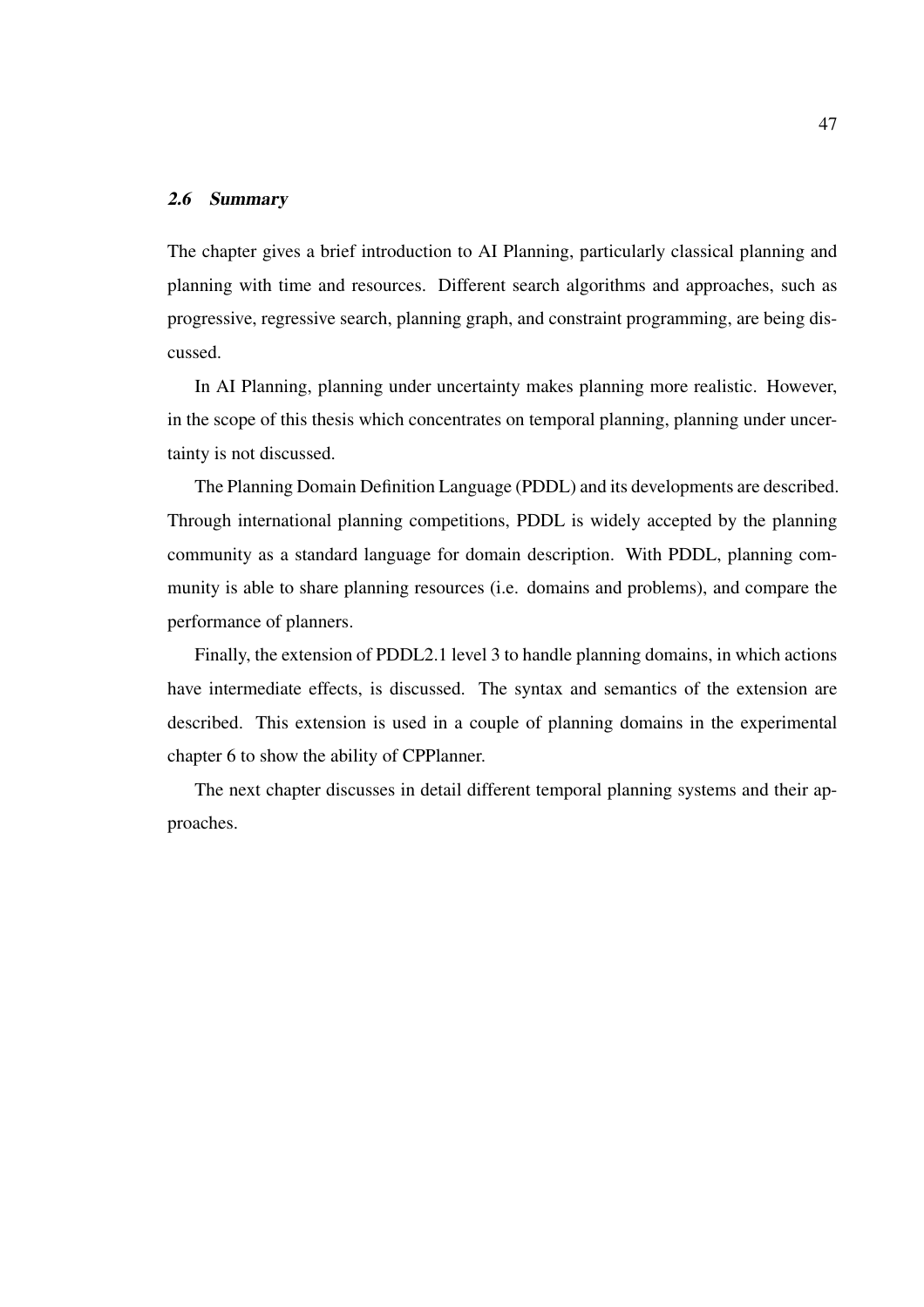### *2.6 Summary*

The chapter gives a brief introduction to AI Planning, particularly classical planning and planning with time and resources. Different search algorithms and approaches, such as progressive, regressive search, planning graph, and constraint programming, are being discussed.

In AI Planning, planning under uncertainty makes planning more realistic. However, in the scope of this thesis which concentrates on temporal planning, planning under uncertainty is not discussed.

The Planning Domain Definition Language (PDDL) and its developments are described. Through international planning competitions, PDDL is widely accepted by the planning community as a standard language for domain description. With PDDL, planning community is able to share planning resources (i.e. domains and problems), and compare the performance of planners.

Finally, the extension of PDDL2.1 level 3 to handle planning domains, in which actions have intermediate effects, is discussed. The syntax and semantics of the extension are described. This extension is used in a couple of planning domains in the experimental chapter 6 to show the ability of CPPlanner.

The next chapter discusses in detail different temporal planning systems and their approaches.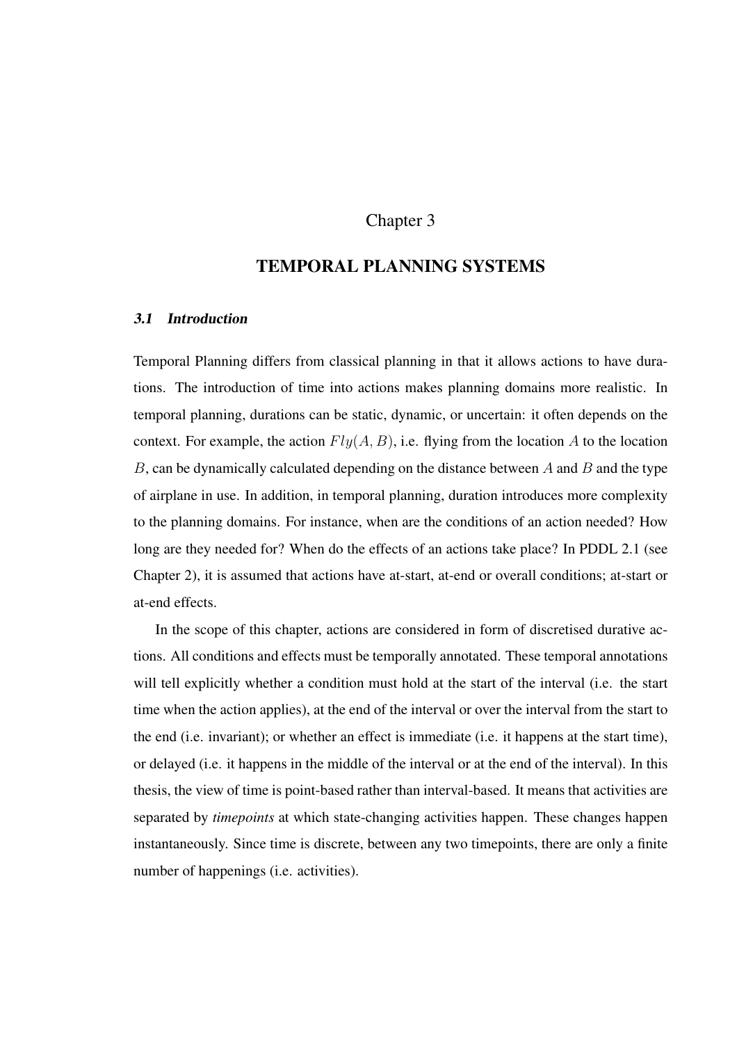# Chapter 3

# TEMPORAL PLANNING SYSTEMS

### *3.1 Introduction*

Temporal Planning differs from classical planning in that it allows actions to have durations. The introduction of time into actions makes planning domains more realistic. In temporal planning, durations can be static, dynamic, or uncertain: it often depends on the context. For example, the action $Fly(A, B)$, i.e. flying from the location $A$ to the location $B$, can be dynamically calculated depending on the distance between $A$ and $B$ and the type of airplane in use. In addition, in temporal planning, duration introduces more complexity to the planning domains. For instance, when are the conditions of an action needed? How long are they needed for? When do the effects of an actions take place? In PDDL 2.1 (see Chapter 2), it is assumed that actions have at-start, at-end or overall conditions; at-start or at-end effects.

In the scope of this chapter, actions are considered in form of discretised durative actions. All conditions and effects must be temporally annotated. These temporal annotations will tell explicitly whether a condition must hold at the start of the interval (i.e. the start time when the action applies), at the end of the interval or over the interval from the start to the end (i.e. invariant); or whether an effect is immediate (i.e. it happens at the start time), or delayed (i.e. it happens in the middle of the interval or at the end of the interval). In this thesis, the view of time is point-based rather than interval-based. It means that activities are separated by *timepoints* at which state-changing activities happen. These changes happen instantaneously. Since time is discrete, between any two timepoints, there are only a finite number of happenings (i.e. activities).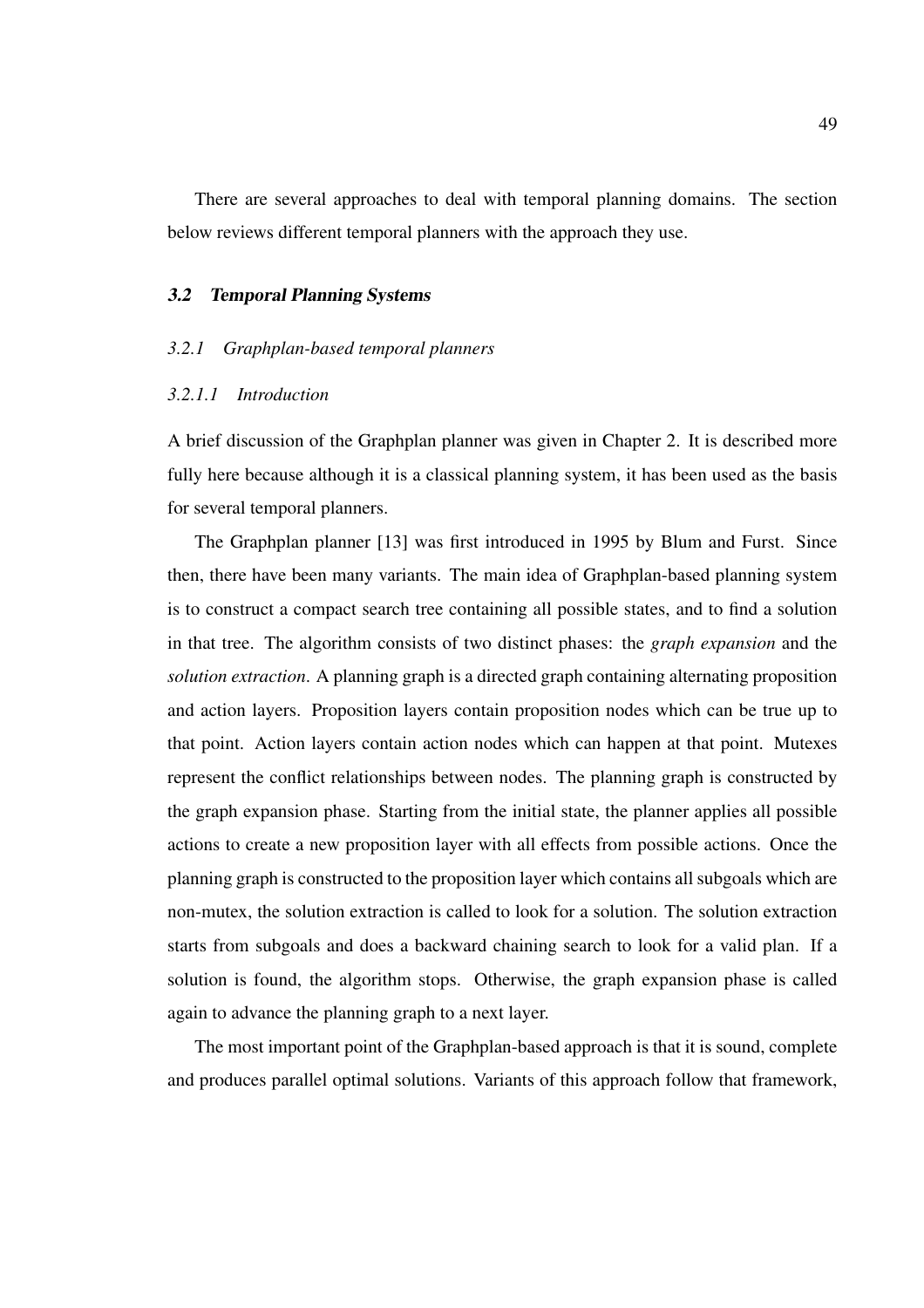There are several approaches to deal with temporal planning domains. The section below reviews different temporal planners with the approach they use.

## *3.2 Temporal Planning Systems*

### *3.2.1 Graphplan-based temporal planners*

#### *3.2.1.1 Introduction*

A brief discussion of the Graphplan planner was given in Chapter 2. It is described more fully here because although it is a classical planning system, it has been used as the basis for several temporal planners.

The Graphplan planner [13] was first introduced in 1995 by Blum and Furst. Since then, there have been many variants. The main idea of Graphplan-based planning system is to construct a compact search tree containing all possible states, and to find a solution in that tree. The algorithm consists of two distinct phases: the *graph expansion* and the *solution extraction*. A planning graph is a directed graph containing alternating proposition and action layers. Proposition layers contain proposition nodes which can be true up to that point. Action layers contain action nodes which can happen at that point. Mutexes represent the conflict relationships between nodes. The planning graph is constructed by the graph expansion phase. Starting from the initial state, the planner applies all possible actions to create a new proposition layer with all effects from possible actions. Once the planning graph is constructed to the proposition layer which contains all subgoals which are non-mutex, the solution extraction is called to look for a solution. The solution extraction starts from subgoals and does a backward chaining search to look for a valid plan. If a solution is found, the algorithm stops. Otherwise, the graph expansion phase is called again to advance the planning graph to a next layer.

The most important point of the Graphplan-based approach is that it is sound, complete and produces parallel optimal solutions. Variants of this approach follow that framework,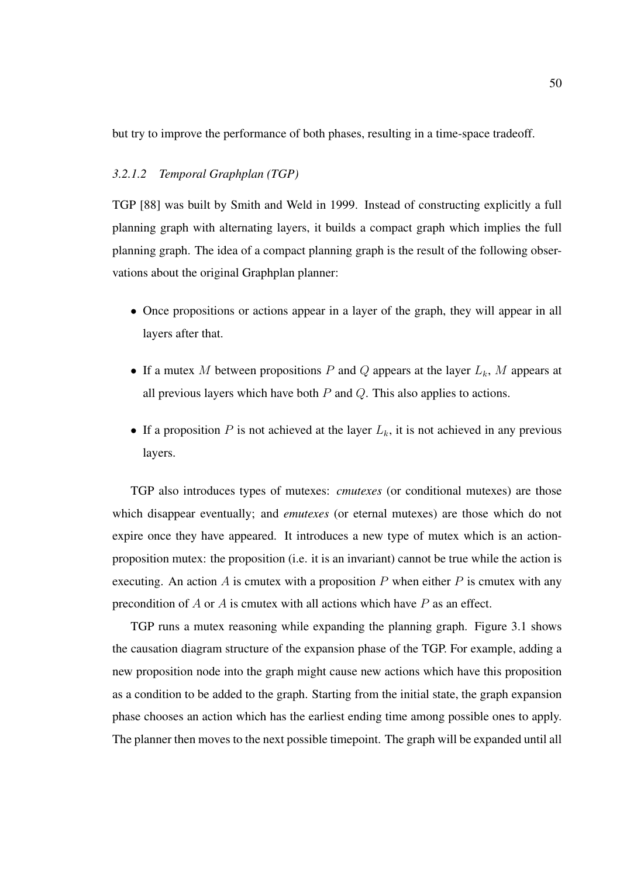but try to improve the performance of both phases, resulting in a time-space tradeoff.

#### *3.2.1.2 Temporal Graphplan (TGP)*

TGP [88] was built by Smith and Weld in 1999. Instead of constructing explicitly a full planning graph with alternating layers, it builds a compact graph which implies the full planning graph. The idea of a compact planning graph is the result of the following observations about the original Graphplan planner:

- Once propositions or actions appear in a layer of the graph, they will appear in all layers after that.
- If a mutex $M$ between propositions $P$ and $Q$ appears at the layer $L_k$, $M$ appears at all previous layers which have both $P$ and $Q$. This also applies to actions.
- If a proposition $P$ is not achieved at the layer $L_k$, it is not achieved in any previous layers.

TGP also introduces types of mutexes: *cmutexes* (or conditional mutexes) are those which disappear eventually; and *emutexes* (or eternal mutexes) are those which do not expire once they have appeared. It introduces a new type of mutex which is an action-proposition mutex: the proposition (i.e. it is an invariant) cannot be true while the action is executing. An action $A$ is cmutex with a proposition $P$ when either $P$ is cmutex with any precondition of $A$ or $A$ is cmutex with all actions which have $P$ as an effect.

TGP runs a mutex reasoning while expanding the planning graph. Figure 3.1 shows the causation diagram structure of the expansion phase of the TGP. For example, adding a new proposition node into the graph might cause new actions which have this proposition as a condition to be added to the graph. Starting from the initial state, the graph expansion phase chooses an action which has the earliest ending time among possible ones to apply. The planner then moves to the next possible timepoint. The graph will be expanded until all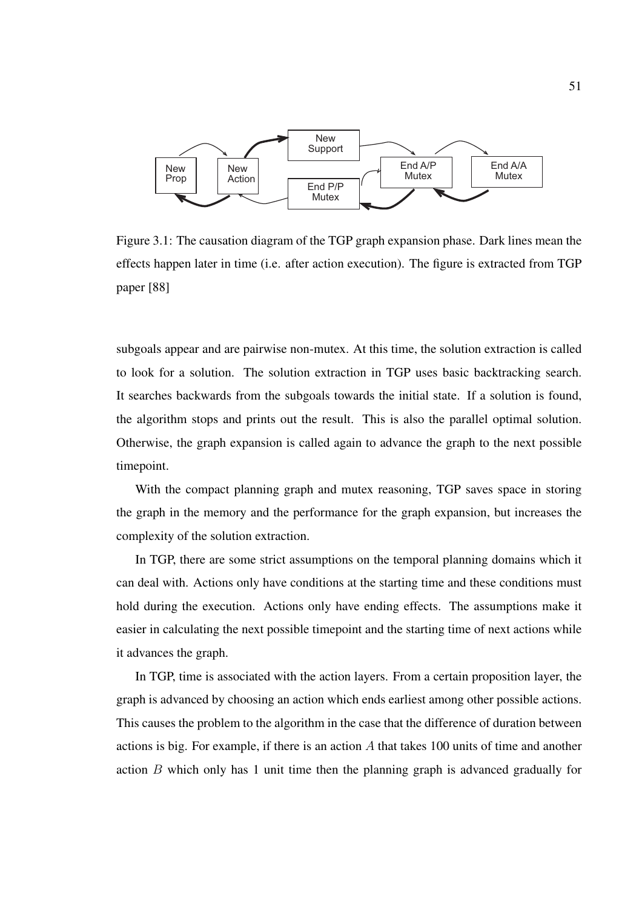Figure 3.1: The causation diagram of the TGP graph expansion phase. Dark lines mean the effects happen later in time (i.e. after action execution). The figure is extracted from TGP paper [88]

subgoals appear and are pairwise non-mutex. At this time, the solution extraction is called to look for a solution. The solution extraction in TGP uses basic backtracking search. It searches backwards from the subgoals towards the initial state. If a solution is found, the algorithm stops and prints out the result. This is also the parallel optimal solution. Otherwise, the graph expansion is called again to advance the graph to the next possible timepoint.

With the compact planning graph and mutex reasoning, TGP saves space in storing the graph in the memory and the performance for the graph expansion, but increases the complexity of the solution extraction.

In TGP, there are some strict assumptions on the temporal planning domains which it can deal with. Actions only have conditions at the starting time and these conditions must hold during the execution. Actions only have ending effects. The assumptions make it easier in calculating the next possible timepoint and the starting time of next actions while it advances the graph.

In TGP, time is associated with the action layers. From a certain proposition layer, the graph is advanced by choosing an action which ends earliest among other possible actions. This causes the problem to the algorithm in the case that the difference of duration between actions is big. For example, if there is an action $A$ that takes 100 units of time and another action $B$ which only has 1 unit time then the planning graph is advanced gradually for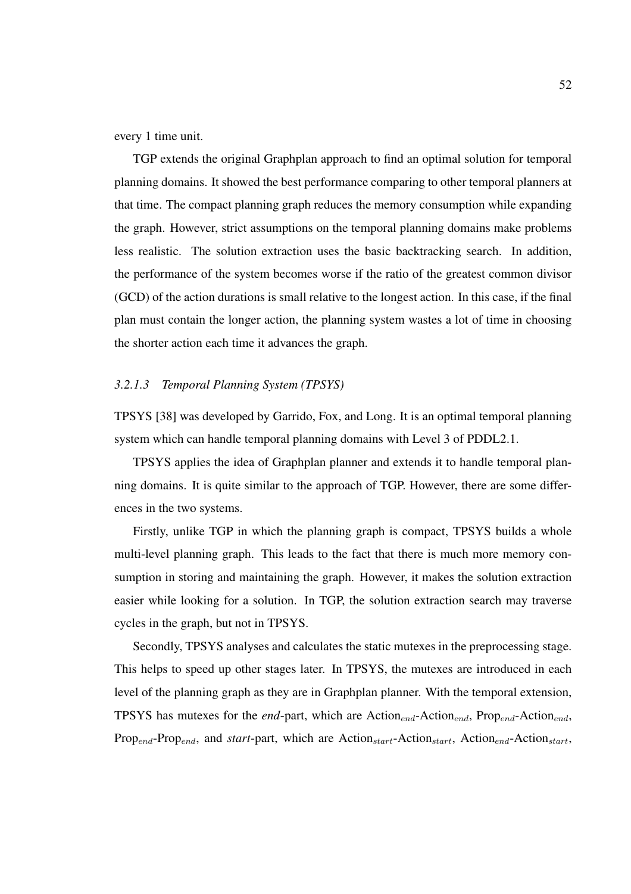every 1 time unit.

TGP extends the original Graphplan approach to find an optimal solution for temporal planning domains. It showed the best performance comparing to other temporal planners at that time. The compact planning graph reduces the memory consumption while expanding the graph. However, strict assumptions on the temporal planning domains make problems less realistic. The solution extraction uses the basic backtracking search. In addition, the performance of the system becomes worse if the ratio of the greatest common divisor (GCD) of the action durations is small relative to the longest action. In this case, if the final plan must contain the longer action, the planning system wastes a lot of time in choosing the shorter action each time it advances the graph.

#### *3.2.1.3 Temporal Planning System (TPSYS)*

TPSYS [38] was developed by Garrido, Fox, and Long. It is an optimal temporal planning system which can handle temporal planning domains with Level 3 of PDDL2.1.

TPSYS applies the idea of Graphplan planner and extends it to handle temporal planning domains. It is quite similar to the approach of TGP. However, there are some differences in the two systems.

Firstly, unlike TGP in which the planning graph is compact, TPSYS builds a whole multi-level planning graph. This leads to the fact that there is much more memory consumption in storing and maintaining the graph. However, it makes the solution extraction easier while looking for a solution. In TGP, the solution extraction search may traverse cycles in the graph, but not in TPSYS.

Secondly, TPSYS analyses and calculates the static mutexes in the preprocessing stage. This helps to speed up other stages later. In TPSYS, the mutexes are introduced in each level of the planning graph as they are in Graphplan planner. With the temporal extension, TPSYS has mutexes for the *end*-part, which are $\text{Action}_{end}$-$\text{Action}_{end}$, $\text{Prop}_{end}$-$\text{Action}_{end}$, $\text{Prop}_{end}$-$\text{Prop}_{end}$, and *start*-part, which are $\text{Action}_{start}$-$\text{Action}_{start}$, $\text{Action}_{end}$-$\text{Action}_{start}$,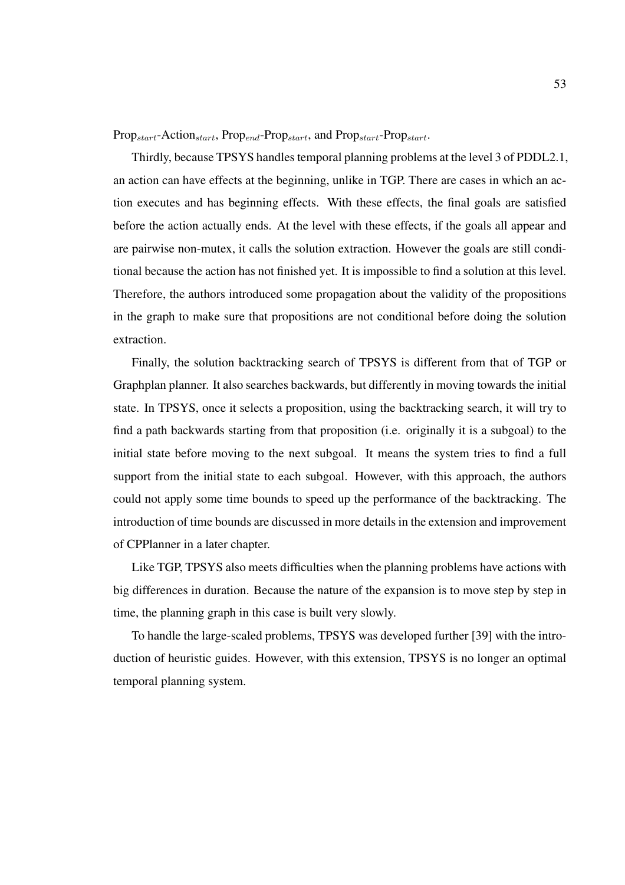Prop$_{start}$-Action$_{start}$, Prop$_{end}$-Prop$_{start}$, and Prop$_{start}$-Prop$_{start}$.

Thirdly, because TPSYS handles temporal planning problems at the level 3 of PDDL2.1, an action can have effects at the beginning, unlike in TGP. There are cases in which an action executes and has beginning effects. With these effects, the final goals are satisfied before the action actually ends. At the level with these effects, if the goals all appear and are pairwise non-mutex, it calls the solution extraction. However the goals are still conditional because the action has not finished yet. It is impossible to find a solution at this level. Therefore, the authors introduced some propagation about the validity of the propositions in the graph to make sure that propositions are not conditional before doing the solution extraction.

Finally, the solution backtracking search of TPSYS is different from that of TGP or Graphplan planner. It also searches backwards, but differently in moving towards the initial state. In TPSYS, once it selects a proposition, using the backtracking search, it will try to find a path backwards starting from that proposition (i.e. originally it is a subgoal) to the initial state before moving to the next subgoal. It means the system tries to find a full support from the initial state to each subgoal. However, with this approach, the authors could not apply some time bounds to speed up the performance of the backtracking. The introduction of time bounds are discussed in more details in the extension and improvement of CPPlanner in a later chapter.

Like TGP, TPSYS also meets difficulties when the planning problems have actions with big differences in duration. Because the nature of the expansion is to move step by step in time, the planning graph in this case is built very slowly.

To handle the large-scaled problems, TPSYS was developed further [39] with the introduction of heuristic guides. However, with this extension, TPSYS is no longer an optimal temporal planning system.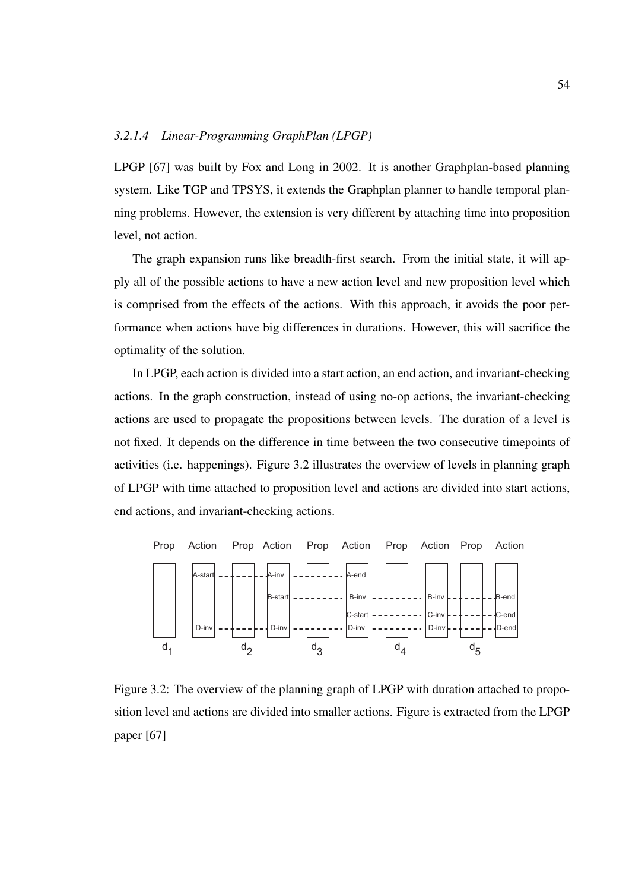#### 3.2.1.4 Linear-Programming GraphPlan (LPGP)

LPGP [67] was built by Fox and Long in 2002. It is another Graphplan-based planning system. Like TGP and TPSYS, it extends the Graphplan planner to handle temporal planning problems. However, the extension is very different by attaching time into proposition level, not action.

The graph expansion runs like breadth-first search. From the initial state, it will apply all of the possible actions to have a new action level and new proposition level which is comprised from the effects of the actions. With this approach, it avoids the poor performance when actions have big differences in durations. However, this will sacrifice the optimality of the solution.

In LPGP, each action is divided into a start action, an end action, and invariant-checking actions. In the graph construction, instead of using no-op actions, the invariant-checking actions are used to propagate the propositions between levels. The duration of a level is not fixed. It depends on the difference in time between the two consecutive timepoints of activities (i.e. happenings). Figure 3.2 illustrates the overview of levels in planning graph of LPGP with time attached to proposition level and actions are divided into start actions, end actions, and invariant-checking actions.

Figure 3.2: The overview of the planning graph of LPGP with duration attached to proposition level and actions are divided into smaller actions. Figure is extracted from the LPGP paper [67]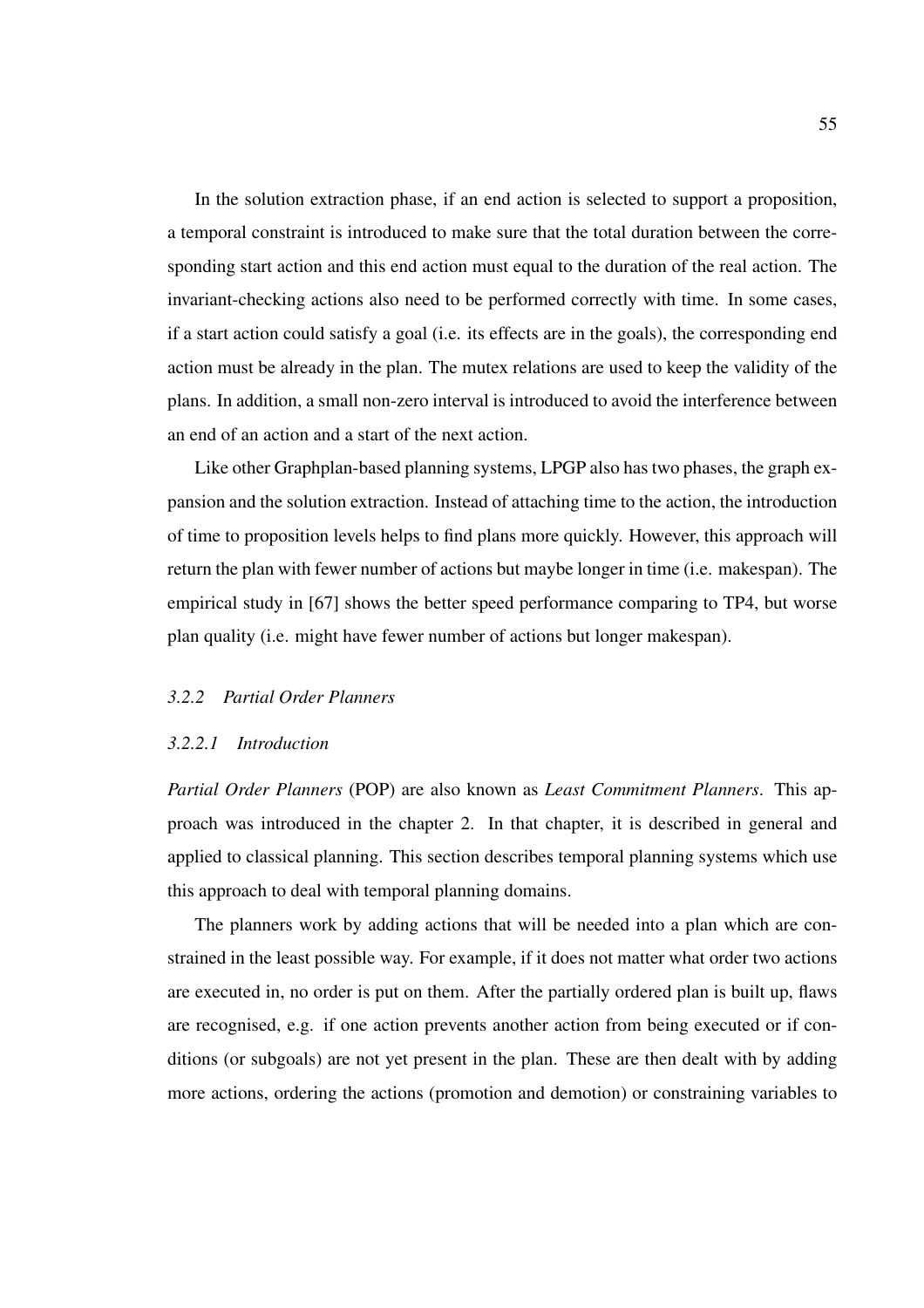In the solution extraction phase, if an end action is selected to support a proposition, a temporal constraint is introduced to make sure that the total duration between the corresponding start action and this end action must equal to the duration of the real action. The invariant-checking actions also need to be performed correctly with time. In some cases, if a start action could satisfy a goal (i.e. its effects are in the goals), the corresponding end action must be already in the plan. The mutex relations are used to keep the validity of the plans. In addition, a small non-zero interval is introduced to avoid the interference between an end of an action and a start of the next action.

Like other Graphplan-based planning systems, LPGP also has two phases, the graph expansion and the solution extraction. Instead of attaching time to the action, the introduction of time to proposition levels helps to find plans more quickly. However, this approach will return the plan with fewer number of actions but maybe longer in time (i.e. makespan). The empirical study in [67] shows the better speed performance comparing to TP4, but worse plan quality (i.e. might have fewer number of actions but longer makespan).

### *3.2.2 Partial Order Planners*

#### *3.2.2.1 Introduction*

*Partial Order Planners* (POP) are also known as *Least Commitment Planners*. This approach was introduced in the chapter 2. In that chapter, it is described in general and applied to classical planning. This section describes temporal planning systems which use this approach to deal with temporal planning domains.

The planners work by adding actions that will be needed into a plan which are constrained in the least possible way. For example, if it does not matter what order two actions are executed in, no order is put on them. After the partially ordered plan is built up, flaws are recognised, e.g. if one action prevents another action from being executed or if conditions (or subgoals) are not yet present in the plan. These are then dealt with by adding more actions, ordering the actions (promotion and demotion) or constraining variables to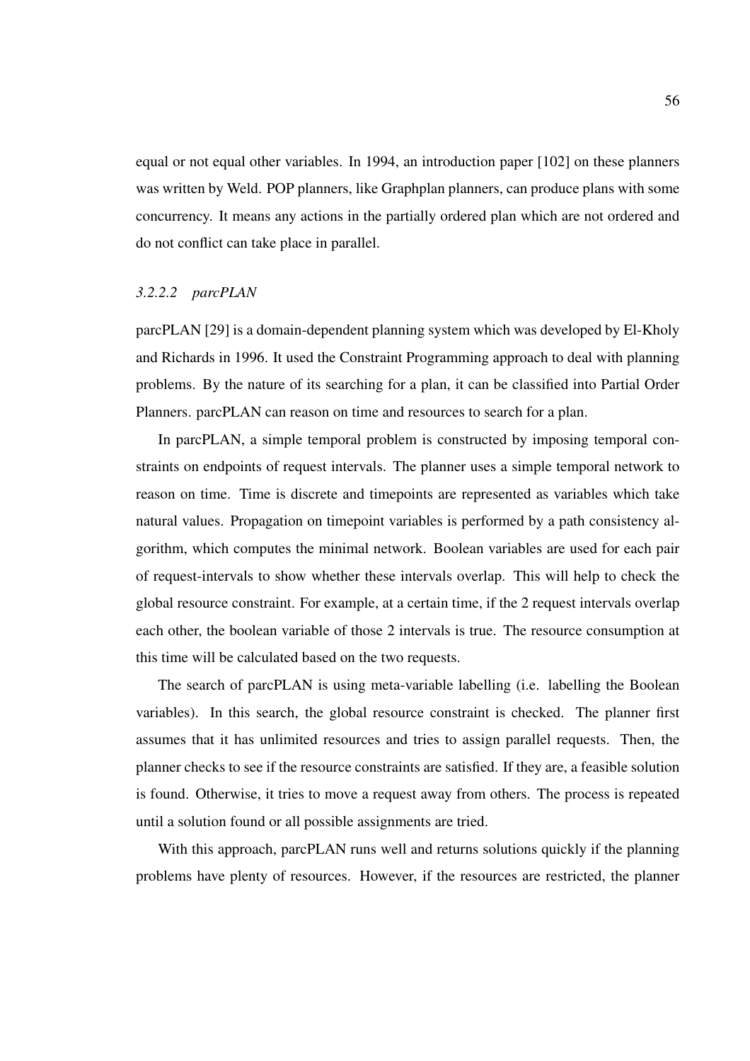equal or not equal other variables. In 1994, an introduction paper [102] on these planners was written by Weld. POP planners, like Graphplan planners, can produce plans with some concurrency. It means any actions in the partially ordered plan which are not ordered and do not conflict can take place in parallel.

#### *3.2.2.2 parcPLAN*

parcPLAN [29] is a domain-dependent planning system which was developed by El-Kholy and Richards in 1996. It used the Constraint Programming approach to deal with planning problems. By the nature of its searching for a plan, it can be classified into Partial Order Planners. parcPLAN can reason on time and resources to search for a plan.

In parcPLAN, a simple temporal problem is constructed by imposing temporal constraints on endpoints of request intervals. The planner uses a simple temporal network to reason on time. Time is discrete and timepoints are represented as variables which take natural values. Propagation on timepoint variables is performed by a path consistency algorithm, which computes the minimal network. Boolean variables are used for each pair of request-intervals to show whether these intervals overlap. This will help to check the global resource constraint. For example, at a certain time, if the 2 request intervals overlap each other, the boolean variable of those 2 intervals is true. The resource consumption at this time will be calculated based on the two requests.

The search of parcPLAN is using meta-variable labelling (i.e. labelling the Boolean variables). In this search, the global resource constraint is checked. The planner first assumes that it has unlimited resources and tries to assign parallel requests. Then, the planner checks to see if the resource constraints are satisfied. If they are, a feasible solution is found. Otherwise, it tries to move a request away from others. The process is repeated until a solution found or all possible assignments are tried.

With this approach, parcPLAN runs well and returns solutions quickly if the planning problems have plenty of resources. However, if the resources are restricted, the planner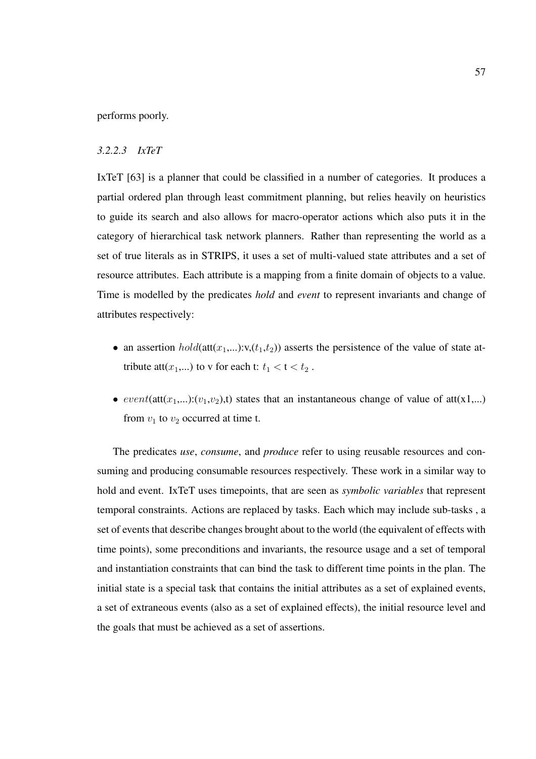performs poorly.

#### *3.2.2.3 IxTeT*

IxTeT [63] is a planner that could be classified in a number of categories. It produces a partial ordered plan through least commitment planning, but relies heavily on heuristics to guide its search and also allows for macro-operator actions which also puts it in the category of hierarchical task network planners. Rather than representing the world as a set of true literals as in STRIPS, it uses a set of multi-valued state attributes and a set of resource attributes. Each attribute is a mapping from a finite domain of objects to a value. Time is modelled by the predicates *hold* and *event* to represent invariants and change of attributes respectively:

- an assertion $hold$(att($x_1$,...):v,($t_1$,$t_2$)) asserts the persistence of the value of state attribute att($x_1$,...) to v for each t: $t_1 <$ t $< t_2$ .
- $event$(att($x_1$,...):($v_1$,$v_2$),t) states that an instantaneous change of value of att(x1,...) from $v_1$ to $v_2$ occurred at time t.

The predicates *use*, *consume*, and *produce* refer to using reusable resources and consuming and producing consumable resources respectively. These work in a similar way to hold and event. IxTeT uses timepoints, that are seen as *symbolic variables* that represent temporal constraints. Actions are replaced by tasks. Each which may include sub-tasks , a set of events that describe changes brought about to the world (the equivalent of effects with time points), some preconditions and invariants, the resource usage and a set of temporal and instantiation constraints that can bind the task to different time points in the plan. The initial state is a special task that contains the initial attributes as a set of explained events, a set of extraneous events (also as a set of explained effects), the initial resource level and the goals that must be achieved as a set of assertions.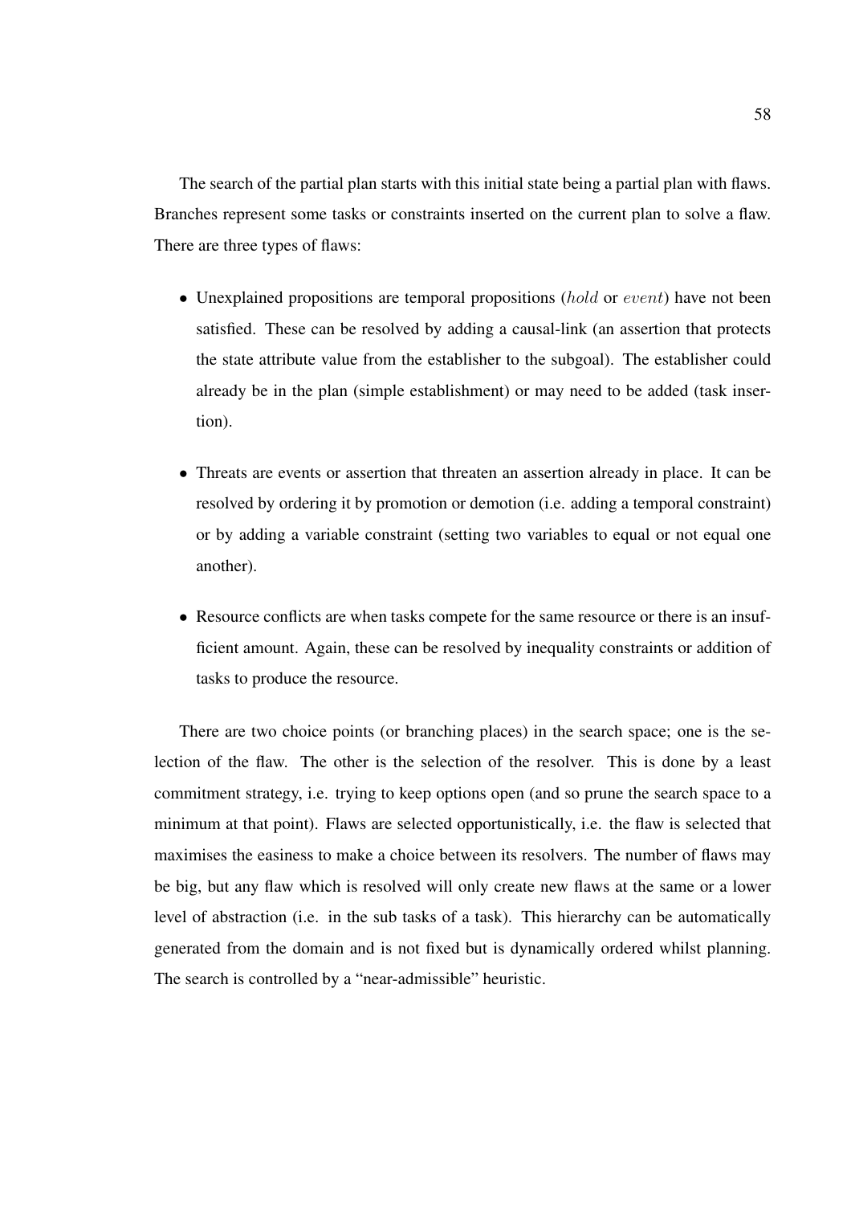The search of the partial plan starts with this initial state being a partial plan with flaws. Branches represent some tasks or constraints inserted on the current plan to solve a flaw. There are three types of flaws:

- Unexplained propositions are temporal propositions ($hold$ or $event$) have not been satisfied. These can be resolved by adding a causal-link (an assertion that protects the state attribute value from the establisher to the subgoal). The establisher could already be in the plan (simple establishment) or may need to be added (task insertion).

- Threats are events or assertion that threaten an assertion already in place. It can be resolved by ordering it by promotion or demotion (i.e. adding a temporal constraint) or by adding a variable constraint (setting two variables to equal or not equal one another).

- Resource conflicts are when tasks compete for the same resource or there is an insufficient amount. Again, these can be resolved by inequality constraints or addition of tasks to produce the resource.

There are two choice points (or branching places) in the search space; one is the selection of the flaw. The other is the selection of the resolver. This is done by a least commitment strategy, i.e. trying to keep options open (and so prune the search space to a minimum at that point). Flaws are selected opportunistically, i.e. the flaw is selected that maximises the easiness to make a choice between its resolvers. The number of flaws may be big, but any flaw which is resolved will only create new flaws at the same or a lower level of abstraction (i.e. in the sub tasks of a task). This hierarchy can be automatically generated from the domain and is not fixed but is dynamically ordered whilst planning. The search is controlled by a "near-admissible" heuristic.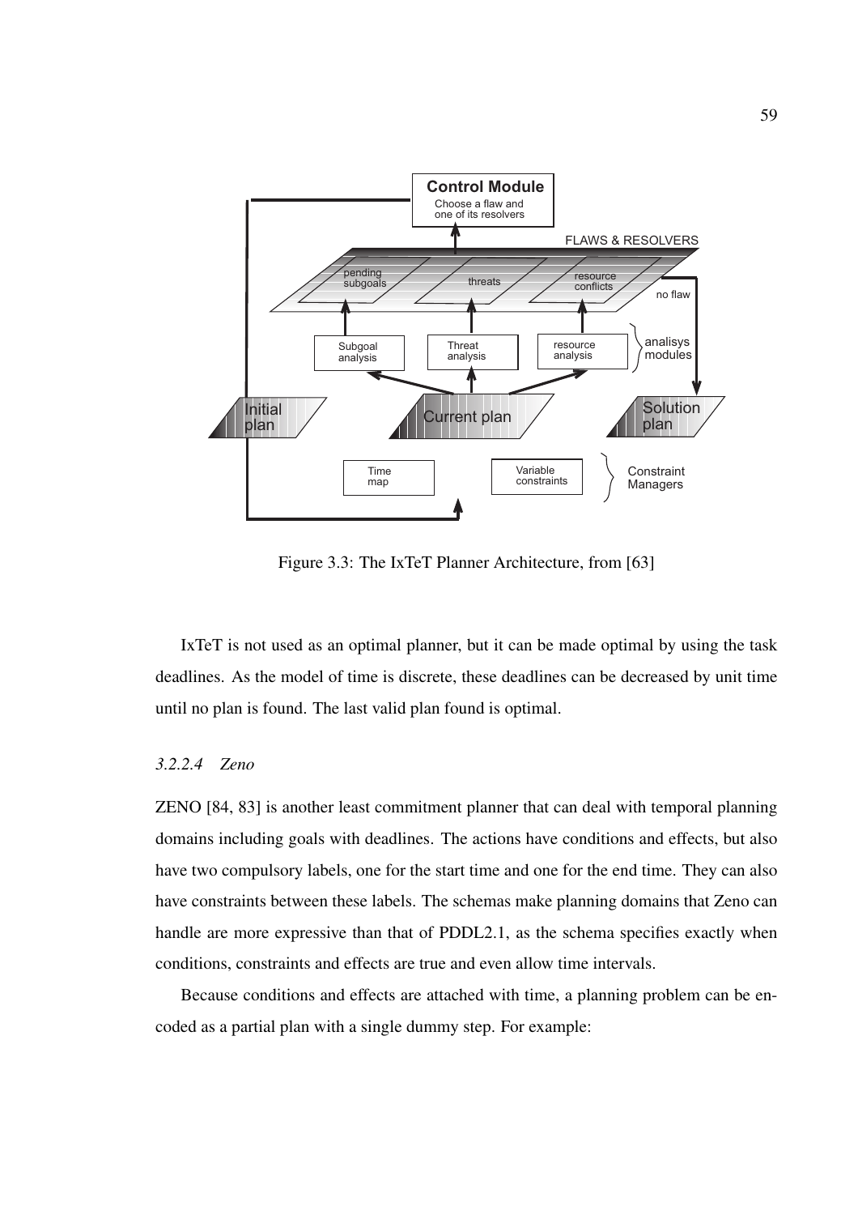Figure 3.3: The IxTeT Planner Architecture, from [63]

IxTeT is not used as an optimal planner, but it can be made optimal by using the task deadlines. As the model of time is discrete, these deadlines can be decreased by unit time until no plan is found. The last valid plan found is optimal.

#### *3.2.2.4 Zeno*

ZENO [84, 83] is another least commitment planner that can deal with temporal planning domains including goals with deadlines. The actions have conditions and effects, but also have two compulsory labels, one for the start time and one for the end time. They can also have constraints between these labels. The schemas make planning domains that Zeno can handle are more expressive than that of PDDL2.1, as the schema specifies exactly when conditions, constraints and effects are true and even allow time intervals.

Because conditions and effects are attached with time, a planning problem can be encoded as a partial plan with a single dummy step. For example: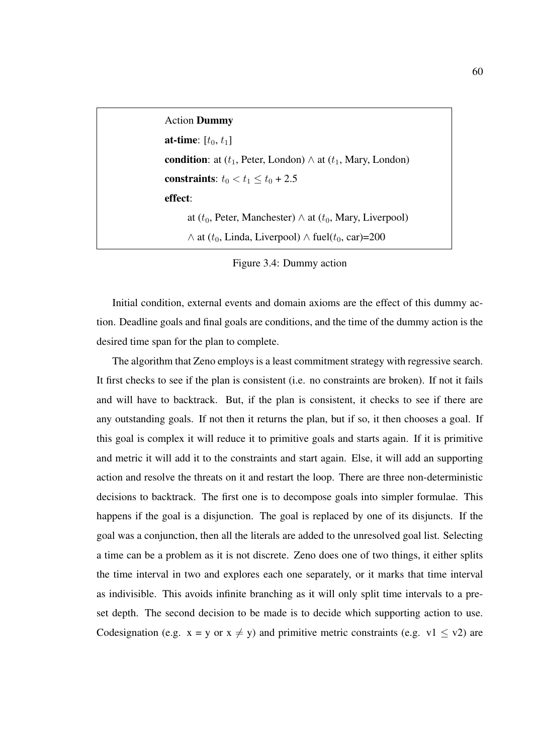Action **Dummy**

**at-time**: $[t_0, t_1]$

**condition**: at ($t_1$, Peter, London) $\wedge$ at ($t_1$, Mary, London)

**constraints**: $t_0 < t_1 \leq t_0 + 2.5$

**effect**:

at ($t_0$, Peter, Manchester) $\wedge$ at ($t_0$, Mary, Liverpool)

$\wedge$ at ($t_0$, Linda, Liverpool) $\wedge$ fuel($t_0$, car)=200

Figure 3.4: Dummy action

Initial condition, external events and domain axioms are the effect of this dummy action. Deadline goals and final goals are conditions, and the time of the dummy action is the desired time span for the plan to complete.

The algorithm that Zeno employs is a least commitment strategy with regressive search. It first checks to see if the plan is consistent (i.e. no constraints are broken). If not it fails and will have to backtrack. But, if the plan is consistent, it checks to see if there are any outstanding goals. If not then it returns the plan, but if so, it then chooses a goal. If this goal is complex it will reduce it to primitive goals and starts again. If it is primitive and metric it will add it to the constraints and start again. Else, it will add an supporting action and resolve the threats on it and restart the loop. There are three non-deterministic decisions to backtrack. The first one is to decompose goals into simpler formulae. This happens if the goal is a disjunction. The goal is replaced by one of its disjuncts. If the goal was a conjunction, then all the literals are added to the unresolved goal list. Selecting a time can be a problem as it is not discrete. Zeno does one of two things, it either splits the time interval in two and explores each one separately, or it marks that time interval as indivisible. This avoids infinite branching as it will only split time intervals to a pre-set depth. The second decision to be made is to decide which supporting action to use. Codesignation (e.g. $x = y$ or $x \neq y$) and primitive metric constraints (e.g. $v1 \leq v2$) are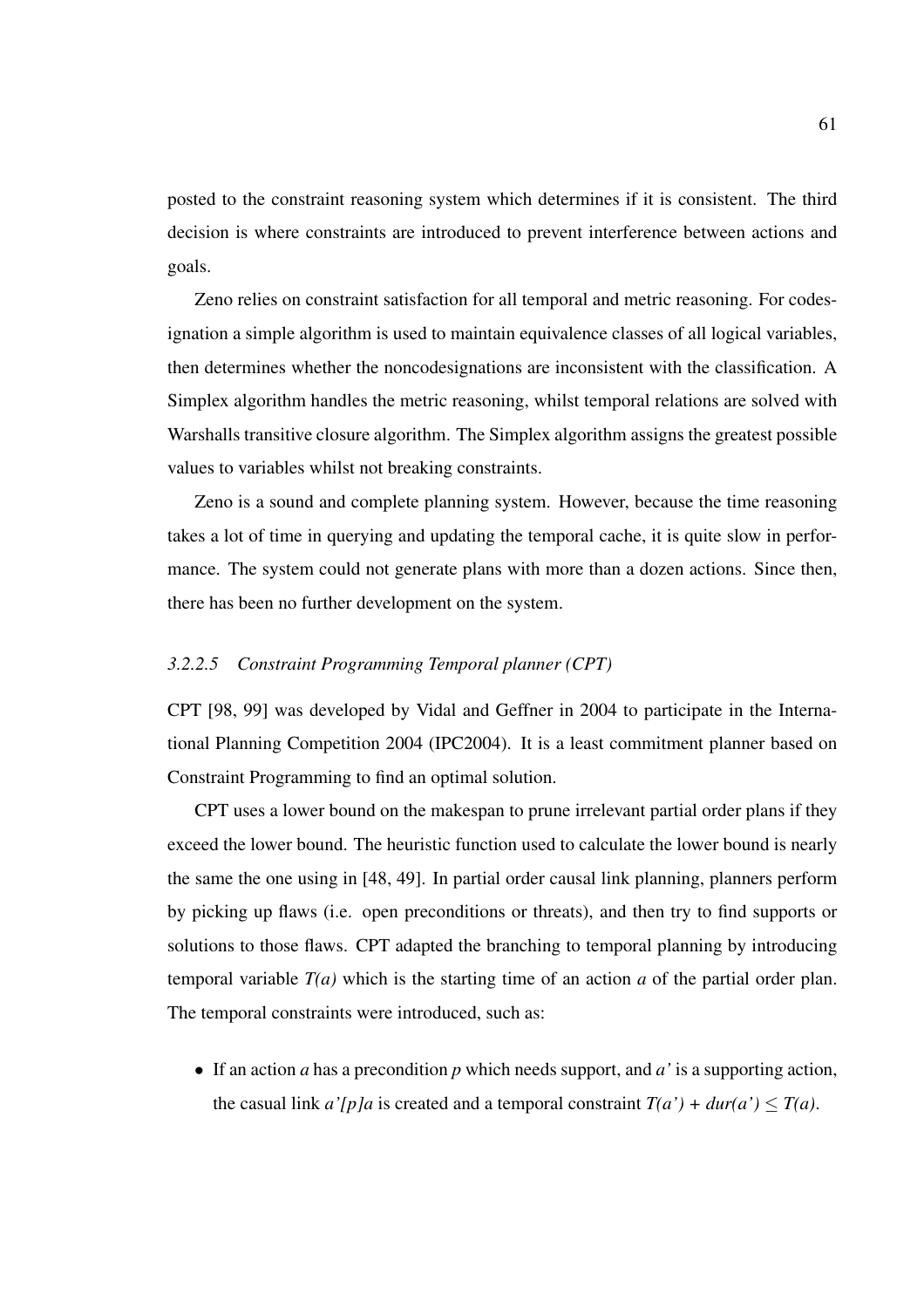posted to the constraint reasoning system which determines if it is consistent. The third decision is where constraints are introduced to prevent interference between actions and goals.

Zeno relies on constraint satisfaction for all temporal and metric reasoning. For codesignation a simple algorithm is used to maintain equivalence classes of all logical variables, then determines whether the noncodesignations are inconsistent with the classification. A Simplex algorithm handles the metric reasoning, whilst temporal relations are solved with Warshalls transitive closure algorithm. The Simplex algorithm assigns the greatest possible values to variables whilst not breaking constraints.

Zeno is a sound and complete planning system. However, because the time reasoning takes a lot of time in querying and updating the temporal cache, it is quite slow in performance. The system could not generate plans with more than a dozen actions. Since then, there has been no further development on the system.

#### *3.2.2.5 Constraint Programming Temporal planner (CPT)*

CPT [98, 99] was developed by Vidal and Geffner in 2004 to participate in the International Planning Competition 2004 (IPC2004). It is a least commitment planner based on Constraint Programming to find an optimal solution.

CPT uses a lower bound on the makespan to prune irrelevant partial order plans if they exceed the lower bound. The heuristic function used to calculate the lower bound is nearly the same the one using in [48, 49]. In partial order causal link planning, planners perform by picking up flaws (i.e. open preconditions or threats), and then try to find supports or solutions to those flaws. CPT adapted the branching to temporal planning by introducing temporal variable $T(a)$ which is the starting time of an action $a$ of the partial order plan. The temporal constraints were introduced, such as:

- If an action $a$ has a precondition $p$ which needs support, and $a'$ is a supporting action, the casual link $a'[p]a$ is created and a temporal constraint $T(a') + dur(a') \leq T(a)$.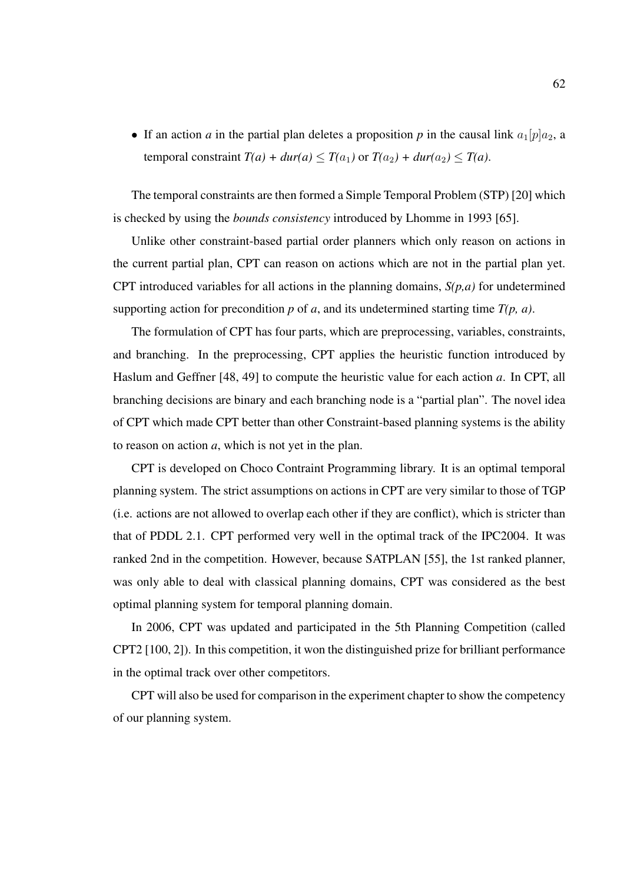- If an action *a* in the partial plan deletes a proposition *p* in the causal link $a_1[p]a_2$, a temporal constraint $T(a) + dur(a) \leq T(a_1)$ or $T(a_2) + dur(a_2) \leq T(a)$.

The temporal constraints are then formed a Simple Temporal Problem (STP) [20] which is checked by using the *bounds consistency* introduced by Lhomme in 1993 [65].

Unlike other constraint-based partial order planners which only reason on actions in the current partial plan, CPT can reason on actions which are not in the partial plan yet. CPT introduced variables for all actions in the planning domains, $S(p,a)$ for undetermined supporting action for precondition *p* of *a*, and its undetermined starting time $T(p, a)$.

The formulation of CPT has four parts, which are preprocessing, variables, constraints, and branching. In the preprocessing, CPT applies the heuristic function introduced by Haslum and Geffner [48, 49] to compute the heuristic value for each action *a*. In CPT, all branching decisions are binary and each branching node is a "partial plan". The novel idea of CPT which made CPT better than other Constraint-based planning systems is the ability to reason on action *a*, which is not yet in the plan.

CPT is developed on Choco Contraint Programming library. It is an optimal temporal planning system. The strict assumptions on actions in CPT are very similar to those of TGP (i.e. actions are not allowed to overlap each other if they are conflict), which is stricter than that of PDDL 2.1. CPT performed very well in the optimal track of the IPC2004. It was ranked 2nd in the competition. However, because SATPLAN [55], the 1st ranked planner, was only able to deal with classical planning domains, CPT was considered as the best optimal planning system for temporal planning domain.

In 2006, CPT was updated and participated in the 5th Planning Competition (called CPT2 [100, 2]). In this competition, it won the distinguished prize for brilliant performance in the optimal track over other competitors.

CPT will also be used for comparison in the experiment chapter to show the competency of our planning system.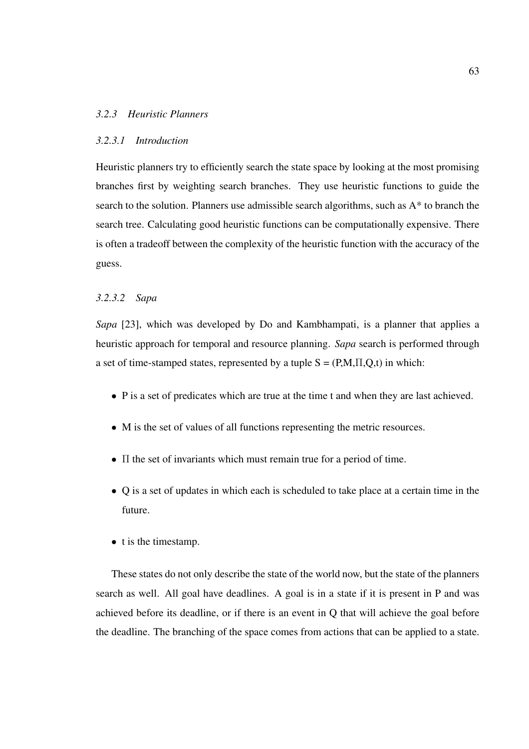### *3.2.3 Heuristic Planners*

#### *3.2.3.1 Introduction*

Heuristic planners try to efficiently search the state space by looking at the most promising branches first by weighting search branches. They use heuristic functions to guide the search to the solution. Planners use admissible search algorithms, such as A* to branch the search tree. Calculating good heuristic functions can be computationally expensive. There is often a tradeoff between the complexity of the heuristic function with the accuracy of the guess.

#### *3.2.3.2 Sapa*

*Sapa* [23], which was developed by Do and Kambhampati, is a planner that applies a heuristic approach for temporal and resource planning. *Sapa* search is performed through a set of time-stamped states, represented by a tuple S = (P,M,$\Pi$,Q,t) in which:

- P is a set of predicates which are true at the time t and when they are last achieved.
- M is the set of values of all functions representing the metric resources.
- $\Pi$ the set of invariants which must remain true for a period of time.
- Q is a set of updates in which each is scheduled to take place at a certain time in the future.
- t is the timestamp.

These states do not only describe the state of the world now, but the state of the planners search as well. All goal have deadlines. A goal is in a state if it is present in P and was achieved before its deadline, or if there is an event in Q that will achieve the goal before the deadline. The branching of the space comes from actions that can be applied to a state.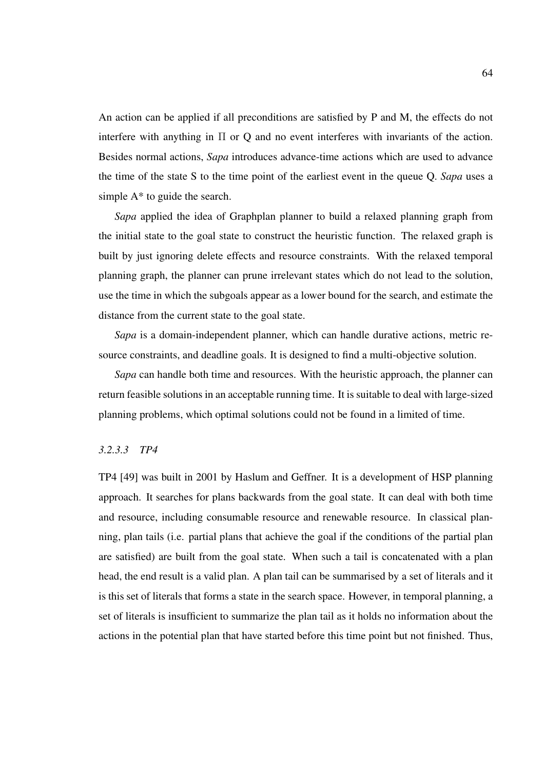An action can be applied if all preconditions are satisfied by P and M, the effects do not interfere with anything in $\Pi$ or Q and no event interferes with invariants of the action. Besides normal actions, *Sapa* introduces advance-time actions which are used to advance the time of the state S to the time point of the earliest event in the queue Q. *Sapa* uses a simple A* to guide the search.

*Sapa* applied the idea of Graphplan planner to build a relaxed planning graph from the initial state to the goal state to construct the heuristic function. The relaxed graph is built by just ignoring delete effects and resource constraints. With the relaxed temporal planning graph, the planner can prune irrelevant states which do not lead to the solution, use the time in which the subgoals appear as a lower bound for the search, and estimate the distance from the current state to the goal state.

*Sapa* is a domain-independent planner, which can handle durative actions, metric resource constraints, and deadline goals. It is designed to find a multi-objective solution.

*Sapa* can handle both time and resources. With the heuristic approach, the planner can return feasible solutions in an acceptable running time. It is suitable to deal with large-sized planning problems, which optimal solutions could not be found in a limited of time.

#### *3.2.3.3 TP4*

TP4 [49] was built in 2001 by Haslum and Geffner. It is a development of HSP planning approach. It searches for plans backwards from the goal state. It can deal with both time and resource, including consumable resource and renewable resource. In classical planning, plan tails (i.e. partial plans that achieve the goal if the conditions of the partial plan are satisfied) are built from the goal state. When such a tail is concatenated with a plan head, the end result is a valid plan. A plan tail can be summarised by a set of literals and it is this set of literals that forms a state in the search space. However, in temporal planning, a set of literals is insufficient to summarize the plan tail as it holds no information about the actions in the potential plan that have started before this time point but not finished. Thus,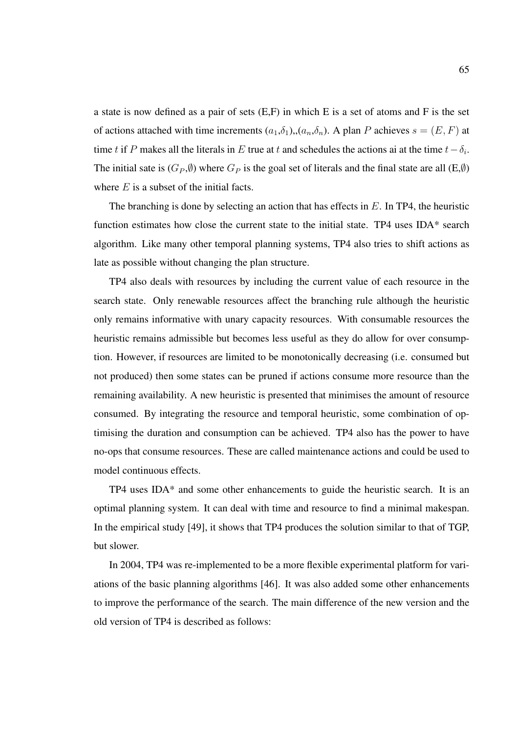a state is now defined as a pair of sets (E,F) in which E is a set of atoms and F is the set of actions attached with time increments $(a_1,\delta_1)$,,$(a_n,\delta_n)$. A plan $P$ achieves $s = (E, F)$ at time $t$ if $P$ makes all the literals in $E$ true at $t$ and schedules the actions ai at the time $t - \delta_i$. The initial sate is ($G_P$,$\emptyset$) where $G_P$ is the goal set of literals and the final state are all (E,$\emptyset$) where $E$ is a subset of the initial facts.

The branching is done by selecting an action that has effects in $E$. In TP4, the heuristic function estimates how close the current state to the initial state. TP4 uses IDA* search algorithm. Like many other temporal planning systems, TP4 also tries to shift actions as late as possible without changing the plan structure.

TP4 also deals with resources by including the current value of each resource in the search state. Only renewable resources affect the branching rule although the heuristic only remains informative with unary capacity resources. With consumable resources the heuristic remains admissible but becomes less useful as they do allow for over consumption. However, if resources are limited to be monotonically decreasing (i.e. consumed but not produced) then some states can be pruned if actions consume more resource than the remaining availability. A new heuristic is presented that minimises the amount of resource consumed. By integrating the resource and temporal heuristic, some combination of optimising the duration and consumption can be achieved. TP4 also has the power to have no-ops that consume resources. These are called maintenance actions and could be used to model continuous effects.

TP4 uses IDA* and some other enhancements to guide the heuristic search. It is an optimal planning system. It can deal with time and resource to find a minimal makespan. In the empirical study [49], it shows that TP4 produces the solution similar to that of TGP, but slower.

In 2004, TP4 was re-implemented to be a more flexible experimental platform for variations of the basic planning algorithms [46]. It was also added some other enhancements to improve the performance of the search. The main difference of the new version and the old version of TP4 is described as follows: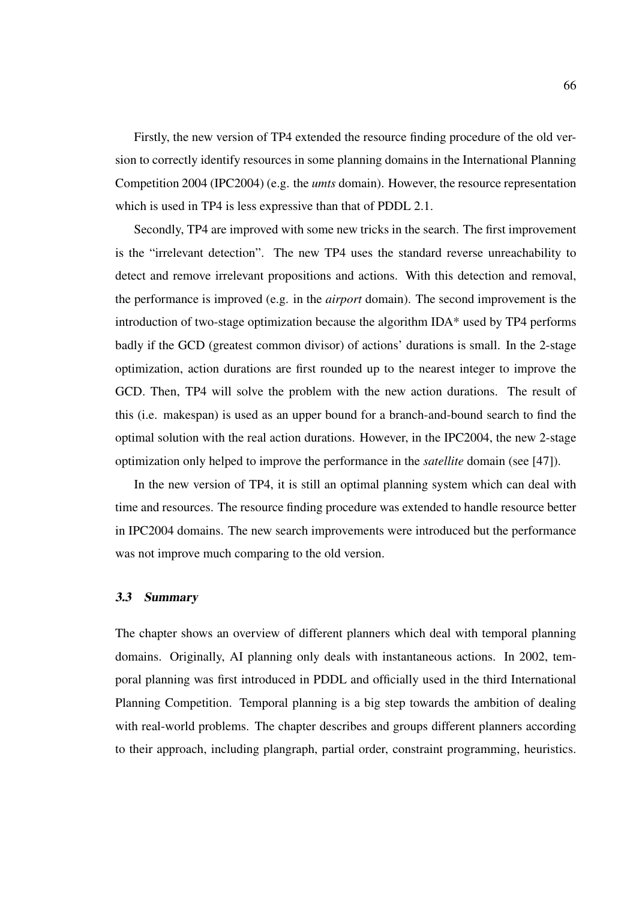Firstly, the new version of TP4 extended the resource finding procedure of the old version to correctly identify resources in some planning domains in the International Planning Competition 2004 (IPC2004) (e.g. the *umts* domain). However, the resource representation which is used in TP4 is less expressive than that of PDDL 2.1.

Secondly, TP4 are improved with some new tricks in the search. The first improvement is the "irrelevant detection". The new TP4 uses the standard reverse unreachability to detect and remove irrelevant propositions and actions. With this detection and removal, the performance is improved (e.g. in the *airport* domain). The second improvement is the introduction of two-stage optimization because the algorithm IDA* used by TP4 performs badly if the GCD (greatest common divisor) of actions' durations is small. In the 2-stage optimization, action durations are first rounded up to the nearest integer to improve the GCD. Then, TP4 will solve the problem with the new action durations. The result of this (i.e. makespan) is used as an upper bound for a branch-and-bound search to find the optimal solution with the real action durations. However, in the IPC2004, the new 2-stage optimization only helped to improve the performance in the *satellite* domain (see [47]).

In the new version of TP4, it is still an optimal planning system which can deal with time and resources. The resource finding procedure was extended to handle resource better in IPC2004 domains. The new search improvements were introduced but the performance was not improve much comparing to the old version.

### 3.3 Summary

The chapter shows an overview of different planners which deal with temporal planning domains. Originally, AI planning only deals with instantaneous actions. In 2002, temporal planning was first introduced in PDDL and officially used in the third International Planning Competition. Temporal planning is a big step towards the ambition of dealing with real-world problems. The chapter describes and groups different planners according to their approach, including plangraph, partial order, constraint programming, heuristics.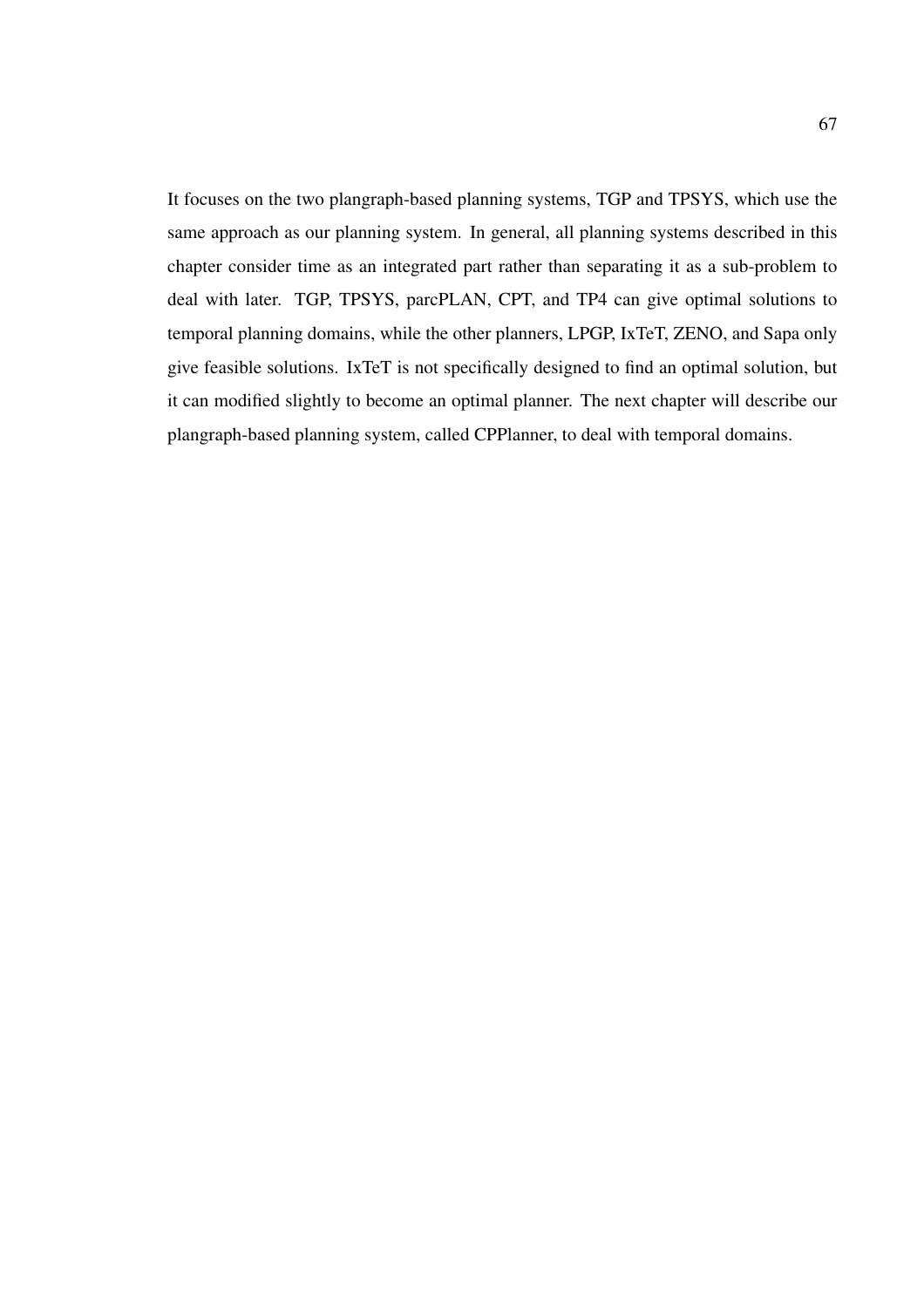It focuses on the two plangraph-based planning systems, TGP and TPSYS, which use the same approach as our planning system. In general, all planning systems described in this chapter consider time as an integrated part rather than separating it as a sub-problem to deal with later. TGP, TPSYS, parcPLAN, CPT, and TP4 can give optimal solutions to temporal planning domains, while the other planners, LPGP, IxTeT, ZENO, and Sapa only give feasible solutions. IxTeT is not specifically designed to find an optimal solution, but it can modified slightly to become an optimal planner. The next chapter will describe our plangraph-based planning system, called CPPlanner, to deal with temporal domains.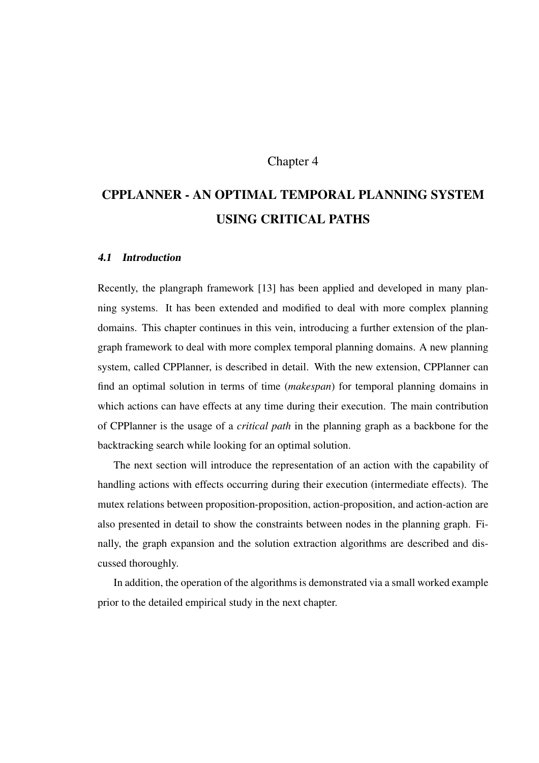# Chapter 4

# CPPLANNER - AN OPTIMAL TEMPORAL PLANNING SYSTEM USING CRITICAL PATHS

### *4.1 Introduction*

Recently, the plangraph framework [13] has been applied and developed in many planning systems. It has been extended and modified to deal with more complex planning domains. This chapter continues in this vein, introducing a further extension of the plangraph framework to deal with more complex temporal planning domains. A new planning system, called CPPlanner, is described in detail. With the new extension, CPPlanner can find an optimal solution in terms of time (*makespan*) for temporal planning domains in which actions can have effects at any time during their execution. The main contribution of CPPlanner is the usage of a *critical path* in the planning graph as a backbone for the backtracking search while looking for an optimal solution.

The next section will introduce the representation of an action with the capability of handling actions with effects occurring during their execution (intermediate effects). The mutex relations between proposition-proposition, action-proposition, and action-action are also presented in detail to show the constraints between nodes in the planning graph. Finally, the graph expansion and the solution extraction algorithms are described and discussed thoroughly.

In addition, the operation of the algorithms is demonstrated via a small worked example prior to the detailed empirical study in the next chapter.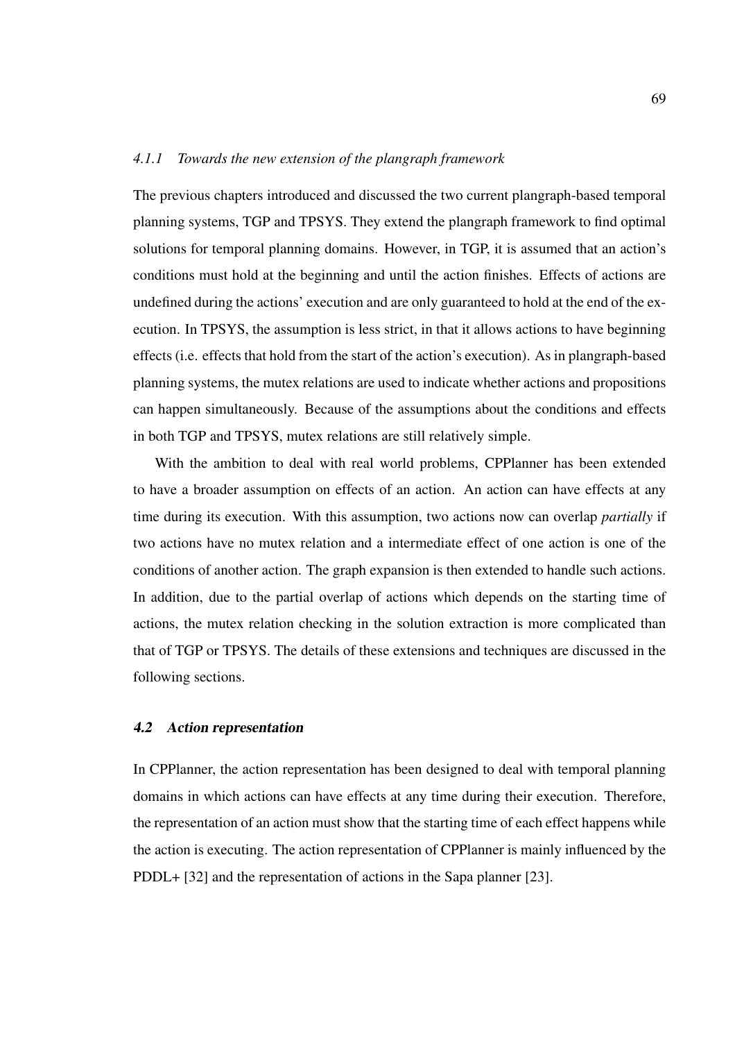### *4.1.1 Towards the new extension of the plangraph framework*

The previous chapters introduced and discussed the two current plangraph-based temporal planning systems, TGP and TPSYS. They extend the plangraph framework to find optimal solutions for temporal planning domains. However, in TGP, it is assumed that an action's conditions must hold at the beginning and until the action finishes. Effects of actions are undefined during the actions' execution and are only guaranteed to hold at the end of the execution. In TPSYS, the assumption is less strict, in that it allows actions to have beginning effects (i.e. effects that hold from the start of the action's execution). As in plangraph-based planning systems, the mutex relations are used to indicate whether actions and propositions can happen simultaneously. Because of the assumptions about the conditions and effects in both TGP and TPSYS, mutex relations are still relatively simple.

With the ambition to deal with real world problems, CPPlanner has been extended to have a broader assumption on effects of an action. An action can have effects at any time during its execution. With this assumption, two actions now can overlap *partially* if two actions have no mutex relation and a intermediate effect of one action is one of the conditions of another action. The graph expansion is then extended to handle such actions. In addition, due to the partial overlap of actions which depends on the starting time of actions, the mutex relation checking in the solution extraction is more complicated than that of TGP or TPSYS. The details of these extensions and techniques are discussed in the following sections.

## *4.2 Action representation*

In CPPlanner, the action representation has been designed to deal with temporal planning domains in which actions can have effects at any time during their execution. Therefore, the representation of an action must show that the starting time of each effect happens while the action is executing. The action representation of CPPlanner is mainly influenced by the PDDL+ [32] and the representation of actions in the Sapa planner [23].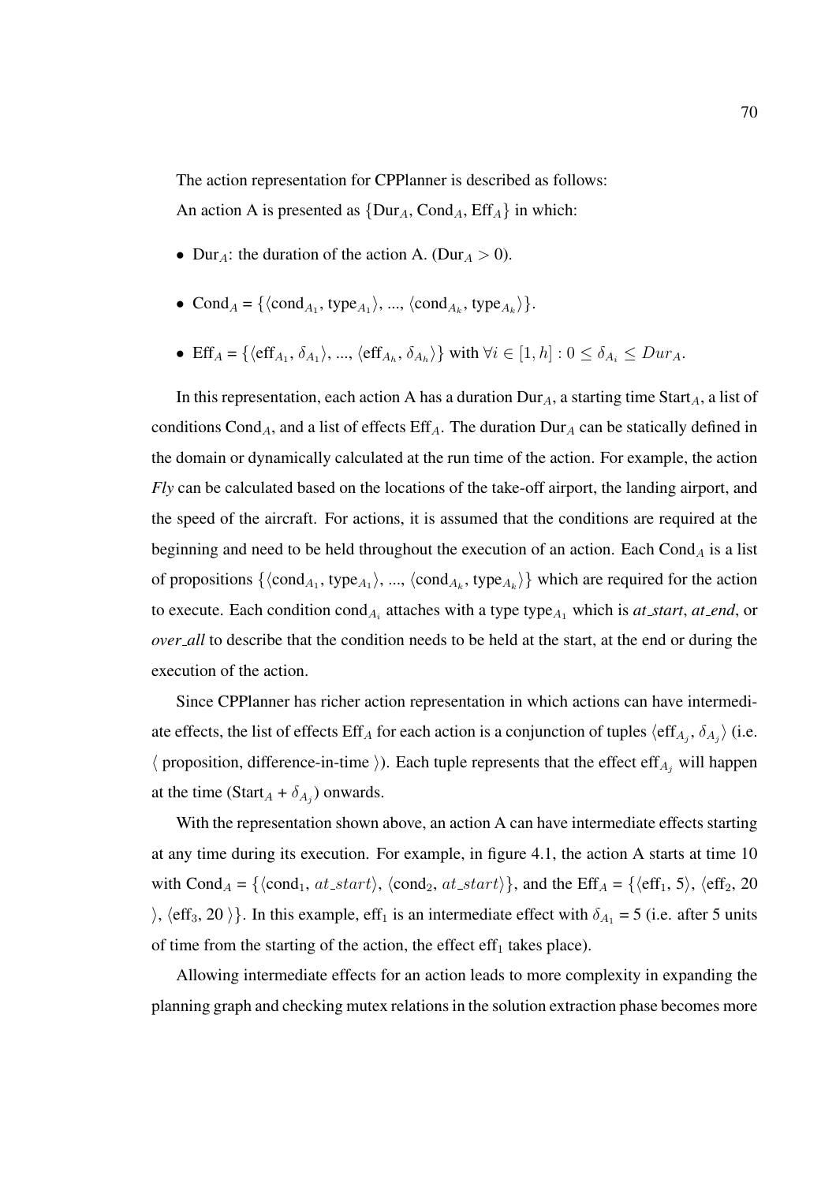The action representation for CPPlanner is described as follows:

An action A is presented as $\{\text{Dur}_A, \text{Cond}_A, \text{Eff}_A\}$ in which:

- $\text{Dur}_A$: the duration of the action A. ($\text{Dur}_A > 0$).
- $\text{Cond}_A = \{\langle \text{cond}_{A_1}, \text{type}_{A_1} \rangle, ..., \langle \text{cond}_{A_k}, \text{type}_{A_k} \rangle\}$.
- $\text{Eff}_A = \{\langle \text{eff}_{A_1}, \delta_{A_1} \rangle, ..., \langle \text{eff}_{A_h}, \delta_{A_h} \rangle\}$ with $\forall i \in [1, h] : 0 \leq \delta_{A_i} \leq Dur_A$.

In this representation, each action A has a duration $\text{Dur}_A$, a starting time $\text{Start}_A$, a list of conditions $\text{Cond}_A$, and a list of effects $\text{Eff}_A$. The duration $\text{Dur}_A$ can be statically defined in the domain or dynamically calculated at the run time of the action. For example, the action *Fly* can be calculated based on the locations of the take-off airport, the landing airport, and the speed of the aircraft. For actions, it is assumed that the conditions are required at the beginning and need to be held throughout the execution of an action. Each $\text{Cond}_A$ is a list of propositions $\{\langle \text{cond}_{A_1}, \text{type}_{A_1} \rangle, ..., \langle \text{cond}_{A_k}, \text{type}_{A_k} \rangle\}$ which are required for the action to execute. Each condition $\text{cond}_{A_i}$ attaches with a type $\text{type}_{A_1}$ which is *at_start*, *at_end*, or *over_all* to describe that the condition needs to be held at the start, at the end or during the execution of the action.

Since CPPlanner has richer action representation in which actions can have intermediate effects, the list of effects $\text{Eff}_A$ for each action is a conjunction of tuples $\langle \text{eff}_{A_j}, \delta_{A_j} \rangle$ (i.e. $\langle$ proposition, difference-in-time $\rangle$). Each tuple represents that the effect $\text{eff}_{A_j}$ will happen at the time ($\text{Start}_A + \delta_{A_j}$) onwards.

With the representation shown above, an action A can have intermediate effects starting at any time during its execution. For example, in figure 4.1, the action A starts at time 10 with $\text{Cond}_A = \{\langle \text{cond}_1, at\_start \rangle, \langle \text{cond}_2, at\_start \rangle\}$, and the $\text{Eff}_A = \{\langle \text{eff}_1, 5 \rangle, \langle \text{eff}_2, 20 \rangle, \langle \text{eff}_3, 20 \rangle\}$. In this example, $\text{eff}_1$ is an intermediate effect with $\delta_{A_1} = 5$ (i.e. after 5 units of time from the starting of the action, the effect $\text{eff}_1$ takes place).

Allowing intermediate effects for an action leads to more complexity in expanding the planning graph and checking mutex relations in the solution extraction phase becomes more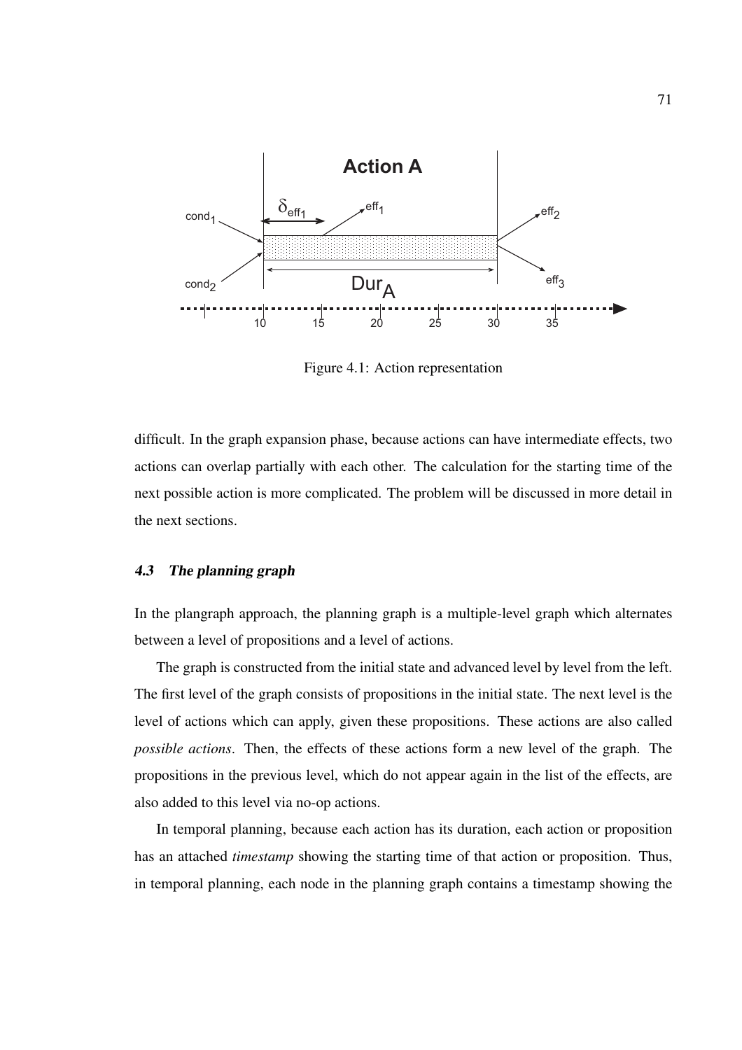Figure 4.1: Action representation

difficult. In the graph expansion phase, because actions can have intermediate effects, two actions can overlap partially with each other. The calculation for the starting time of the next possible action is more complicated. The problem will be discussed in more detail in the next sections.

### 4.3 The planning graph

In the plangraph approach, the planning graph is a multiple-level graph which alternates between a level of propositions and a level of actions.

The graph is constructed from the initial state and advanced level by level from the left. The first level of the graph consists of propositions in the initial state. The next level is the level of actions which can apply, given these propositions. These actions are also called *possible actions*. Then, the effects of these actions form a new level of the graph. The propositions in the previous level, which do not appear again in the list of the effects, are also added to this level via no-op actions.

In temporal planning, because each action has its duration, each action or proposition has an attached *timestamp* showing the starting time of that action or proposition. Thus, in temporal planning, each node in the planning graph contains a timestamp showing the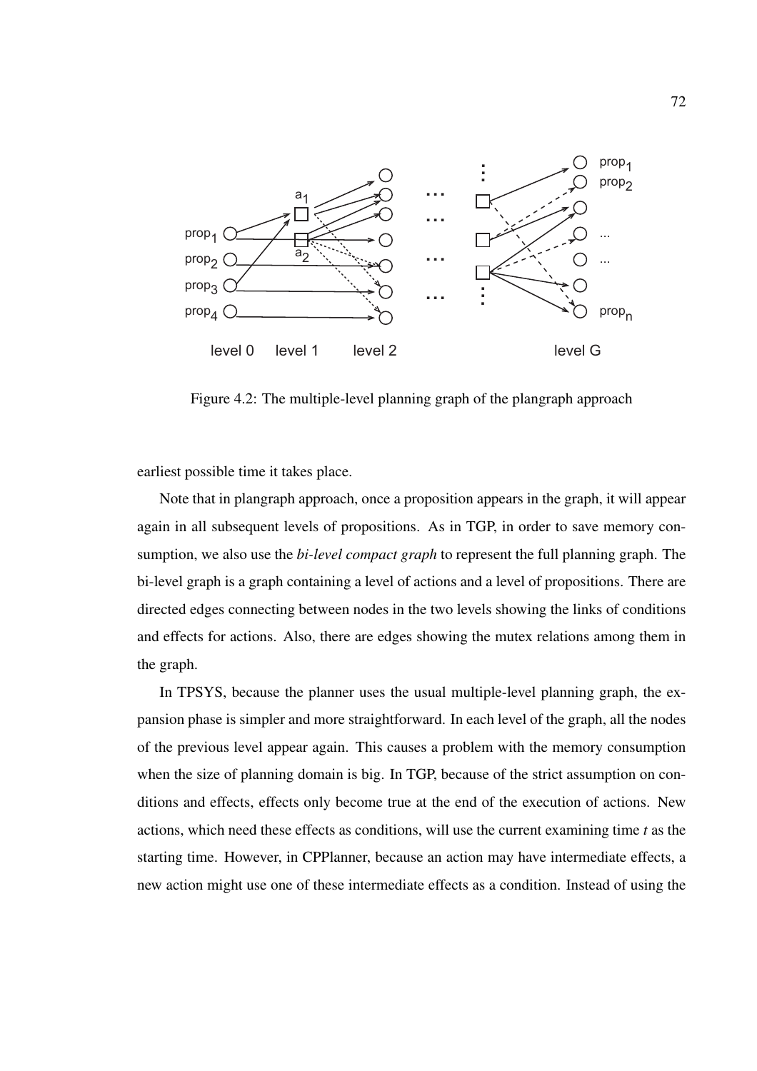Figure 4.2: The multiple-level planning graph of the plangraph approach

earliest possible time it takes place.

Note that in plangraph approach, once a proposition appears in the graph, it will appear again in all subsequent levels of propositions. As in TGP, in order to save memory consumption, we also use the *bi-level compact graph* to represent the full planning graph. The bi-level graph is a graph containing a level of actions and a level of propositions. There are directed edges connecting between nodes in the two levels showing the links of conditions and effects for actions. Also, there are edges showing the mutex relations among them in the graph.

In TPSYS, because the planner uses the usual multiple-level planning graph, the expansion phase is simpler and more straightforward. In each level of the graph, all the nodes of the previous level appear again. This causes a problem with the memory consumption when the size of planning domain is big. In TGP, because of the strict assumption on conditions and effects, effects only become true at the end of the execution of actions. New actions, which need these effects as conditions, will use the current examining time *t* as the starting time. However, in CPPlanner, because an action may have intermediate effects, a new action might use one of these intermediate effects as a condition. Instead of using the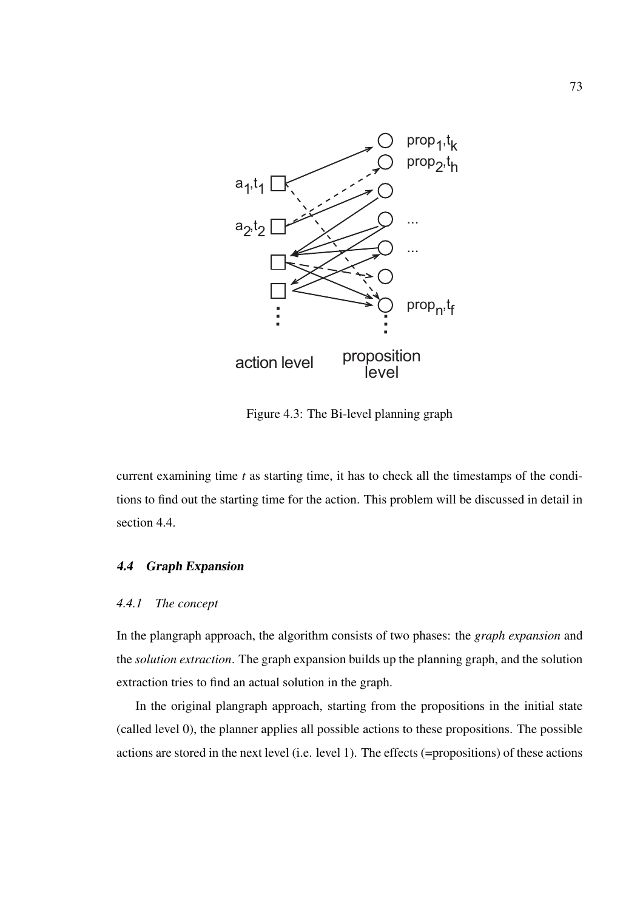Figure 4.3: The Bi-level planning graph

current examining time $t$ as starting time, it has to check all the timestamps of the conditions to find out the starting time for the action. This problem will be discussed in detail in section 4.4.

### 4.4 Graph Expansion

#### 4.4.1 The concept

In the plangraph approach, the algorithm consists of two phases: the *graph expansion* and the *solution extraction*. The graph expansion builds up the planning graph, and the solution extraction tries to find an actual solution in the graph.

In the original plangraph approach, starting from the propositions in the initial state (called level 0), the planner applies all possible actions to these propositions. The possible actions are stored in the next level (i.e. level 1). The effects (=propositions) of these actions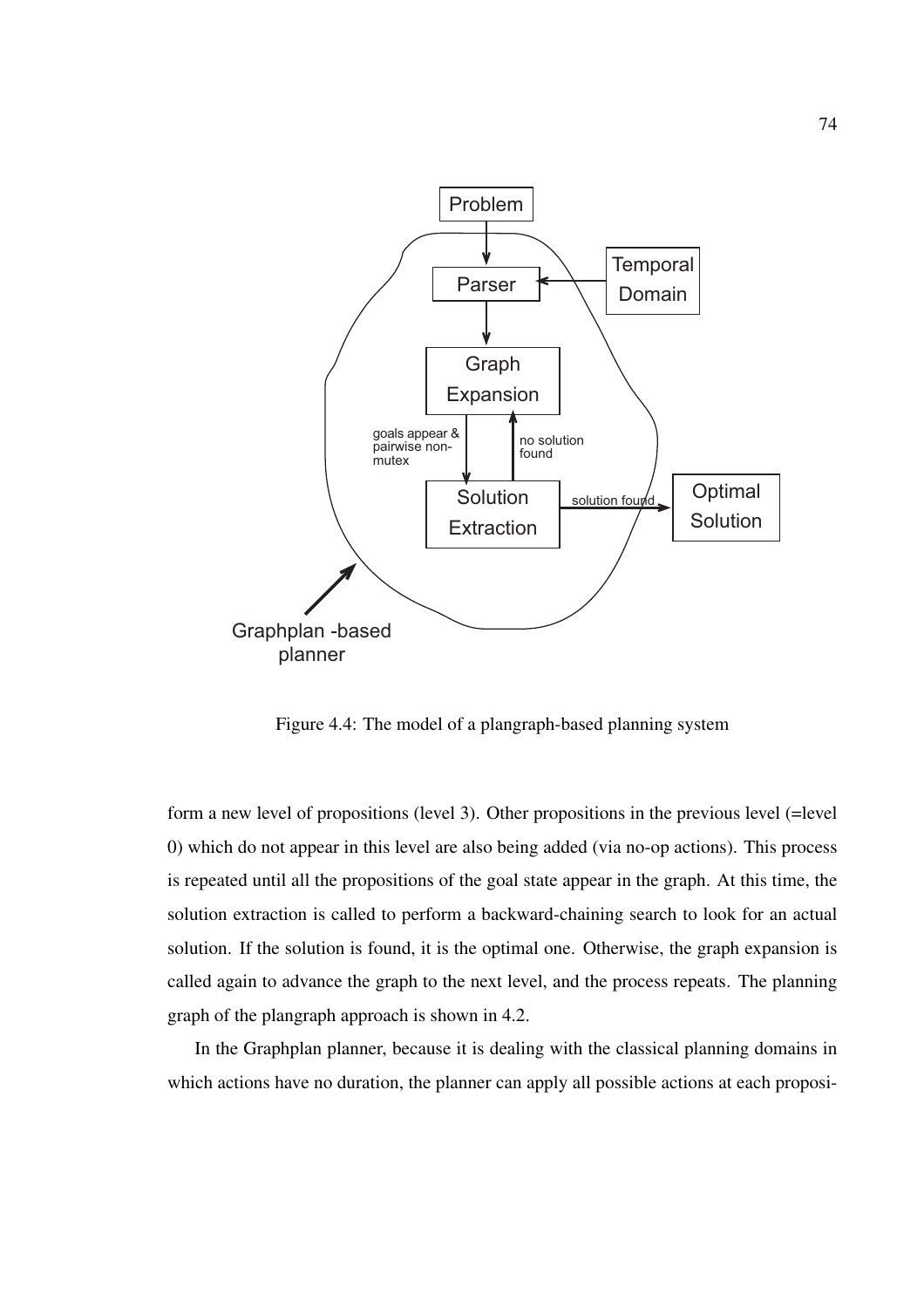Figure 4.4: The model of a plangraph-based planning system

form a new level of propositions (level 3). Other propositions in the previous level (=level 0) which do not appear in this level are also being added (via no-op actions). This process is repeated until all the propositions of the goal state appear in the graph. At this time, the solution extraction is called to perform a backward-chaining search to look for an actual solution. If the solution is found, it is the optimal one. Otherwise, the graph expansion is called again to advance the graph to the next level, and the process repeats. The planning graph of the plangraph approach is shown in 4.2.

In the Graphplan planner, because it is dealing with the classical planning domains in which actions have no duration, the planner can apply all possible actions at each proposi-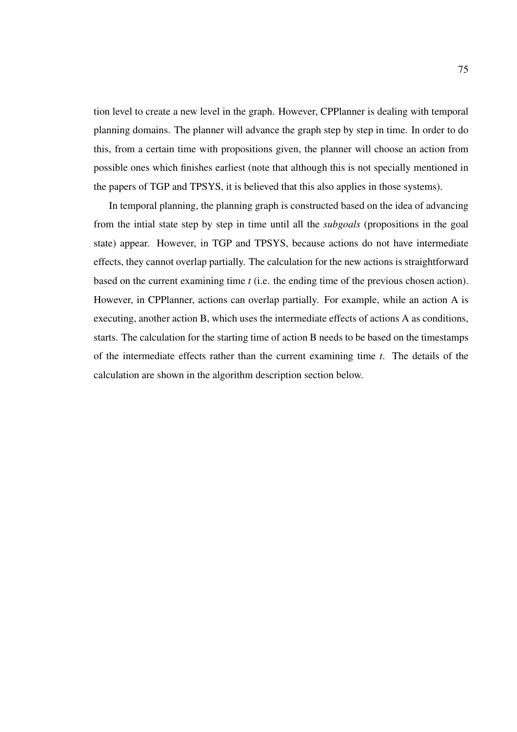tion level to create a new level in the graph. However, CPPlanner is dealing with temporal planning domains. The planner will advance the graph step by step in time. In order to do this, from a certain time with propositions given, the planner will choose an action from possible ones which finishes earliest (note that although this is not specially mentioned in the papers of TGP and TPSYS, it is believed that this also applies in those systems).

In temporal planning, the planning graph is constructed based on the idea of advancing from the intial state step by step in time until all the *subgoals* (propositions in the goal state) appear. However, in TGP and TPSYS, because actions do not have intermediate effects, they cannot overlap partially. The calculation for the new actions is straightforward based on the current examining time *t* (i.e. the ending time of the previous chosen action). However, in CPPlanner, actions can overlap partially. For example, while an action A is executing, another action B, which uses the intermediate effects of actions A as conditions, starts. The calculation for the starting time of action B needs to be based on the timestamps of the intermediate effects rather than the current examining time *t*. The details of the calculation are shown in the algorithm description section below.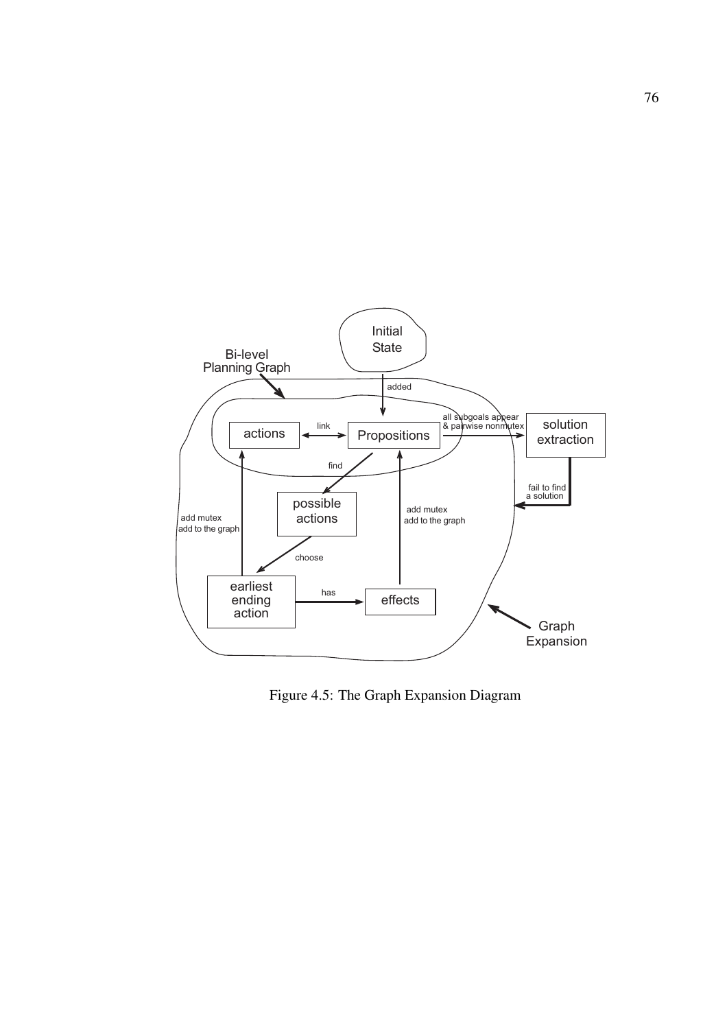Figure 4.5: The Graph Expansion Diagram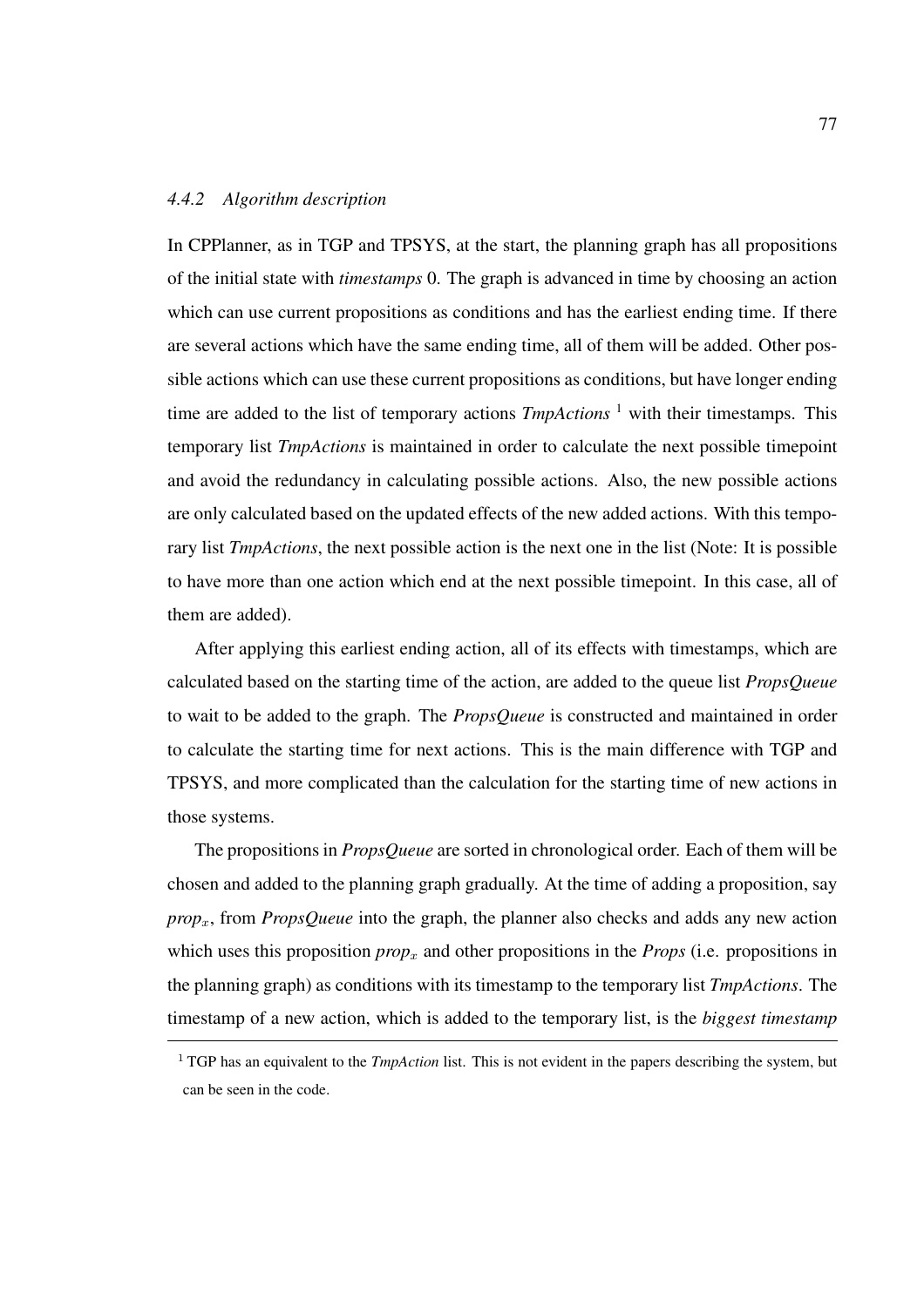#### *4.4.2 Algorithm description*

In CPPlanner, as in TGP and TPSYS, at the start, the planning graph has all propositions of the initial state with *timestamps* 0. The graph is advanced in time by choosing an action which can use current propositions as conditions and has the earliest ending time. If there are several actions which have the same ending time, all of them will be added. Other possible actions which can use these current propositions as conditions, but have longer ending time are added to the list of temporary actions *TmpActions* [1] with their timestamps. This temporary list *TmpActions* is maintained in order to calculate the next possible timepoint and avoid the redundancy in calculating possible actions. Also, the new possible actions are only calculated based on the updated effects of the new added actions. With this temporary list *TmpActions*, the next possible action is the next one in the list (Note: It is possible to have more than one action which end at the next possible timepoint. In this case, all of them are added).

After applying this earliest ending action, all of its effects with timestamps, which are calculated based on the starting time of the action, are added to the queue list *PropsQueue* to wait to be added to the graph. The *PropsQueue* is constructed and maintained in order to calculate the starting time for next actions. This is the main difference with TGP and TPSYS, and more complicated than the calculation for the starting time of new actions in those systems.

The propositions in *PropsQueue* are sorted in chronological order. Each of them will be chosen and added to the planning graph gradually. At the time of adding a proposition, say $prop_x$, from *PropsQueue* into the graph, the planner also checks and adds any new action which uses this proposition $prop_x$ and other propositions in the *Props* (i.e. propositions in the planning graph) as conditions with its timestamp to the temporary list *TmpActions*. The timestamp of a new action, which is added to the temporary list, is the *biggest timestamp*

[1] TGP has an equivalent to the *TmpAction* list. This is not evident in the papers describing the system, but can be seen in the code.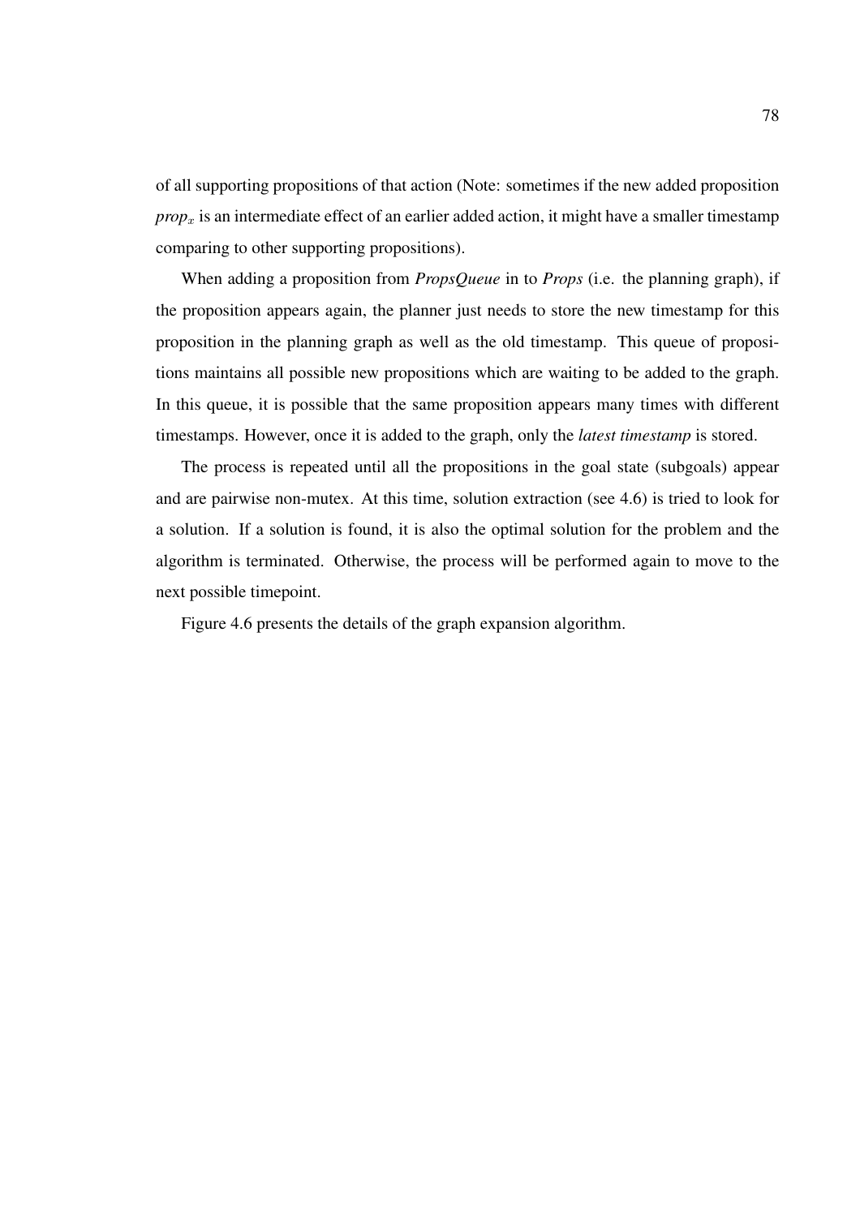of all supporting propositions of that action (Note: sometimes if the new added proposition *prop*$_x$ is an intermediate effect of an earlier added action, it might have a smaller timestamp comparing to other supporting propositions).

When adding a proposition from *PropsQueue* in to *Props* (i.e. the planning graph), if the proposition appears again, the planner just needs to store the new timestamp for this proposition in the planning graph as well as the old timestamp. This queue of propositions maintains all possible new propositions which are waiting to be added to the graph. In this queue, it is possible that the same proposition appears many times with different timestamps. However, once it is added to the graph, only the *latest timestamp* is stored.

The process is repeated until all the propositions in the goal state (subgoals) appear and are pairwise non-mutex. At this time, solution extraction (see 4.6) is tried to look for a solution. If a solution is found, it is also the optimal solution for the problem and the algorithm is terminated. Otherwise, the process will be performed again to move to the next possible timepoint.

Figure 4.6 presents the details of the graph expansion algorithm.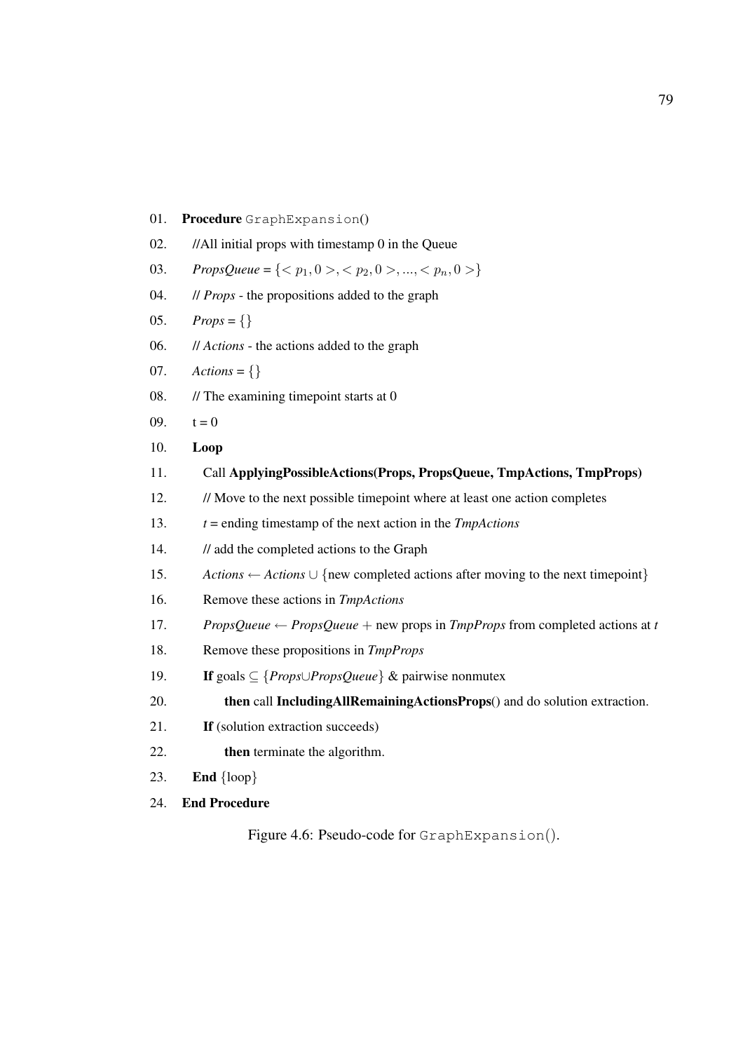01. **Procedure** `GraphExpansion`()

02. //All initial props with timestamp 0 in the Queue

03. *PropsQueue* = $\{<p_1, 0>, <p_2, 0>, ..., <p_n, 0>\}$

04. // *Props* - the propositions added to the graph

05. *Props* = $\{\}$

06. // *Actions* - the actions added to the graph

07. *Actions* = $\{\}$

08. // The examining timepoint starts at 0

09. t = 0

10. **Loop**

11. Call **ApplyingPossibleActions(Props, PropsQueue, TmpActions, TmpProps)**

12. // Move to the next possible timepoint where at least one action completes

13. *t* = ending timestamp of the next action in the *TmpActions*

14. // add the completed actions to the Graph

15. *Actions* $\leftarrow$ *Actions* $\cup$ $\{$new completed actions after moving to the next timepoint$\}$

16. Remove these actions in *TmpActions*

17. *PropsQueue* $\leftarrow$ *PropsQueue* $+$ new props in *TmpProps* from completed actions at *t*

18. Remove these propositions in *TmpProps*

19. **If** goals $\subseteq$ $\{$*Props*$\cup$*PropsQueue*$\}$ & pairwise nonmutex

20. **then** call **IncludingAllRemainingActionsProps**() and do solution extraction.

21. **If** (solution extraction succeeds)

22. **then** terminate the algorithm.

23. **End** $\{$loop$\}$

24. **End Procedure**

Figure 4.6: Pseudo-code for `GraphExpansion`().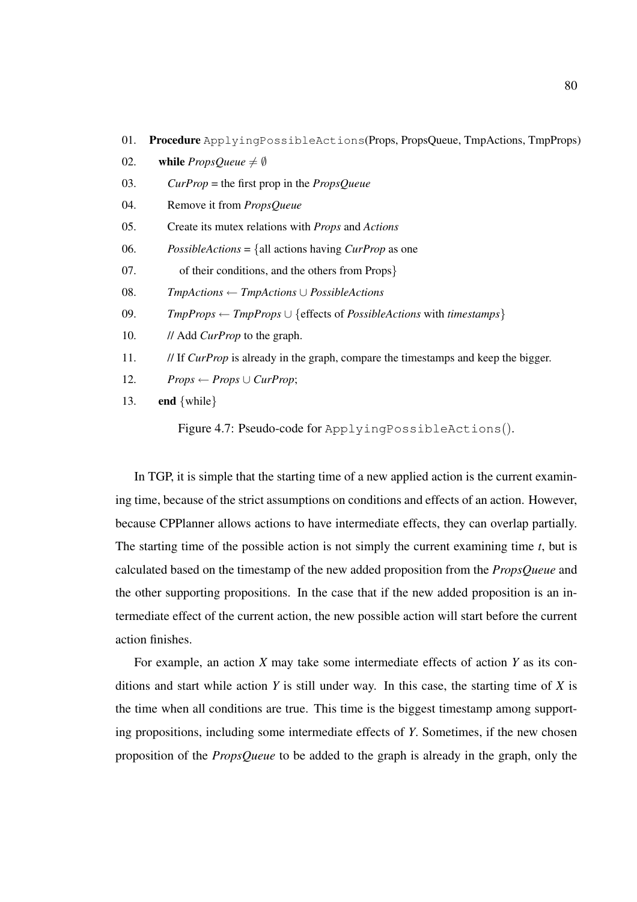```
01. Procedure ApplyingPossibleActions(Props, PropsQueue, TmpActions, TmpProps)
02.   while PropsQueue ≠ ∅
03.     CurProp = the first prop in the PropsQueue
04.     Remove it from PropsQueue
05.     Create its mutex relations with Props and Actions
06.     PossibleActions = {all actions having CurProp as one
07.        of their conditions, and the others from Props}
08.     TmpActions ← TmpActions ∪ PossibleActions
09.     TmpProps ← TmpProps ∪ {effects of PossibleActions with timestamps}
10.     // Add CurProp to the graph.
11.     // If CurProp is already in the graph, compare the timestamps and keep the bigger.
12.     Props ← Props ∪ CurProp;
13.   end {while}
```

Figure 4.7: Pseudo-code for `ApplyingPossibleActions()`.

In TGP, it is simple that the starting time of a new applied action is the current examining time, because of the strict assumptions on conditions and effects of an action. However, because CPPlanner allows actions to have intermediate effects, they can overlap partially. The starting time of the possible action is not simply the current examining time $t$, but is calculated based on the timestamp of the new added proposition from the *PropsQueue* and the other supporting propositions. In the case that if the new added proposition is an intermediate effect of the current action, the new possible action will start before the current action finishes.

For example, an action $X$ may take some intermediate effects of action $Y$ as its conditions and start while action $Y$ is still under way. In this case, the starting time of $X$ is the time when all conditions are true. This time is the biggest timestamp among supporting propositions, including some intermediate effects of $Y$. Sometimes, if the new chosen proposition of the *PropsQueue* to be added to the graph is already in the graph, only the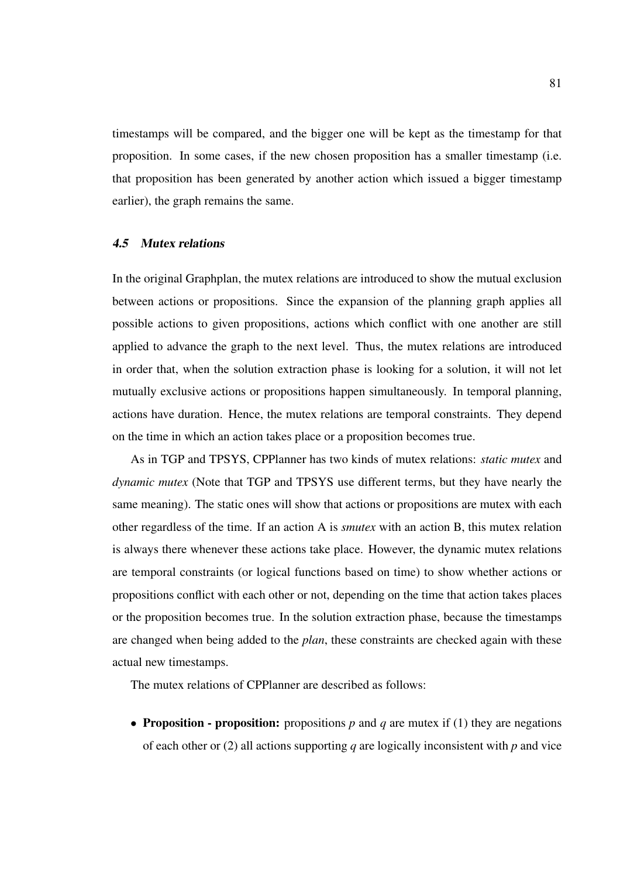timestamps will be compared, and the bigger one will be kept as the timestamp for that proposition. In some cases, if the new chosen proposition has a smaller timestamp (i.e. that proposition has been generated by another action which issued a bigger timestamp earlier), the graph remains the same.

### *4.5 Mutex relations*

In the original Graphplan, the mutex relations are introduced to show the mutual exclusion between actions or propositions. Since the expansion of the planning graph applies all possible actions to given propositions, actions which conflict with one another are still applied to advance the graph to the next level. Thus, the mutex relations are introduced in order that, when the solution extraction phase is looking for a solution, it will not let mutually exclusive actions or propositions happen simultaneously. In temporal planning, actions have duration. Hence, the mutex relations are temporal constraints. They depend on the time in which an action takes place or a proposition becomes true.

As in TGP and TPSYS, CPPlanner has two kinds of mutex relations: *static mutex* and *dynamic mutex* (Note that TGP and TPSYS use different terms, but they have nearly the same meaning). The static ones will show that actions or propositions are mutex with each other regardless of the time. If an action A is *smutex* with an action B, this mutex relation is always there whenever these actions take place. However, the dynamic mutex relations are temporal constraints (or logical functions based on time) to show whether actions or propositions conflict with each other or not, depending on the time that action takes places or the proposition becomes true. In the solution extraction phase, because the timestamps are changed when being added to the *plan*, these constraints are checked again with these actual new timestamps.

The mutex relations of CPPlanner are described as follows:

- **Proposition - proposition:** propositions *p* and *q* are mutex if (1) they are negations of each other or (2) all actions supporting *q* are logically inconsistent with *p* and vice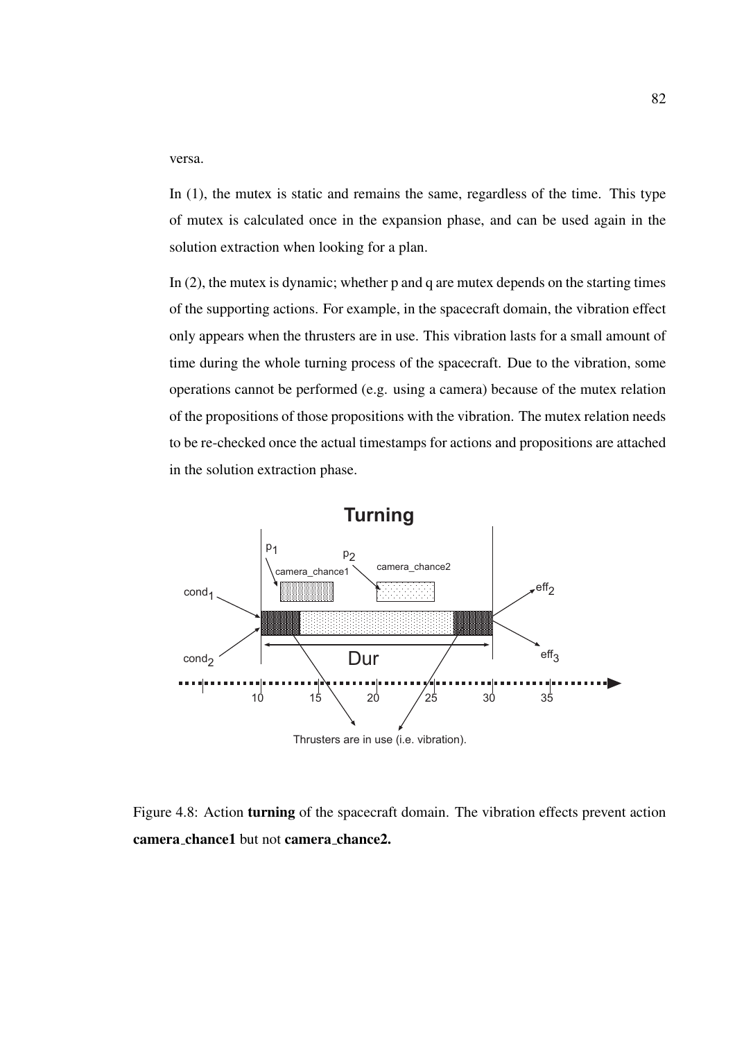versa.

In (1), the mutex is static and remains the same, regardless of the time. This type of mutex is calculated once in the expansion phase, and can be used again in the solution extraction when looking for a plan.

In (2), the mutex is dynamic; whether p and q are mutex depends on the starting times of the supporting actions. For example, in the spacecraft domain, the vibration effect only appears when the thrusters are in use. This vibration lasts for a small amount of time during the whole turning process of the spacecraft. Due to the vibration, some operations cannot be performed (e.g. using a camera) because of the mutex relation of the propositions of those propositions with the vibration. The mutex relation needs to be re-checked once the actual timestamps for actions and propositions are attached in the solution extraction phase.

Figure 4.8: Action **turning** of the spacecraft domain. The vibration effects prevent action **camera_chance1** but not **camera_chance2.**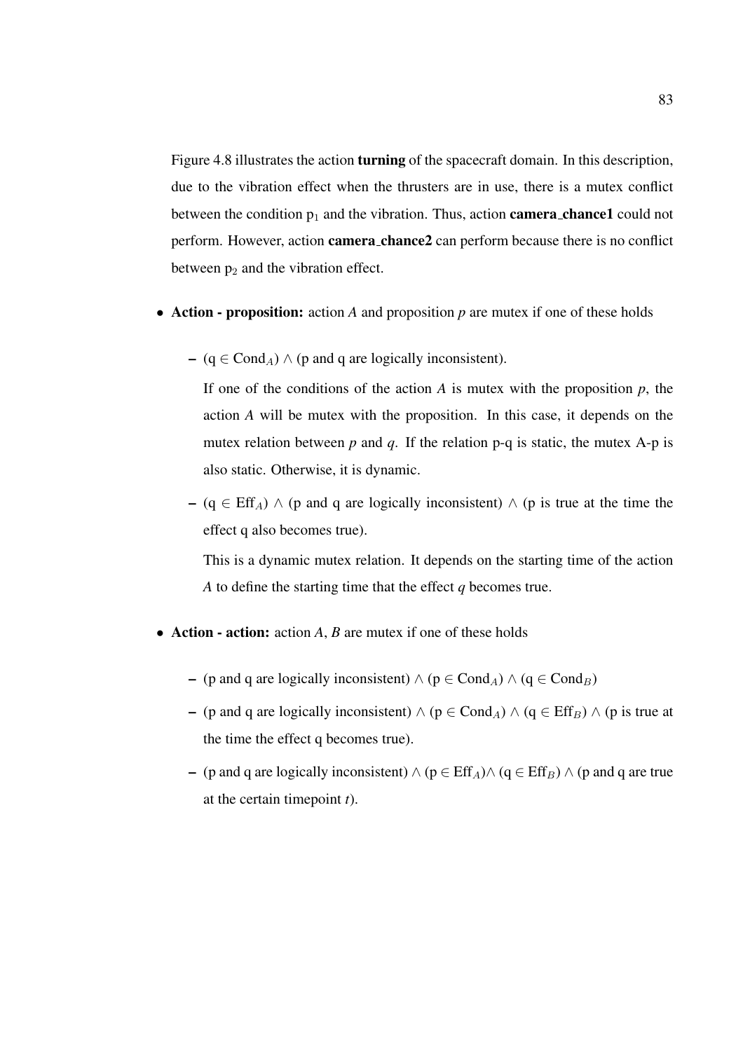Figure 4.8 illustrates the action **turning** of the spacecraft domain. In this description, due to the vibration effect when the thrusters are in use, there is a mutex conflict between the condition $p_1$ and the vibration. Thus, action **camera_chance1** could not perform. However, action **camera_chance2** can perform because there is no conflict between $p_2$ and the vibration effect.

- **Action - proposition:** action *A* and proposition *p* are mutex if one of these holds
  - ($q \in \text{Cond}_A$) $\wedge$ (p and q are logically inconsistent).

    If one of the conditions of the action *A* is mutex with the proposition *p*, the action *A* will be mutex with the proposition. In this case, it depends on the mutex relation between *p* and *q*. If the relation p-q is static, the mutex A-p is also static. Otherwise, it is dynamic.
  - ($q \in \text{Eff}_A$) $\wedge$ (p and q are logically inconsistent) $\wedge$ (p is true at the time the effect q also becomes true).

    This is a dynamic mutex relation. It depends on the starting time of the action *A* to define the starting time that the effect *q* becomes true.
- **Action - action:** action *A*, *B* are mutex if one of these holds
  - (p and q are logically inconsistent) $\wedge$ ($p \in \text{Cond}_A$) $\wedge$ ($q \in \text{Cond}_B$)
  - (p and q are logically inconsistent) $\wedge$ ($p \in \text{Cond}_A$) $\wedge$ ($q \in \text{Eff}_B$) $\wedge$ (p is true at the time the effect q becomes true).
  - (p and q are logically inconsistent) $\wedge$ ($p \in \text{Eff}_A$)$\wedge$ ($q \in \text{Eff}_B$) $\wedge$ (p and q are true at the certain timepoint *t*).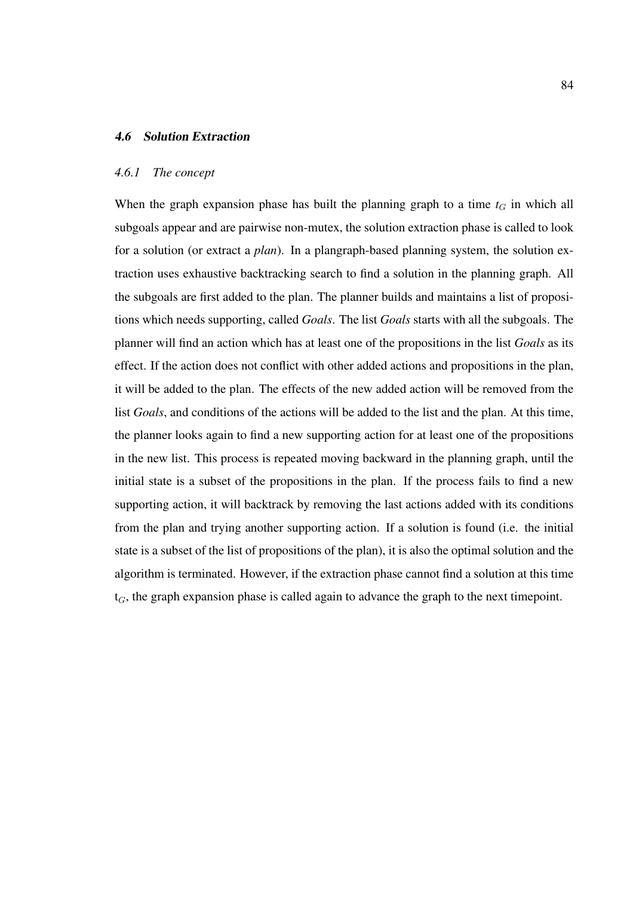### *4.6 Solution Extraction*

#### *4.6.1 The concept*

When the graph expansion phase has built the planning graph to a time $t_G$ in which all subgoals appear and are pairwise non-mutex, the solution extraction phase is called to look for a solution (or extract a *plan*). In a plangraph-based planning system, the solution extraction uses exhaustive backtracking search to find a solution in the planning graph. All the subgoals are first added to the plan. The planner builds and maintains a list of propositions which needs supporting, called *Goals*. The list *Goals* starts with all the subgoals. The planner will find an action which has at least one of the propositions in the list *Goals* as its effect. If the action does not conflict with other added actions and propositions in the plan, it will be added to the plan. The effects of the new added action will be removed from the list *Goals*, and conditions of the actions will be added to the list and the plan. At this time, the planner looks again to find a new supporting action for at least one of the propositions in the new list. This process is repeated moving backward in the planning graph, until the initial state is a subset of the propositions in the plan. If the process fails to find a new supporting action, it will backtrack by removing the last actions added with its conditions from the plan and trying another supporting action. If a solution is found (i.e. the initial state is a subset of the list of propositions of the plan), it is also the optimal solution and the algorithm is terminated. However, if the extraction phase cannot find a solution at this time $t_G$, the graph expansion phase is called again to advance the graph to the next timepoint.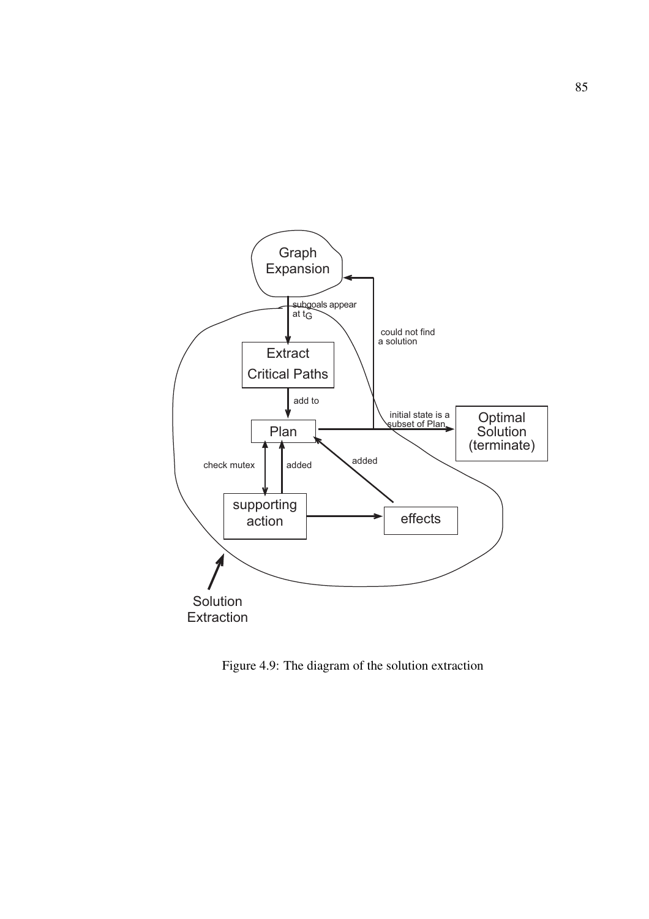Figure 4.9: The diagram of the solution extraction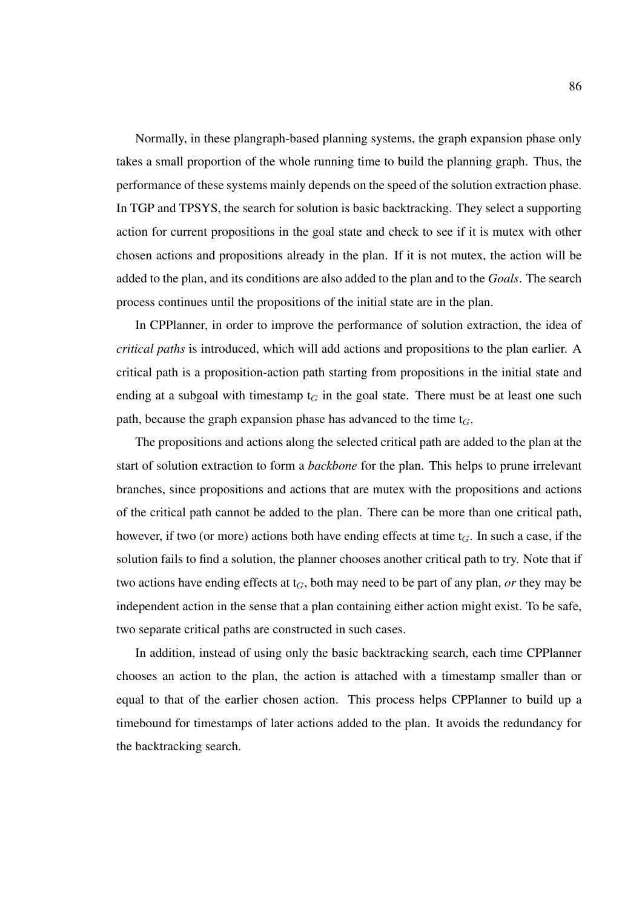Normally, in these plangraph-based planning systems, the graph expansion phase only takes a small proportion of the whole running time to build the planning graph. Thus, the performance of these systems mainly depends on the speed of the solution extraction phase. In TGP and TPSYS, the search for solution is basic backtracking. They select a supporting action for current propositions in the goal state and check to see if it is mutex with other chosen actions and propositions already in the plan. If it is not mutex, the action will be added to the plan, and its conditions are also added to the plan and to the *Goals*. The search process continues until the propositions of the initial state are in the plan.

In CPPlanner, in order to improve the performance of solution extraction, the idea of *critical paths* is introduced, which will add actions and propositions to the plan earlier. A critical path is a proposition-action path starting from propositions in the initial state and ending at a subgoal with timestamp $t_G$ in the goal state. There must be at least one such path, because the graph expansion phase has advanced to the time $t_G$.

The propositions and actions along the selected critical path are added to the plan at the start of solution extraction to form a *backbone* for the plan. This helps to prune irrelevant branches, since propositions and actions that are mutex with the propositions and actions of the critical path cannot be added to the plan. There can be more than one critical path, however, if two (or more) actions both have ending effects at time $t_G$. In such a case, if the solution fails to find a solution, the planner chooses another critical path to try. Note that if two actions have ending effects at $t_G$, both may need to be part of any plan, *or* they may be independent action in the sense that a plan containing either action might exist. To be safe, two separate critical paths are constructed in such cases.

In addition, instead of using only the basic backtracking search, each time CPPlanner chooses an action to the plan, the action is attached with a timestamp smaller than or equal to that of the earlier chosen action. This process helps CPPlanner to build up a timebound for timestamps of later actions added to the plan. It avoids the redundancy for the backtracking search.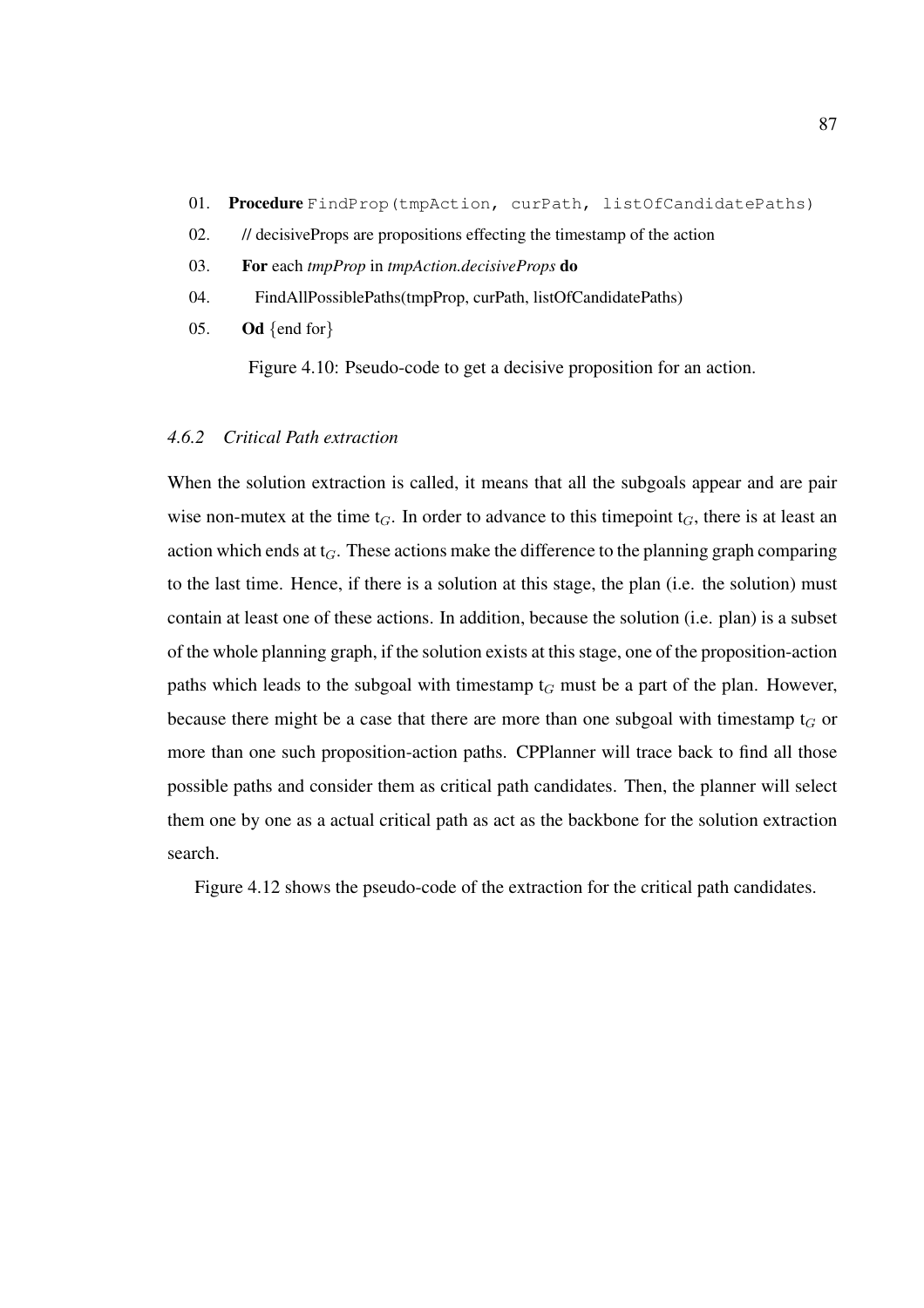```
01. Procedure FindProp(tmpAction, curPath, listOfCandidatePaths)
02.    // decisiveProps are propositions effecting the timestamp of the action
03.    For each tmpProp in tmpAction.decisiveProps do
04.       FindAllPossiblePaths(tmpProp, curPath, listOfCandidatePaths)
05.    Od {end for}
```

Figure 4.10: Pseudo-code to get a decisive proposition for an action.

### *4.6.2 Critical Path extraction*

When the solution extraction is called, it means that all the subgoals appear and are pair wise non-mutex at the time $t_G$. In order to advance to this timepoint $t_G$, there is at least an action which ends at $t_G$. These actions make the difference to the planning graph comparing to the last time. Hence, if there is a solution at this stage, the plan (i.e. the solution) must contain at least one of these actions. In addition, because the solution (i.e. plan) is a subset of the whole planning graph, if the solution exists at this stage, one of the proposition-action paths which leads to the subgoal with timestamp $t_G$ must be a part of the plan. However, because there might be a case that there are more than one subgoal with timestamp $t_G$ or more than one such proposition-action paths. CPPlanner will trace back to find all those possible paths and consider them as critical path candidates. Then, the planner will select them one by one as a actual critical path as act as the backbone for the solution extraction search.

Figure 4.12 shows the pseudo-code of the extraction for the critical path candidates.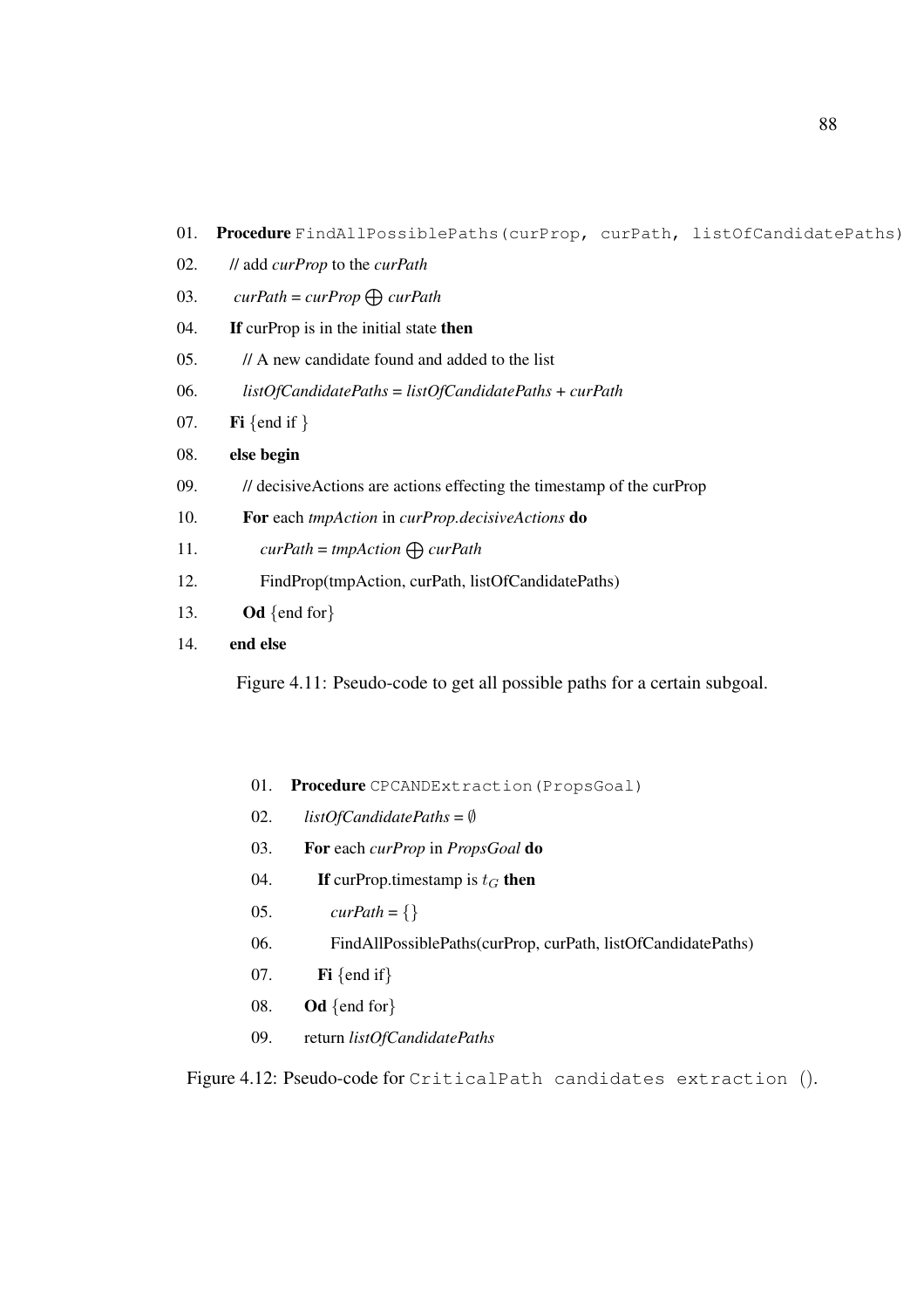```
01.  Procedure FindAllPossiblePaths(curProp, curPath, listOfCandidatePaths)
02.    // add curProp to the curPath
03.    curPath = curProp ⊕ curPath
04.    If curProp is in the initial state then
05.      // A new candidate found and added to the list
06.      listOfCandidatePaths = listOfCandidatePaths + curPath
07.    Fi {end if }
08.    else begin
09.      // decisiveActions are actions effecting the timestamp of the curProp
10.      For each tmpAction in curProp.decisiveActions do
11.        curPath = tmpAction ⊕ curPath
12.        FindProp(tmpAction, curPath, listOfCandidatePaths)
13.      Od {end for}
14.    end else
```

Figure 4.11: Pseudo-code to get all possible paths for a certain subgoal.

```
01.  Procedure CPCANDExtraction(PropsGoal)
02.    listOfCandidatePaths = ∅
03.    For each curProp in PropsGoal do
04.      If curProp.timestamp is t_G then
05.        curPath = {}
06.        FindAllPossiblePaths(curProp, curPath, listOfCandidatePaths)
07.      Fi {end if}
08.    Od {end for}
09.    return listOfCandidatePaths
```

Figure 4.12: Pseudo-code for CriticalPath candidates extraction ().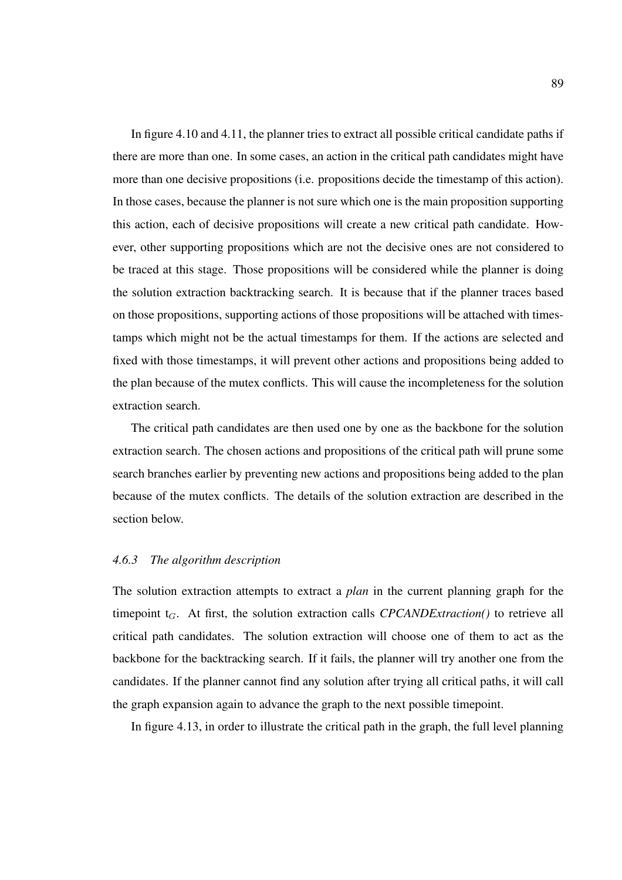In figure 4.10 and 4.11, the planner tries to extract all possible critical candidate paths if there are more than one. In some cases, an action in the critical path candidates might have more than one decisive propositions (i.e. propositions decide the timestamp of this action). In those cases, because the planner is not sure which one is the main proposition supporting this action, each of decisive propositions will create a new critical path candidate. However, other supporting propositions which are not the decisive ones are not considered to be traced at this stage. Those propositions will be considered while the planner is doing the solution extraction backtracking search. It is because that if the planner traces based on those propositions, supporting actions of those propositions will be attached with timestamps which might not be the actual timestamps for them. If the actions are selected and fixed with those timestamps, it will prevent other actions and propositions being added to the plan because of the mutex conflicts. This will cause the incompleteness for the solution extraction search.

The critical path candidates are then used one by one as the backbone for the solution extraction search. The chosen actions and propositions of the critical path will prune some search branches earlier by preventing new actions and propositions being added to the plan because of the mutex conflicts. The details of the solution extraction are described in the section below.

### *4.6.3 The algorithm description*

The solution extraction attempts to extract a *plan* in the current planning graph for the timepoint $t_G$. At first, the solution extraction calls *CPCANDExtraction()* to retrieve all critical path candidates. The solution extraction will choose one of them to act as the backbone for the backtracking search. If it fails, the planner will try another one from the candidates. If the planner cannot find any solution after trying all critical paths, it will call the graph expansion again to advance the graph to the next possible timepoint.

In figure 4.13, in order to illustrate the critical path in the graph, the full level planning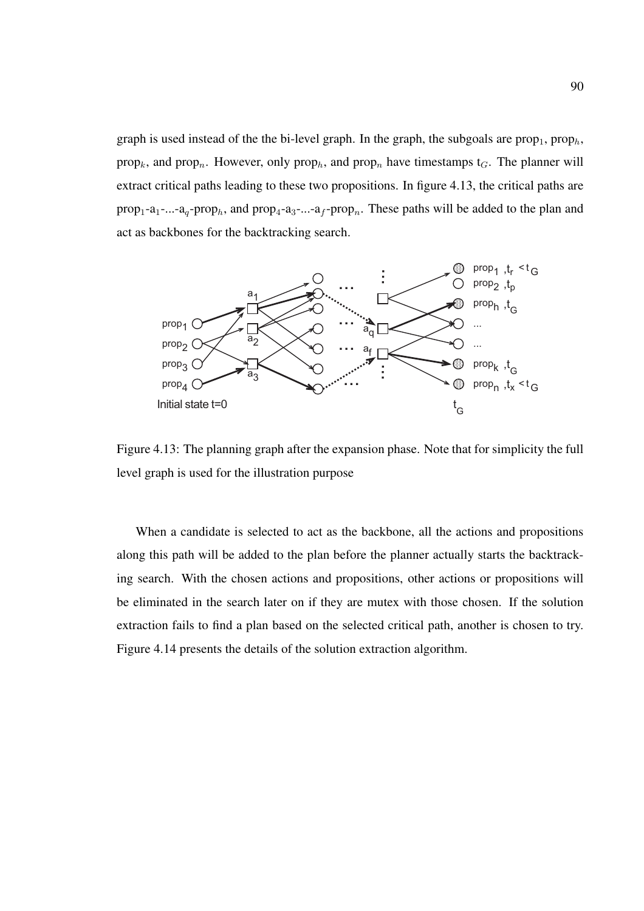graph is used instead of the the bi-level graph. In the graph, the subgoals are $\text{prop}_1$, $\text{prop}_h$, $\text{prop}_k$, and $\text{prop}_n$. However, only $\text{prop}_h$, and $\text{prop}_n$ have timestamps $t_G$. The planner will extract critical paths leading to these two propositions. In figure 4.13, the critical paths are $\text{prop}_1$-$a_1$-...-$a_q$-$\text{prop}_h$, and $\text{prop}_4$-$a_3$-...-$a_f$-$\text{prop}_n$. These paths will be added to the plan and act as backbones for the backtracking search.

Figure 4.13: The planning graph after the expansion phase. Note that for simplicity the full level graph is used for the illustration purpose

When a candidate is selected to act as the backbone, all the actions and propositions along this path will be added to the plan before the planner actually starts the backtracking search. With the chosen actions and propositions, other actions or propositions will be eliminated in the search later on if they are mutex with those chosen. If the solution extraction fails to find a plan based on the selected critical path, another is chosen to try. Figure 4.14 presents the details of the solution extraction algorithm.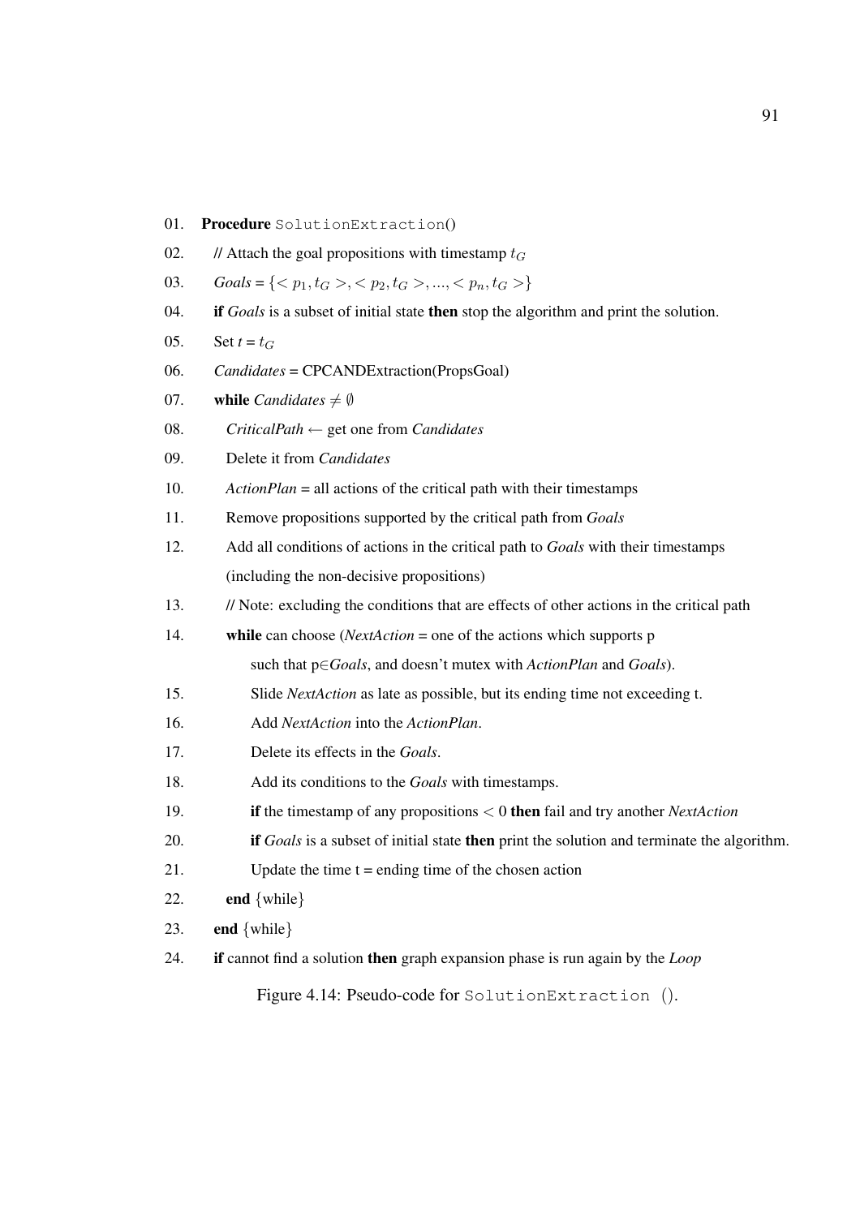```
01.  Procedure SolutionExtraction()
02.    // Attach the goal propositions with timestamp t_G
03.    Goals = {<p_1, t_G>, <p_2, t_G>, ..., <p_n, t_G>}
04.    if Goals is a subset of initial state then stop the algorithm and print the solution.
05.    Set t = t_G
06.    Candidates = CPCANDExtraction(PropsGoal)
07.    while Candidates ≠ ∅
08.      CriticalPath ← get one from Candidates
09.      Delete it from Candidates
10.      ActionPlan = all actions of the critical path with their timestamps
11.      Remove propositions supported by the critical path from Goals
12.      Add all conditions of actions in the critical path to Goals with their timestamps
         (including the non-decisive propositions)
13.      // Note: excluding the conditions that are effects of other actions in the critical path
14.      while can choose (NextAction = one of the actions which supports p
             such that p∈Goals, and doesn't mutex with ActionPlan and Goals).
15.          Slide NextAction as late as possible, but its ending time not exceeding t.
16.          Add NextAction into the ActionPlan.
17.          Delete its effects in the Goals.
18.          Add its conditions to the Goals with timestamps.
19.          if the timestamp of any propositions < 0 then fail and try another NextAction
20.          if Goals is a subset of initial state then print the solution and terminate the algorithm.
21.          Update the time t = ending time of the chosen action
22.      end {while}
23.    end {while}
24.    if cannot find a solution then graph expansion phase is run again by the Loop
```

Figure 4.14: Pseudo-code for SolutionExtraction ().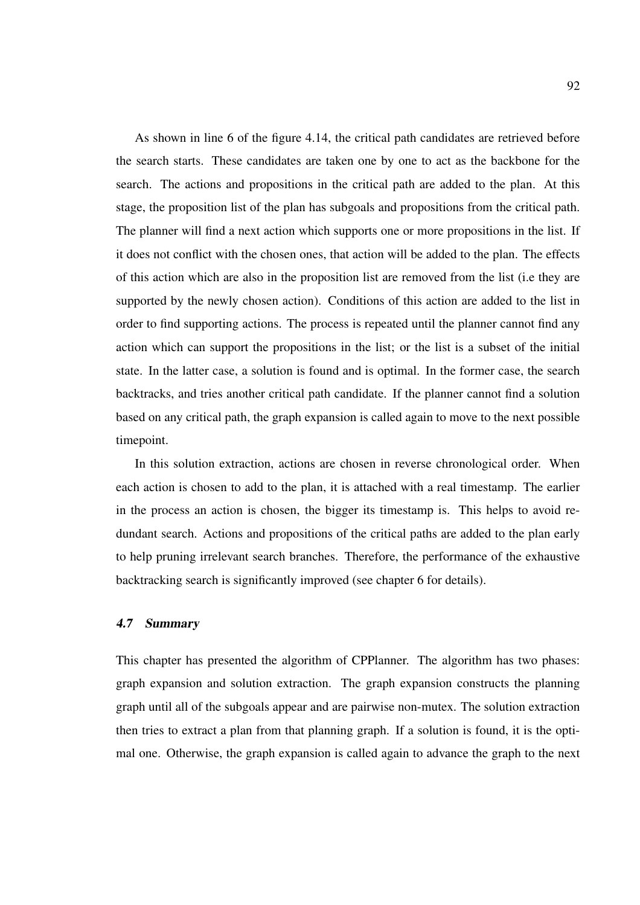As shown in line 6 of the figure 4.14, the critical path candidates are retrieved before the search starts. These candidates are taken one by one to act as the backbone for the search. The actions and propositions in the critical path are added to the plan. At this stage, the proposition list of the plan has subgoals and propositions from the critical path. The planner will find a next action which supports one or more propositions in the list. If it does not conflict with the chosen ones, that action will be added to the plan. The effects of this action which are also in the proposition list are removed from the list (i.e they are supported by the newly chosen action). Conditions of this action are added to the list in order to find supporting actions. The process is repeated until the planner cannot find any action which can support the propositions in the list; or the list is a subset of the initial state. In the latter case, a solution is found and is optimal. In the former case, the search backtracks, and tries another critical path candidate. If the planner cannot find a solution based on any critical path, the graph expansion is called again to move to the next possible timepoint.

In this solution extraction, actions are chosen in reverse chronological order. When each action is chosen to add to the plan, it is attached with a real timestamp. The earlier in the process an action is chosen, the bigger its timestamp is. This helps to avoid redundant search. Actions and propositions of the critical paths are added to the plan early to help pruning irrelevant search branches. Therefore, the performance of the exhaustive backtracking search is significantly improved (see chapter 6 for details).

### *4.7 Summary*

This chapter has presented the algorithm of CPPlanner. The algorithm has two phases: graph expansion and solution extraction. The graph expansion constructs the planning graph until all of the subgoals appear and are pairwise non-mutex. The solution extraction then tries to extract a plan from that planning graph. If a solution is found, it is the optimal one. Otherwise, the graph expansion is called again to advance the graph to the next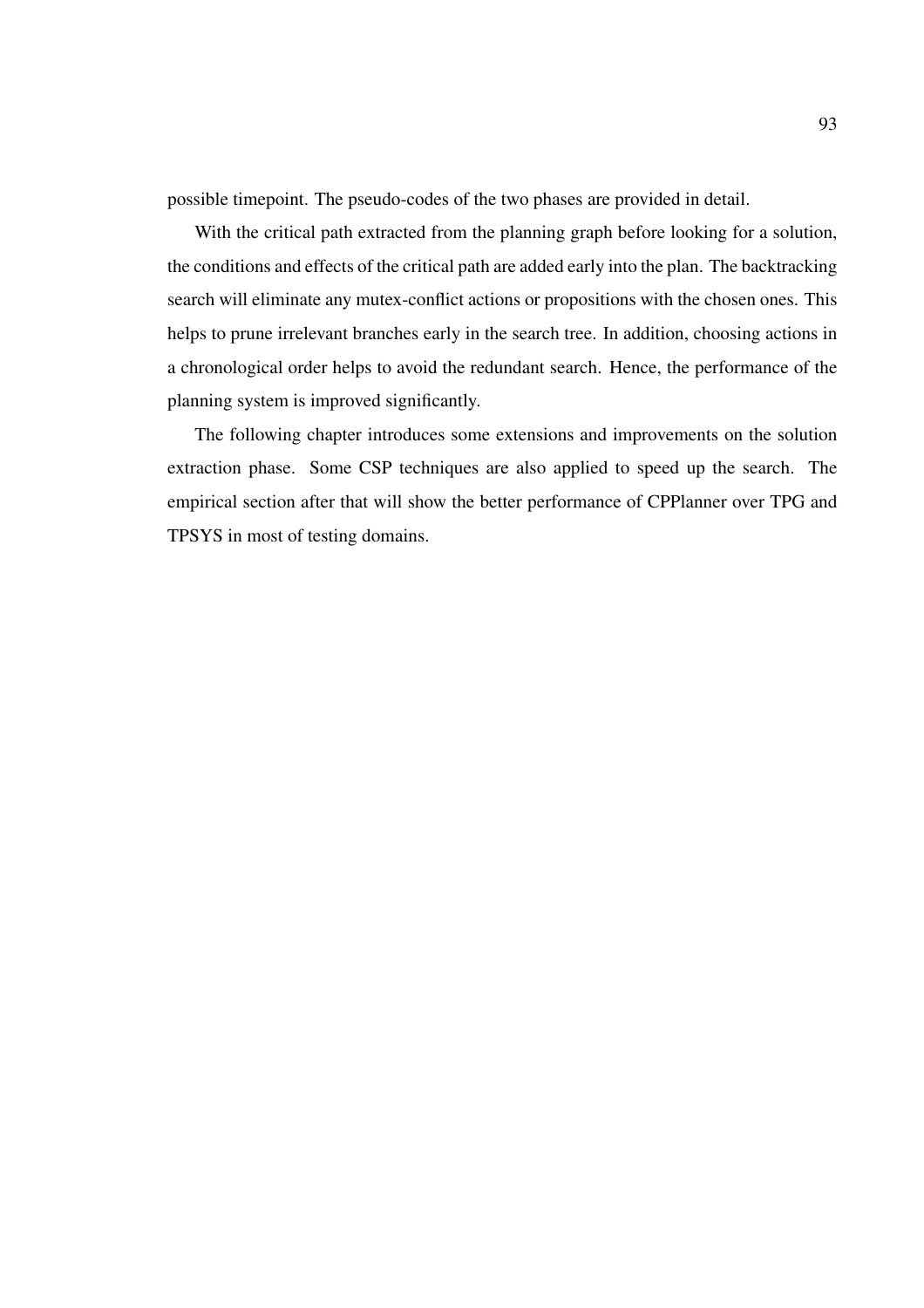possible timepoint. The pseudo-codes of the two phases are provided in detail.

With the critical path extracted from the planning graph before looking for a solution, the conditions and effects of the critical path are added early into the plan. The backtracking search will eliminate any mutex-conflict actions or propositions with the chosen ones. This helps to prune irrelevant branches early in the search tree. In addition, choosing actions in a chronological order helps to avoid the redundant search. Hence, the performance of the planning system is improved significantly.

The following chapter introduces some extensions and improvements on the solution extraction phase. Some CSP techniques are also applied to speed up the search. The empirical section after that will show the better performance of CPPlanner over TPG and TPSYS in most of testing domains.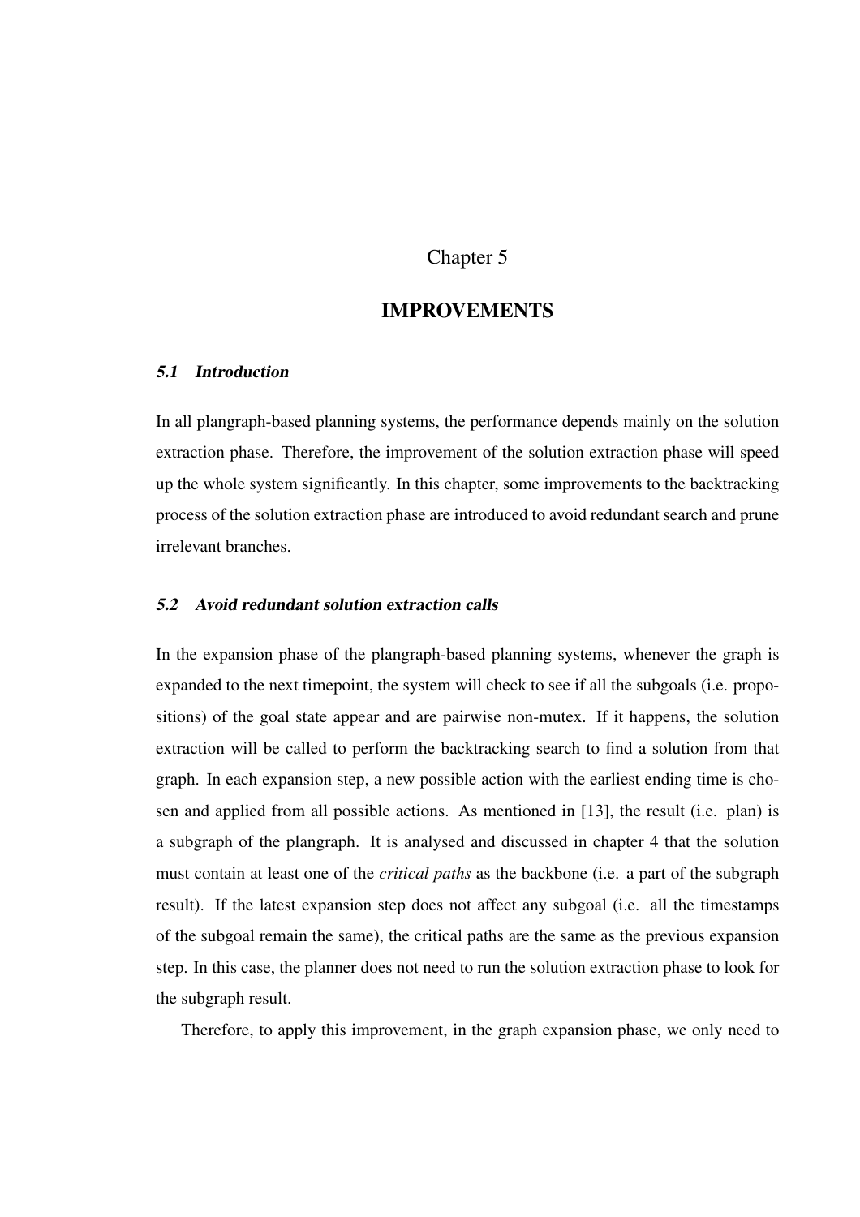# Chapter 5

# IMPROVEMENTS

## *5.1 Introduction*

In all plangraph-based planning systems, the performance depends mainly on the solution extraction phase. Therefore, the improvement of the solution extraction phase will speed up the whole system significantly. In this chapter, some improvements to the backtracking process of the solution extraction phase are introduced to avoid redundant search and prune irrelevant branches.

## *5.2 Avoid redundant solution extraction calls*

In the expansion phase of the plangraph-based planning systems, whenever the graph is expanded to the next timepoint, the system will check to see if all the subgoals (i.e. propositions) of the goal state appear and are pairwise non-mutex. If it happens, the solution extraction will be called to perform the backtracking search to find a solution from that graph. In each expansion step, a new possible action with the earliest ending time is chosen and applied from all possible actions. As mentioned in [13], the result (i.e. plan) is a subgraph of the plangraph. It is analysed and discussed in chapter 4 that the solution must contain at least one of the *critical paths* as the backbone (i.e. a part of the subgraph result). If the latest expansion step does not affect any subgoal (i.e. all the timestamps of the subgoal remain the same), the critical paths are the same as the previous expansion step. In this case, the planner does not need to run the solution extraction phase to look for the subgraph result.

Therefore, to apply this improvement, in the graph expansion phase, we only need to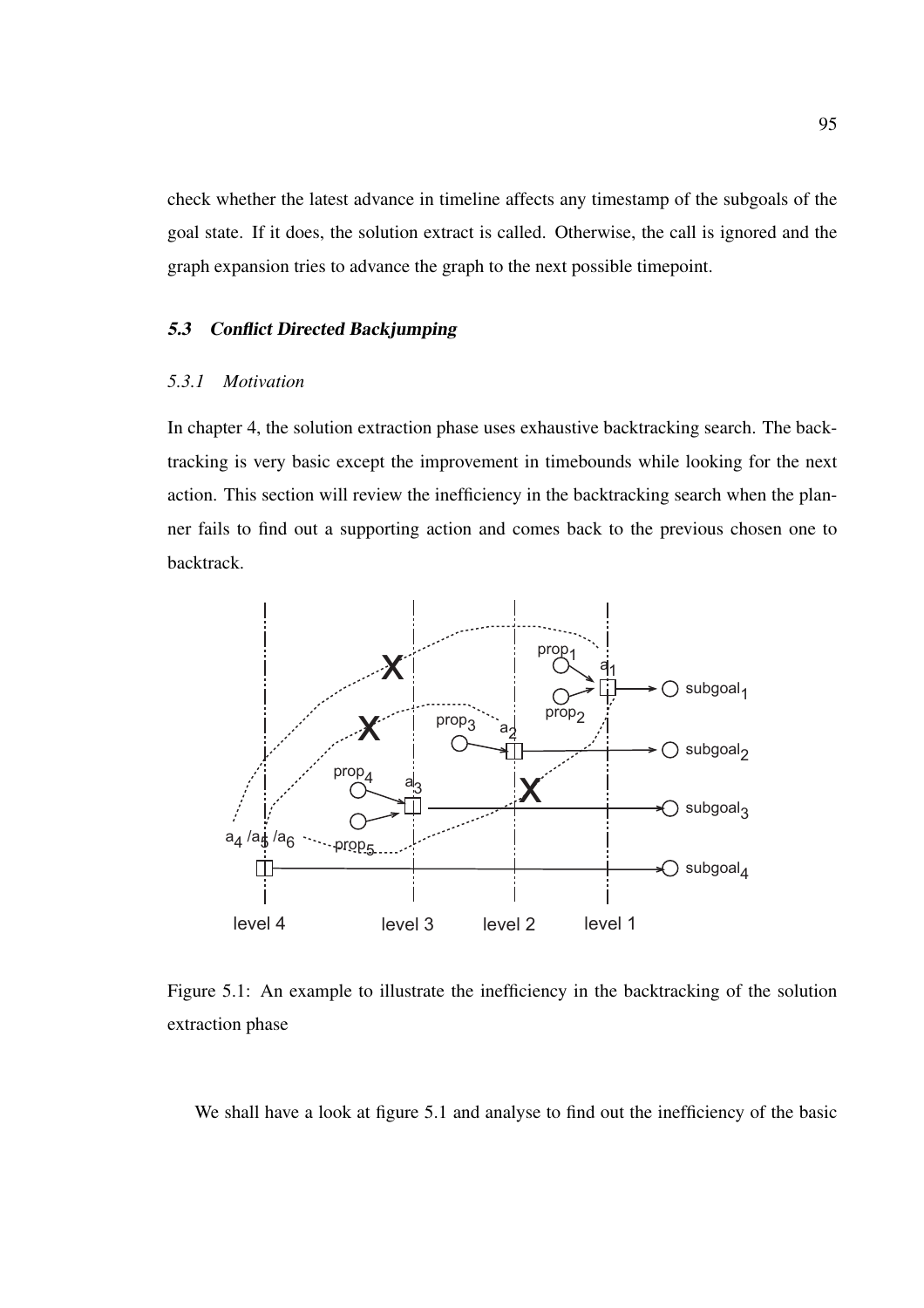check whether the latest advance in timeline affects any timestamp of the subgoals of the goal state. If it does, the solution extract is called. Otherwise, the call is ignored and the graph expansion tries to advance the graph to the next possible timepoint.

### *5.3 Conflict Directed Backjumping*

#### *5.3.1 Motivation*

In chapter 4, the solution extraction phase uses exhaustive backtracking search. The backtracking is very basic except the improvement in timebounds while looking for the next action. This section will review the inefficiency in the backtracking search when the planner fails to find out a supporting action and comes back to the previous chosen one to backtrack.

Figure 5.1: An example to illustrate the inefficiency in the backtracking of the solution extraction phase

We shall have a look at figure 5.1 and analyse to find out the inefficiency of the basic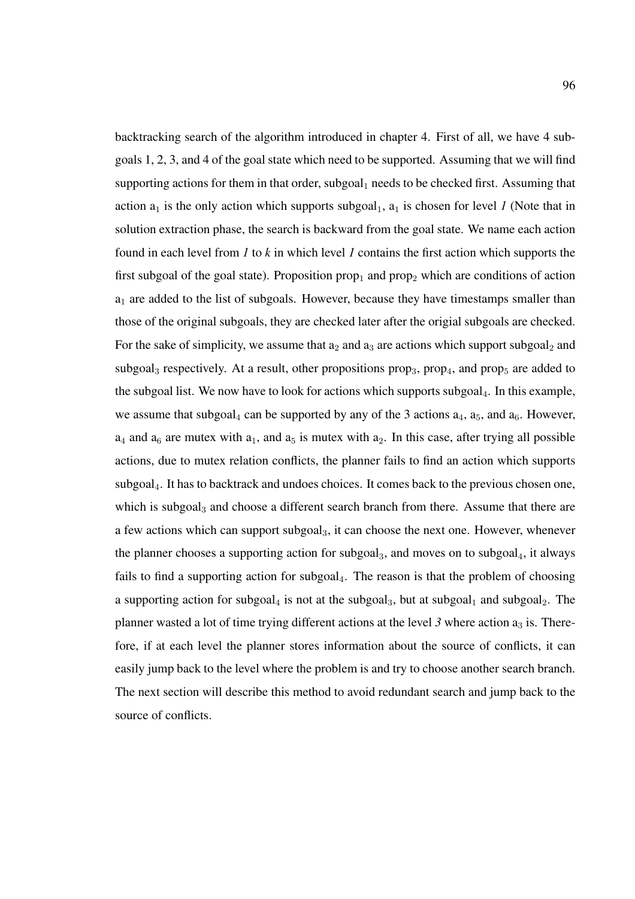backtracking search of the algorithm introduced in chapter 4. First of all, we have 4 subgoals 1, 2, 3, and 4 of the goal state which need to be supported. Assuming that we will find supporting actions for them in that order, $subgoal_1$ needs to be checked first. Assuming that action $a_1$ is the only action which supports $subgoal_1$, $a_1$ is chosen for level *1* (Note that in solution extraction phase, the search is backward from the goal state. We name each action found in each level from *1* to *k* in which level *1* contains the first action which supports the first subgoal of the goal state). Proposition $prop_1$ and $prop_2$ which are conditions of action $a_1$ are added to the list of subgoals. However, because they have timestamps smaller than those of the original subgoals, they are checked later after the origial subgoals are checked. For the sake of simplicity, we assume that $a_2$ and $a_3$ are actions which support $subgoal_2$ and $subgoal_3$ respectively. At a result, other propositions $prop_3$, $prop_4$, and $prop_5$ are added to the subgoal list. We now have to look for actions which supports $subgoal_4$. In this example, we assume that $subgoal_4$ can be supported by any of the 3 actions $a_4$, $a_5$, and $a_6$. However, $a_4$ and $a_6$ are mutex with $a_1$, and $a_5$ is mutex with $a_2$. In this case, after trying all possible actions, due to mutex relation conflicts, the planner fails to find an action which supports $subgoal_4$. It has to backtrack and undoes choices. It comes back to the previous chosen one, which is $subgoal_3$ and choose a different search branch from there. Assume that there are a few actions which can support $subgoal_3$, it can choose the next one. However, whenever the planner chooses a supporting action for $subgoal_3$, and moves on to $subgoal_4$, it always fails to find a supporting action for $subgoal_4$. The reason is that the problem of choosing a supporting action for $subgoal_4$ is not at the $subgoal_3$, but at $subgoal_1$ and $subgoal_2$. The planner wasted a lot of time trying different actions at the level *3* where action $a_3$ is. Therefore, if at each level the planner stores information about the source of conflicts, it can easily jump back to the level where the problem is and try to choose another search branch. The next section will describe this method to avoid redundant search and jump back to the source of conflicts.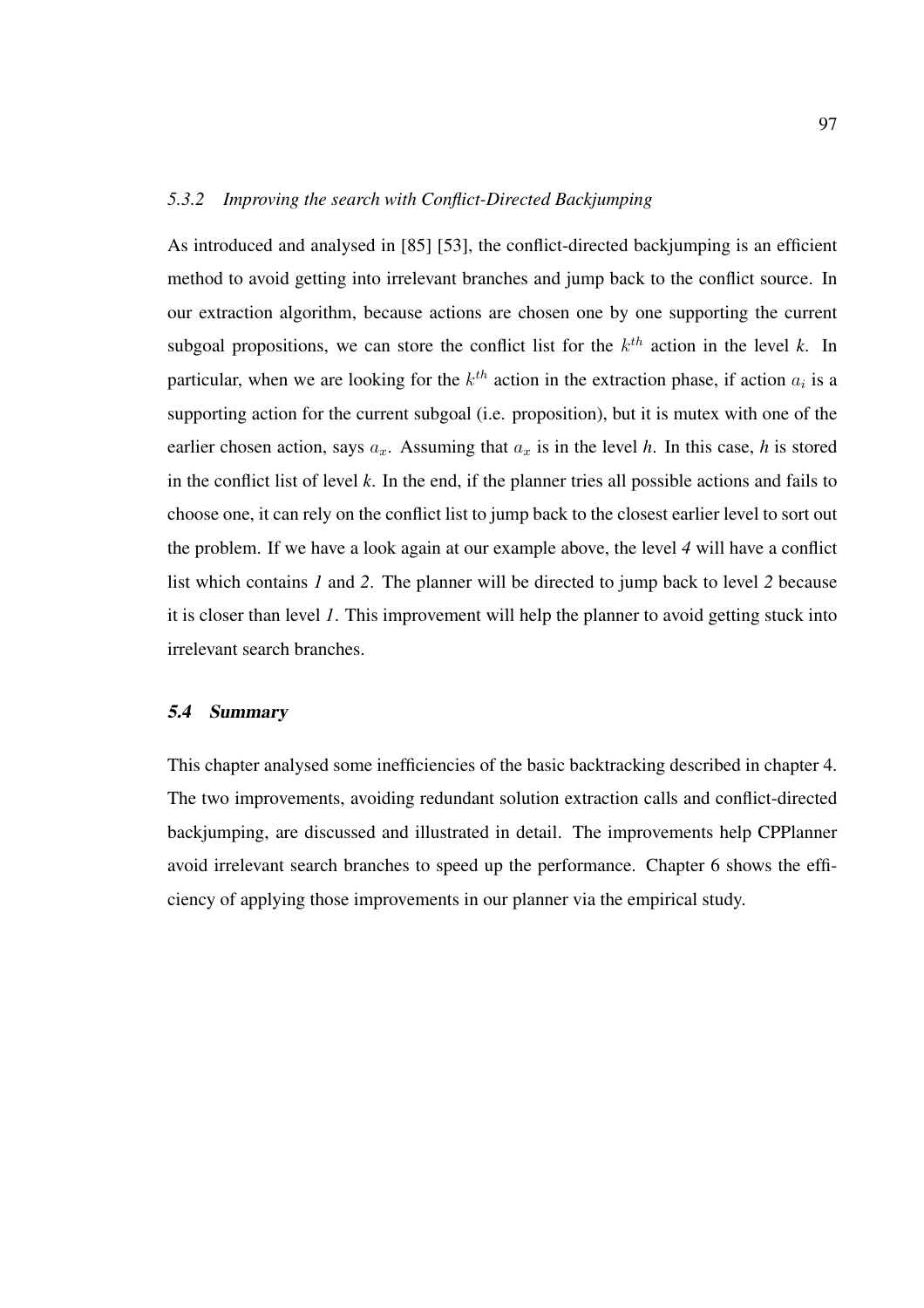### *5.3.2 Improving the search with Conflict-Directed Backjumping*

As introduced and analysed in [85] [53], the conflict-directed backjumping is an efficient method to avoid getting into irrelevant branches and jump back to the conflict source. In our extraction algorithm, because actions are chosen one by one supporting the current subgoal propositions, we can store the conflict list for the $k^{th}$ action in the level *k*. In particular, when we are looking for the $k^{th}$ action in the extraction phase, if action $a_i$ is a supporting action for the current subgoal (i.e. proposition), but it is mutex with one of the earlier chosen action, says $a_x$. Assuming that $a_x$ is in the level *h*. In this case, *h* is stored in the conflict list of level *k*. In the end, if the planner tries all possible actions and fails to choose one, it can rely on the conflict list to jump back to the closest earlier level to sort out the problem. If we have a look again at our example above, the level *4* will have a conflict list which contains *1* and *2*. The planner will be directed to jump back to level *2* because it is closer than level *1*. This improvement will help the planner to avoid getting stuck into irrelevant search branches.

## *5.4 Summary*

This chapter analysed some inefficiencies of the basic backtracking described in chapter 4. The two improvements, avoiding redundant solution extraction calls and conflict-directed backjumping, are discussed and illustrated in detail. The improvements help CPPlanner avoid irrelevant search branches to speed up the performance. Chapter 6 shows the efficiency of applying those improvements in our planner via the empirical study.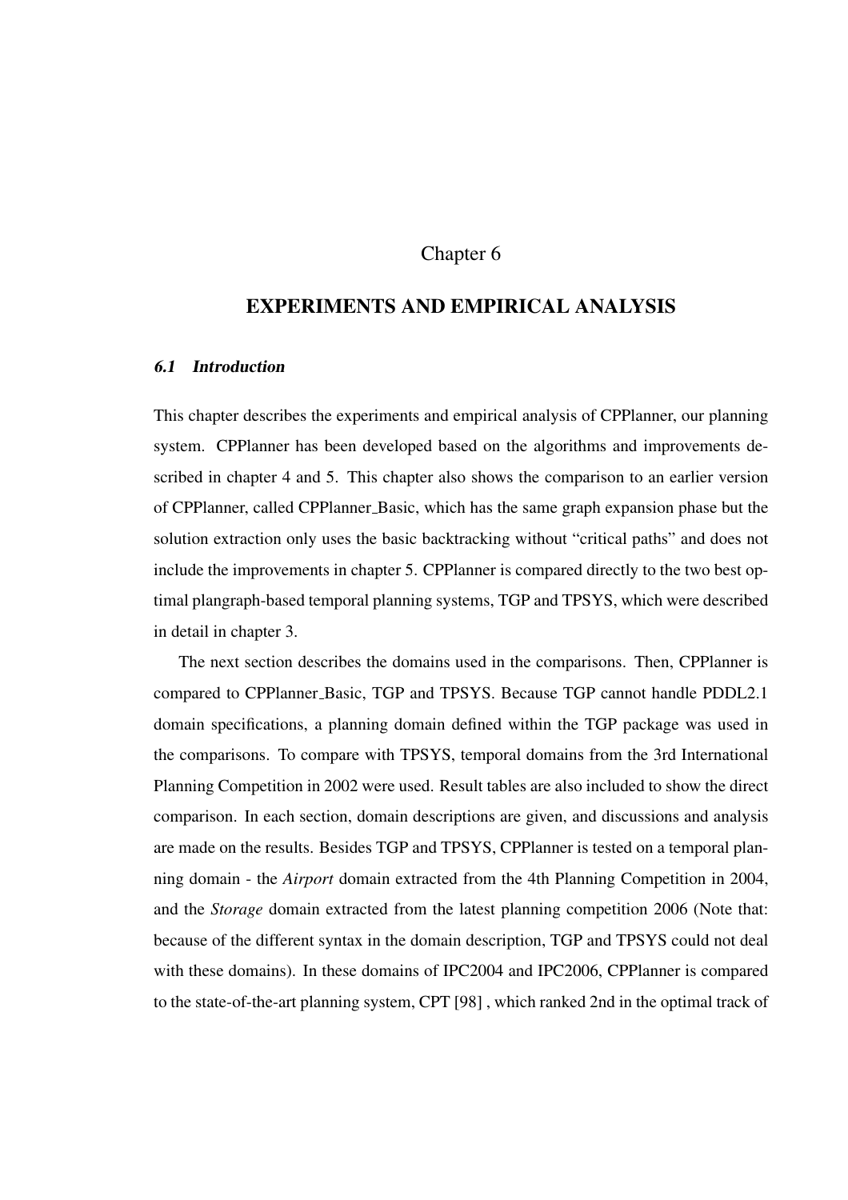Chapter 6

# EXPERIMENTS AND EMPIRICAL ANALYSIS

## *6.1 Introduction*

This chapter describes the experiments and empirical analysis of CPPlanner, our planning system. CPPlanner has been developed based on the algorithms and improvements described in chapter 4 and 5. This chapter also shows the comparison to an earlier version of CPPlanner, called CPPlanner_Basic, which has the same graph expansion phase but the solution extraction only uses the basic backtracking without "critical paths" and does not include the improvements in chapter 5. CPPlanner is compared directly to the two best optimal plangraph-based temporal planning systems, TGP and TPSYS, which were described in detail in chapter 3.

The next section describes the domains used in the comparisons. Then, CPPlanner is compared to CPPlanner_Basic, TGP and TPSYS. Because TGP cannot handle PDDL2.1 domain specifications, a planning domain defined within the TGP package was used in the comparisons. To compare with TPSYS, temporal domains from the 3rd International Planning Competition in 2002 were used. Result tables are also included to show the direct comparison. In each section, domain descriptions are given, and discussions and analysis are made on the results. Besides TGP and TPSYS, CPPlanner is tested on a temporal planning domain - the *Airport* domain extracted from the 4th Planning Competition in 2004, and the *Storage* domain extracted from the latest planning competition 2006 (Note that: because of the different syntax in the domain description, TGP and TPSYS could not deal with these domains). In these domains of IPC2004 and IPC2006, CPPlanner is compared to the state-of-the-art planning system, CPT [98] , which ranked 2nd in the optimal track of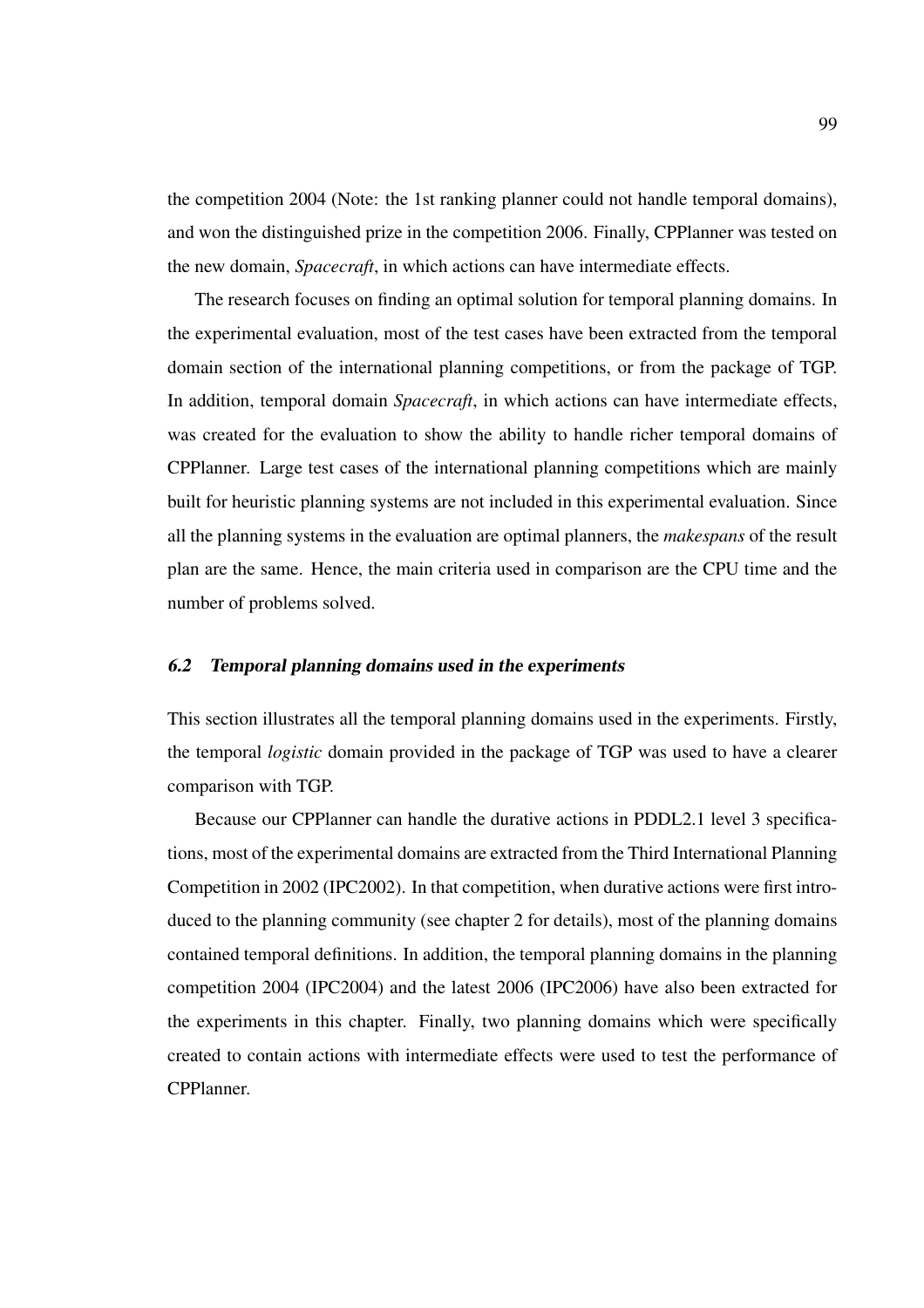the competition 2004 (Note: the 1st ranking planner could not handle temporal domains), and won the distinguished prize in the competition 2006. Finally, CPPlanner was tested on the new domain, *Spacecraft*, in which actions can have intermediate effects.

The research focuses on finding an optimal solution for temporal planning domains. In the experimental evaluation, most of the test cases have been extracted from the temporal domain section of the international planning competitions, or from the package of TGP. In addition, temporal domain *Spacecraft*, in which actions can have intermediate effects, was created for the evaluation to show the ability to handle richer temporal domains of CPPlanner. Large test cases of the international planning competitions which are mainly built for heuristic planning systems are not included in this experimental evaluation. Since all the planning systems in the evaluation are optimal planners, the *makespans* of the result plan are the same. Hence, the main criteria used in comparison are the CPU time and the number of problems solved.

### *6.2 Temporal planning domains used in the experiments*

This section illustrates all the temporal planning domains used in the experiments. Firstly, the temporal *logistic* domain provided in the package of TGP was used to have a clearer comparison with TGP.

Because our CPPlanner can handle the durative actions in PDDL2.1 level 3 specifications, most of the experimental domains are extracted from the Third International Planning Competition in 2002 (IPC2002). In that competition, when durative actions were first introduced to the planning community (see chapter 2 for details), most of the planning domains contained temporal definitions. In addition, the temporal planning domains in the planning competition 2004 (IPC2004) and the latest 2006 (IPC2006) have also been extracted for the experiments in this chapter. Finally, two planning domains which were specifically created to contain actions with intermediate effects were used to test the performance of CPPlanner.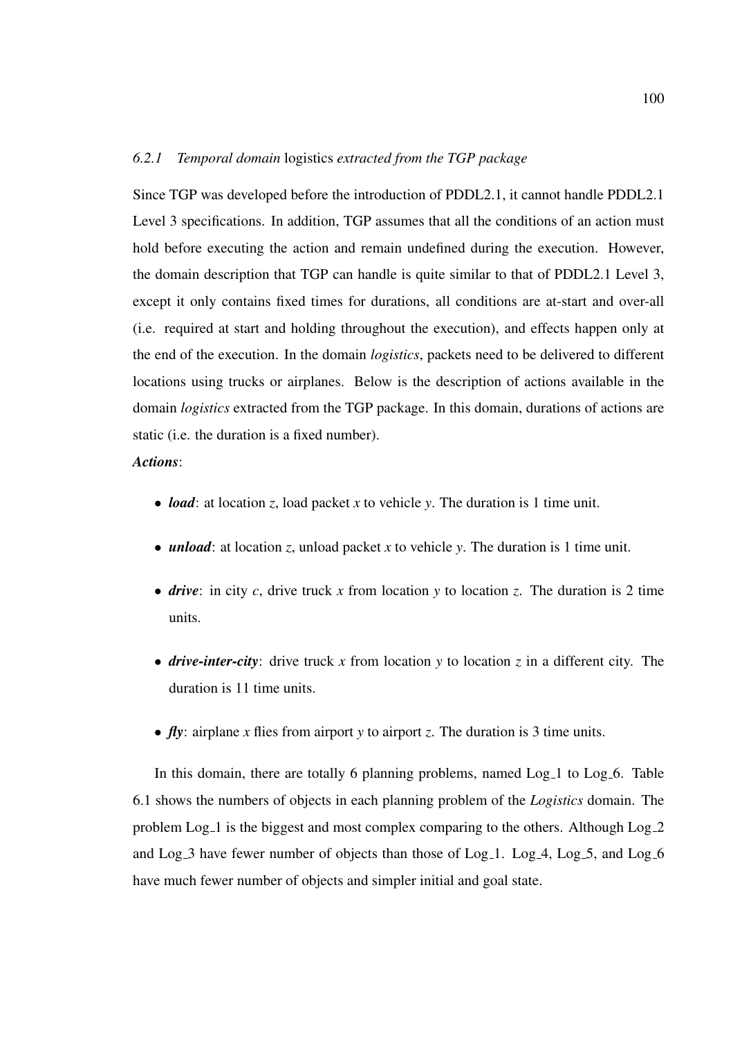### 6.2.1 *Temporal domain* logistics *extracted from the TGP package*

Since TGP was developed before the introduction of PDDL2.1, it cannot handle PDDL2.1 Level 3 specifications. In addition, TGP assumes that all the conditions of an action must hold before executing the action and remain undefined during the execution. However, the domain description that TGP can handle is quite similar to that of PDDL2.1 Level 3, except it only contains fixed times for durations, all conditions are at-start and over-all (i.e. required at start and holding throughout the execution), and effects happen only at the end of the execution. In the domain *logistics*, packets need to be delivered to different locations using trucks or airplanes. Below is the description of actions available in the domain *logistics* extracted from the TGP package. In this domain, durations of actions are static (i.e. the duration is a fixed number).

***Actions***:

- ***load***: at location *z*, load packet *x* to vehicle *y*. The duration is 1 time unit.
- ***unload***: at location *z*, unload packet *x* to vehicle *y*. The duration is 1 time unit.
- ***drive***: in city *c*, drive truck *x* from location *y* to location *z*. The duration is 2 time units.
- ***drive-inter-city***: drive truck *x* from location *y* to location *z* in a different city. The duration is 11 time units.
- ***fly***: airplane *x* flies from airport *y* to airport *z*. The duration is 3 time units.

In this domain, there are totally 6 planning problems, named Log_1 to Log_6. Table 6.1 shows the numbers of objects in each planning problem of the *Logistics* domain. The problem Log_1 is the biggest and most complex comparing to the others. Although Log_2 and Log_3 have fewer number of objects than those of Log_1. Log_4, Log_5, and Log_6 have much fewer number of objects and simpler initial and goal state.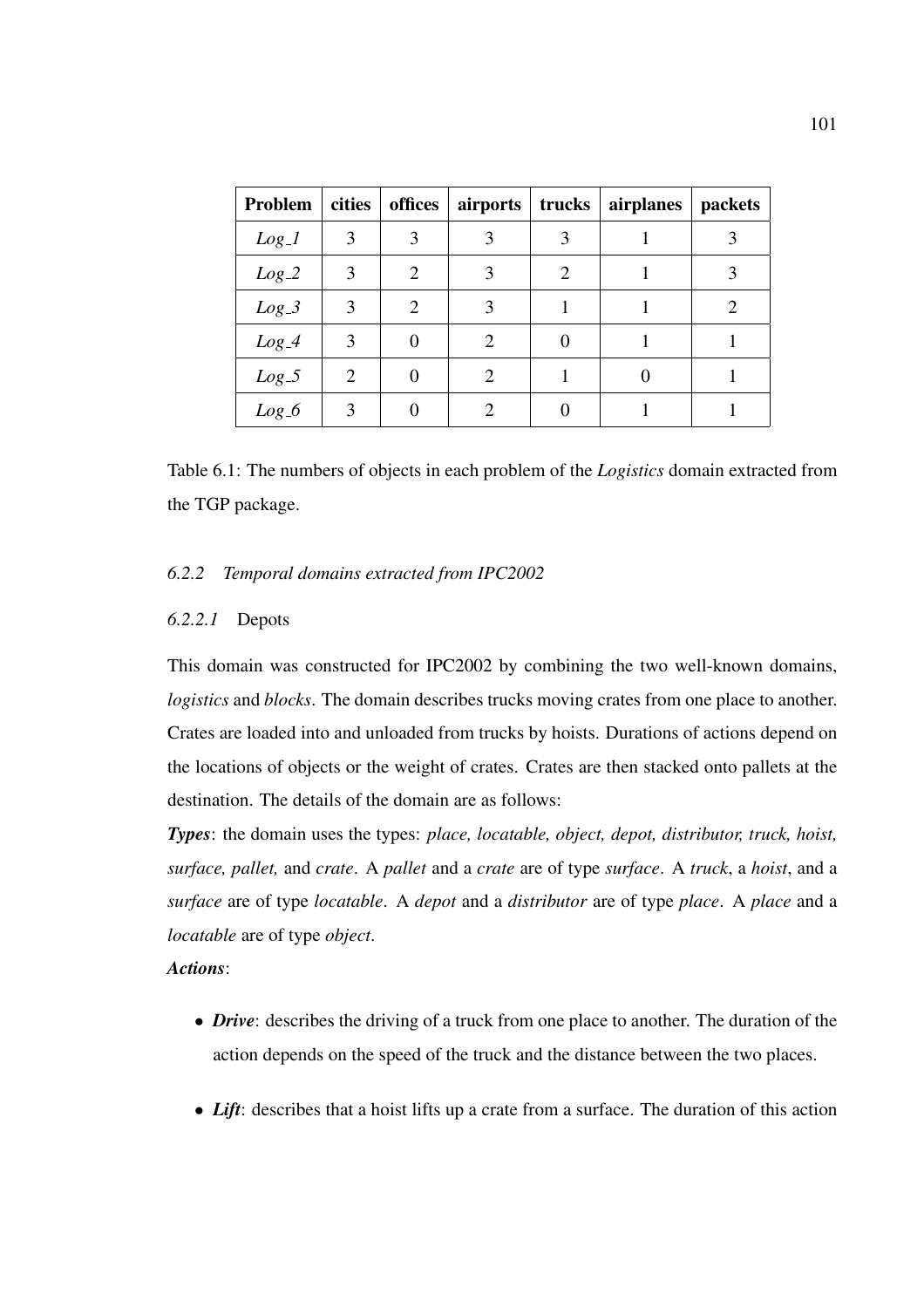| Problem | cities | offices | airports | trucks | airplanes | packets |
|---|---|---|---|---|---|---|
| *Log_1* | 3 | 3 | 3 | 3 | 1 | 3 |
| *Log_2* | 3 | 2 | 3 | 2 | 1 | 3 |
| *Log_3* | 3 | 2 | 3 | 1 | 1 | 2 |
| *Log_4* | 3 | 0 | 2 | 0 | 1 | 1 |
| *Log_5* | 2 | 0 | 2 | 1 | 0 | 1 |
| *Log_6* | 3 | 0 | 2 | 0 | 1 | 1 |

Table 6.1: The numbers of objects in each problem of the *Logistics* domain extracted from the TGP package.

### *6.2.2 Temporal domains extracted from IPC2002*

#### *6.2.2.1* Depots

This domain was constructed for IPC2002 by combining the two well-known domains, *logistics* and *blocks*. The domain describes trucks moving crates from one place to another. Crates are loaded into and unloaded from trucks by hoists. Durations of actions depend on the locations of objects or the weight of crates. Crates are then stacked onto pallets at the destination. The details of the domain are as follows:

***Types***: the domain uses the types: *place, locatable, object, depot, distributor, truck, hoist, surface, pallet,* and *crate*. A *pallet* and a *crate* are of type *surface*. A *truck*, a *hoist*, and a *surface* are of type *locatable*. A *depot* and a *distributor* are of type *place*. A *place* and a *locatable* are of type *object*.

***Actions***:

- ***Drive***: describes the driving of a truck from one place to another. The duration of the action depends on the speed of the truck and the distance between the two places.
- ***Lift***: describes that a hoist lifts up a crate from a surface. The duration of this action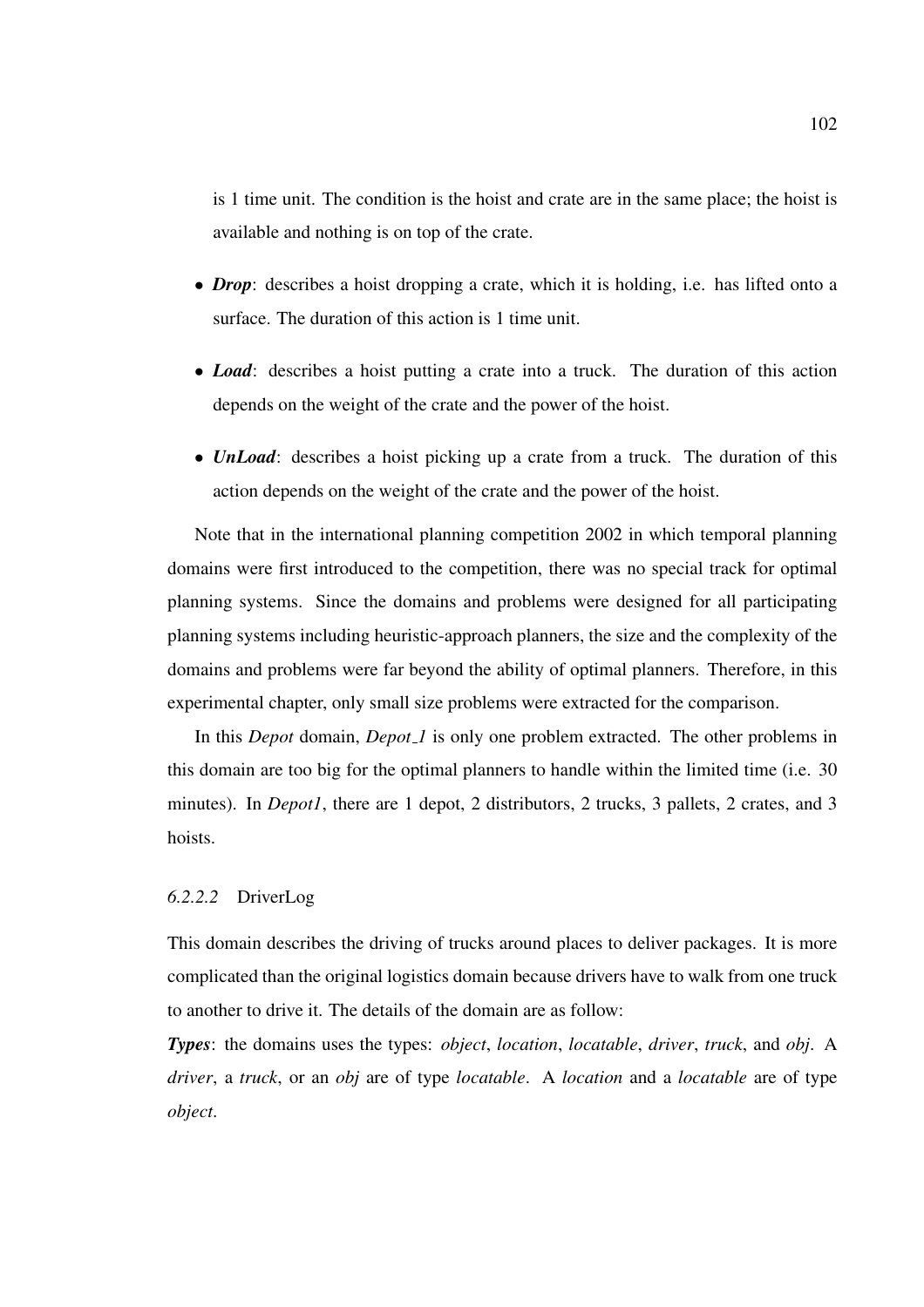is 1 time unit. The condition is the hoist and crate are in the same place; the hoist is available and nothing is on top of the crate.

- ***Drop***: describes a hoist dropping a crate, which it is holding, i.e. has lifted onto a surface. The duration of this action is 1 time unit.
- ***Load***: describes a hoist putting a crate into a truck. The duration of this action depends on the weight of the crate and the power of the hoist.
- ***UnLoad***: describes a hoist picking up a crate from a truck. The duration of this action depends on the weight of the crate and the power of the hoist.

Note that in the international planning competition 2002 in which temporal planning domains were first introduced to the competition, there was no special track for optimal planning systems. Since the domains and problems were designed for all participating planning systems including heuristic-approach planners, the size and the complexity of the domains and problems were far beyond the ability of optimal planners. Therefore, in this experimental chapter, only small size problems were extracted for the comparison.

In this *Depot* domain, *Depot_1* is only one problem extracted. The other problems in this domain are too big for the optimal planners to handle within the limited time (i.e. 30 minutes). In *Depot1*, there are 1 depot, 2 distributors, 2 trucks, 3 pallets, 2 crates, and 3 hoists.

#### *6.2.2.2* DriverLog

This domain describes the driving of trucks around places to deliver packages. It is more complicated than the original logistics domain because drivers have to walk from one truck to another to drive it. The details of the domain are as follow:

***Types***: the domains uses the types: *object*, *location*, *locatable*, *driver*, *truck*, and *obj*. A *driver*, a *truck*, or an *obj* are of type *locatable*. A *location* and a *locatable* are of type *object*.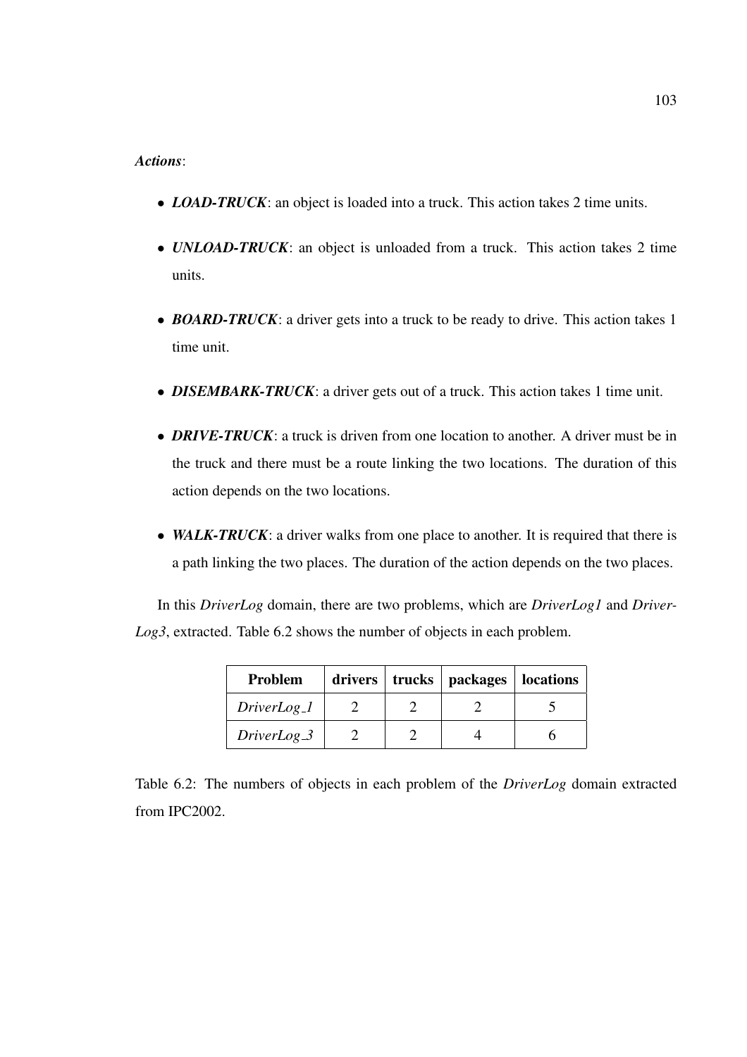***Actions***:

- ***LOAD-TRUCK***: an object is loaded into a truck. This action takes 2 time units.
- ***UNLOAD-TRUCK***: an object is unloaded from a truck. This action takes 2 time units.
- ***BOARD-TRUCK***: a driver gets into a truck to be ready to drive. This action takes 1 time unit.
- ***DISEMBARK-TRUCK***: a driver gets out of a truck. This action takes 1 time unit.
- ***DRIVE-TRUCK***: a truck is driven from one location to another. A driver must be in the truck and there must be a route linking the two locations. The duration of this action depends on the two locations.
- ***WALK-TRUCK***: a driver walks from one place to another. It is required that there is a path linking the two places. The duration of the action depends on the two places.

In this *DriverLog* domain, there are two problems, which are *DriverLog1* and *DriverLog3*, extracted. Table 6.2 shows the number of objects in each problem.

| **Problem** | **drivers** | **trucks** | **packages** | **locations** |
|---|---|---|---|---|
| *DriverLog_1* | 2 | 2 | 2 | 5 |
| *DriverLog_3* | 2 | 2 | 4 | 6 |

Table 6.2: The numbers of objects in each problem of the *DriverLog* domain extracted from IPC2002.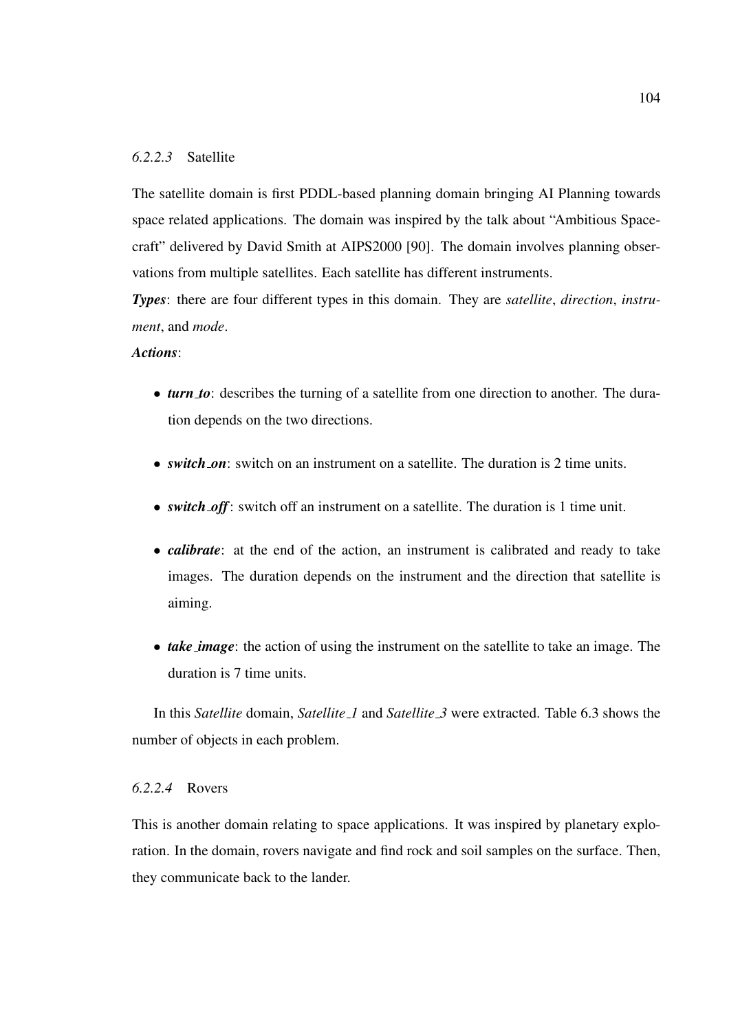#### *6.2.2.3* Satellite

The satellite domain is first PDDL-based planning domain bringing AI Planning towards space related applications. The domain was inspired by the talk about "Ambitious Spacecraft" delivered by David Smith at AIPS2000 [90]. The domain involves planning observations from multiple satellites. Each satellite has different instruments.

***Types***: there are four different types in this domain. They are *satellite*, *direction*, *instrument*, and *mode*.

***Actions***:

- ***turn_to***: describes the turning of a satellite from one direction to another. The duration depends on the two directions.
- ***switch_on***: switch on an instrument on a satellite. The duration is 2 time units.
- ***switch_off***: switch off an instrument on a satellite. The duration is 1 time unit.
- ***calibrate***: at the end of the action, an instrument is calibrated and ready to take images. The duration depends on the instrument and the direction that satellite is aiming.
- ***take_image***: the action of using the instrument on the satellite to take an image. The duration is 7 time units.

In this *Satellite* domain, *Satellite_1* and *Satellite_3* were extracted. Table 6.3 shows the number of objects in each problem.

#### *6.2.2.4* Rovers

This is another domain relating to space applications. It was inspired by planetary exploration. In the domain, rovers navigate and find rock and soil samples on the surface. Then, they communicate back to the lander.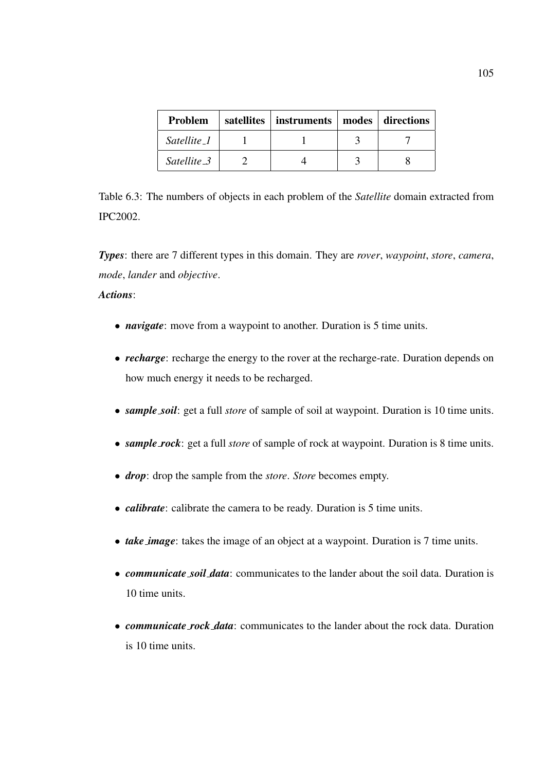| Problem | satellites | instruments | modes | directions |
| --- | --- | --- | --- | --- |
| *Satellite_1* | 1 | 1 | 3 | 7 |
| *Satellite_3* | 2 | 4 | 3 | 8 |

Table 6.3: The numbers of objects in each problem of the *Satellite* domain extracted from IPC2002.

***Types***: there are 7 different types in this domain. They are *rover*, *waypoint*, *store*, *camera*, *mode*, *lander* and *objective*.

***Actions***:

- ***navigate***: move from a waypoint to another. Duration is 5 time units.
- ***recharge***: recharge the energy to the rover at the recharge-rate. Duration depends on how much energy it needs to be recharged.
- ***sample_soil***: get a full *store* of sample of soil at waypoint. Duration is 10 time units.
- ***sample_rock***: get a full *store* of sample of rock at waypoint. Duration is 8 time units.
- ***drop***: drop the sample from the *store*. *Store* becomes empty.
- ***calibrate***: calibrate the camera to be ready. Duration is 5 time units.
- ***take_image***: takes the image of an object at a waypoint. Duration is 7 time units.
- ***communicate_soil_data***: communicates to the lander about the soil data. Duration is 10 time units.
- ***communicate_rock_data***: communicates to the lander about the rock data. Duration is 10 time units.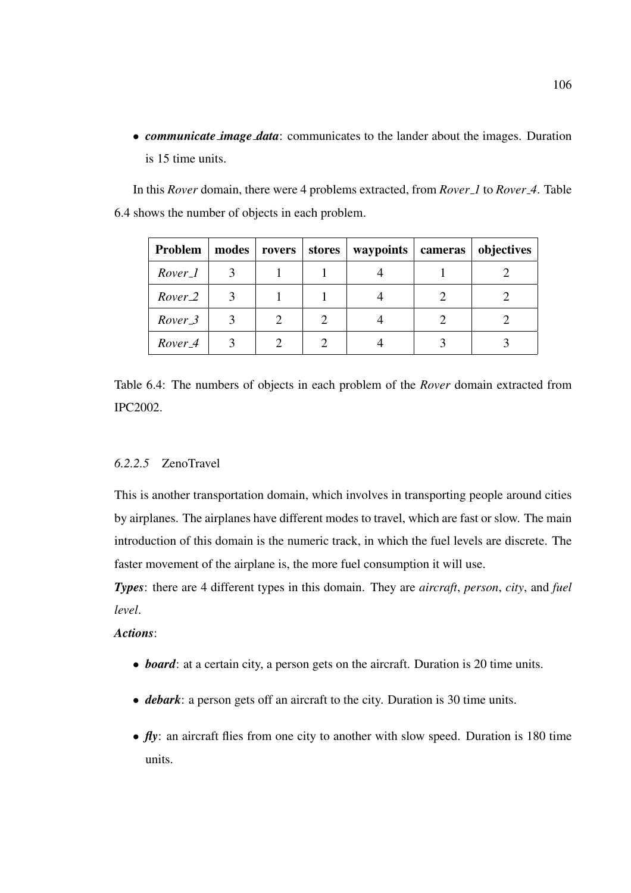- ***communicate_image_data***: communicates to the lander about the images. Duration is 15 time units.

In this *Rover* domain, there were 4 problems extracted, from *Rover_1* to *Rover_4*. Table 6.4 shows the number of objects in each problem.

| **Problem** | **modes** | **rovers** | **stores** | **waypoints** | **cameras** | **objectives** |
|---|---|---|---|---|---|---|
| *Rover_1* | 3 | 1 | 1 | 4 | 1 | 2 |
| *Rover_2* | 3 | 1 | 1 | 4 | 2 | 2 |
| *Rover_3* | 3 | 2 | 2 | 4 | 2 | 2 |
| *Rover_4* | 3 | 2 | 2 | 4 | 3 | 3 |

Table 6.4: The numbers of objects in each problem of the *Rover* domain extracted from IPC2002.

#### *6.2.2.5* ZenoTravel

This is another transportation domain, which involves in transporting people around cities by airplanes. The airplanes have different modes to travel, which are fast or slow. The main introduction of this domain is the numeric track, in which the fuel levels are discrete. The faster movement of the airplane is, the more fuel consumption it will use.

***Types***: there are 4 different types in this domain. They are *aircraft*, *person*, *city*, and *fuel level*.

***Actions***:

- ***board***: at a certain city, a person gets on the aircraft. Duration is 20 time units.

- ***debark***: a person gets off an aircraft to the city. Duration is 30 time units.

- ***fly***: an aircraft flies from one city to another with slow speed. Duration is 180 time units.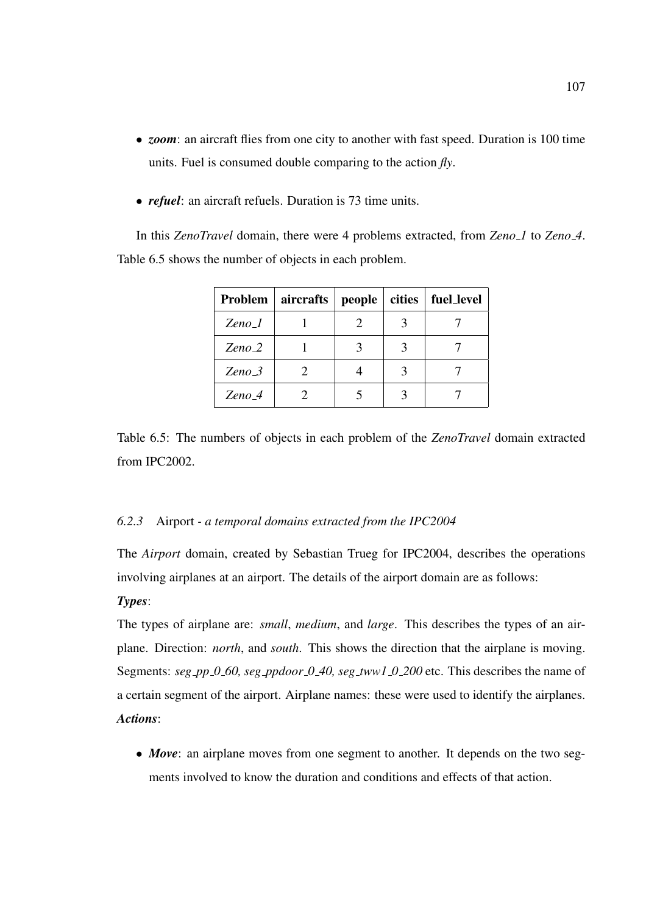- ***zoom***: an aircraft flies from one city to another with fast speed. Duration is 100 time units. Fuel is consumed double comparing to the action *fly*.

- ***refuel***: an aircraft refuels. Duration is 73 time units.

In this *ZenoTravel* domain, there were 4 problems extracted, from *Zeno_1* to *Zeno_4*. Table 6.5 shows the number of objects in each problem.

| **Problem** | **aircrafts** | **people** | **cities** | **fuel_level** |
|---|---|---|---|---|
| *Zeno_1* | 1 | 2 | 3 | 7 |
| *Zeno_2* | 1 | 3 | 3 | 7 |
| *Zeno_3* | 2 | 4 | 3 | 7 |
| *Zeno_4* | 2 | 5 | 3 | 7 |

Table 6.5: The numbers of objects in each problem of the *ZenoTravel* domain extracted from IPC2002.

#### *6.2.3* Airport - *a temporal domains extracted from the IPC2004*

The *Airport* domain, created by Sebastian Trueg for IPC2004, describes the operations involving airplanes at an airport. The details of the airport domain are as follows:

***Types***:

The types of airplane are: *small*, *medium*, and *large*. This describes the types of an airplane. Direction: *north*, and *south*. This shows the direction that the airplane is moving. Segments: *seg_pp_0_60, seg_ppdoor_0_40, seg_tww1_0_200* etc. This describes the name of a certain segment of the airport. Airplane names: these were used to identify the airplanes.

***Actions***:

- ***Move***: an airplane moves from one segment to another. It depends on the two segments involved to know the duration and conditions and effects of that action.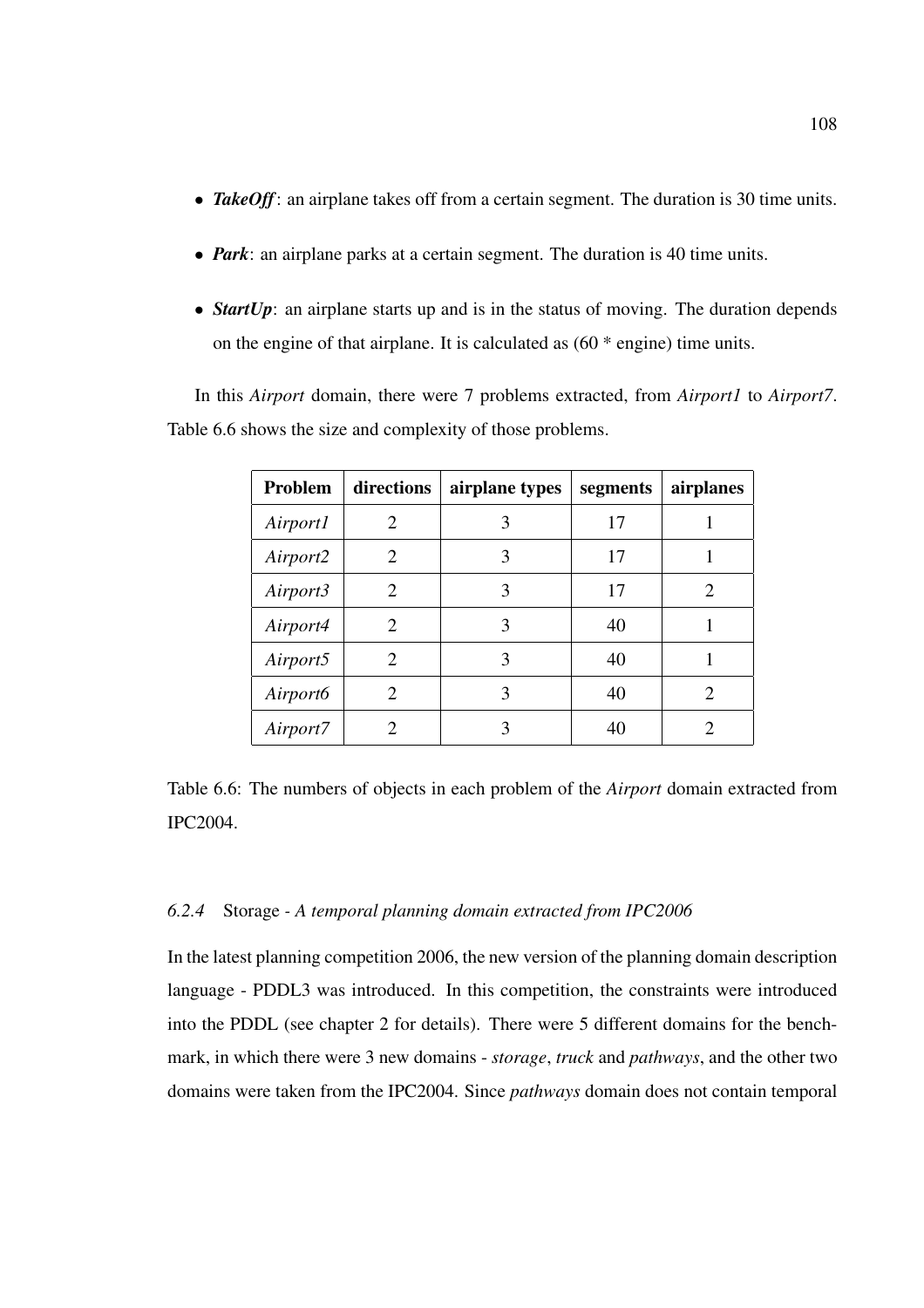- ***TakeOff***: an airplane takes off from a certain segment. The duration is 30 time units.

- ***Park***: an airplane parks at a certain segment. The duration is 40 time units.

- ***StartUp***: an airplane starts up and is in the status of moving. The duration depends on the engine of that airplane. It is calculated as (60 * engine) time units.

In this *Airport* domain, there were 7 problems extracted, from *Airport1* to *Airport7*. Table 6.6 shows the size and complexity of those problems.

| **Problem** | **directions** | **airplane types** | **segments** | **airplanes** |
|---|---|---|---|---|
| *Airport1* | 2 | 3 | 17 | 1 |
| *Airport2* | 2 | 3 | 17 | 1 |
| *Airport3* | 2 | 3 | 17 | 2 |
| *Airport4* | 2 | 3 | 40 | 1 |
| *Airport5* | 2 | 3 | 40 | 1 |
| *Airport6* | 2 | 3 | 40 | 2 |
| *Airport7* | 2 | 3 | 40 | 2 |

Table 6.6: The numbers of objects in each problem of the *Airport* domain extracted from IPC2004.

### *6.2.4* Storage - *A temporal planning domain extracted from IPC2006*

In the latest planning competition 2006, the new version of the planning domain description language - PDDL3 was introduced. In this competition, the constraints were introduced into the PDDL (see chapter 2 for details). There were 5 different domains for the benchmark, in which there were 3 new domains - *storage*, *truck* and *pathways*, and the other two domains were taken from the IPC2004. Since *pathways* domain does not contain temporal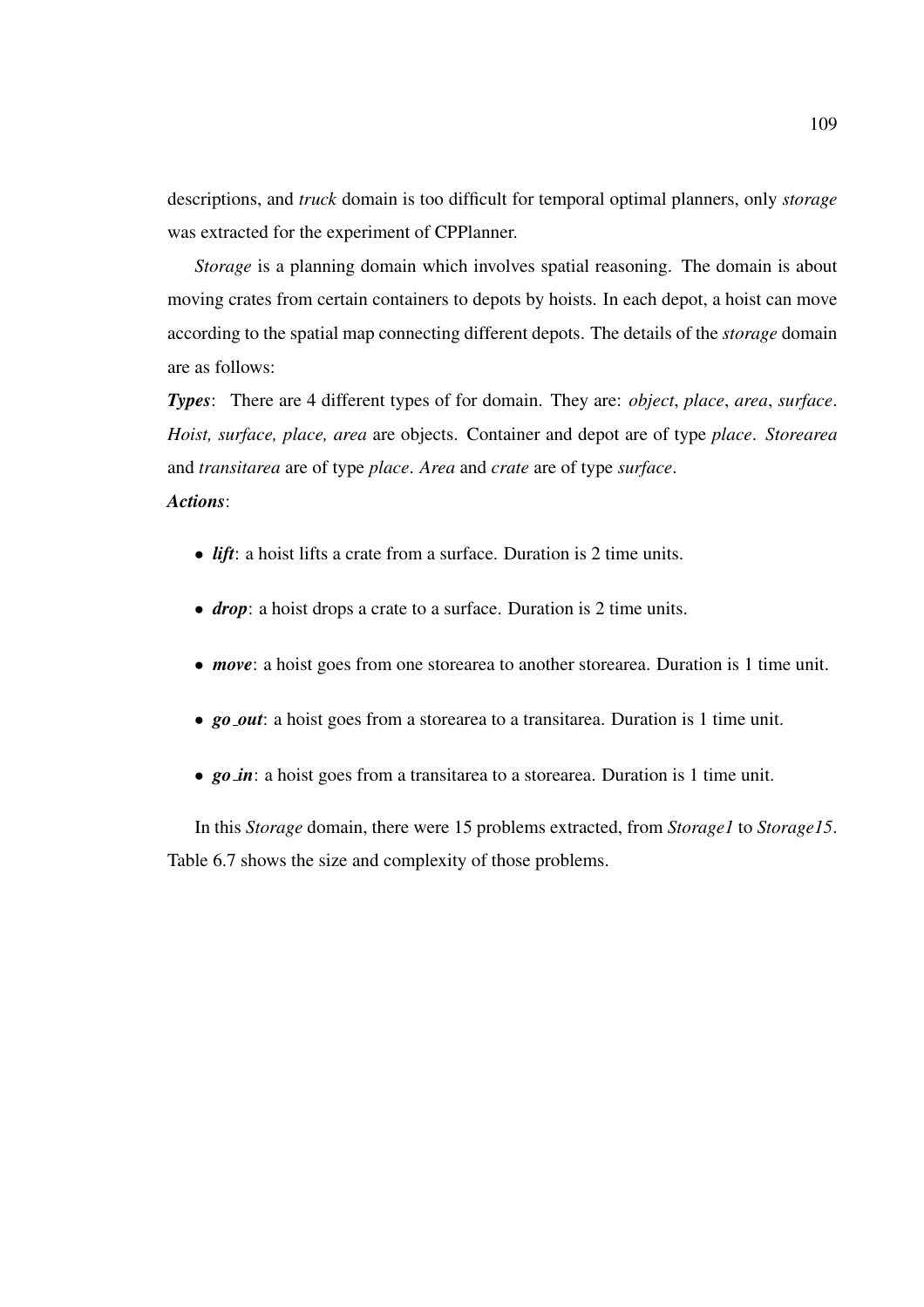descriptions, and *truck* domain is too difficult for temporal optimal planners, only *storage* was extracted for the experiment of CPPlanner.

*Storage* is a planning domain which involves spatial reasoning. The domain is about moving crates from certain containers to depots by hoists. In each depot, a hoist can move according to the spatial map connecting different depots. The details of the *storage* domain are as follows:

***Types***: There are 4 different types of for domain. They are: *object*, *place*, *area*, *surface*. *Hoist, surface, place, area* are objects. Container and depot are of type *place*. *Storearea* and *transitarea* are of type *place*. *Area* and *crate* are of type *surface*.

***Actions***:

- ***lift***: a hoist lifts a crate from a surface. Duration is 2 time units.
- ***drop***: a hoist drops a crate to a surface. Duration is 2 time units.
- ***move***: a hoist goes from one storearea to another storearea. Duration is 1 time unit.
- ***go_out***: a hoist goes from a storearea to a transitarea. Duration is 1 time unit.
- ***go_in***: a hoist goes from a transitarea to a storearea. Duration is 1 time unit.

In this *Storage* domain, there were 15 problems extracted, from *Storage1* to *Storage15*. Table 6.7 shows the size and complexity of those problems.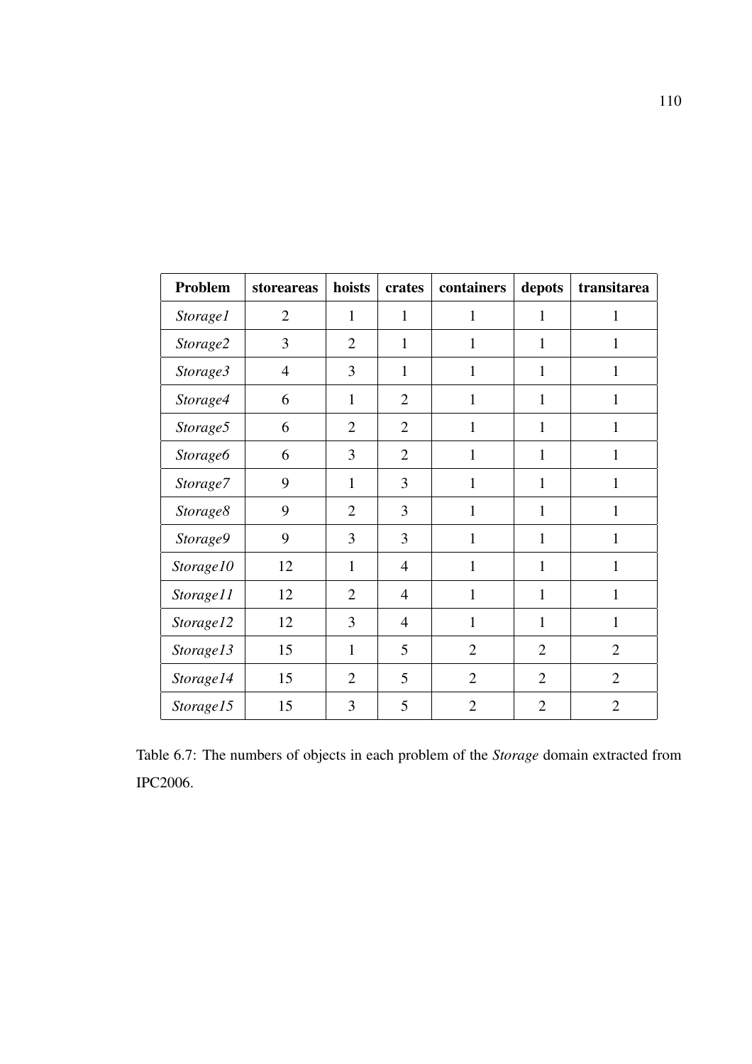| Problem | storeareas | hoists | crates | containers | depots | transitarea |
|---|---|---|---|---|---|---|
| *Storage1* | 2 | 1 | 1 | 1 | 1 | 1 |
| *Storage2* | 3 | 2 | 1 | 1 | 1 | 1 |
| *Storage3* | 4 | 3 | 1 | 1 | 1 | 1 |
| *Storage4* | 6 | 1 | 2 | 1 | 1 | 1 |
| *Storage5* | 6 | 2 | 2 | 1 | 1 | 1 |
| *Storage6* | 6 | 3 | 2 | 1 | 1 | 1 |
| *Storage7* | 9 | 1 | 3 | 1 | 1 | 1 |
| *Storage8* | 9 | 2 | 3 | 1 | 1 | 1 |
| *Storage9* | 9 | 3 | 3 | 1 | 1 | 1 |
| *Storage10* | 12 | 1 | 4 | 1 | 1 | 1 |
| *Storage11* | 12 | 2 | 4 | 1 | 1 | 1 |
| *Storage12* | 12 | 3 | 4 | 1 | 1 | 1 |
| *Storage13* | 15 | 1 | 5 | 2 | 2 | 2 |
| *Storage14* | 15 | 2 | 5 | 2 | 2 | 2 |
| *Storage15* | 15 | 3 | 5 | 2 | 2 | 2 |

Table 6.7: The numbers of objects in each problem of the *Storage* domain extracted from IPC2006.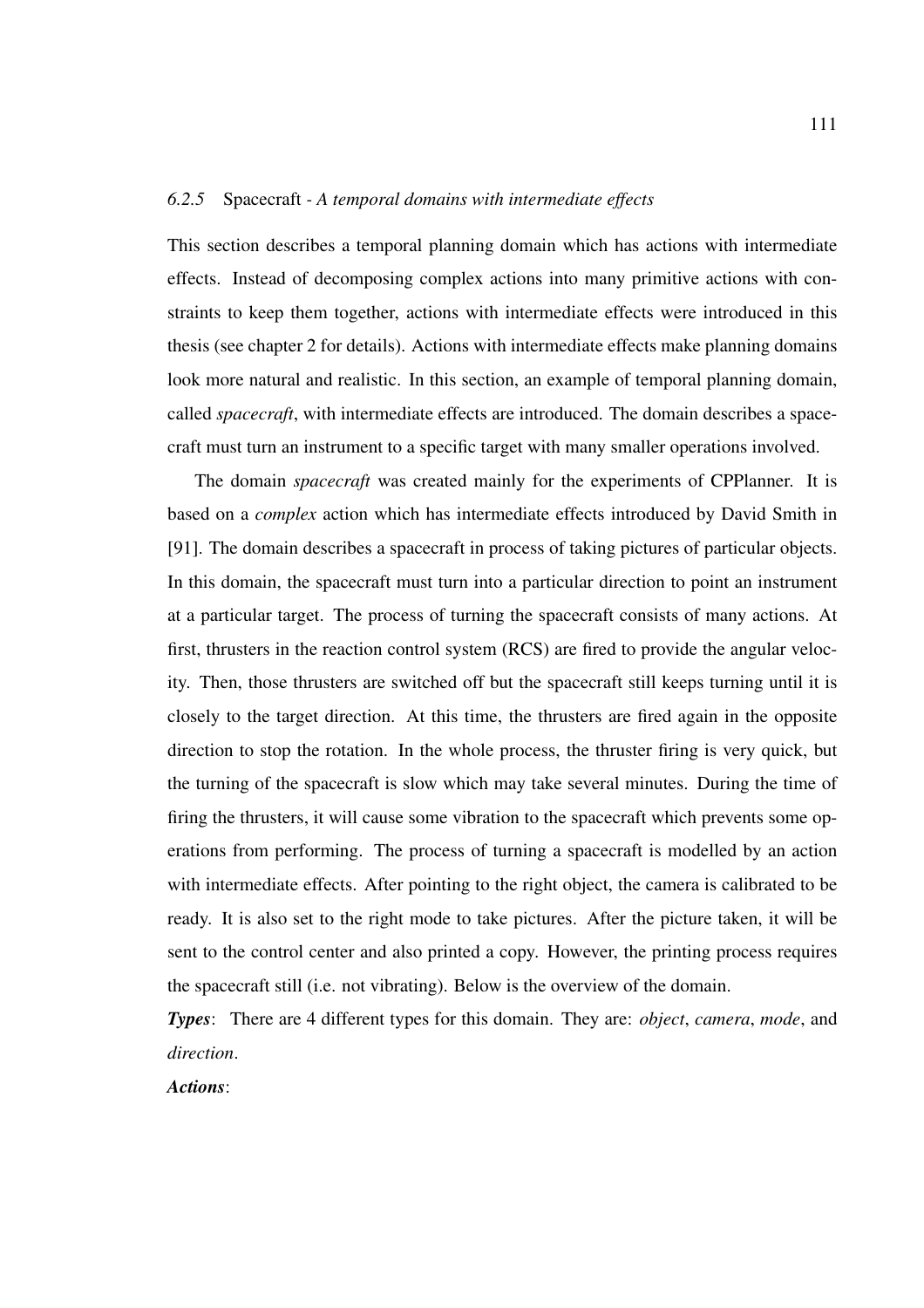### *6.2.5* Spacecraft - *A temporal domains with intermediate effects*

This section describes a temporal planning domain which has actions with intermediate effects. Instead of decomposing complex actions into many primitive actions with constraints to keep them together, actions with intermediate effects were introduced in this thesis (see chapter 2 for details). Actions with intermediate effects make planning domains look more natural and realistic. In this section, an example of temporal planning domain, called *spacecraft*, with intermediate effects are introduced. The domain describes a spacecraft must turn an instrument to a specific target with many smaller operations involved.

The domain *spacecraft* was created mainly for the experiments of CPPlanner. It is based on a *complex* action which has intermediate effects introduced by David Smith in [91]. The domain describes a spacecraft in process of taking pictures of particular objects. In this domain, the spacecraft must turn into a particular direction to point an instrument at a particular target. The process of turning the spacecraft consists of many actions. At first, thrusters in the reaction control system (RCS) are fired to provide the angular velocity. Then, those thrusters are switched off but the spacecraft still keeps turning until it is closely to the target direction. At this time, the thrusters are fired again in the opposite direction to stop the rotation. In the whole process, the thruster firing is very quick, but the turning of the spacecraft is slow which may take several minutes. During the time of firing the thrusters, it will cause some vibration to the spacecraft which prevents some operations from performing. The process of turning a spacecraft is modelled by an action with intermediate effects. After pointing to the right object, the camera is calibrated to be ready. It is also set to the right mode to take pictures. After the picture taken, it will be sent to the control center and also printed a copy. However, the printing process requires the spacecraft still (i.e. not vibrating). Below is the overview of the domain.

***Types***: There are 4 different types for this domain. They are: *object*, *camera*, *mode*, and *direction*.

***Actions***: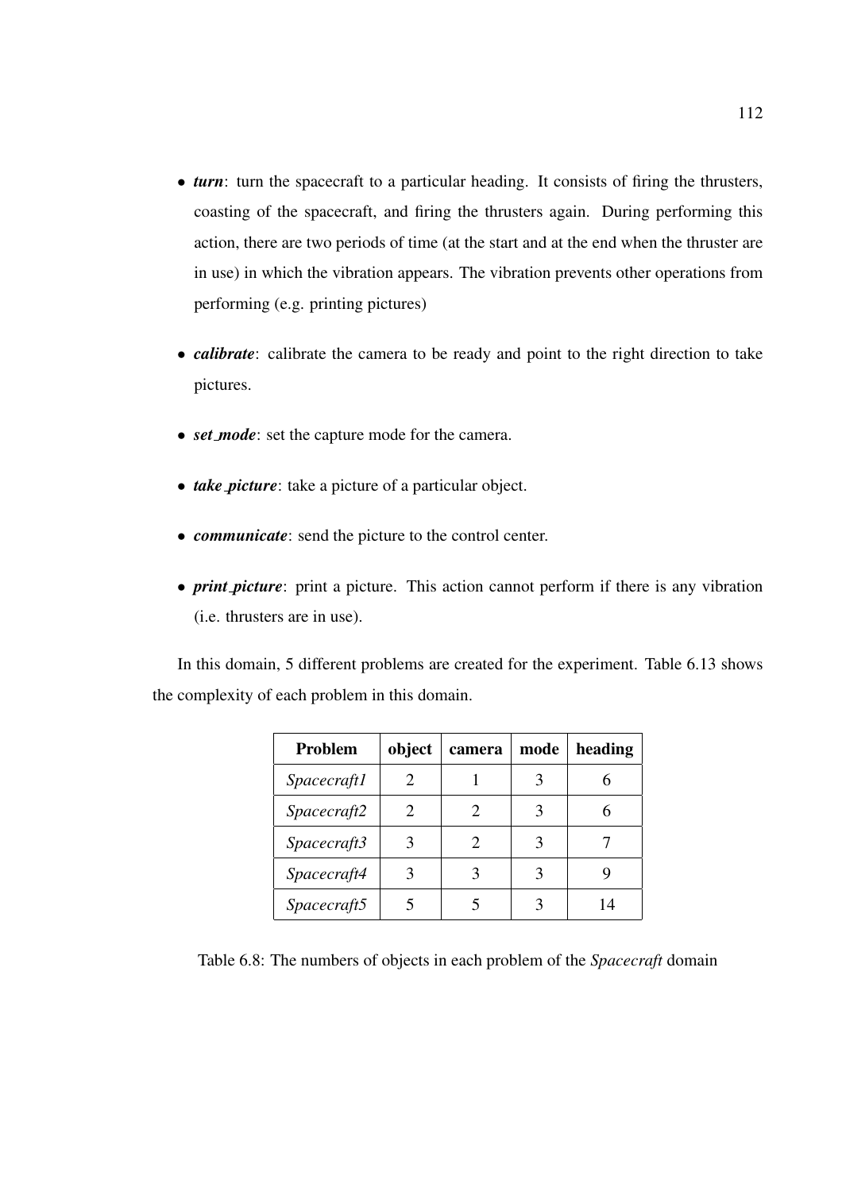- ***turn***: turn the spacecraft to a particular heading. It consists of firing the thrusters, coasting of the spacecraft, and firing the thrusters again. During performing this action, there are two periods of time (at the start and at the end when the thruster are in use) in which the vibration appears. The vibration prevents other operations from performing (e.g. printing pictures)

- ***calibrate***: calibrate the camera to be ready and point to the right direction to take pictures.

- ***set_mode***: set the capture mode for the camera.

- ***take_picture***: take a picture of a particular object.

- ***communicate***: send the picture to the control center.

- ***print_picture***: print a picture. This action cannot perform if there is any vibration (i.e. thrusters are in use).

In this domain, 5 different problems are created for the experiment. Table 6.13 shows the complexity of each problem in this domain.

| **Problem** | **object** | **camera** | **mode** | **heading** |
|---|---|---|---|---|
| *Spacecraft1* | 2 | 1 | 3 | 6 |
| *Spacecraft2* | 2 | 2 | 3 | 6 |
| *Spacecraft3* | 3 | 2 | 3 | 7 |
| *Spacecraft4* | 3 | 3 | 3 | 9 |
| *Spacecraft5* | 5 | 5 | 3 | 14 |

Table 6.8: The numbers of objects in each problem of the *Spacecraft* domain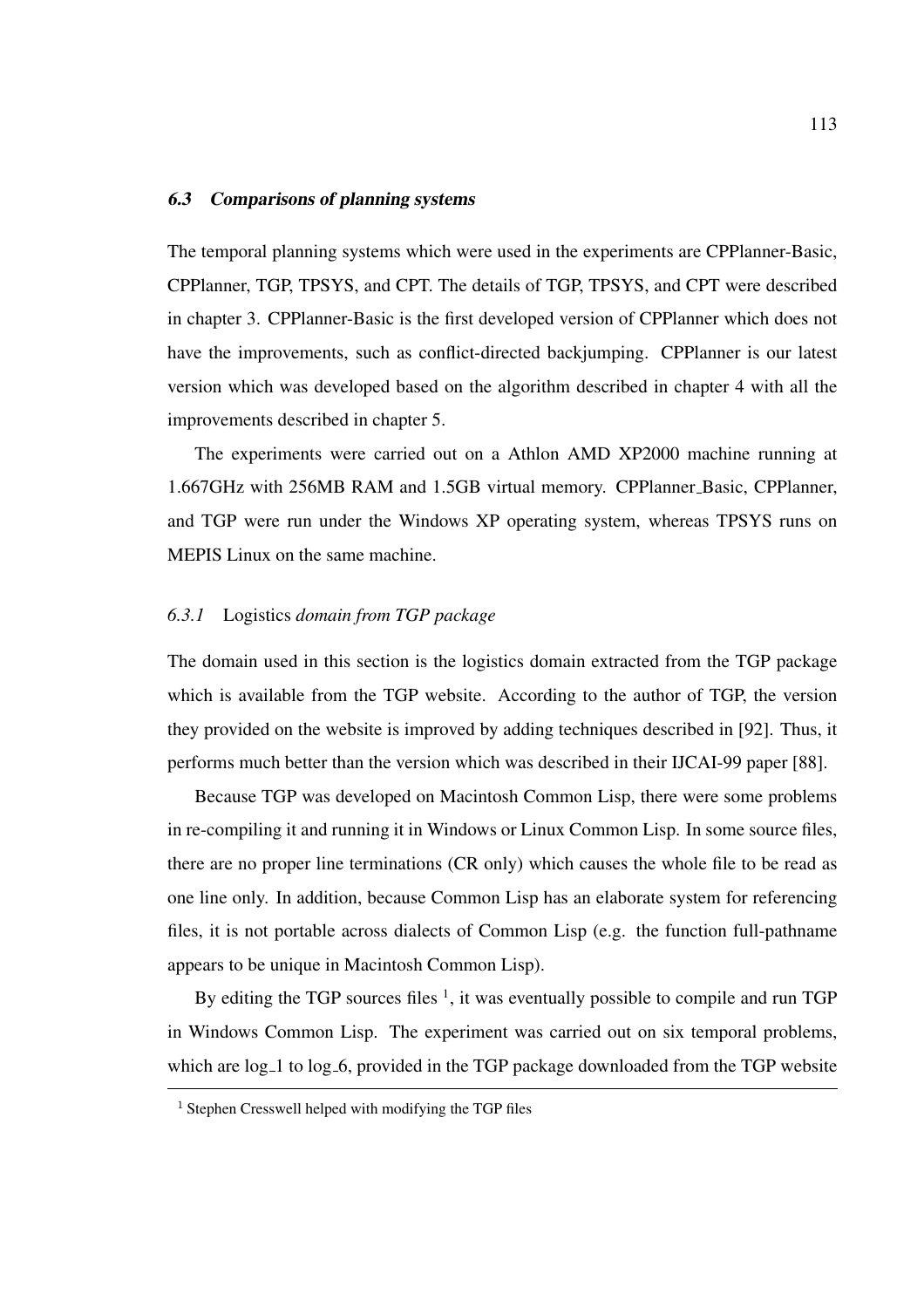## *6.3 Comparisons of planning systems*

The temporal planning systems which were used in the experiments are CPPlanner-Basic, CPPlanner, TGP, TPSYS, and CPT. The details of TGP, TPSYS, and CPT were described in chapter 3. CPPlanner-Basic is the first developed version of CPPlanner which does not have the improvements, such as conflict-directed backjumping. CPPlanner is our latest version which was developed based on the algorithm described in chapter 4 with all the improvements described in chapter 5.

The experiments were carried out on a Athlon AMD XP2000 machine running at 1.667GHz with 256MB RAM and 1.5GB virtual memory. CPPlanner_Basic, CPPlanner, and TGP were run under the Windows XP operating system, whereas TPSYS runs on MEPIS Linux on the same machine.

### *6.3.1* Logistics *domain from TGP package*

The domain used in this section is the logistics domain extracted from the TGP package which is available from the TGP website. According to the author of TGP, the version they provided on the website is improved by adding techniques described in [92]. Thus, it performs much better than the version which was described in their IJCAI-99 paper [88].

Because TGP was developed on Macintosh Common Lisp, there were some problems in re-compiling it and running it in Windows or Linux Common Lisp. In some source files, there are no proper line terminations (CR only) which causes the whole file to be read as one line only. In addition, because Common Lisp has an elaborate system for referencing files, it is not portable across dialects of Common Lisp (e.g. the function full-pathname appears to be unique in Macintosh Common Lisp).

By editing the TGP sources files [1], it was eventually possible to compile and run TGP in Windows Common Lisp. The experiment was carried out on six temporal problems, which are log_1 to log_6, provided in the TGP package downloaded from the TGP website

[1] Stephen Cresswell helped with modifying the TGP files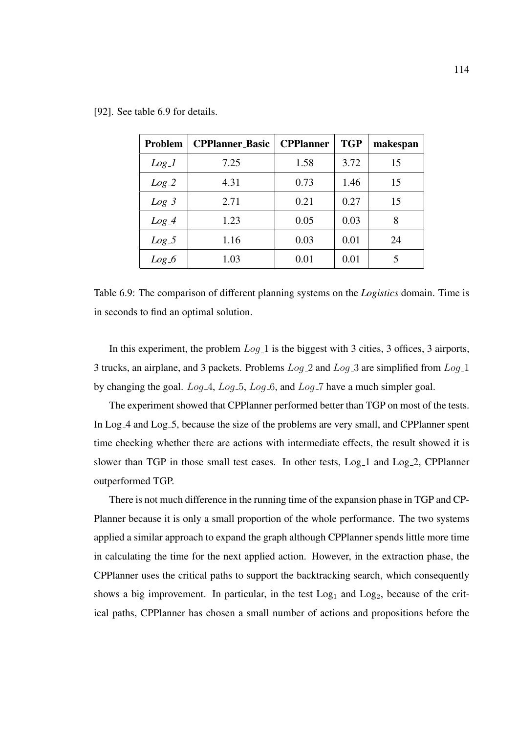[92]. See table 6.9 for details.

| Problem | CPPlanner_Basic | CPPlanner | TGP | makespan |
|---|---|---|---|---|
| *Log_1* | 7.25 | 1.58 | 3.72 | 15 |
| *Log_2* | 4.31 | 0.73 | 1.46 | 15 |
| *Log_3* | 2.71 | 0.21 | 0.27 | 15 |
| *Log_4* | 1.23 | 0.05 | 0.03 | 8 |
| *Log_5* | 1.16 | 0.03 | 0.01 | 24 |
| *Log_6* | 1.03 | 0.01 | 0.01 | 5 |

Table 6.9: The comparison of different planning systems on the *Logistics* domain. Time is in seconds to find an optimal solution.

In this experiment, the problem $Log\_1$ is the biggest with 3 cities, 3 offices, 3 airports, 3 trucks, an airplane, and 3 packets. Problems $Log\_2$ and $Log\_3$ are simplified from $Log\_1$ by changing the goal. $Log\_4$, $Log\_5$, $Log\_6$, and $Log\_7$ have a much simpler goal.

The experiment showed that CPPlanner performed better than TGP on most of the tests. In Log_4 and Log_5, because the size of the problems are very small, and CPPlanner spent time checking whether there are actions with intermediate effects, the result showed it is slower than TGP in those small test cases. In other tests, Log_1 and Log_2, CPPlanner outperformed TGP.

There is not much difference in the running time of the expansion phase in TGP and CPPlanner because it is only a small proportion of the whole performance. The two systems applied a similar approach to expand the graph although CPPlanner spends little more time in calculating the time for the next applied action. However, in the extraction phase, the CPPlanner uses the critical paths to support the backtracking search, which consequently shows a big improvement. In particular, in the test $Log_1$ and $Log_2$, because of the critical paths, CPPlanner has chosen a small number of actions and propositions before the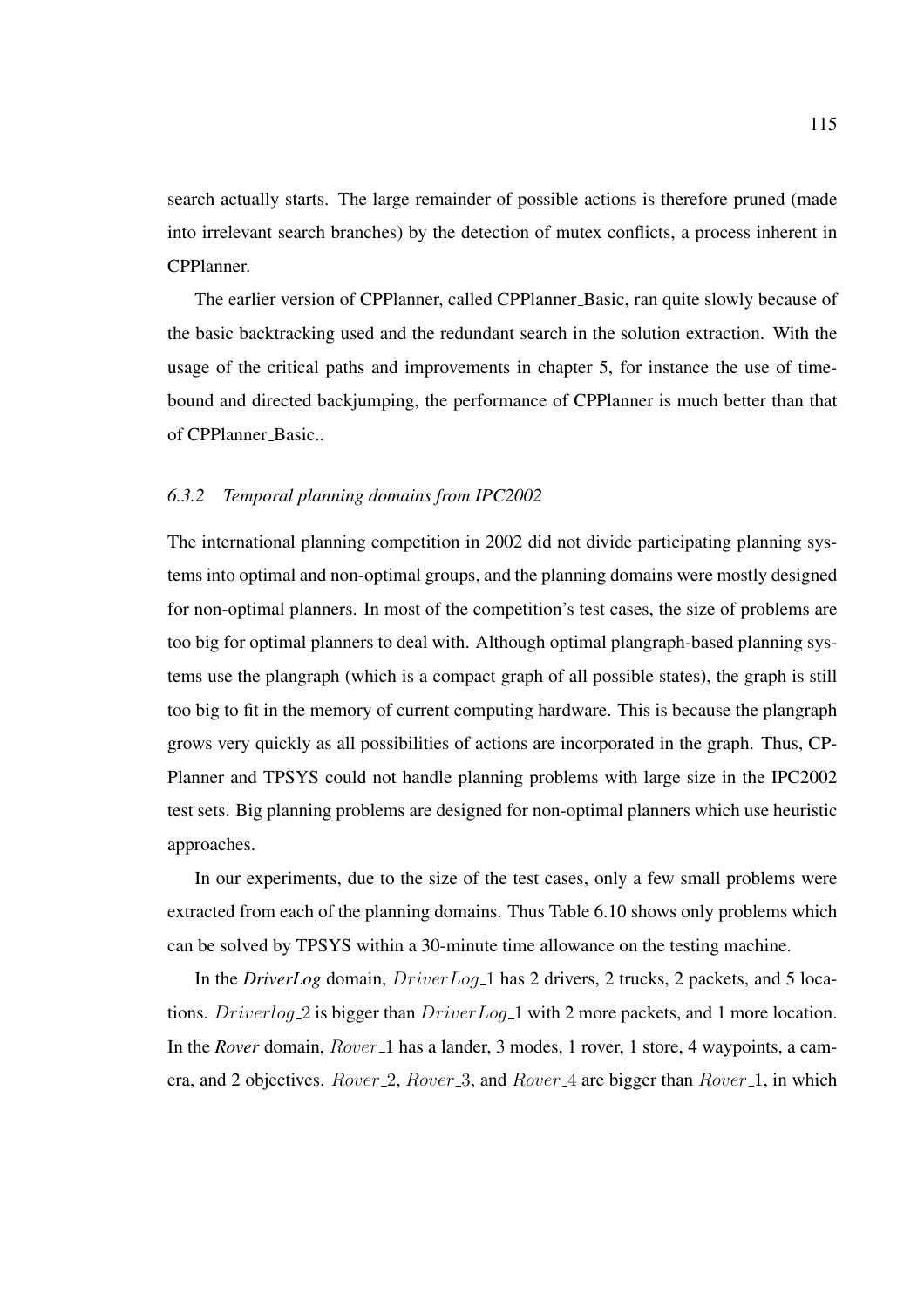search actually starts. The large remainder of possible actions is therefore pruned (made into irrelevant search branches) by the detection of mutex conflicts, a process inherent in CPPlanner.

The earlier version of CPPlanner, called CPPlanner_Basic, ran quite slowly because of the basic backtracking used and the redundant search in the solution extraction. With the usage of the critical paths and improvements in chapter 5, for instance the use of time-bound and directed backjumping, the performance of CPPlanner is much better than that of CPPlanner_Basic..

### *6.3.2 Temporal planning domains from IPC2002*

The international planning competition in 2002 did not divide participating planning systems into optimal and non-optimal groups, and the planning domains were mostly designed for non-optimal planners. In most of the competition's test cases, the size of problems are too big for optimal planners to deal with. Although optimal plangraph-based planning systems use the plangraph (which is a compact graph of all possible states), the graph is still too big to fit in the memory of current computing hardware. This is because the plangraph grows very quickly as all possibilities of actions are incorporated in the graph. Thus, CPPlanner and TPSYS could not handle planning problems with large size in the IPC2002 test sets. Big planning problems are designed for non-optimal planners which use heuristic approaches.

In our experiments, due to the size of the test cases, only a few small problems were extracted from each of the planning domains. Thus Table 6.10 shows only problems which can be solved by TPSYS within a 30-minute time allowance on the testing machine.

In the ***DriverLog*** domain, $DriverLog\_1$ has 2 drivers, 2 trucks, 2 packets, and 5 locations. $Driverlog\_2$ is bigger than $DriverLog\_1$ with 2 more packets, and 1 more location. In the ***Rover*** domain, $Rover\_1$ has a lander, 3 modes, 1 rover, 1 store, 4 waypoints, a camera, and 2 objectives. $Rover\_2$, $Rover\_3$, and $Rover\_4$ are bigger than $Rover\_1$, in which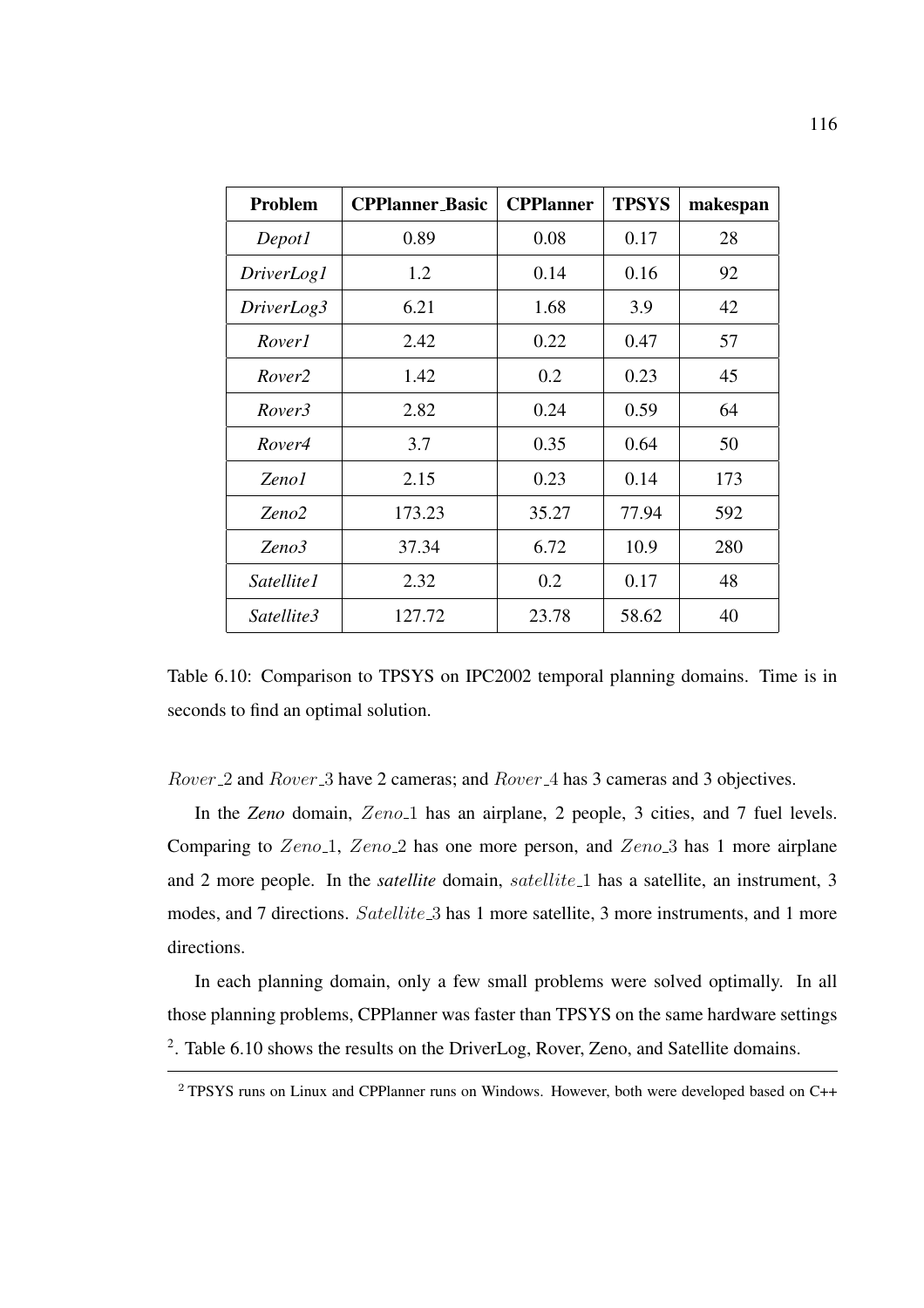| Problem | CPPlanner_Basic | CPPlanner | TPSYS | makespan |
|---|---|---|---|---|
| *Depot1* | 0.89 | 0.08 | 0.17 | 28 |
| *DriverLog1* | 1.2 | 0.14 | 0.16 | 92 |
| *DriverLog3* | 6.21 | 1.68 | 3.9 | 42 |
| *Rover1* | 2.42 | 0.22 | 0.47 | 57 |
| *Rover2* | 1.42 | 0.2 | 0.23 | 45 |
| *Rover3* | 2.82 | 0.24 | 0.59 | 64 |
| *Rover4* | 3.7 | 0.35 | 0.64 | 50 |
| *Zeno1* | 2.15 | 0.23 | 0.14 | 173 |
| *Zeno2* | 173.23 | 35.27 | 77.94 | 592 |
| *Zeno3* | 37.34 | 6.72 | 10.9 | 280 |
| *Satellite1* | 2.32 | 0.2 | 0.17 | 48 |
| *Satellite3* | 127.72 | 23.78 | 58.62 | 40 |

Table 6.10: Comparison to TPSYS on IPC2002 temporal planning domains. Time is in seconds to find an optimal solution.

$Rover\_2$ and $Rover\_3$ have 2 cameras; and $Rover\_4$ has 3 cameras and 3 objectives.

In the ***Zeno*** domain, $Zeno\_1$ has an airplane, 2 people, 3 cities, and 7 fuel levels. Comparing to $Zeno\_1$, $Zeno\_2$ has one more person, and $Zeno\_3$ has 1 more airplane and 2 more people. In the ***satellite*** domain, $satellite\_1$ has a satellite, an instrument, 3 modes, and 7 directions. $Satellite\_3$ has 1 more satellite, 3 more instruments, and 1 more directions.

In each planning domain, only a few small problems were solved optimally. In all those planning problems, CPPlanner was faster than TPSYS on the same hardware settings [2]. Table 6.10 shows the results on the DriverLog, Rover, Zeno, and Satellite domains.

[2] TPSYS runs on Linux and CPPlanner runs on Windows. However, both were developed based on C++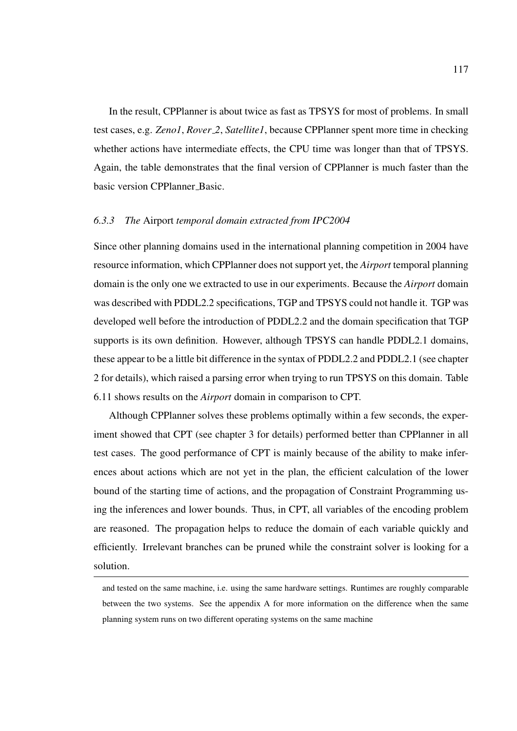In the result, CPPlanner is about twice as fast as TPSYS for most of problems. In small test cases, e.g. *Zeno1*, *Rover_2*, *Satellite1*, because CPPlanner spent more time in checking whether actions have intermediate effects, the CPU time was longer than that of TPSYS. Again, the table demonstrates that the final version of CPPlanner is much faster than the basic version CPPlanner_Basic.

### *6.3.3 The* Airport *temporal domain extracted from IPC2004*

Since other planning domains used in the international planning competition in 2004 have resource information, which CPPlanner does not support yet, the *Airport* temporal planning domain is the only one we extracted to use in our experiments. Because the *Airport* domain was described with PDDL2.2 specifications, TGP and TPSYS could not handle it. TGP was developed well before the introduction of PDDL2.2 and the domain specification that TGP supports is its own definition. However, although TPSYS can handle PDDL2.1 domains, these appear to be a little bit difference in the syntax of PDDL2.2 and PDDL2.1 (see chapter 2 for details), which raised a parsing error when trying to run TPSYS on this domain. Table 6.11 shows results on the *Airport* domain in comparison to CPT.

Although CPPlanner solves these problems optimally within a few seconds, the experiment showed that CPT (see chapter 3 for details) performed better than CPPlanner in all test cases. The good performance of CPT is mainly because of the ability to make inferences about actions which are not yet in the plan, the efficient calculation of the lower bound of the starting time of actions, and the propagation of Constraint Programming using the inferences and lower bounds. Thus, in CPT, all variables of the encoding problem are reasoned. The propagation helps to reduce the domain of each variable quickly and efficiently. Irrelevant branches can be pruned while the constraint solver is looking for a solution.

---

and tested on the same machine, i.e. using the same hardware settings. Runtimes are roughly comparable between the two systems. See the appendix A for more information on the difference when the same planning system runs on two different operating systems on the same machine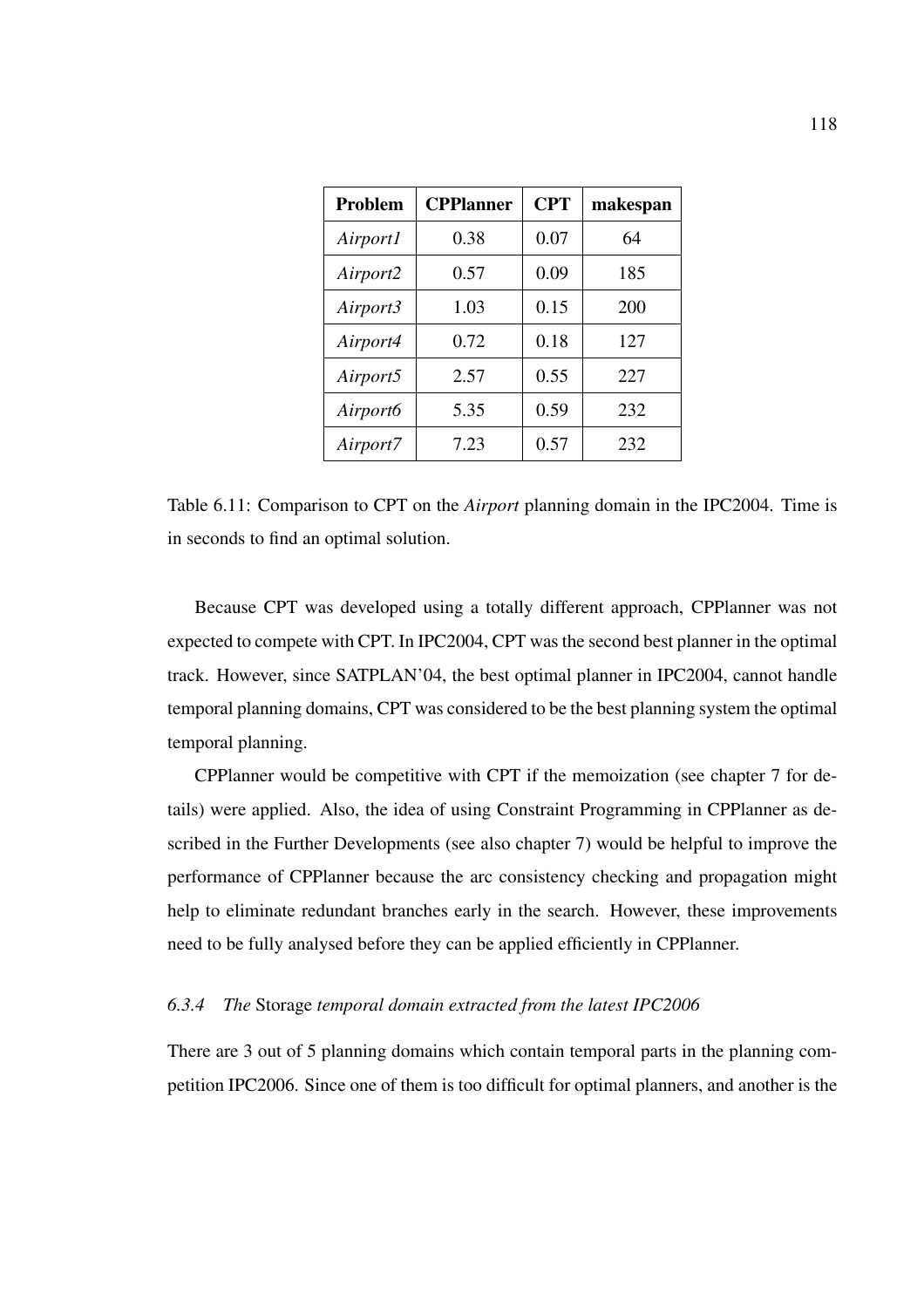| **Problem** | **CPPlanner** | **CPT** | **makespan** |
|---|---|---|---|
| *Airport1* | 0.38 | 0.07 | 64 |
| *Airport2* | 0.57 | 0.09 | 185 |
| *Airport3* | 1.03 | 0.15 | 200 |
| *Airport4* | 0.72 | 0.18 | 127 |
| *Airport5* | 2.57 | 0.55 | 227 |
| *Airport6* | 5.35 | 0.59 | 232 |
| *Airport7* | 7.23 | 0.57 | 232 |

Table 6.11: Comparison to CPT on the *Airport* planning domain in the IPC2004. Time is in seconds to find an optimal solution.

Because CPT was developed using a totally different approach, CPPlanner was not expected to compete with CPT. In IPC2004, CPT was the second best planner in the optimal track. However, since SATPLAN'04, the best optimal planner in IPC2004, cannot handle temporal planning domains, CPT was considered to be the best planning system the optimal temporal planning.

CPPlanner would be competitive with CPT if the memoization (see chapter 7 for details) were applied. Also, the idea of using Constraint Programming in CPPlanner as described in the Further Developments (see also chapter 7) would be helpful to improve the performance of CPPlanner because the arc consistency checking and propagation might help to eliminate redundant branches early in the search. However, these improvements need to be fully analysed before they can be applied efficiently in CPPlanner.

### *6.3.4 The* Storage *temporal domain extracted from the latest IPC2006*

There are 3 out of 5 planning domains which contain temporal parts in the planning competition IPC2006. Since one of them is too difficult for optimal planners, and another is the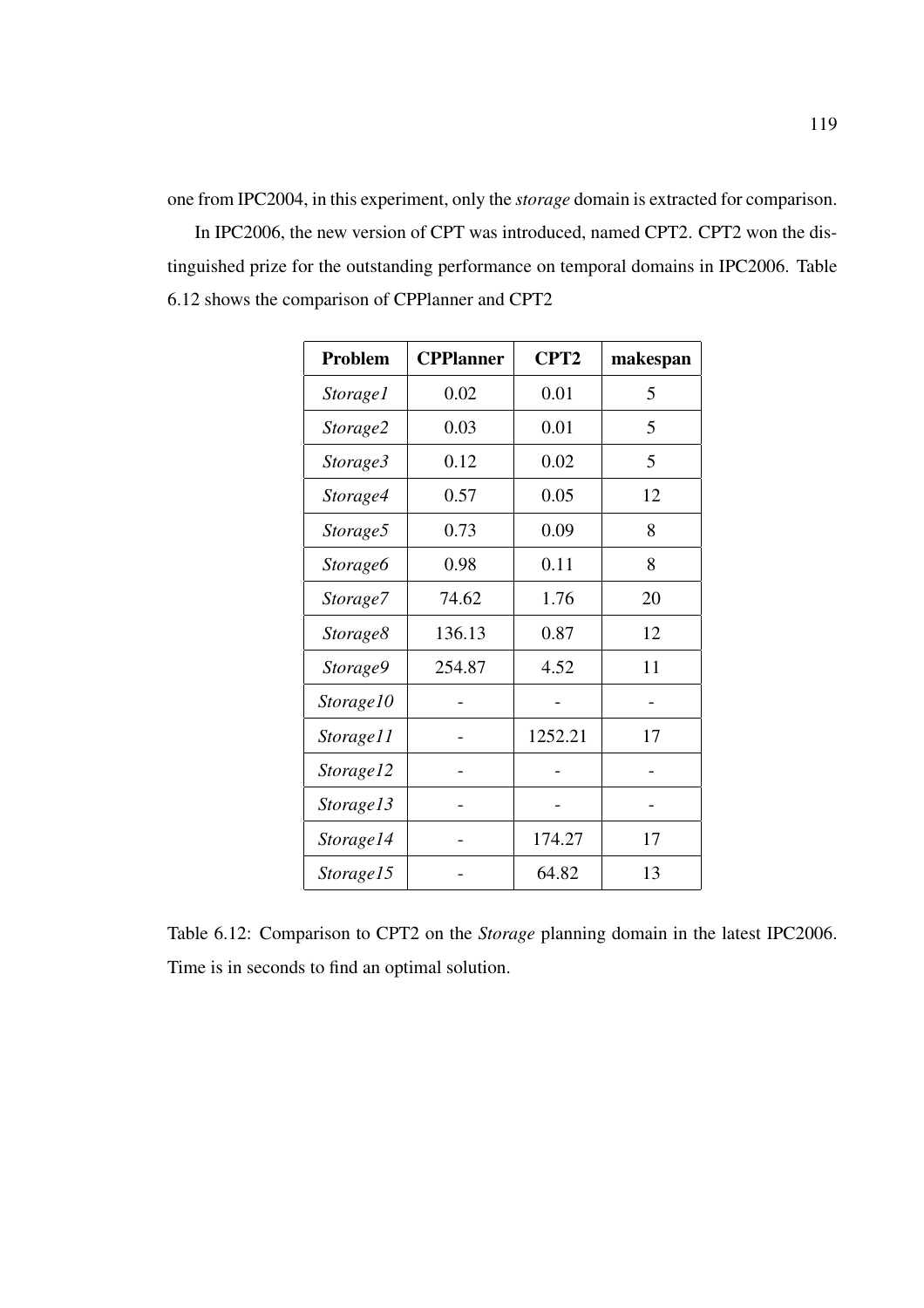one from IPC2004, in this experiment, only the *storage* domain is extracted for comparison.

In IPC2006, the new version of CPT was introduced, named CPT2. CPT2 won the distinguished prize for the outstanding performance on temporal domains in IPC2006. Table 6.12 shows the comparison of CPPlanner and CPT2

| **Problem** | **CPPlanner** | **CPT2** | **makespan** |
|---|---|---|---|
| *Storage1* | 0.02 | 0.01 | 5 |
| *Storage2* | 0.03 | 0.01 | 5 |
| *Storage3* | 0.12 | 0.02 | 5 |
| *Storage4* | 0.57 | 0.05 | 12 |
| *Storage5* | 0.73 | 0.09 | 8 |
| *Storage6* | 0.98 | 0.11 | 8 |
| *Storage7* | 74.62 | 1.76 | 20 |
| *Storage8* | 136.13 | 0.87 | 12 |
| *Storage9* | 254.87 | 4.52 | 11 |
| *Storage10* | - | - | - |
| *Storage11* | - | 1252.21 | 17 |
| *Storage12* | - | - | - |
| *Storage13* | - | - | - |
| *Storage14* | - | 174.27 | 17 |
| *Storage15* | - | 64.82 | 13 |

Table 6.12: Comparison to CPT2 on the *Storage* planning domain in the latest IPC2006. Time is in seconds to find an optimal solution.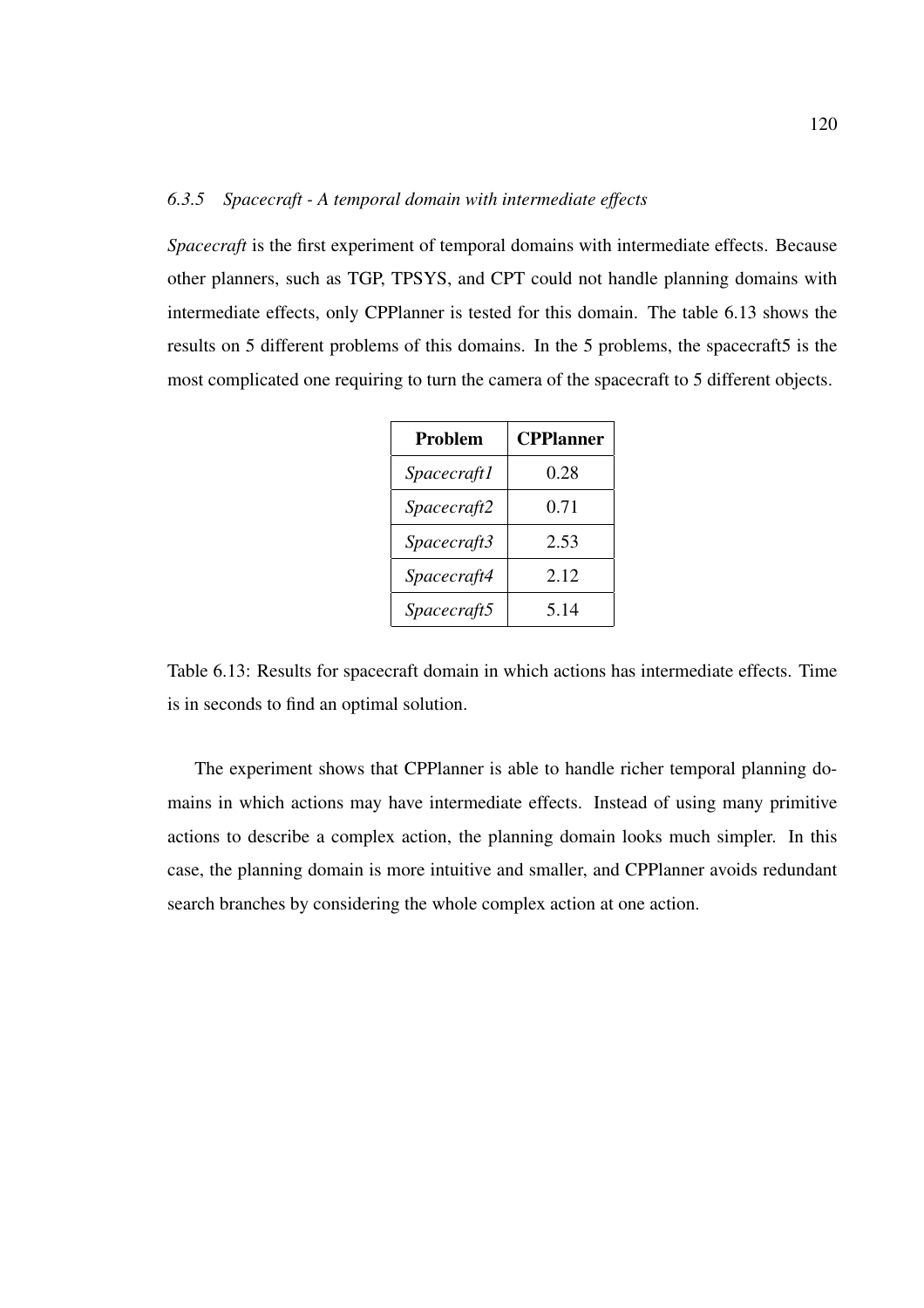### *6.3.5 Spacecraft - A temporal domain with intermediate effects*

*Spacecraft* is the first experiment of temporal domains with intermediate effects. Because other planners, such as TGP, TPSYS, and CPT could not handle planning domains with intermediate effects, only CPPlanner is tested for this domain. The table 6.13 shows the results on 5 different problems of this domains. In the 5 problems, the spacecraft5 is the most complicated one requiring to turn the camera of the spacecraft to 5 different objects.

| **Problem** | **CPPlanner** |
|---|---|
| *Spacecraft1* | 0.28 |
| *Spacecraft2* | 0.71 |
| *Spacecraft3* | 2.53 |
| *Spacecraft4* | 2.12 |
| *Spacecraft5* | 5.14 |

Table 6.13: Results for spacecraft domain in which actions has intermediate effects. Time is in seconds to find an optimal solution.

The experiment shows that CPPlanner is able to handle richer temporal planning domains in which actions may have intermediate effects. Instead of using many primitive actions to describe a complex action, the planning domain looks much simpler. In this case, the planning domain is more intuitive and smaller, and CPPlanner avoids redundant search branches by considering the whole complex action at one action.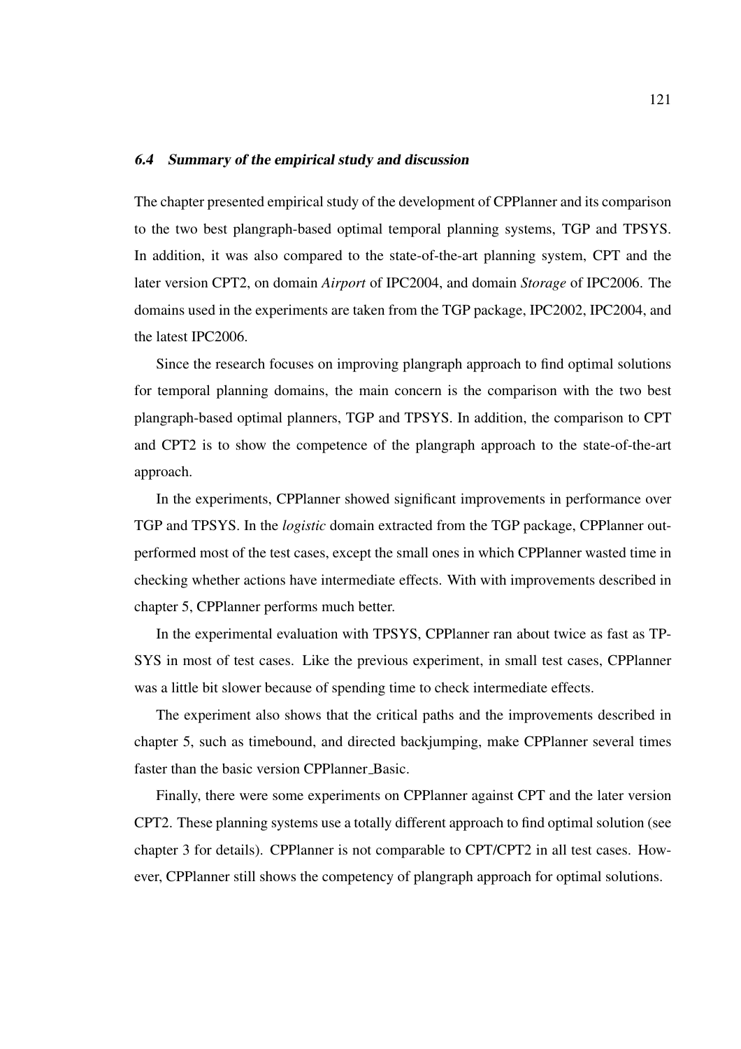### *6.4 Summary of the empirical study and discussion*

The chapter presented empirical study of the development of CPPlanner and its comparison to the two best plangraph-based optimal temporal planning systems, TGP and TPSYS. In addition, it was also compared to the state-of-the-art planning system, CPT and the later version CPT2, on domain *Airport* of IPC2004, and domain *Storage* of IPC2006. The domains used in the experiments are taken from the TGP package, IPC2002, IPC2004, and the latest IPC2006.

Since the research focuses on improving plangraph approach to find optimal solutions for temporal planning domains, the main concern is the comparison with the two best plangraph-based optimal planners, TGP and TPSYS. In addition, the comparison to CPT and CPT2 is to show the competence of the plangraph approach to the state-of-the-art approach.

In the experiments, CPPlanner showed significant improvements in performance over TGP and TPSYS. In the *logistic* domain extracted from the TGP package, CPPlanner outperformed most of the test cases, except the small ones in which CPPlanner wasted time in checking whether actions have intermediate effects. With with improvements described in chapter 5, CPPlanner performs much better.

In the experimental evaluation with TPSYS, CPPlanner ran about twice as fast as TPSYS in most of test cases. Like the previous experiment, in small test cases, CPPlanner was a little bit slower because of spending time to check intermediate effects.

The experiment also shows that the critical paths and the improvements described in chapter 5, such as timebound, and directed backjumping, make CPPlanner several times faster than the basic version CPPlanner_Basic.

Finally, there were some experiments on CPPlanner against CPT and the later version CPT2. These planning systems use a totally different approach to find optimal solution (see chapter 3 for details). CPPlanner is not comparable to CPT/CPT2 in all test cases. However, CPPlanner still shows the competency of plangraph approach for optimal solutions.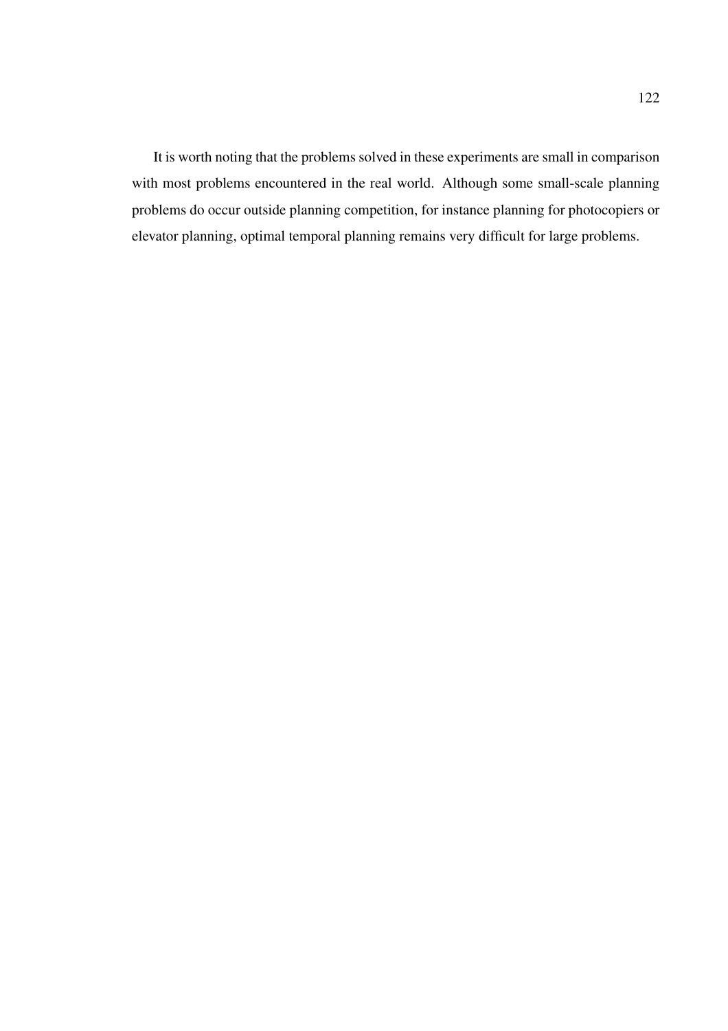It is worth noting that the problems solved in these experiments are small in comparison with most problems encountered in the real world. Although some small-scale planning problems do occur outside planning competition, for instance planning for photocopiers or elevator planning, optimal temporal planning remains very difficult for large problems.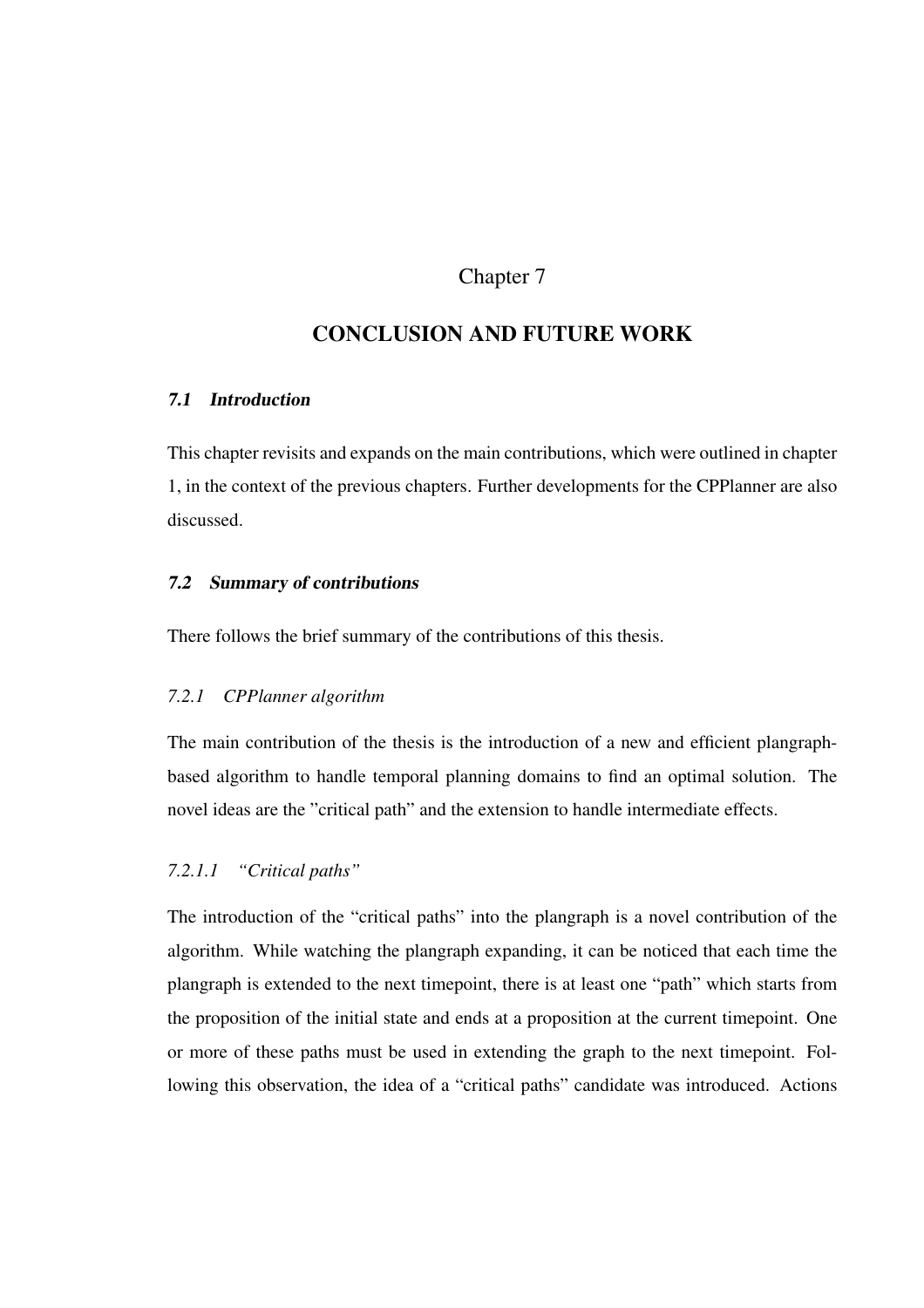# Chapter 7

# CONCLUSION AND FUTURE WORK

## 7.1 Introduction

This chapter revisits and expands on the main contributions, which were outlined in chapter 1, in the context of the previous chapters. Further developments for the CPPlanner are also discussed.

## 7.2 Summary of contributions

There follows the brief summary of the contributions of this thesis.

### 7.2.1 CPPlanner algorithm

The main contribution of the thesis is the introduction of a new and efficient plangraph-based algorithm to handle temporal planning domains to find an optimal solution. The novel ideas are the "critical path" and the extension to handle intermediate effects.

#### 7.2.1.1 "Critical paths"

The introduction of the "critical paths" into the plangraph is a novel contribution of the algorithm. While watching the plangraph expanding, it can be noticed that each time the plangraph is extended to the next timepoint, there is at least one "path" which starts from the proposition of the initial state and ends at a proposition at the current timepoint. One or more of these paths must be used in extending the graph to the next timepoint. Following this observation, the idea of a "critical paths" candidate was introduced. Actions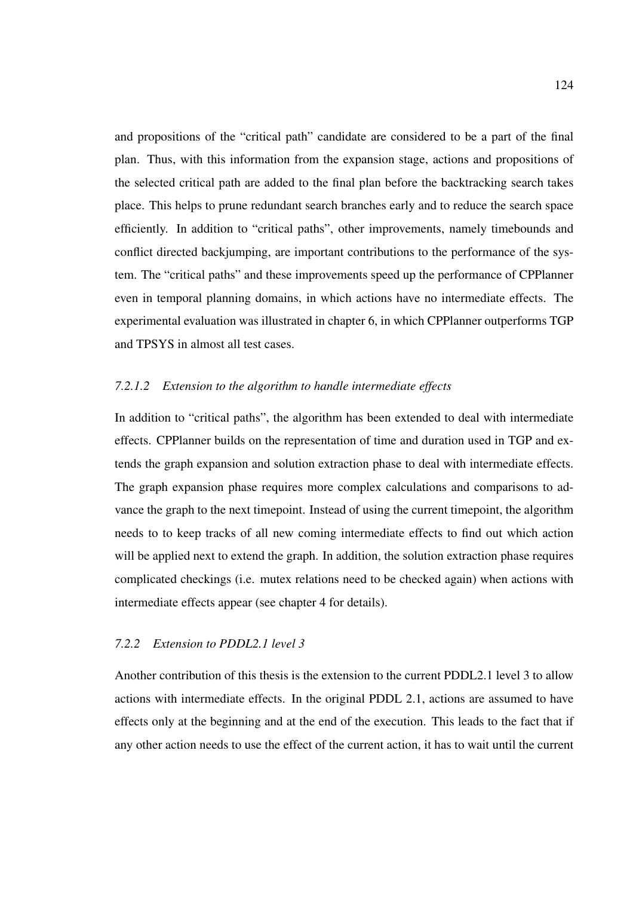and propositions of the "critical path" candidate are considered to be a part of the final plan. Thus, with this information from the expansion stage, actions and propositions of the selected critical path are added to the final plan before the backtracking search takes place. This helps to prune redundant search branches early and to reduce the search space efficiently. In addition to "critical paths", other improvements, namely timebounds and conflict directed backjumping, are important contributions to the performance of the system. The "critical paths" and these improvements speed up the performance of CPPlanner even in temporal planning domains, in which actions have no intermediate effects. The experimental evaluation was illustrated in chapter 6, in which CPPlanner outperforms TGP and TPSYS in almost all test cases.

#### *7.2.1.2 Extension to the algorithm to handle intermediate effects*

In addition to "critical paths", the algorithm has been extended to deal with intermediate effects. CPPlanner builds on the representation of time and duration used in TGP and extends the graph expansion and solution extraction phase to deal with intermediate effects. The graph expansion phase requires more complex calculations and comparisons to advance the graph to the next timepoint. Instead of using the current timepoint, the algorithm needs to to keep tracks of all new coming intermediate effects to find out which action will be applied next to extend the graph. In addition, the solution extraction phase requires complicated checkings (i.e. mutex relations need to be checked again) when actions with intermediate effects appear (see chapter 4 for details).

### *7.2.2 Extension to PDDL2.1 level 3*

Another contribution of this thesis is the extension to the current PDDL2.1 level 3 to allow actions with intermediate effects. In the original PDDL 2.1, actions are assumed to have effects only at the beginning and at the end of the execution. This leads to the fact that if any other action needs to use the effect of the current action, it has to wait until the current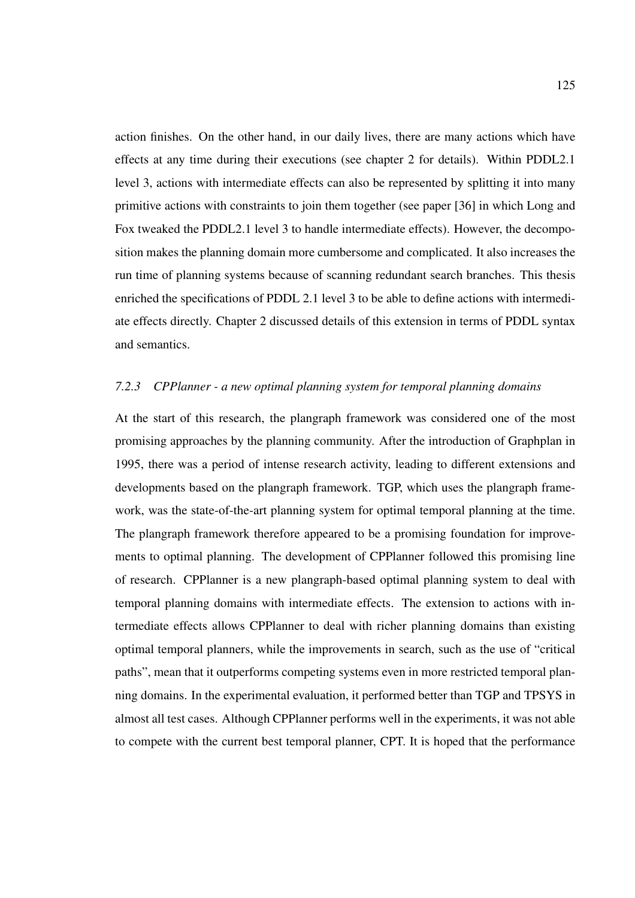action finishes. On the other hand, in our daily lives, there are many actions which have effects at any time during their executions (see chapter 2 for details). Within PDDL2.1 level 3, actions with intermediate effects can also be represented by splitting it into many primitive actions with constraints to join them together (see paper [36] in which Long and Fox tweaked the PDDL2.1 level 3 to handle intermediate effects). However, the decomposition makes the planning domain more cumbersome and complicated. It also increases the run time of planning systems because of scanning redundant search branches. This thesis enriched the specifications of PDDL 2.1 level 3 to be able to define actions with intermediate effects directly. Chapter 2 discussed details of this extension in terms of PDDL syntax and semantics.

### *7.2.3 CPPlanner - a new optimal planning system for temporal planning domains*

At the start of this research, the plangraph framework was considered one of the most promising approaches by the planning community. After the introduction of Graphplan in 1995, there was a period of intense research activity, leading to different extensions and developments based on the plangraph framework. TGP, which uses the plangraph framework, was the state-of-the-art planning system for optimal temporal planning at the time. The plangraph framework therefore appeared to be a promising foundation for improvements to optimal planning. The development of CPPlanner followed this promising line of research. CPPlanner is a new plangraph-based optimal planning system to deal with temporal planning domains with intermediate effects. The extension to actions with intermediate effects allows CPPlanner to deal with richer planning domains than existing optimal temporal planners, while the improvements in search, such as the use of "critical paths", mean that it outperforms competing systems even in more restricted temporal planning domains. In the experimental evaluation, it performed better than TGP and TPSYS in almost all test cases. Although CPPlanner performs well in the experiments, it was not able to compete with the current best temporal planner, CPT. It is hoped that the performance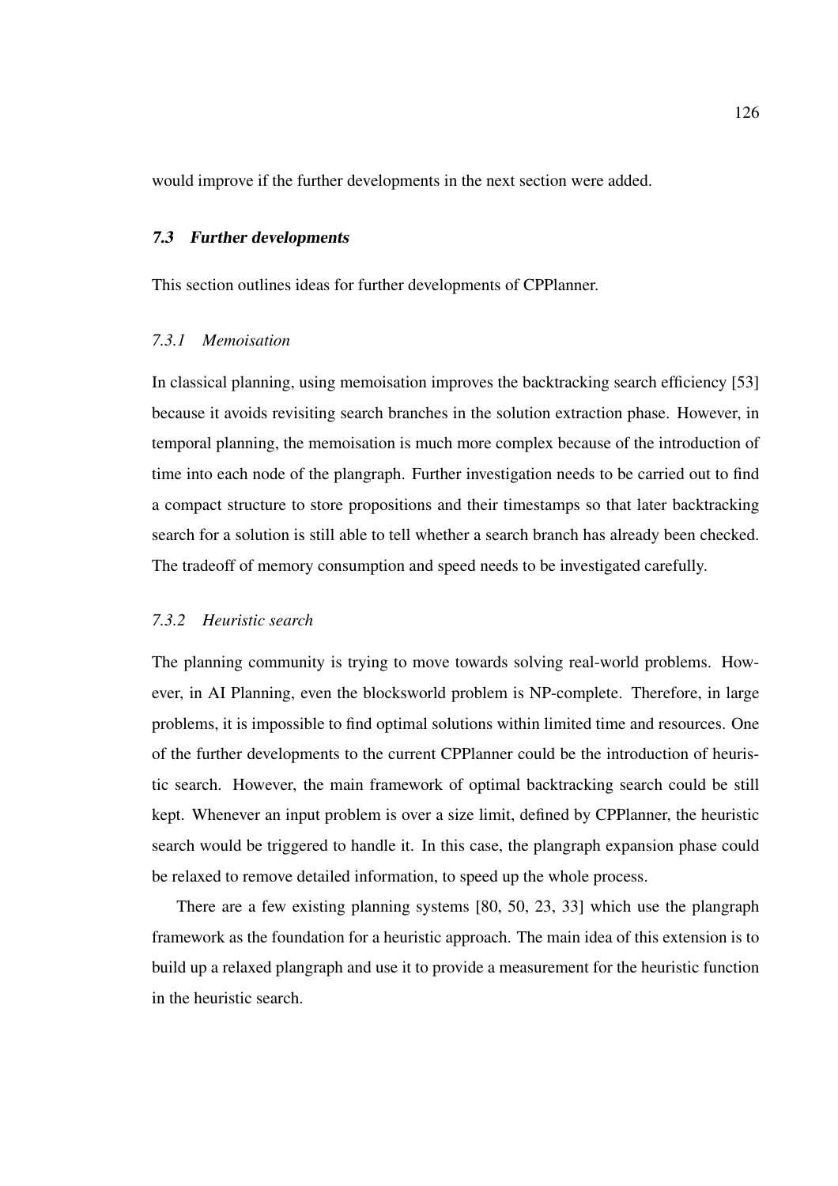would improve if the further developments in the next section were added.

## 7.3 Further developments

This section outlines ideas for further developments of CPPlanner.

### 7.3.1 Memoisation

In classical planning, using memoisation improves the backtracking search efficiency [53] because it avoids revisiting search branches in the solution extraction phase. However, in temporal planning, the memoisation is much more complex because of the introduction of time into each node of the plangraph. Further investigation needs to be carried out to find a compact structure to store propositions and their timestamps so that later backtracking search for a solution is still able to tell whether a search branch has already been checked. The tradeoff of memory consumption and speed needs to be investigated carefully.

### 7.3.2 Heuristic search

The planning community is trying to move towards solving real-world problems. However, in AI Planning, even the blocksworld problem is NP-complete. Therefore, in large problems, it is impossible to find optimal solutions within limited time and resources. One of the further developments to the current CPPlanner could be the introduction of heuristic search. However, the main framework of optimal backtracking search could be still kept. Whenever an input problem is over a size limit, defined by CPPlanner, the heuristic search would be triggered to handle it. In this case, the plangraph expansion phase could be relaxed to remove detailed information, to speed up the whole process.

There are a few existing planning systems [80, 50, 23, 33] which use the plangraph framework as the foundation for a heuristic approach. The main idea of this extension is to build up a relaxed plangraph and use it to provide a measurement for the heuristic function in the heuristic search.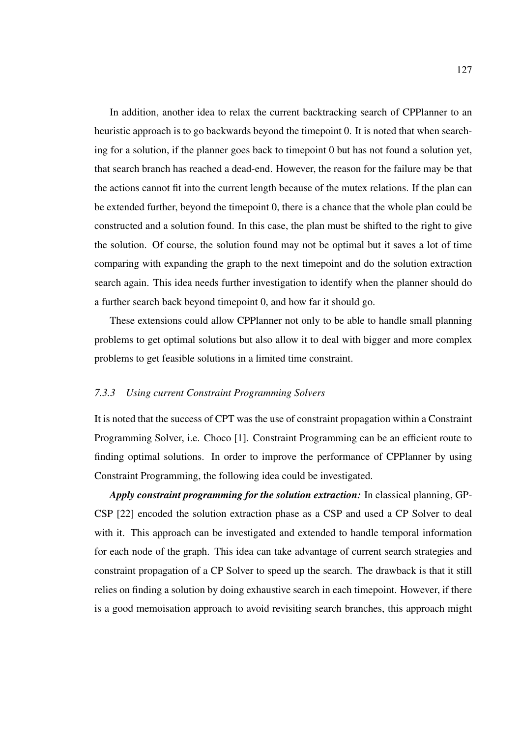In addition, another idea to relax the current backtracking search of CPPlanner to an heuristic approach is to go backwards beyond the timepoint 0. It is noted that when searching for a solution, if the planner goes back to timepoint 0 but has not found a solution yet, that search branch has reached a dead-end. However, the reason for the failure may be that the actions cannot fit into the current length because of the mutex relations. If the plan can be extended further, beyond the timepoint 0, there is a chance that the whole plan could be constructed and a solution found. In this case, the plan must be shifted to the right to give the solution. Of course, the solution found may not be optimal but it saves a lot of time comparing with expanding the graph to the next timepoint and do the solution extraction search again. This idea needs further investigation to identify when the planner should do a further search back beyond timepoint 0, and how far it should go.

These extensions could allow CPPlanner not only to be able to handle small planning problems to get optimal solutions but also allow it to deal with bigger and more complex problems to get feasible solutions in a limited time constraint.

### *7.3.3 Using current Constraint Programming Solvers*

It is noted that the success of CPT was the use of constraint propagation within a Constraint Programming Solver, i.e. Choco [1]. Constraint Programming can be an efficient route to finding optimal solutions. In order to improve the performance of CPPlanner by using Constraint Programming, the following idea could be investigated.

***Apply constraint programming for the solution extraction:*** In classical planning, GP-CSP [22] encoded the solution extraction phase as a CSP and used a CP Solver to deal with it. This approach can be investigated and extended to handle temporal information for each node of the graph. This idea can take advantage of current search strategies and constraint propagation of a CP Solver to speed up the search. The drawback is that it still relies on finding a solution by doing exhaustive search in each timepoint. However, if there is a good memoisation approach to avoid revisiting search branches, this approach might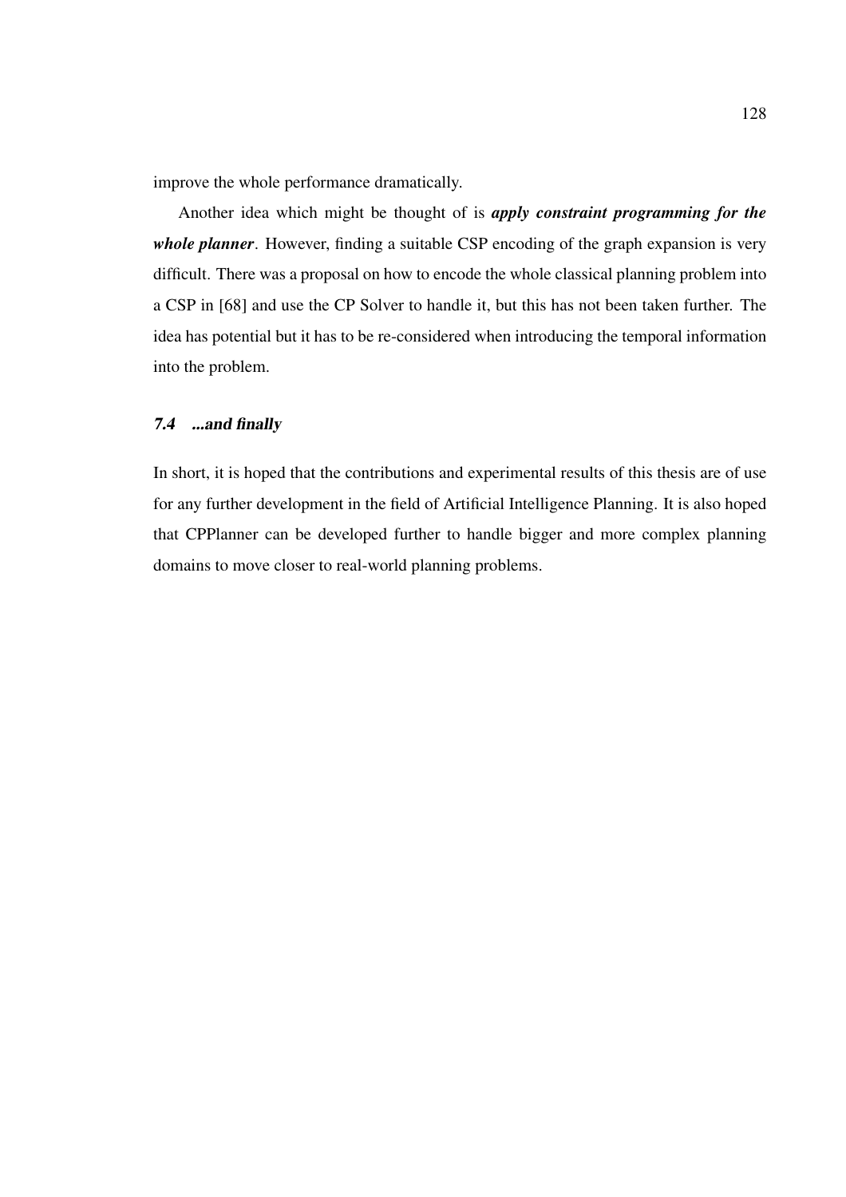improve the whole performance dramatically.

Another idea which might be thought of is ***apply constraint programming for the whole planner***. However, finding a suitable CSP encoding of the graph expansion is very difficult. There was a proposal on how to encode the whole classical planning problem into a CSP in [68] and use the CP Solver to handle it, but this has not been taken further. The idea has potential but it has to be re-considered when introducing the temporal information into the problem.

### *7.4 ...and finally*

In short, it is hoped that the contributions and experimental results of this thesis are of use for any further development in the field of Artificial Intelligence Planning. It is also hoped that CPPlanner can be developed further to handle bigger and more complex planning domains to move closer to real-world planning problems.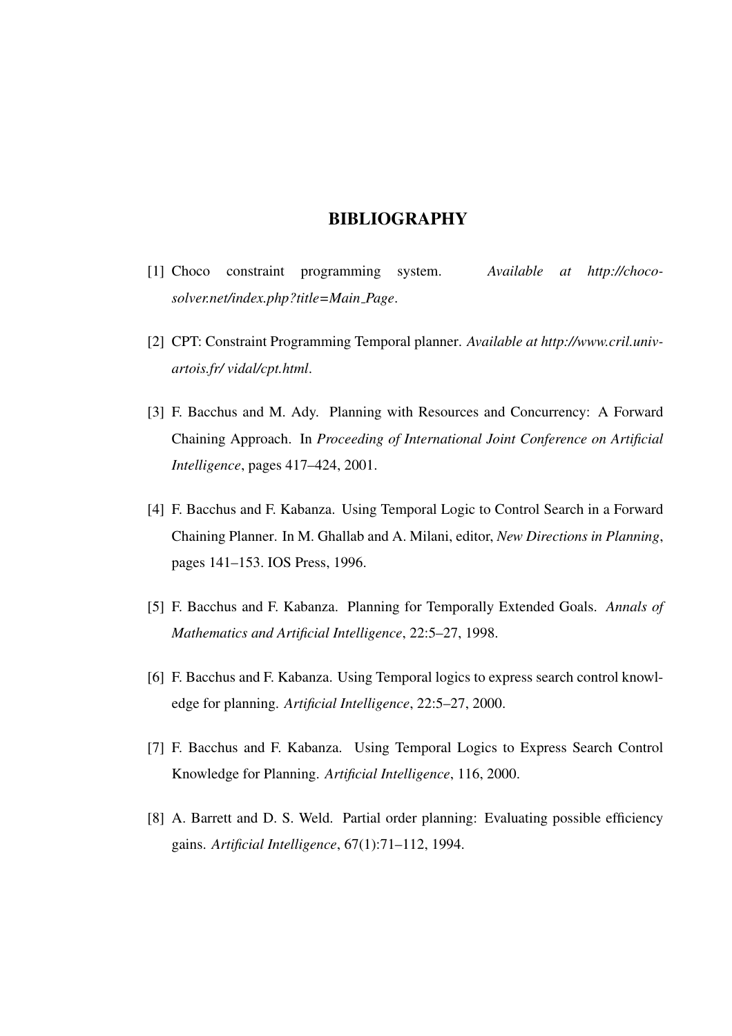# BIBLIOGRAPHY

[1] Choco constraint programming system. *Available at http://choco-solver.net/index.php?title=Main_Page*.

[2] CPT: Constraint Programming Temporal planner. *Available at http://www.cril.univ-artois.fr/ vidal/cpt.html*.

[3] F. Bacchus and M. Ady. Planning with Resources and Concurrency: A Forward Chaining Approach. In *Proceeding of International Joint Conference on Artificial Intelligence*, pages 417–424, 2001.

[4] F. Bacchus and F. Kabanza. Using Temporal Logic to Control Search in a Forward Chaining Planner. In M. Ghallab and A. Milani, editor, *New Directions in Planning*, pages 141–153. IOS Press, 1996.

[5] F. Bacchus and F. Kabanza. Planning for Temporally Extended Goals. *Annals of Mathematics and Artificial Intelligence*, 22:5–27, 1998.

[6] F. Bacchus and F. Kabanza. Using Temporal logics to express search control knowledge for planning. *Artificial Intelligence*, 22:5–27, 2000.

[7] F. Bacchus and F. Kabanza. Using Temporal Logics to Express Search Control Knowledge for Planning. *Artificial Intelligence*, 116, 2000.

[8] A. Barrett and D. S. Weld. Partial order planning: Evaluating possible efficiency gains. *Artificial Intelligence*, 67(1):71–112, 1994.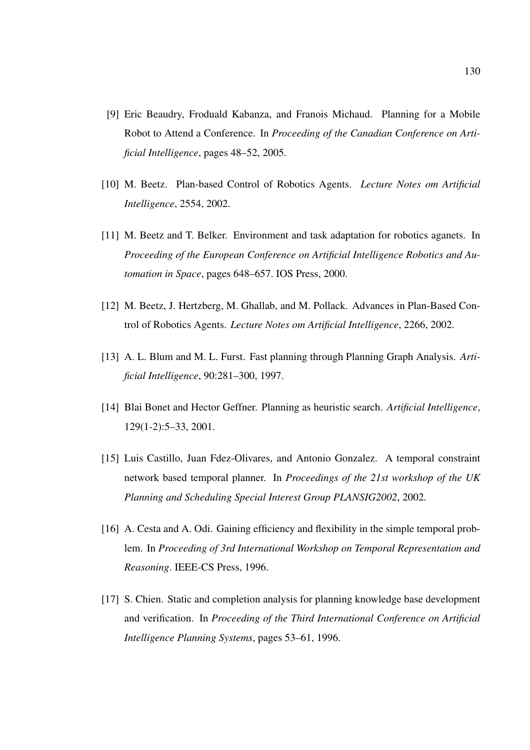[9] Eric Beaudry, Froduald Kabanza, and Franois Michaud. Planning for a Mobile Robot to Attend a Conference. In *Proceeding of the Canadian Conference on Artificial Intelligence*, pages 48–52, 2005.

[10] M. Beetz. Plan-based Control of Robotics Agents. *Lecture Notes om Artificial Intelligence*, 2554, 2002.

[11] M. Beetz and T. Belker. Environment and task adaptation for robotics aganets. In *Proceeding of the European Conference on Artificial Intelligence Robotics and Automation in Space*, pages 648–657. IOS Press, 2000.

[12] M. Beetz, J. Hertzberg, M. Ghallab, and M. Pollack. Advances in Plan-Based Control of Robotics Agents. *Lecture Notes om Artificial Intelligence*, 2266, 2002.

[13] A. L. Blum and M. L. Furst. Fast planning through Planning Graph Analysis. *Artificial Intelligence*, 90:281–300, 1997.

[14] Blai Bonet and Hector Geffner. Planning as heuristic search. *Artificial Intelligence*, 129(1-2):5–33, 2001.

[15] Luis Castillo, Juan Fdez-Olivares, and Antonio Gonzalez. A temporal constraint network based temporal planner. In *Proceedings of the 21st workshop of the UK Planning and Scheduling Special Interest Group PLANSIG2002*, 2002.

[16] A. Cesta and A. Odi. Gaining efficiency and flexibility in the simple temporal problem. In *Proceeding of 3rd International Workshop on Temporal Representation and Reasoning*. IEEE-CS Press, 1996.

[17] S. Chien. Static and completion analysis for planning knowledge base development and verification. In *Proceeding of the Third International Conference on Artificial Intelligence Planning Systems*, pages 53–61, 1996.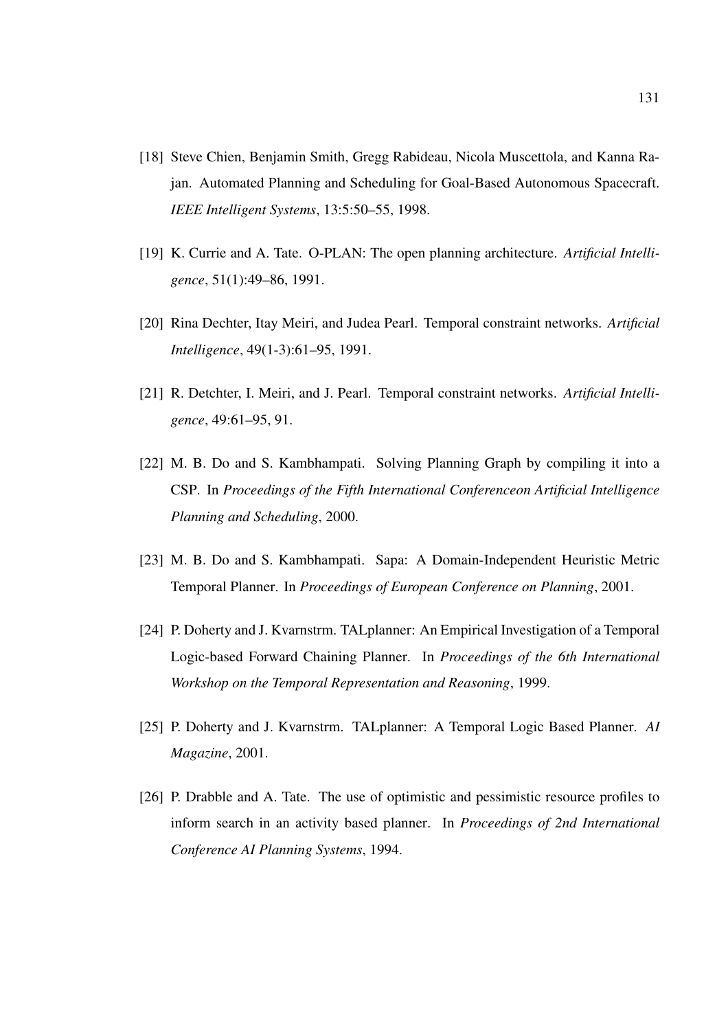[18] Steve Chien, Benjamin Smith, Gregg Rabideau, Nicola Muscettola, and Kanna Rajan. Automated Planning and Scheduling for Goal-Based Autonomous Spacecraft. *IEEE Intelligent Systems*, 13:5:50–55, 1998.

[19] K. Currie and A. Tate. O-PLAN: The open planning architecture. *Artificial Intelligence*, 51(1):49–86, 1991.

[20] Rina Dechter, Itay Meiri, and Judea Pearl. Temporal constraint networks. *Artificial Intelligence*, 49(1-3):61–95, 1991.

[21] R. Detchter, I. Meiri, and J. Pearl. Temporal constraint networks. *Artificial Intelligence*, 49:61–95, 91.

[22] M. B. Do and S. Kambhampati. Solving Planning Graph by compiling it into a CSP. In *Proceedings of the Fifth International Conferenceon Artificial Intelligence Planning and Scheduling*, 2000.

[23] M. B. Do and S. Kambhampati. Sapa: A Domain-Independent Heuristic Metric Temporal Planner. In *Proceedings of European Conference on Planning*, 2001.

[24] P. Doherty and J. Kvarnstrm. TALplanner: An Empirical Investigation of a Temporal Logic-based Forward Chaining Planner. In *Proceedings of the 6th International Workshop on the Temporal Representation and Reasoning*, 1999.

[25] P. Doherty and J. Kvarnstrm. TALplanner: A Temporal Logic Based Planner. *AI Magazine*, 2001.

[26] P. Drabble and A. Tate. The use of optimistic and pessimistic resource profiles to inform search in an activity based planner. In *Proceedings of 2nd International Conference AI Planning Systems*, 1994.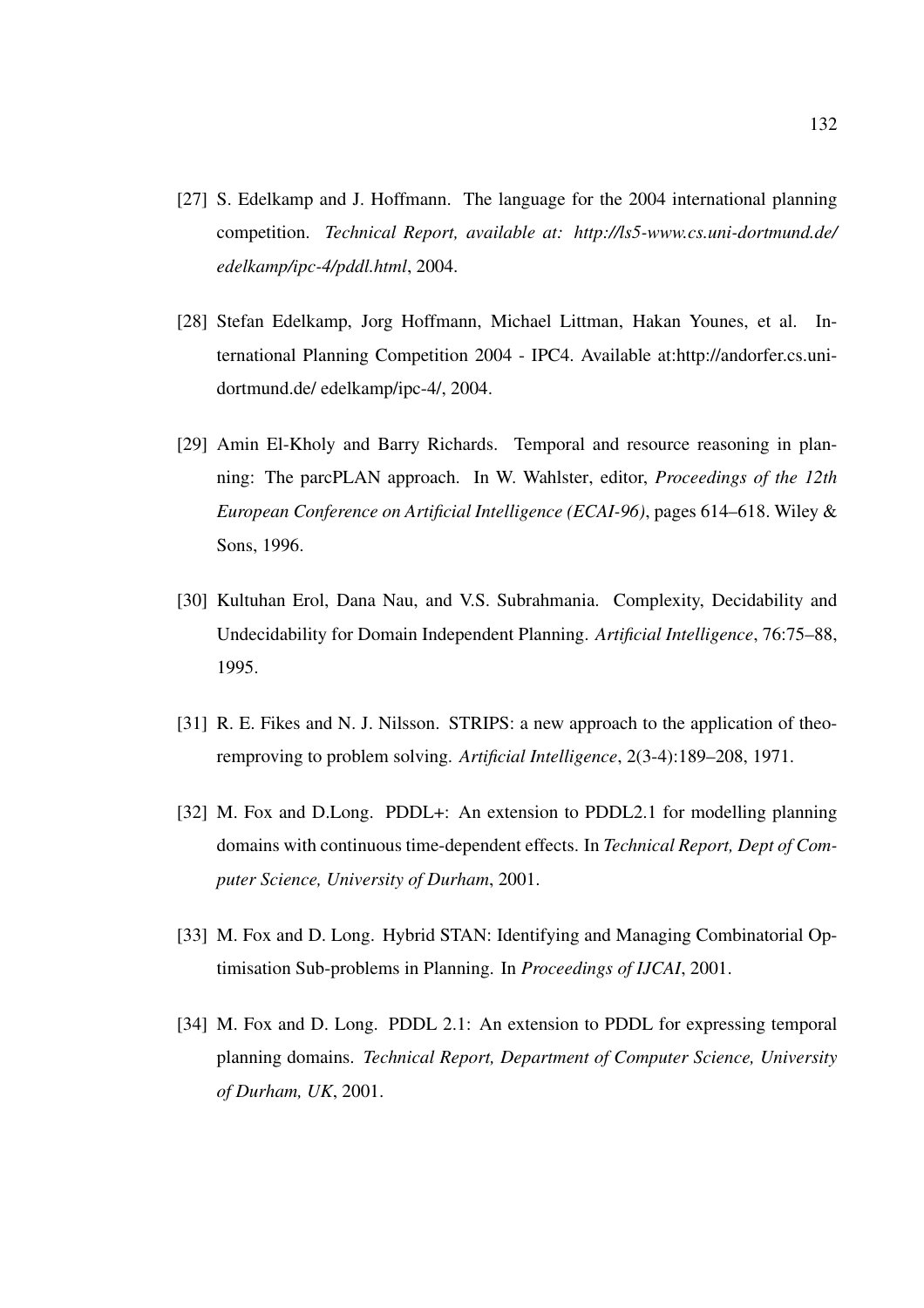[27] S. Edelkamp and J. Hoffmann. The language for the 2004 international planning competition. *Technical Report, available at: http://ls5-www.cs.uni-dortmund.de/ edelkamp/ipc-4/pddl.html*, 2004.

[28] Stefan Edelkamp, Jorg Hoffmann, Michael Littman, Hakan Younes, et al. International Planning Competition 2004 - IPC4. Available at:http://andorfer.cs.uni-dortmund.de/ edelkamp/ipc-4/, 2004.

[29] Amin El-Kholy and Barry Richards. Temporal and resource reasoning in planning: The parcPLAN approach. In W. Wahlster, editor, *Proceedings of the 12th European Conference on Artificial Intelligence (ECAI-96)*, pages 614–618. Wiley & Sons, 1996.

[30] Kultuhan Erol, Dana Nau, and V.S. Subrahmania. Complexity, Decidability and Undecidability for Domain Independent Planning. *Artificial Intelligence*, 76:75–88, 1995.

[31] R. E. Fikes and N. J. Nilsson. STRIPS: a new approach to the application of theoremproving to problem solving. *Artificial Intelligence*, 2(3-4):189–208, 1971.

[32] M. Fox and D.Long. PDDL+: An extension to PDDL2.1 for modelling planning domains with continuous time-dependent effects. In *Technical Report, Dept of Computer Science, University of Durham*, 2001.

[33] M. Fox and D. Long. Hybrid STAN: Identifying and Managing Combinatorial Optimisation Sub-problems in Planning. In *Proceedings of IJCAI*, 2001.

[34] M. Fox and D. Long. PDDL 2.1: An extension to PDDL for expressing temporal planning domains. *Technical Report, Department of Computer Science, University of Durham, UK*, 2001.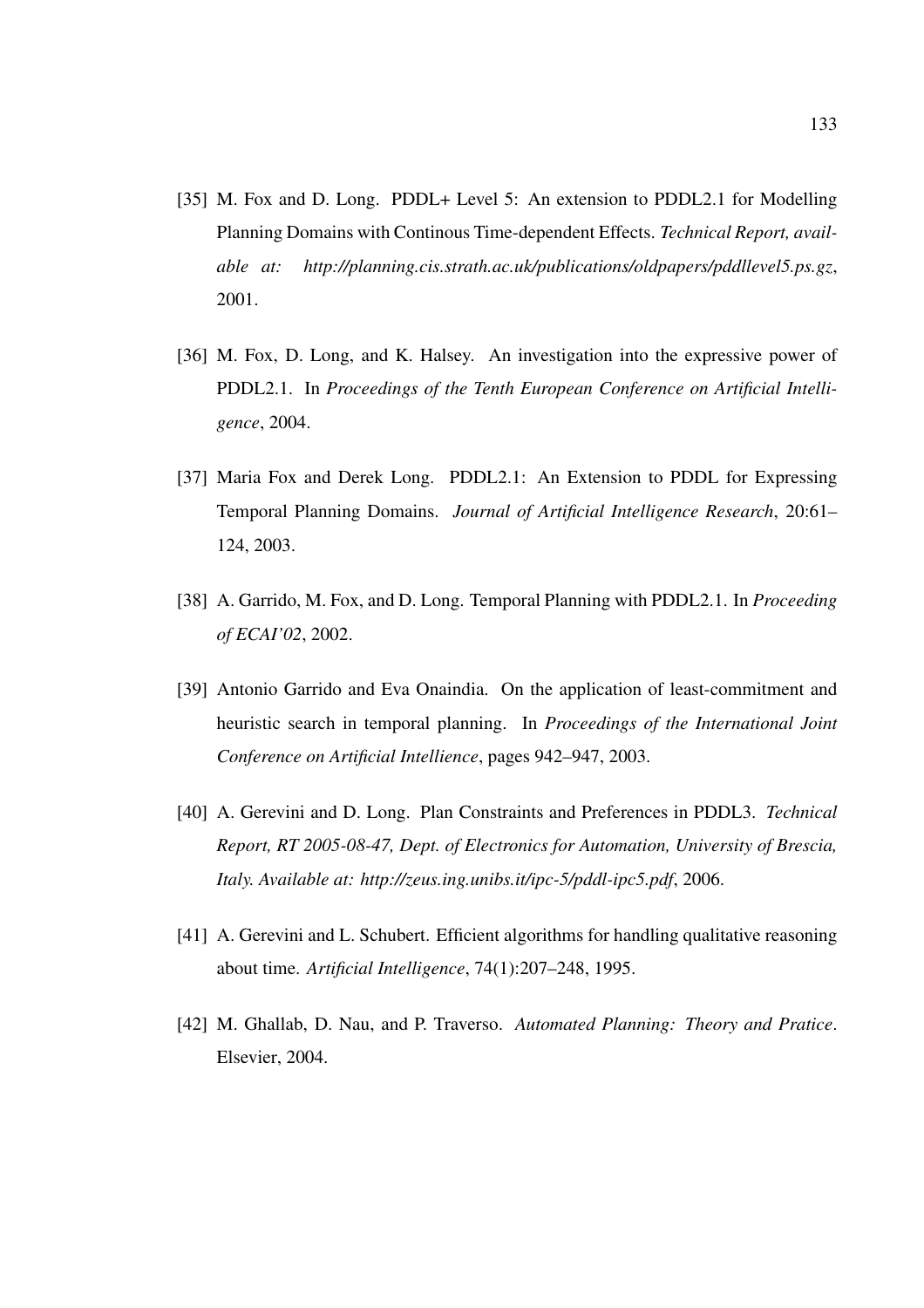[35] M. Fox and D. Long. PDDL+ Level 5: An extension to PDDL2.1 for Modelling Planning Domains with Continous Time-dependent Effects. *Technical Report, available at: http://planning.cis.strath.ac.uk/publications/oldpapers/pddllevel5.ps.gz*, 2001.

[36] M. Fox, D. Long, and K. Halsey. An investigation into the expressive power of PDDL2.1. In *Proceedings of the Tenth European Conference on Artificial Intelligence*, 2004.

[37] Maria Fox and Derek Long. PDDL2.1: An Extension to PDDL for Expressing Temporal Planning Domains. *Journal of Artificial Intelligence Research*, 20:61–124, 2003.

[38] A. Garrido, M. Fox, and D. Long. Temporal Planning with PDDL2.1. In *Proceeding of ECAI'02*, 2002.

[39] Antonio Garrido and Eva Onaindia. On the application of least-commitment and heuristic search in temporal planning. In *Proceedings of the International Joint Conference on Artificial Intellience*, pages 942–947, 2003.

[40] A. Gerevini and D. Long. Plan Constraints and Preferences in PDDL3. *Technical Report, RT 2005-08-47, Dept. of Electronics for Automation, University of Brescia, Italy. Available at: http://zeus.ing.unibs.it/ipc-5/pddl-ipc5.pdf*, 2006.

[41] A. Gerevini and L. Schubert. Efficient algorithms for handling qualitative reasoning about time. *Artificial Intelligence*, 74(1):207–248, 1995.

[42] M. Ghallab, D. Nau, and P. Traverso. *Automated Planning: Theory and Pratice*. Elsevier, 2004.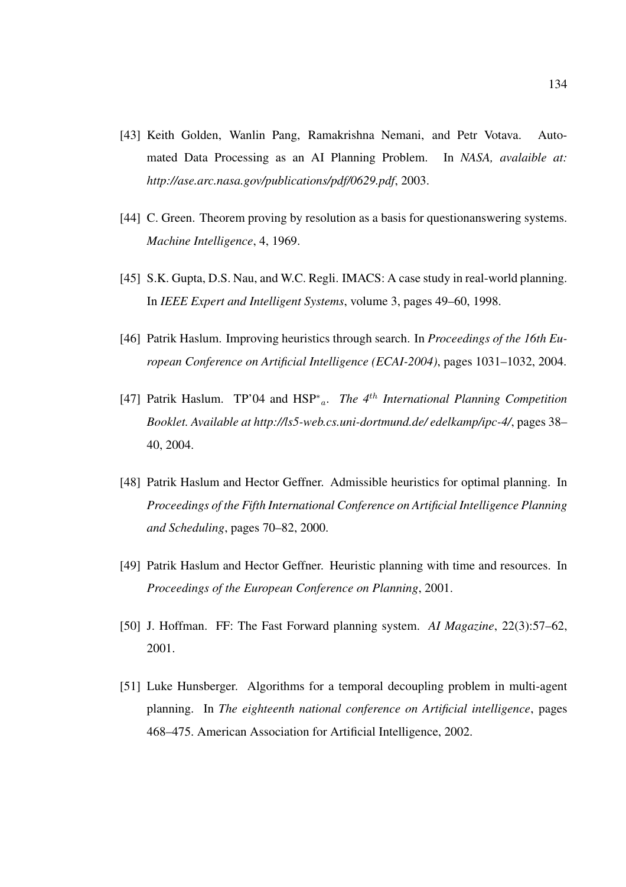[43] Keith Golden, Wanlin Pang, Ramakrishna Nemani, and Petr Votava. Automated Data Processing as an AI Planning Problem. In *NASA, avalaible at: http://ase.arc.nasa.gov/publications/pdf/0629.pdf*, 2003.

[44] C. Green. Theorem proving by resolution as a basis for questionanswering systems. *Machine Intelligence*, 4, 1969.

[45] S.K. Gupta, D.S. Nau, and W.C. Regli. IMACS: A case study in real-world planning. In *IEEE Expert and Intelligent Systems*, volume 3, pages 49–60, 1998.

[46] Patrik Haslum. Improving heuristics through search. In *Proceedings of the 16th European Conference on Artificial Intelligence (ECAI-2004)*, pages 1031–1032, 2004.

[47] Patrik Haslum. TP'04 and HSP$^*{}_a$. *The 4$^{th}$ International Planning Competition Booklet. Available at http://ls5-web.cs.uni-dortmund.de/ edelkamp/ipc-4/*, pages 38–40, 2004.

[48] Patrik Haslum and Hector Geffner. Admissible heuristics for optimal planning. In *Proceedings of the Fifth International Conference on Artificial Intelligence Planning and Scheduling*, pages 70–82, 2000.

[49] Patrik Haslum and Hector Geffner. Heuristic planning with time and resources. In *Proceedings of the European Conference on Planning*, 2001.

[50] J. Hoffman. FF: The Fast Forward planning system. *AI Magazine*, 22(3):57–62, 2001.

[51] Luke Hunsberger. Algorithms for a temporal decoupling problem in multi-agent planning. In *The eighteenth national conference on Artificial intelligence*, pages 468–475. American Association for Artificial Intelligence, 2002.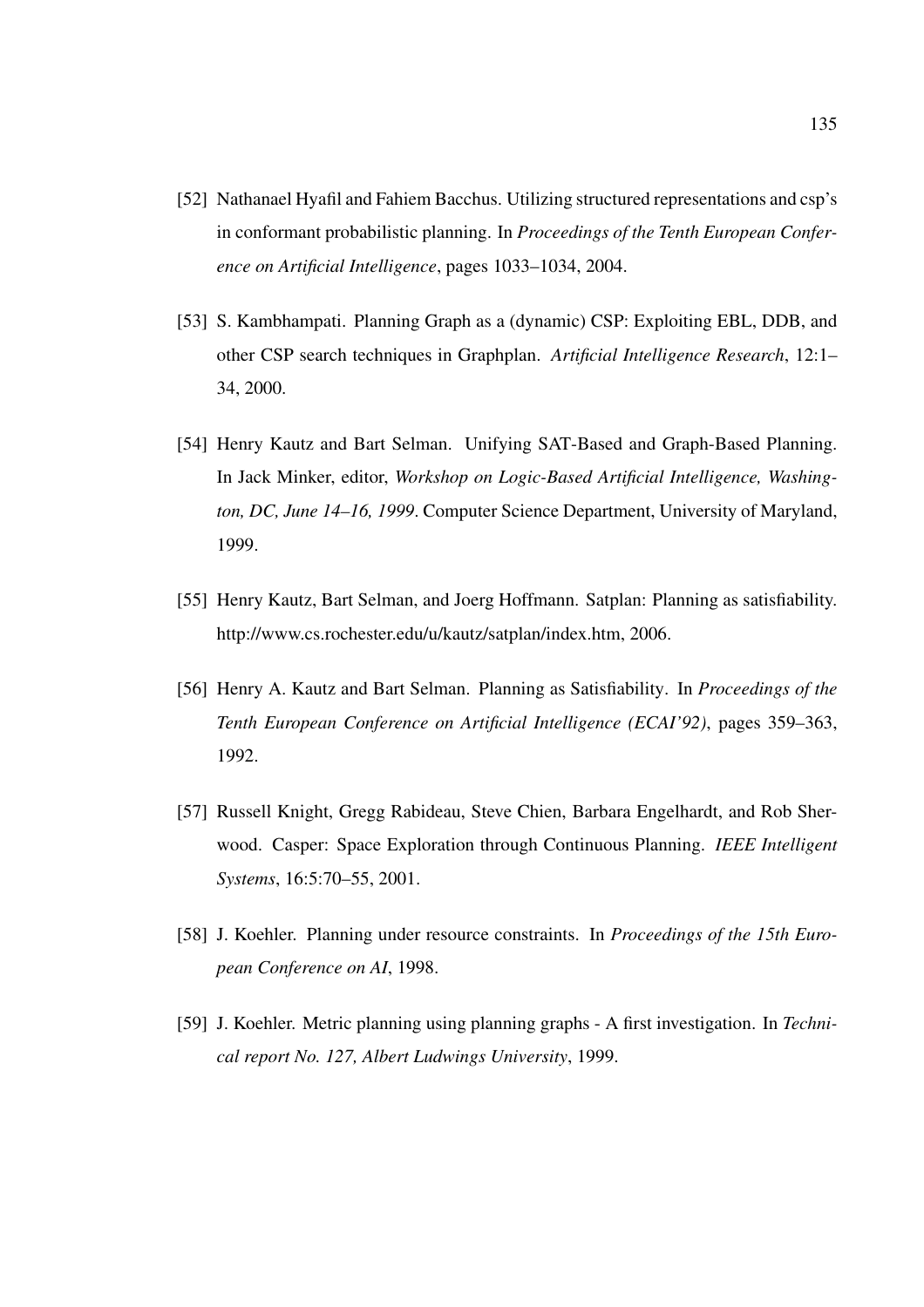[52] Nathanael Hyafil and Fahiem Bacchus. Utilizing structured representations and csp's in conformant probabilistic planning. In *Proceedings of the Tenth European Conference on Artificial Intelligence*, pages 1033–1034, 2004.

[53] S. Kambhampati. Planning Graph as a (dynamic) CSP: Exploiting EBL, DDB, and other CSP search techniques in Graphplan. *Artificial Intelligence Research*, 12:1–34, 2000.

[54] Henry Kautz and Bart Selman. Unifying SAT-Based and Graph-Based Planning. In Jack Minker, editor, *Workshop on Logic-Based Artificial Intelligence, Washington, DC, June 14–16, 1999*. Computer Science Department, University of Maryland, 1999.

[55] Henry Kautz, Bart Selman, and Joerg Hoffmann. Satplan: Planning as satisfiability. http://www.cs.rochester.edu/u/kautz/satplan/index.htm, 2006.

[56] Henry A. Kautz and Bart Selman. Planning as Satisfiability. In *Proceedings of the Tenth European Conference on Artificial Intelligence (ECAI'92)*, pages 359–363, 1992.

[57] Russell Knight, Gregg Rabideau, Steve Chien, Barbara Engelhardt, and Rob Sherwood. Casper: Space Exploration through Continuous Planning. *IEEE Intelligent Systems*, 16:5:70–55, 2001.

[58] J. Koehler. Planning under resource constraints. In *Proceedings of the 15th European Conference on AI*, 1998.

[59] J. Koehler. Metric planning using planning graphs - A first investigation. In *Technical report No. 127, Albert Ludwings University*, 1999.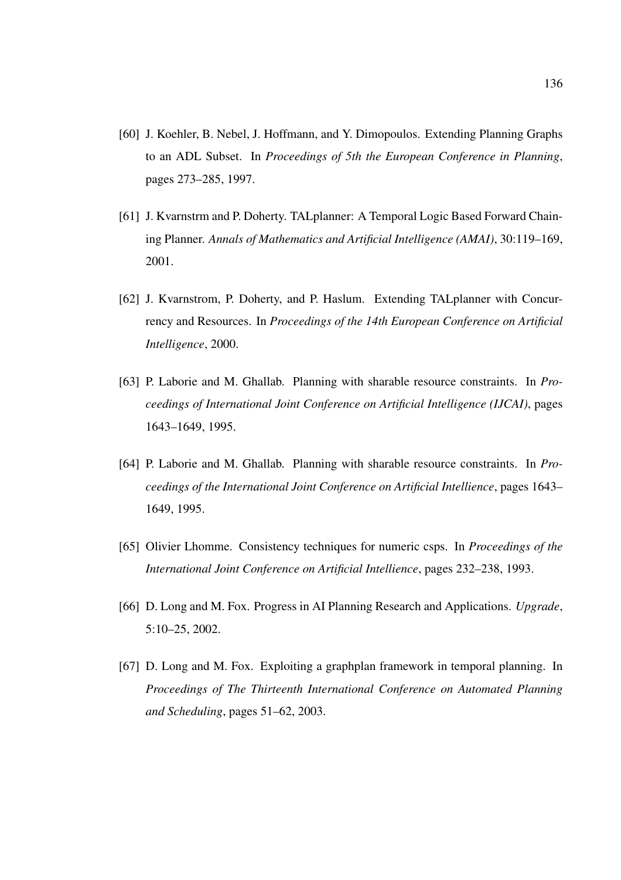[60] J. Koehler, B. Nebel, J. Hoffmann, and Y. Dimopoulos. Extending Planning Graphs to an ADL Subset. In *Proceedings of 5th the European Conference in Planning*, pages 273–285, 1997.

[61] J. Kvarnstrm and P. Doherty. TALplanner: A Temporal Logic Based Forward Chaining Planner. *Annals of Mathematics and Artificial Intelligence (AMAI)*, 30:119–169, 2001.

[62] J. Kvarnstrom, P. Doherty, and P. Haslum. Extending TALplanner with Concurrency and Resources. In *Proceedings of the 14th European Conference on Artificial Intelligence*, 2000.

[63] P. Laborie and M. Ghallab. Planning with sharable resource constraints. In *Proceedings of International Joint Conference on Artificial Intelligence (IJCAI)*, pages 1643–1649, 1995.

[64] P. Laborie and M. Ghallab. Planning with sharable resource constraints. In *Proceedings of the International Joint Conference on Artificial Intellience*, pages 1643–1649, 1995.

[65] Olivier Lhomme. Consistency techniques for numeric csps. In *Proceedings of the International Joint Conference on Artificial Intellience*, pages 232–238, 1993.

[66] D. Long and M. Fox. Progress in AI Planning Research and Applications. *Upgrade*, 5:10–25, 2002.

[67] D. Long and M. Fox. Exploiting a graphplan framework in temporal planning. In *Proceedings of The Thirteenth International Conference on Automated Planning and Scheduling*, pages 51–62, 2003.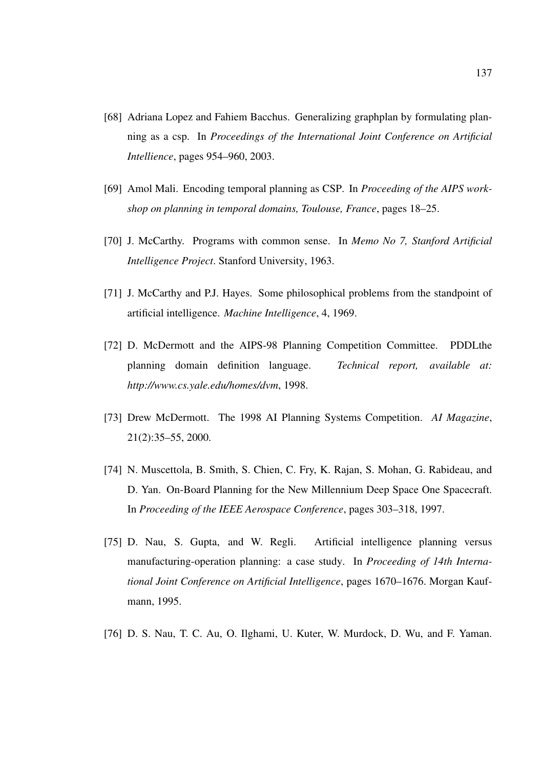[68] Adriana Lopez and Fahiem Bacchus. Generalizing graphplan by formulating planning as a csp. In *Proceedings of the International Joint Conference on Artificial Intellience*, pages 954–960, 2003.

[69] Amol Mali. Encoding temporal planning as CSP. In *Proceeding of the AIPS workshop on planning in temporal domains, Toulouse, France*, pages 18–25.

[70] J. McCarthy. Programs with common sense. In *Memo No 7, Stanford Artificial Intelligence Project*. Stanford University, 1963.

[71] J. McCarthy and P.J. Hayes. Some philosophical problems from the standpoint of artificial intelligence. *Machine Intelligence*, 4, 1969.

[72] D. McDermott and the AIPS-98 Planning Competition Committee. PDDLthe planning domain definition language. *Technical report, available at: http://www.cs.yale.edu/homes/dvm*, 1998.

[73] Drew McDermott. The 1998 AI Planning Systems Competition. *AI Magazine*, 21(2):35–55, 2000.

[74] N. Muscettola, B. Smith, S. Chien, C. Fry, K. Rajan, S. Mohan, G. Rabideau, and D. Yan. On-Board Planning for the New Millennium Deep Space One Spacecraft. In *Proceeding of the IEEE Aerospace Conference*, pages 303–318, 1997.

[75] D. Nau, S. Gupta, and W. Regli. Artificial intelligence planning versus manufacturing-operation planning: a case study. In *Proceeding of 14th International Joint Conference on Artificial Intelligence*, pages 1670–1676. Morgan Kaufmann, 1995.

[76] D. S. Nau, T. C. Au, O. Ilghami, U. Kuter, W. Murdock, D. Wu, and F. Yaman.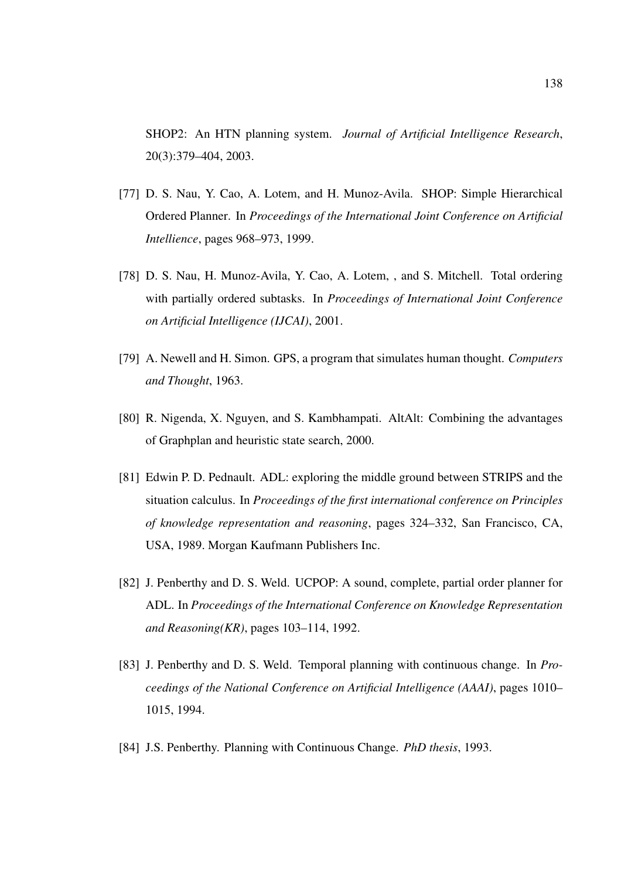SHOP2: An HTN planning system. *Journal of Artificial Intelligence Research*, 20(3):379–404, 2003.

[77] D. S. Nau, Y. Cao, A. Lotem, and H. Munoz-Avila. SHOP: Simple Hierarchical Ordered Planner. In *Proceedings of the International Joint Conference on Artificial Intellience*, pages 968–973, 1999.

[78] D. S. Nau, H. Munoz-Avila, Y. Cao, A. Lotem, , and S. Mitchell. Total ordering with partially ordered subtasks. In *Proceedings of International Joint Conference on Artificial Intelligence (IJCAI)*, 2001.

[79] A. Newell and H. Simon. GPS, a program that simulates human thought. *Computers and Thought*, 1963.

[80] R. Nigenda, X. Nguyen, and S. Kambhampati. AltAlt: Combining the advantages of Graphplan and heuristic state search, 2000.

[81] Edwin P. D. Pednault. ADL: exploring the middle ground between STRIPS and the situation calculus. In *Proceedings of the first international conference on Principles of knowledge representation and reasoning*, pages 324–332, San Francisco, CA, USA, 1989. Morgan Kaufmann Publishers Inc.

[82] J. Penberthy and D. S. Weld. UCPOP: A sound, complete, partial order planner for ADL. In *Proceedings of the International Conference on Knowledge Representation and Reasoning(KR)*, pages 103–114, 1992.

[83] J. Penberthy and D. S. Weld. Temporal planning with continuous change. In *Proceedings of the National Conference on Artificial Intelligence (AAAI)*, pages 1010–1015, 1994.

[84] J.S. Penberthy. Planning with Continuous Change. *PhD thesis*, 1993.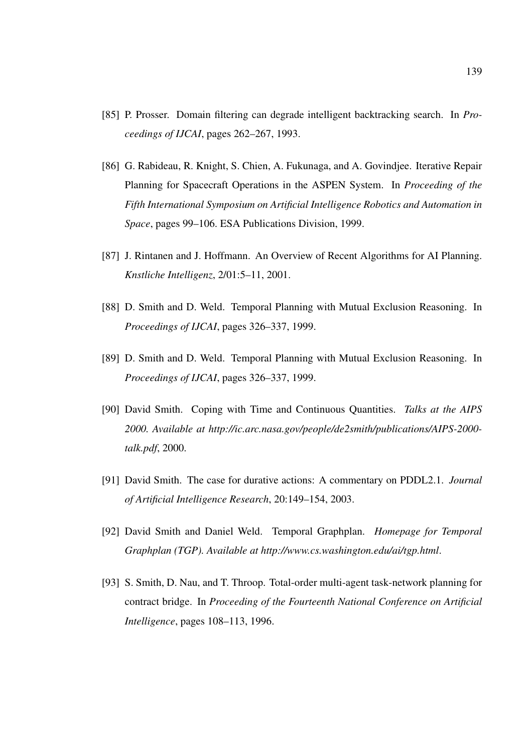[85] P. Prosser. Domain filtering can degrade intelligent backtracking search. In *Proceedings of IJCAI*, pages 262–267, 1993.

[86] G. Rabideau, R. Knight, S. Chien, A. Fukunaga, and A. Govindjee. Iterative Repair Planning for Spacecraft Operations in the ASPEN System. In *Proceeding of the Fifth International Symposium on Artificial Intelligence Robotics and Automation in Space*, pages 99–106. ESA Publications Division, 1999.

[87] J. Rintanen and J. Hoffmann. An Overview of Recent Algorithms for AI Planning. *Knstliche Intelligenz*, 2/01:5–11, 2001.

[88] D. Smith and D. Weld. Temporal Planning with Mutual Exclusion Reasoning. In *Proceedings of IJCAI*, pages 326–337, 1999.

[89] D. Smith and D. Weld. Temporal Planning with Mutual Exclusion Reasoning. In *Proceedings of IJCAI*, pages 326–337, 1999.

[90] David Smith. Coping with Time and Continuous Quantities. *Talks at the AIPS 2000. Available at http://ic.arc.nasa.gov/people/de2smith/publications/AIPS-2000-talk.pdf*, 2000.

[91] David Smith. The case for durative actions: A commentary on PDDL2.1. *Journal of Artificial Intelligence Research*, 20:149–154, 2003.

[92] David Smith and Daniel Weld. Temporal Graphplan. *Homepage for Temporal Graphplan (TGP). Available at http://www.cs.washington.edu/ai/tgp.html*.

[93] S. Smith, D. Nau, and T. Throop. Total-order multi-agent task-network planning for contract bridge. In *Proceeding of the Fourteenth National Conference on Artificial Intelligence*, pages 108–113, 1996.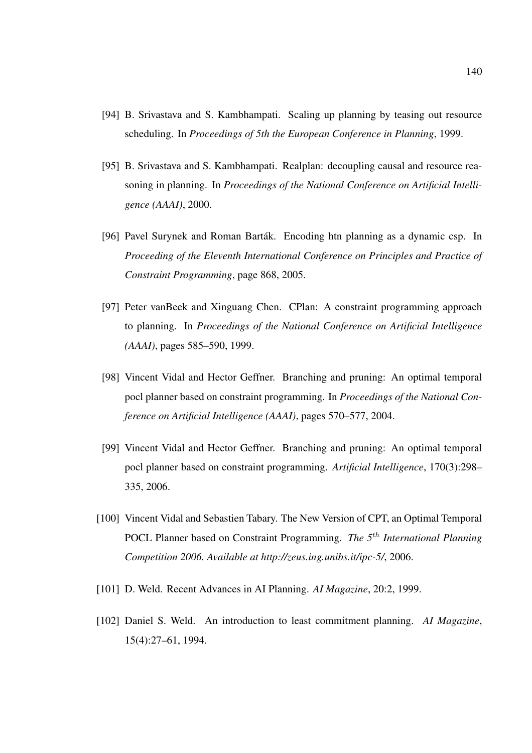[94] B. Srivastava and S. Kambhampati. Scaling up planning by teasing out resource scheduling. In *Proceedings of 5th the European Conference in Planning*, 1999.

[95] B. Srivastava and S. Kambhampati. Realplan: decoupling causal and resource reasoning in planning. In *Proceedings of the National Conference on Artificial Intelligence (AAAI)*, 2000.

[96] Pavel Surynek and Roman Barták. Encoding htn planning as a dynamic csp. In *Proceeding of the Eleventh International Conference on Principles and Practice of Constraint Programming*, page 868, 2005.

[97] Peter vanBeek and Xinguang Chen. CPlan: A constraint programming approach to planning. In *Proceedings of the National Conference on Artificial Intelligence (AAAI)*, pages 585–590, 1999.

[98] Vincent Vidal and Hector Geffner. Branching and pruning: An optimal temporal pocl planner based on constraint programming. In *Proceedings of the National Conference on Artificial Intelligence (AAAI)*, pages 570–577, 2004.

[99] Vincent Vidal and Hector Geffner. Branching and pruning: An optimal temporal pocl planner based on constraint programming. *Artificial Intelligence*, 170(3):298–335, 2006.

[100] Vincent Vidal and Sebastien Tabary. The New Version of CPT, an Optimal Temporal POCL Planner based on Constraint Programming. *The 5$^{th}$ International Planning Competition 2006. Available at http://zeus.ing.unibs.it/ipc-5/*, 2006.

[101] D. Weld. Recent Advances in AI Planning. *AI Magazine*, 20:2, 1999.

[102] Daniel S. Weld. An introduction to least commitment planning. *AI Magazine*, 15(4):27–61, 1994.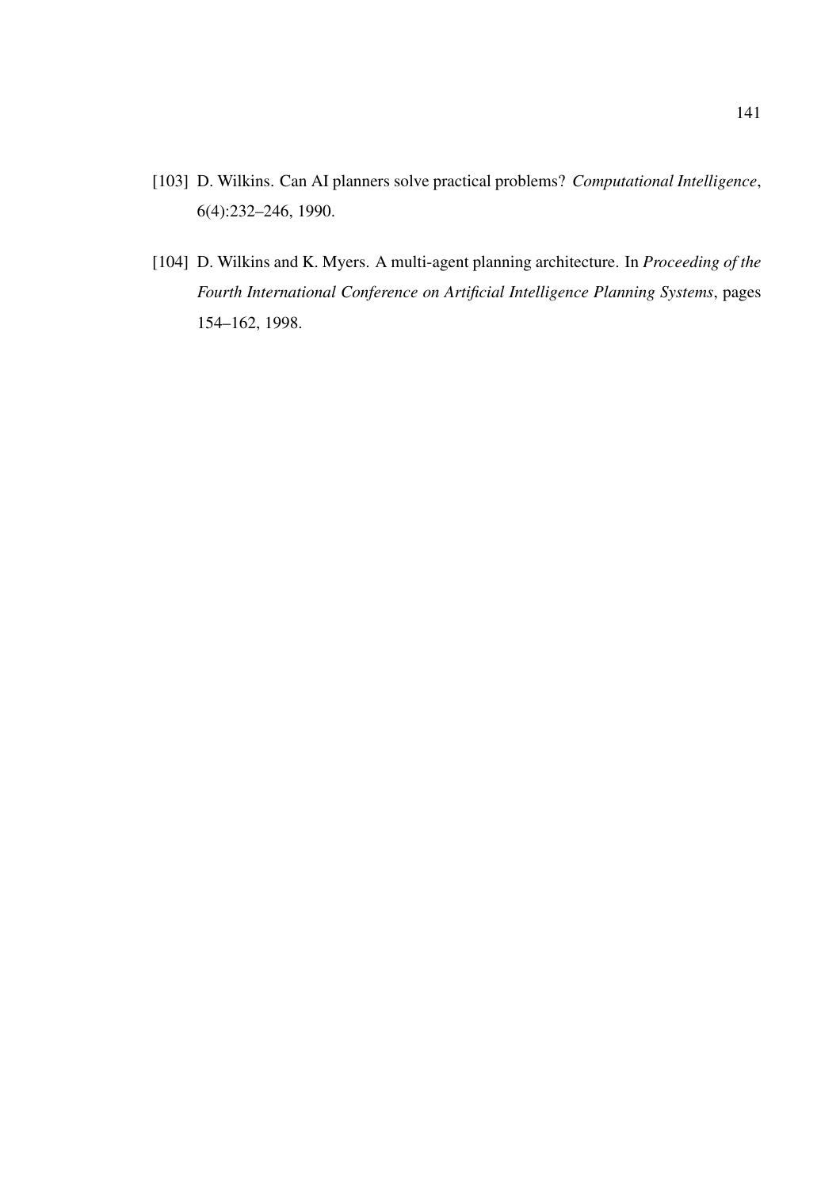[103] D. Wilkins. Can AI planners solve practical problems? *Computational Intelligence*, 6(4):232–246, 1990.

[104] D. Wilkins and K. Myers. A multi-agent planning architecture. In *Proceeding of the Fourth International Conference on Artificial Intelligence Planning Systems*, pages 154–162, 1998.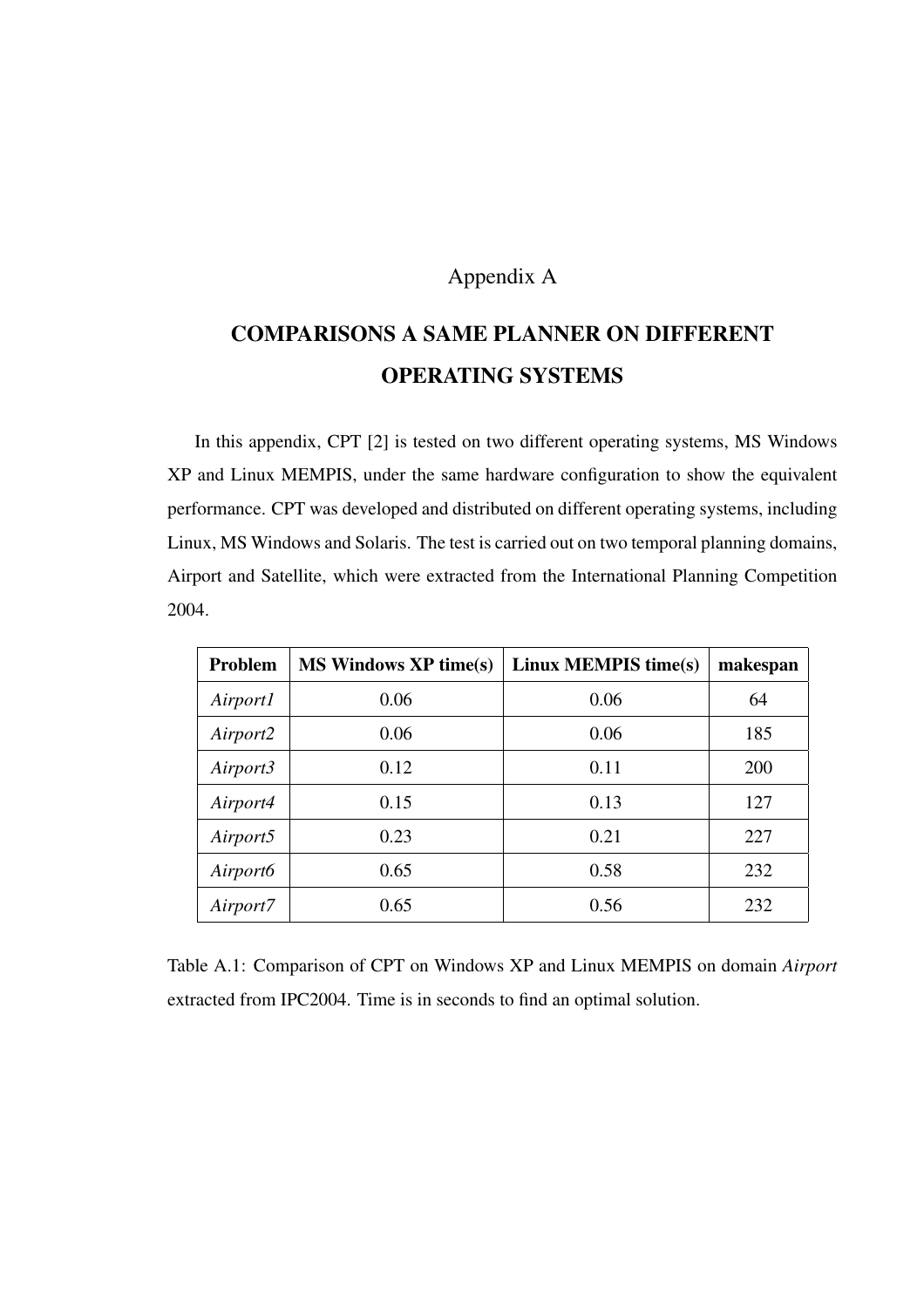Appendix A

# COMPARISONS A SAME PLANNER ON DIFFERENT OPERATING SYSTEMS

In this appendix, CPT [2] is tested on two different operating systems, MS Windows XP and Linux MEMPIS, under the same hardware configuration to show the equivalent performance. CPT was developed and distributed on different operating systems, including Linux, MS Windows and Solaris. The test is carried out on two temporal planning domains, Airport and Satellite, which were extracted from the International Planning Competition 2004.

| **Problem** | **MS Windows XP time(s)** | **Linux MEMPIS time(s)** | **makespan** |
|---|---|---|---|
| *Airport1* | 0.06 | 0.06 | 64 |
| *Airport2* | 0.06 | 0.06 | 185 |
| *Airport3* | 0.12 | 0.11 | 200 |
| *Airport4* | 0.15 | 0.13 | 127 |
| *Airport5* | 0.23 | 0.21 | 227 |
| *Airport6* | 0.65 | 0.58 | 232 |
| *Airport7* | 0.65 | 0.56 | 232 |

Table A.1: Comparison of CPT on Windows XP and Linux MEMPIS on domain *Airport* extracted from IPC2004. Time is in seconds to find an optimal solution.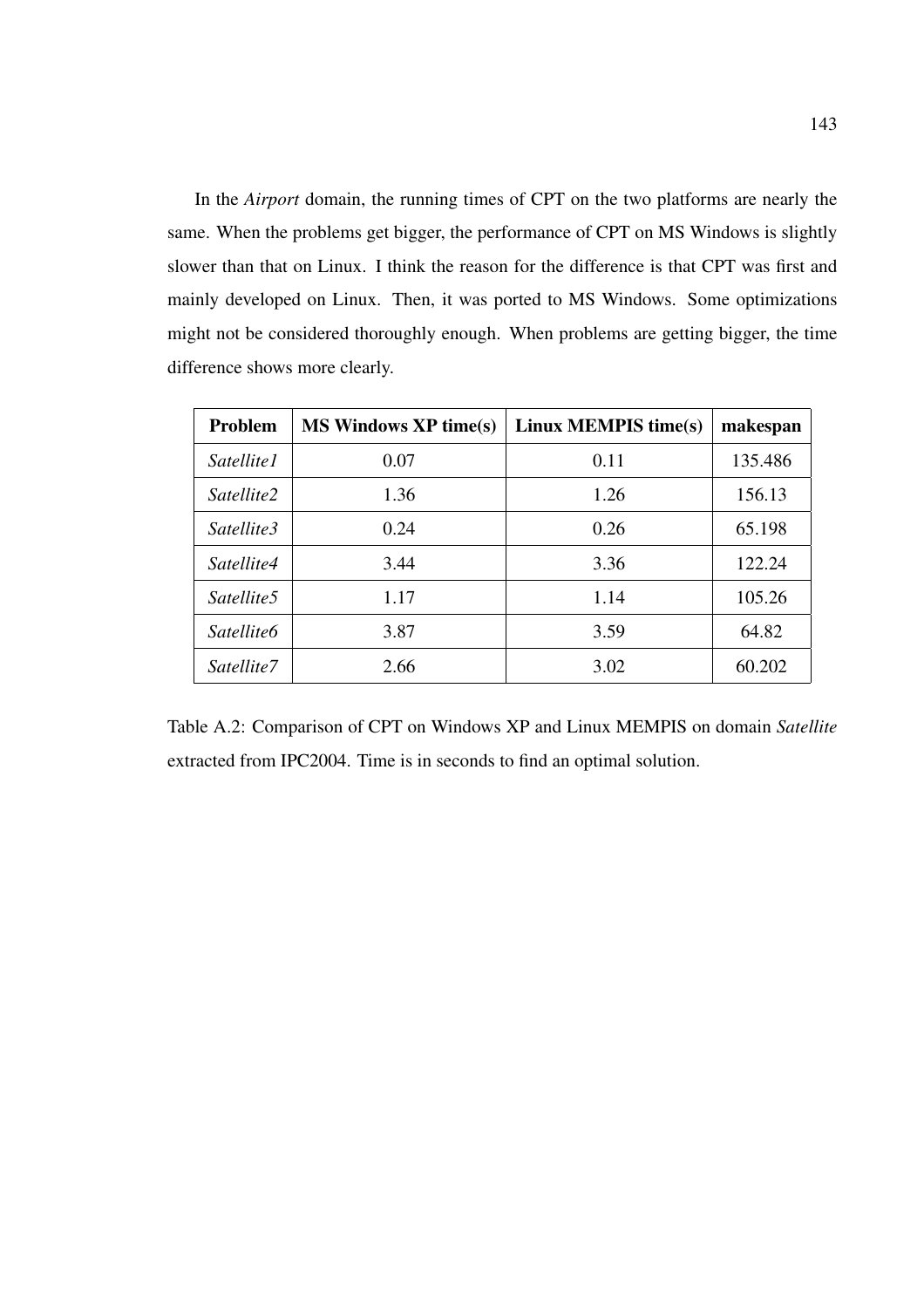In the *Airport* domain, the running times of CPT on the two platforms are nearly the same. When the problems get bigger, the performance of CPT on MS Windows is slightly slower than that on Linux. I think the reason for the difference is that CPT was first and mainly developed on Linux. Then, it was ported to MS Windows. Some optimizations might not be considered thoroughly enough. When problems are getting bigger, the time difference shows more clearly.

| **Problem** | **MS Windows XP time(s)** | **Linux MEMPIS time(s)** | **makespan** |
|---|---|---|---|
| *Satellite1* | 0.07 | 0.11 | 135.486 |
| *Satellite2* | 1.36 | 1.26 | 156.13 |
| *Satellite3* | 0.24 | 0.26 | 65.198 |
| *Satellite4* | 3.44 | 3.36 | 122.24 |
| *Satellite5* | 1.17 | 1.14 | 105.26 |
| *Satellite6* | 3.87 | 3.59 | 64.82 |
| *Satellite7* | 2.66 | 3.02 | 60.202 |

Table A.2: Comparison of CPT on Windows XP and Linux MEMPIS on domain *Satellite* extracted from IPC2004. Time is in seconds to find an optimal solution.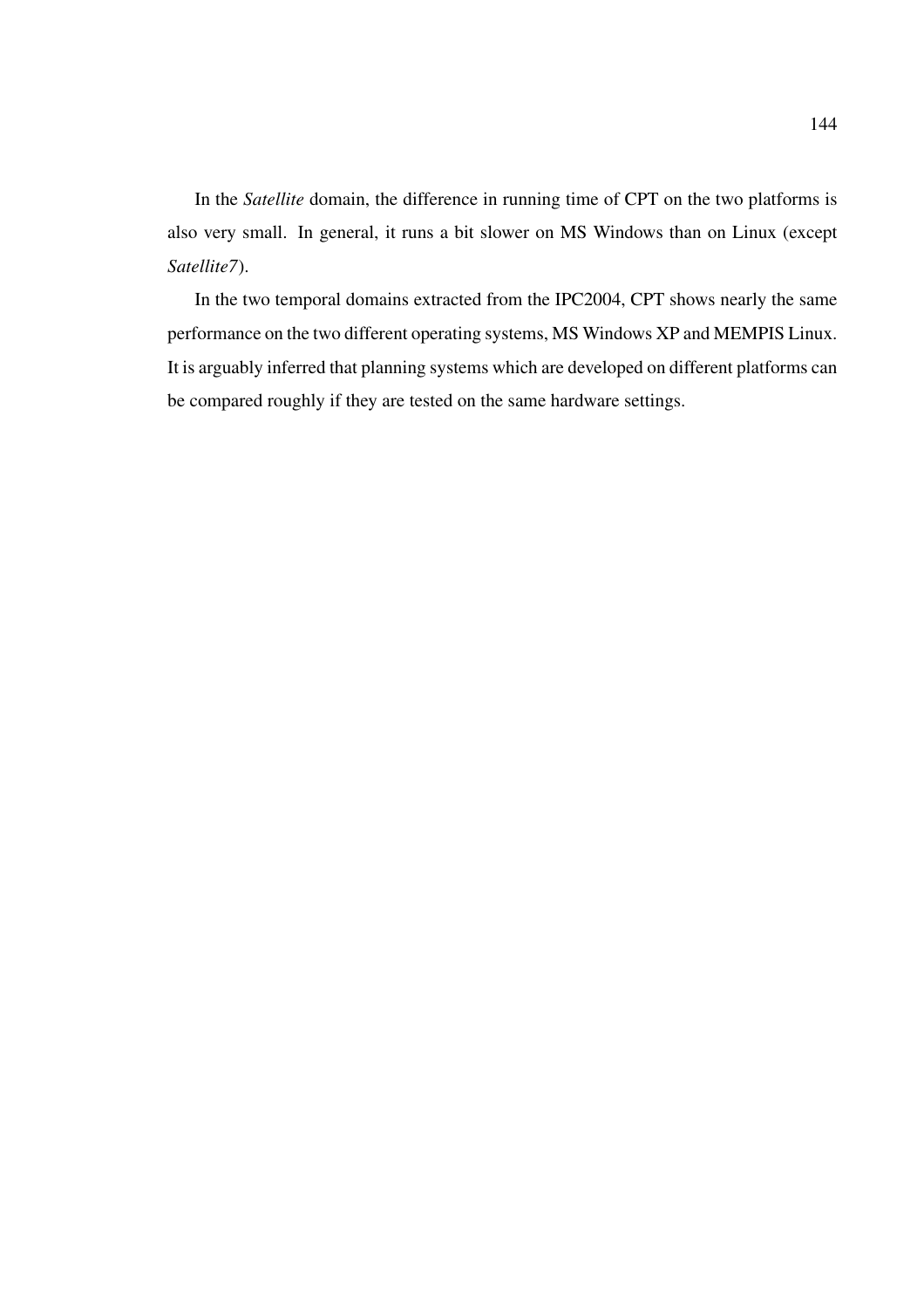In the *Satellite* domain, the difference in running time of CPT on the two platforms is also very small. In general, it runs a bit slower on MS Windows than on Linux (except *Satellite7*).

In the two temporal domains extracted from the IPC2004, CPT shows nearly the same performance on the two different operating systems, MS Windows XP and MEMPIS Linux. It is arguably inferred that planning systems which are developed on different platforms can be compared roughly if they are tested on the same hardware settings.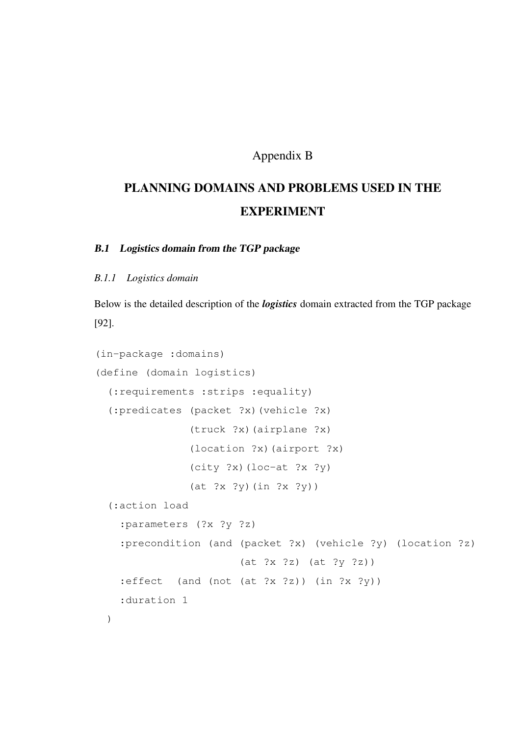# Appendix B

# PLANNING DOMAINS AND PROBLEMS USED IN THE EXPERIMENT

## *B.1 Logistics domain from the TGP package*

### *B.1.1 Logistics domain*

Below is the detailed description of the ***logistics*** domain extracted from the TGP package [92].

```
(in-package :domains)
(define (domain logistics)
  (:requirements :strips :equality)
  (:predicates (packet ?x)(vehicle ?x)
               (truck ?x)(airplane ?x)
               (location ?x)(airport ?x)
               (city ?x)(loc-at ?x ?y)
               (at ?x ?y)(in ?x ?y))
  (:action load
    :parameters (?x ?y ?z)
    :precondition (and (packet ?x) (vehicle ?y) (location ?z)
                       (at ?x ?z) (at ?y ?z))
    :effect  (and (not (at ?x ?z)) (in ?x ?y))
    :duration 1
  )
```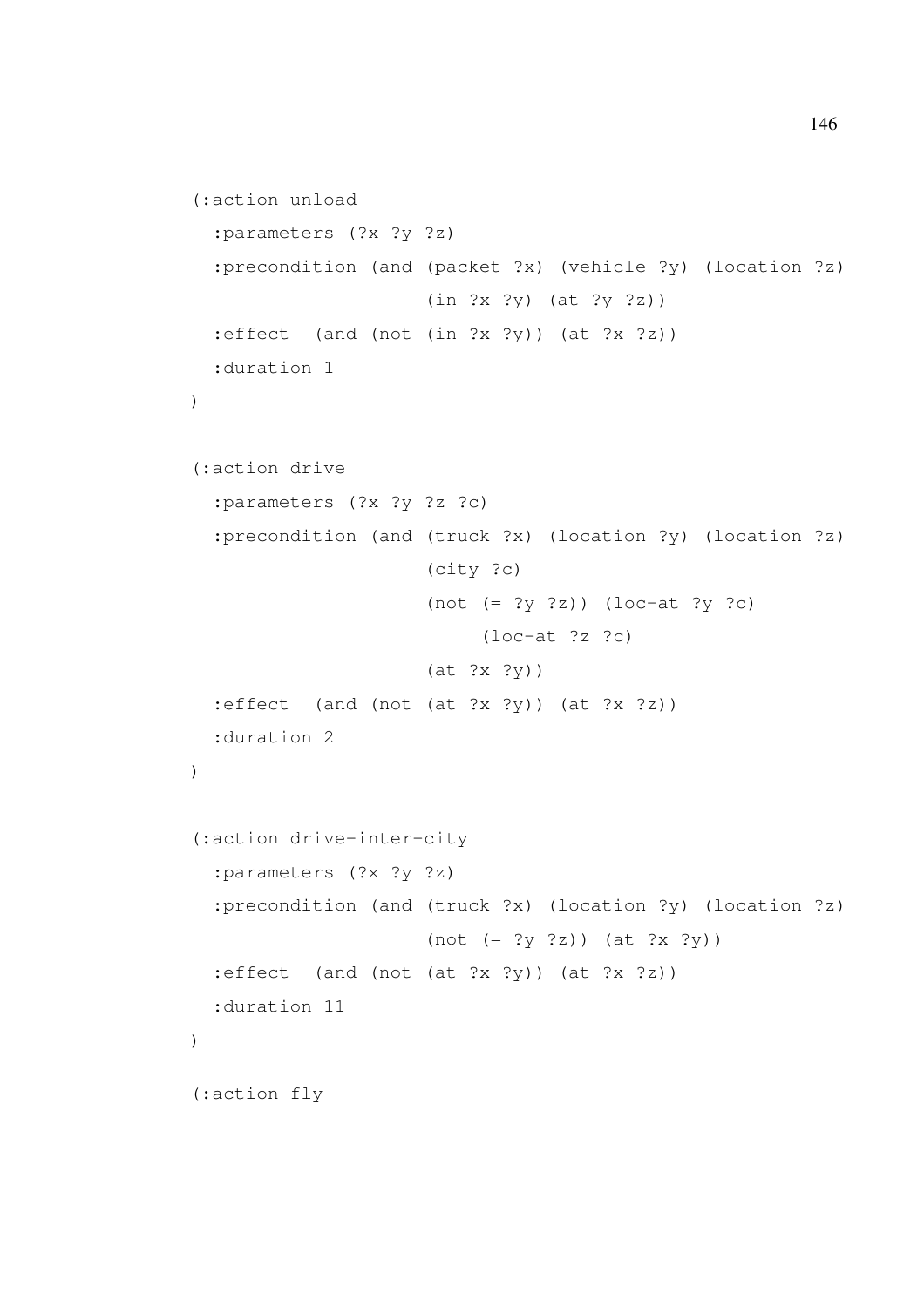```
(:action unload
  :parameters (?x ?y ?z)
  :precondition (and (packet ?x) (vehicle ?y) (location ?z)
                     (in ?x ?y) (at ?y ?z))
  :effect  (and (not (in ?x ?y)) (at ?x ?z))
  :duration 1
)

(:action drive
  :parameters (?x ?y ?z ?c)
  :precondition (and (truck ?x) (location ?y) (location ?z)
                     (city ?c)
                     (not (= ?y ?z)) (loc-at ?y ?c)
                          (loc-at ?z ?c)
                     (at ?x ?y))
  :effect  (and (not (at ?x ?y)) (at ?x ?z))
  :duration 2
)

(:action drive-inter-city
  :parameters (?x ?y ?z)
  :precondition (and (truck ?x) (location ?y) (location ?z)
                     (not (= ?y ?z)) (at ?x ?y))
  :effect  (and (not (at ?x ?y)) (at ?x ?z))
  :duration 11
)

(:action fly
```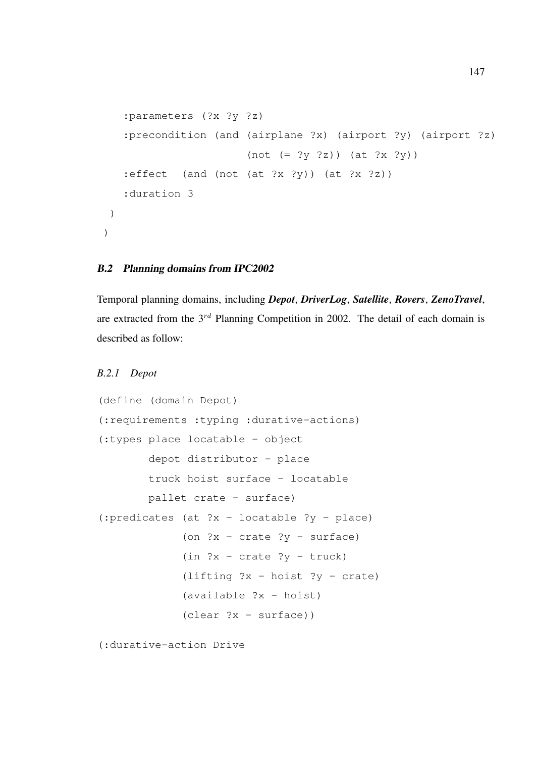```
    :parameters (?x ?y ?z)
    :precondition (and (airplane ?x) (airport ?y) (airport ?z)
                       (not (= ?y ?z)) (at ?x ?y))
    :effect  (and (not (at ?x ?y)) (at ?x ?z))
    :duration 3
  )
 )
```

### *B.2 Planning domains from IPC2002*

Temporal planning domains, including ***Depot***, ***DriverLog***, ***Satellite***, ***Rovers***, ***ZenoTravel***, are extracted from the $3^{rd}$ Planning Competition in 2002. The detail of each domain is described as follow:

#### *B.2.1 Depot*

```
(define (domain Depot)
(:requirements :typing :durative-actions)
(:types place locatable - object
        depot distributor - place
        truck hoist surface - locatable
        pallet crate - surface)
(:predicates (at ?x - locatable ?y - place)
             (on ?x - crate ?y - surface)
             (in ?x - crate ?y - truck)
             (lifting ?x - hoist ?y - crate)
             (available ?x - hoist)
             (clear ?x - surface))

(:durative-action Drive
```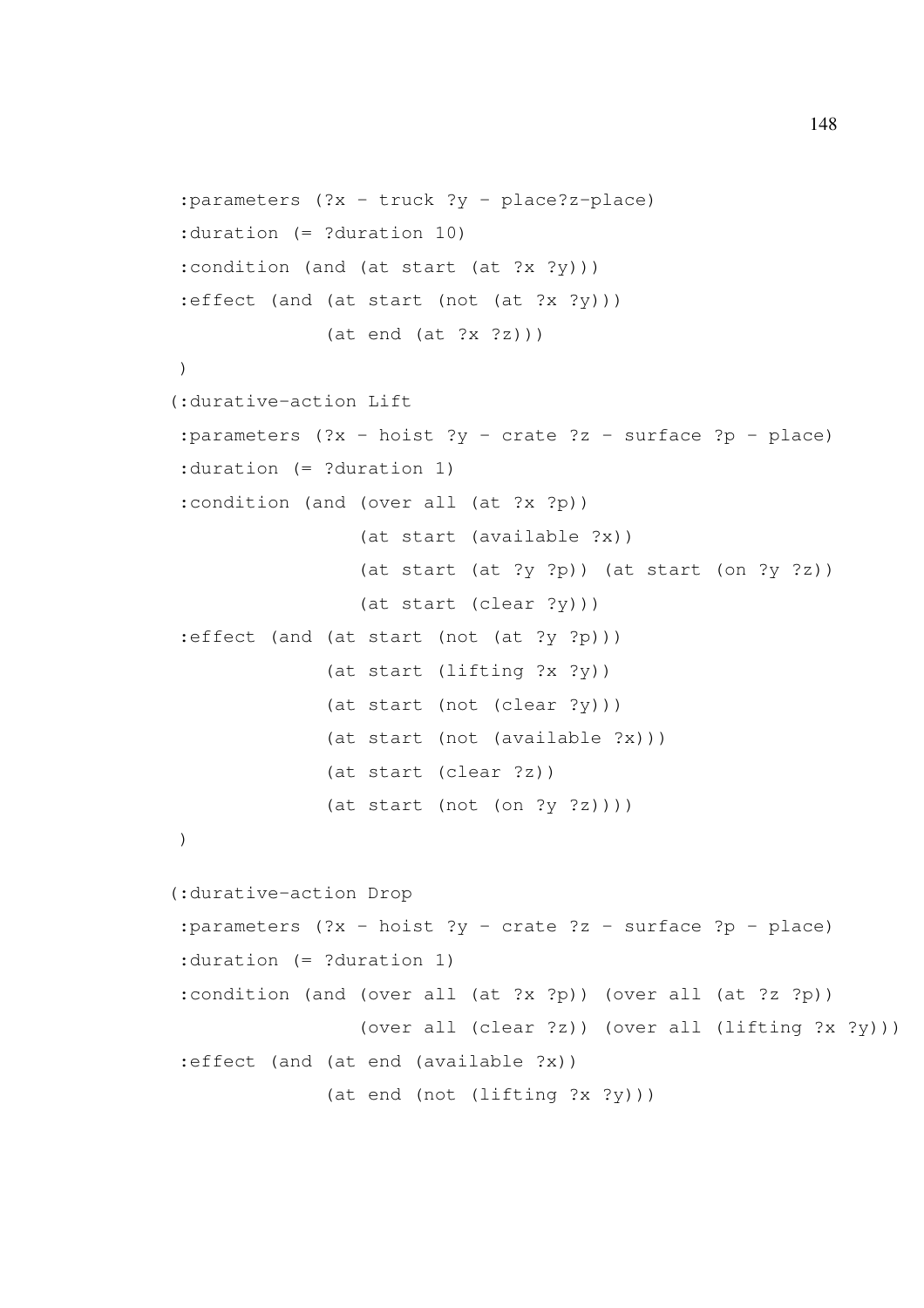```
 :parameters (?x - truck ?y - place?z-place)
 :duration (= ?duration 10)
 :condition (and (at start (at ?x ?y)))
 :effect (and (at start (not (at ?x ?y)))
              (at end (at ?x ?z)))
 )
(:durative-action Lift
 :parameters (?x - hoist ?y - crate ?z - surface ?p - place)
 :duration (= ?duration 1)
 :condition (and (over all (at ?x ?p))
                 (at start (available ?x))
                 (at start (at ?y ?p)) (at start (on ?y ?z))
                 (at start (clear ?y)))
 :effect (and (at start (not (at ?y ?p)))
              (at start (lifting ?x ?y))
              (at start (not (clear ?y)))
              (at start (not (available ?x)))
              (at start (clear ?z))
              (at start (not (on ?y ?z))))
 )

(:durative-action Drop
 :parameters (?x - hoist ?y - crate ?z - surface ?p - place)
 :duration (= ?duration 1)
 :condition (and (over all (at ?x ?p)) (over all (at ?z ?p))
                 (over all (clear ?z)) (over all (lifting ?x ?y)))
 :effect (and (at end (available ?x))
              (at end (not (lifting ?x ?y)))
```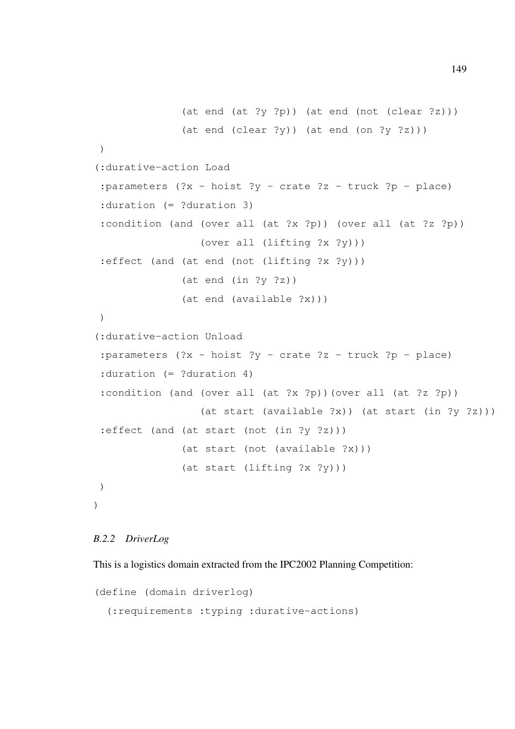```
              (at end (at ?y ?p)) (at end (not (clear ?z)))
              (at end (clear ?y)) (at end (on ?y ?z)))
 )
(:durative-action Load
 :parameters (?x - hoist ?y - crate ?z - truck ?p - place)
 :duration (= ?duration 3)
 :condition (and (over all (at ?x ?p)) (over all (at ?z ?p))
                 (over all (lifting ?x ?y)))
 :effect (and (at end (not (lifting ?x ?y)))
              (at end (in ?y ?z))
              (at end (available ?x)))
 )
(:durative-action Unload
 :parameters (?x - hoist ?y - crate ?z - truck ?p - place)
 :duration (= ?duration 4)
 :condition (and (over all (at ?x ?p))(over all (at ?z ?p))
                 (at start (available ?x)) (at start (in ?y ?z)))
 :effect (and (at start (not (in ?y ?z)))
              (at start (not (available ?x)))
              (at start (lifting ?x ?y)))
 )
)
```

### *B.2.2 DriverLog*

This is a logistics domain extracted from the IPC2002 Planning Competition:

```
(define (domain driverlog)
  (:requirements :typing :durative-actions)
```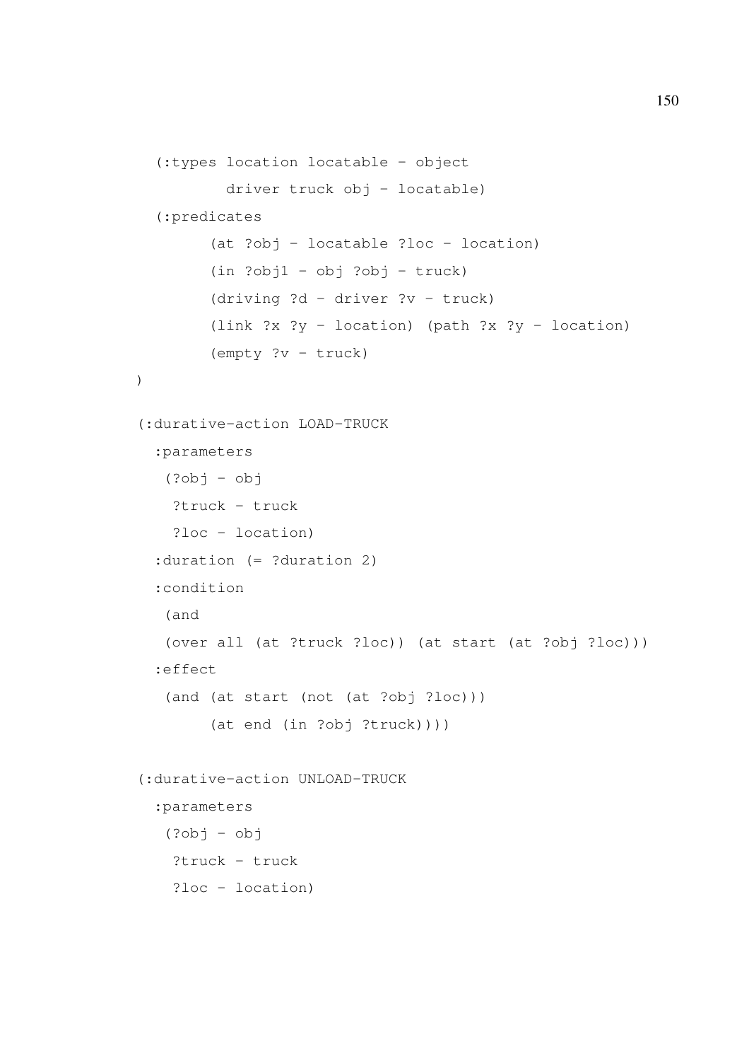```
  (:types location locatable - object
          driver truck obj - locatable)
  (:predicates
        (at ?obj - locatable ?loc - location)
        (in ?obj1 - obj ?obj - truck)
        (driving ?d - driver ?v - truck)
        (link ?x ?y - location) (path ?x ?y - location)
        (empty ?v - truck)
)

(:durative-action LOAD-TRUCK
  :parameters
   (?obj - obj
    ?truck - truck
    ?loc - location)
  :duration (= ?duration 2)
  :condition
   (and
   (over all (at ?truck ?loc)) (at start (at ?obj ?loc)))
  :effect
   (and (at start (not (at ?obj ?loc)))
        (at end (in ?obj ?truck))))

(:durative-action UNLOAD-TRUCK
  :parameters
   (?obj - obj
    ?truck - truck
    ?loc - location)
```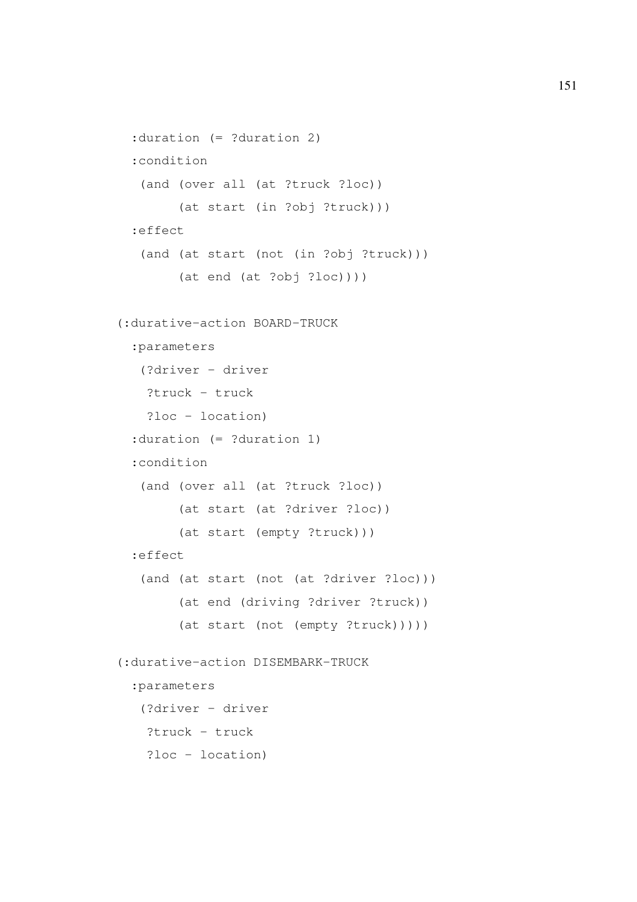```
  :duration (= ?duration 2)
  :condition
   (and (over all (at ?truck ?loc))
        (at start (in ?obj ?truck)))
  :effect
   (and (at start (not (in ?obj ?truck)))
        (at end (at ?obj ?loc))))

(:durative-action BOARD-TRUCK
  :parameters
   (?driver - driver
    ?truck - truck
    ?loc - location)
  :duration (= ?duration 1)
  :condition
   (and (over all (at ?truck ?loc))
        (at start (at ?driver ?loc))
        (at start (empty ?truck)))
  :effect
   (and (at start (not (at ?driver ?loc)))
        (at end (driving ?driver ?truck))
        (at start (not (empty ?truck)))))

(:durative-action DISEMBARK-TRUCK
  :parameters
   (?driver - driver
    ?truck - truck
    ?loc - location)
```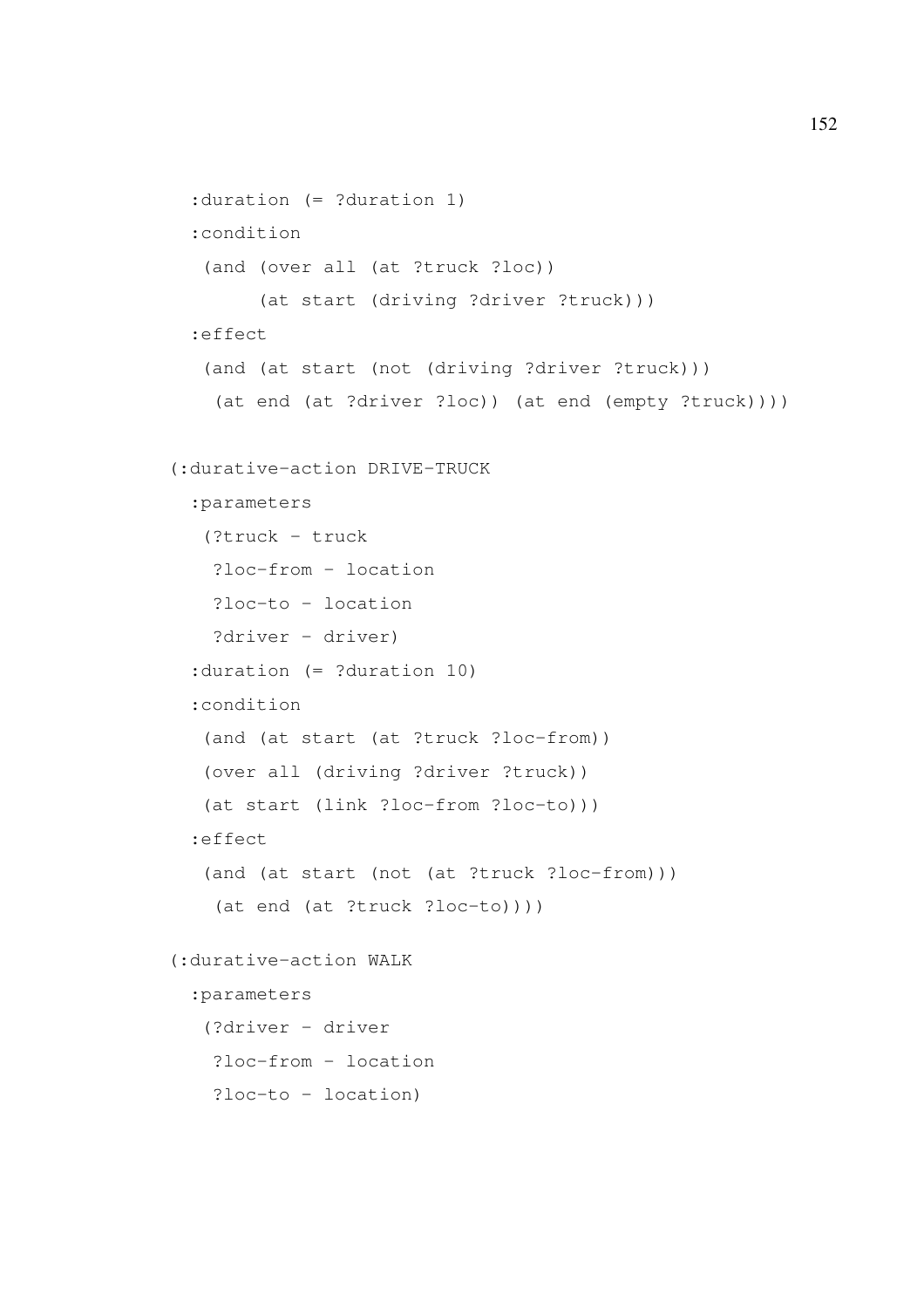```
  :duration (= ?duration 1)
  :condition
   (and (over all (at ?truck ?loc))
        (at start (driving ?driver ?truck)))
  :effect
   (and (at start (not (driving ?driver ?truck)))
    (at end (at ?driver ?loc)) (at end (empty ?truck))))

(:durative-action DRIVE-TRUCK
  :parameters
   (?truck - truck
    ?loc-from - location
    ?loc-to - location
    ?driver - driver)
  :duration (= ?duration 10)
  :condition
   (and (at start (at ?truck ?loc-from))
   (over all (driving ?driver ?truck))
   (at start (link ?loc-from ?loc-to)))
  :effect
   (and (at start (not (at ?truck ?loc-from)))
    (at end (at ?truck ?loc-to))))

(:durative-action WALK
  :parameters
   (?driver - driver
    ?loc-from - location
    ?loc-to - location)
```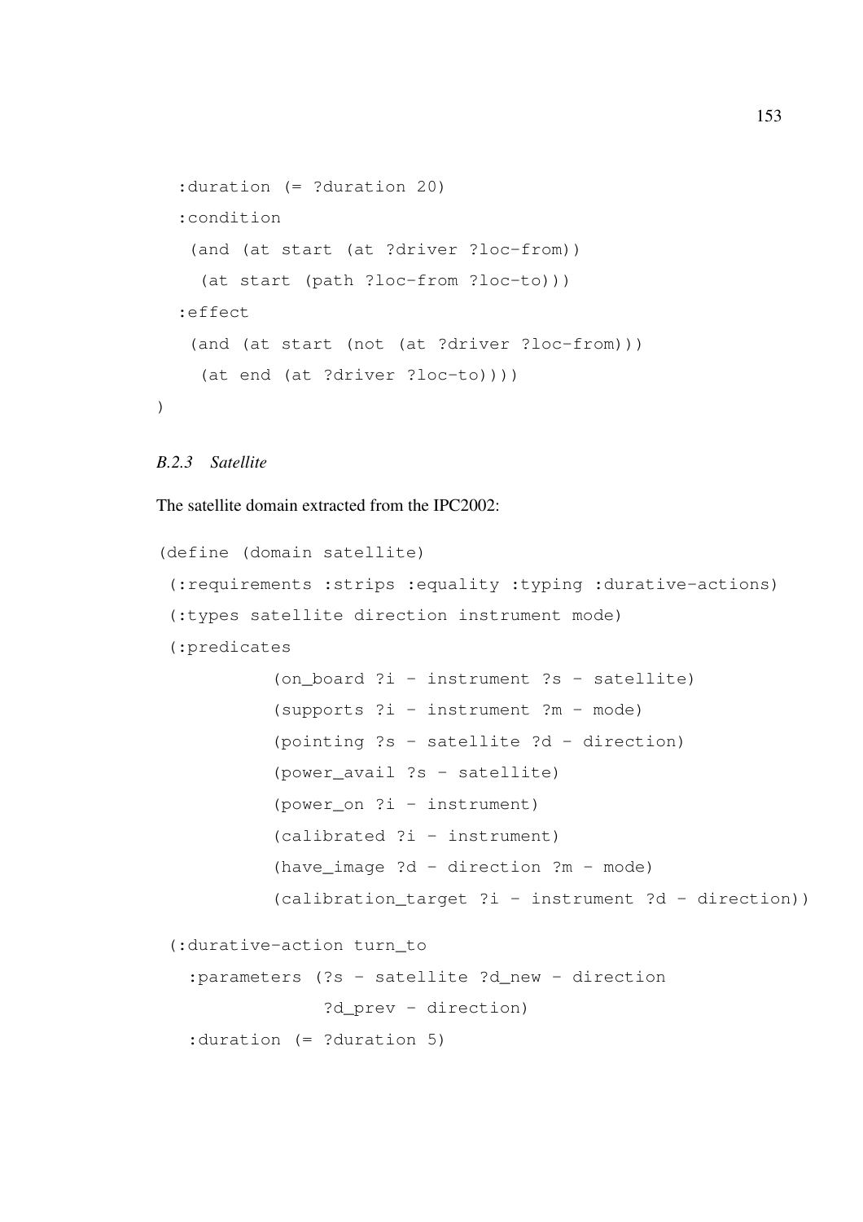```
  :duration (= ?duration 20)
  :condition
   (and (at start (at ?driver ?loc-from))
    (at start (path ?loc-from ?loc-to)))
  :effect
   (and (at start (not (at ?driver ?loc-from)))
    (at end (at ?driver ?loc-to))))
)
```

### *B.2.3 Satellite*

The satellite domain extracted from the IPC2002:

```
(define (domain satellite)
 (:requirements :strips :equality :typing :durative-actions)
 (:types satellite direction instrument mode)
 (:predicates
          (on_board ?i - instrument ?s - satellite)
          (supports ?i - instrument ?m - mode)
          (pointing ?s - satellite ?d - direction)
          (power_avail ?s - satellite)
          (power_on ?i - instrument)
          (calibrated ?i - instrument)
          (have_image ?d - direction ?m - mode)
          (calibration_target ?i - instrument ?d - direction))

 (:durative-action turn_to
   :parameters (?s - satellite ?d_new - direction
               ?d_prev - direction)
   :duration (= ?duration 5)
```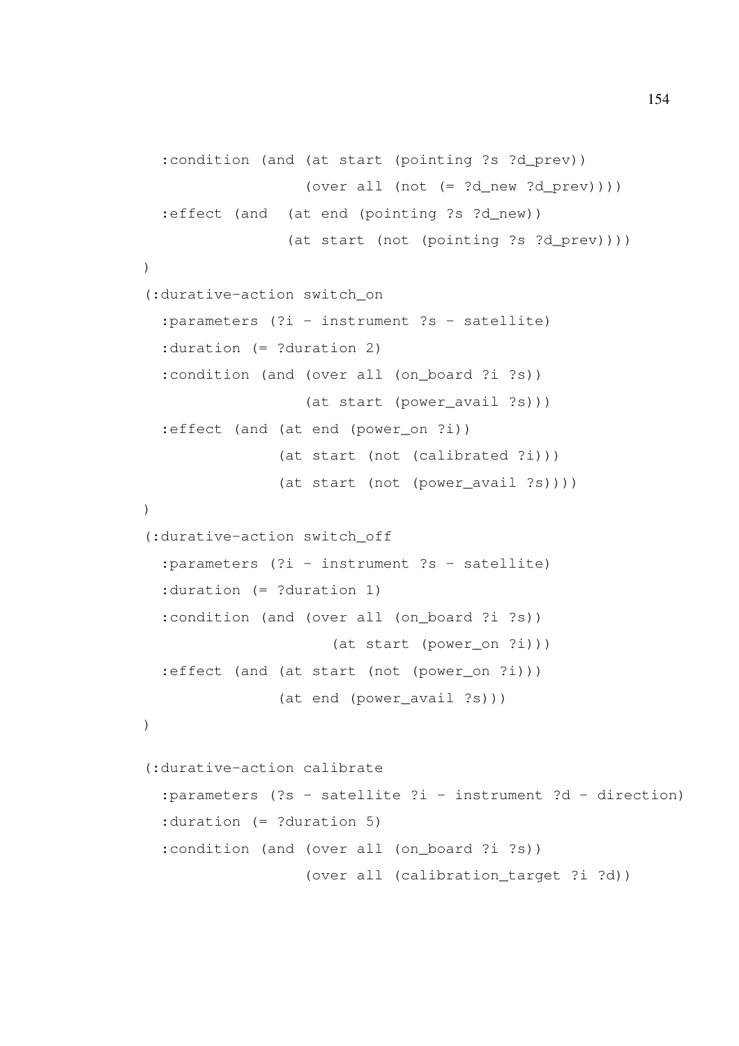```
  :condition (and (at start (pointing ?s ?d_prev))
                  (over all (not (= ?d_new ?d_prev))))
  :effect (and  (at end (pointing ?s ?d_new))
                (at start (not (pointing ?s ?d_prev))))
)
(:durative-action switch_on
  :parameters (?i - instrument ?s - satellite)
  :duration (= ?duration 2)
  :condition (and (over all (on_board ?i ?s))
                  (at start (power_avail ?s)))
  :effect (and (at end (power_on ?i))
               (at start (not (calibrated ?i)))
               (at start (not (power_avail ?s))))
)
(:durative-action switch_off
  :parameters (?i - instrument ?s - satellite)
  :duration (= ?duration 1)
  :condition (and (over all (on_board ?i ?s))
                     (at start (power_on ?i)))
  :effect (and (at start (not (power_on ?i)))
               (at end (power_avail ?s)))
)

(:durative-action calibrate
  :parameters (?s - satellite ?i - instrument ?d - direction)
  :duration (= ?duration 5)
  :condition (and (over all (on_board ?i ?s))
                  (over all (calibration_target ?i ?d))
```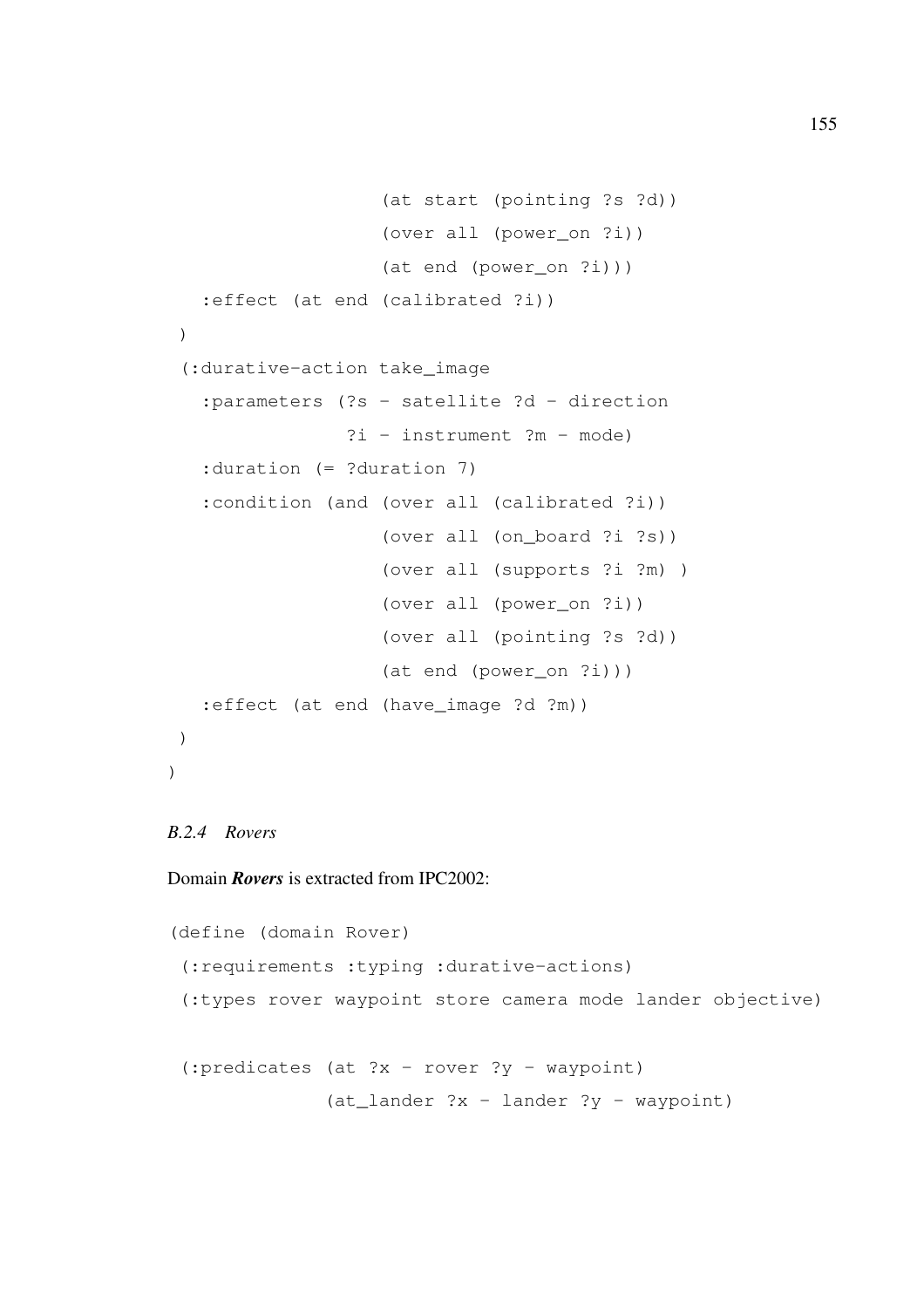```
                  (at start (pointing ?s ?d))
                  (over all (power_on ?i))
                  (at end (power_on ?i)))
  :effect (at end (calibrated ?i))
 )
 (:durative-action take_image
  :parameters (?s - satellite ?d - direction
               ?i - instrument ?m - mode)
  :duration (= ?duration 7)
  :condition (and (over all (calibrated ?i))
                  (over all (on_board ?i ?s))
                  (over all (supports ?i ?m) )
                  (over all (power_on ?i))
                  (over all (pointing ?s ?d))
                  (at end (power_on ?i)))
  :effect (at end (have_image ?d ?m))
 )
)
```

### *B.2.4 Rovers*

Domain ***Rovers*** is extracted from IPC2002:

```
(define (domain Rover)
 (:requirements :typing :durative-actions)
 (:types rover waypoint store camera mode lander objective)

 (:predicates (at ?x - rover ?y - waypoint)
              (at_lander ?x - lander ?y - waypoint)
```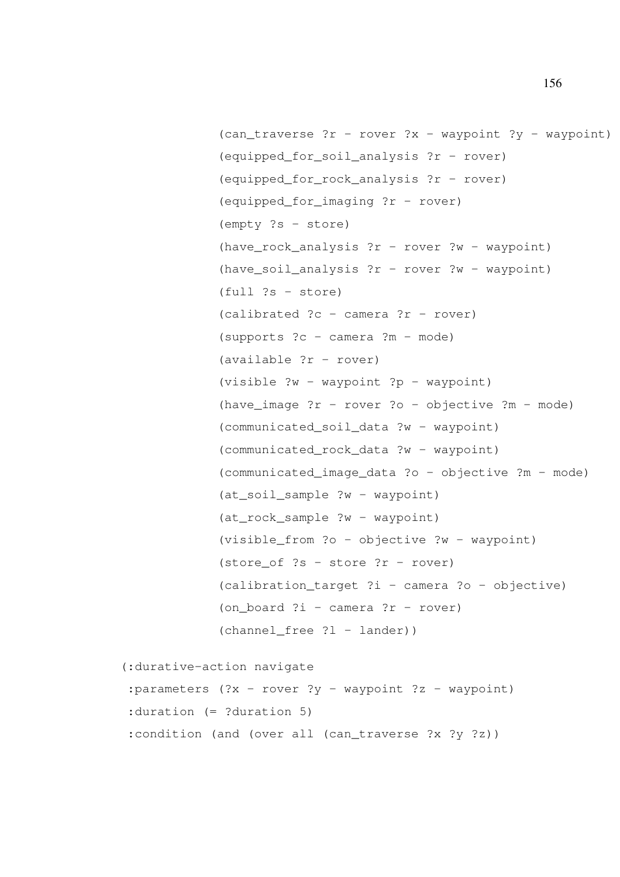```
                (can_traverse ?r - rover ?x - waypoint ?y - waypoint)
                (equipped_for_soil_analysis ?r - rover)
                (equipped_for_rock_analysis ?r - rover)
                (equipped_for_imaging ?r - rover)
                (empty ?s - store)
                (have_rock_analysis ?r - rover ?w - waypoint)
                (have_soil_analysis ?r - rover ?w - waypoint)
                (full ?s - store)
                (calibrated ?c - camera ?r - rover)
                (supports ?c - camera ?m - mode)
                (available ?r - rover)
                (visible ?w - waypoint ?p - waypoint)
                (have_image ?r - rover ?o - objective ?m - mode)
                (communicated_soil_data ?w - waypoint)
                (communicated_rock_data ?w - waypoint)
                (communicated_image_data ?o - objective ?m - mode)
                (at_soil_sample ?w - waypoint)
                (at_rock_sample ?w - waypoint)
                (visible_from ?o - objective ?w - waypoint)
                (store_of ?s - store ?r - rover)
                (calibration_target ?i - camera ?o - objective)
                (on_board ?i - camera ?r - rover)
                (channel_free ?l - lander))

(:durative-action navigate
 :parameters (?x - rover ?y - waypoint ?z - waypoint)
 :duration (= ?duration 5)
 :condition (and (over all (can_traverse ?x ?y ?z))
```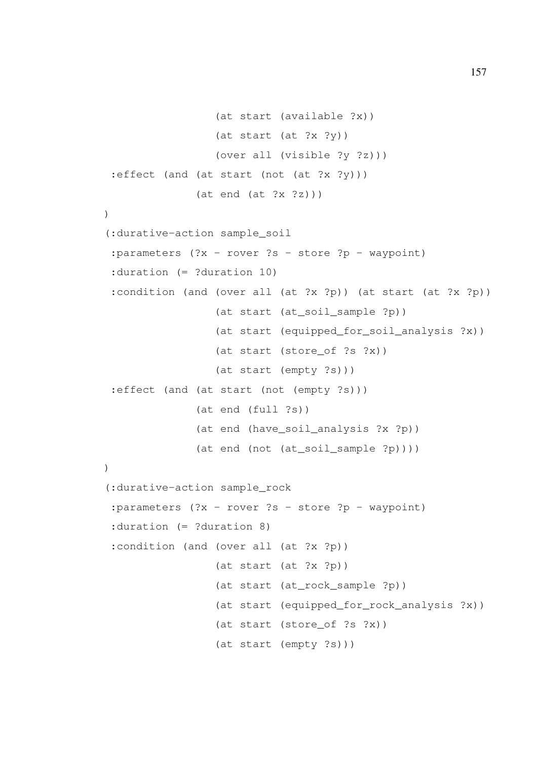```
                 (at start (available ?x))
                 (at start (at ?x ?y))
                 (over all (visible ?y ?z)))
 :effect (and (at start (not (at ?x ?y)))
              (at end (at ?x ?z)))
)
(:durative-action sample_soil
 :parameters (?x - rover ?s - store ?p - waypoint)
 :duration (= ?duration 10)
 :condition (and (over all (at ?x ?p)) (at start (at ?x ?p))
                 (at start (at_soil_sample ?p))
                 (at start (equipped_for_soil_analysis ?x))
                 (at start (store_of ?s ?x))
                 (at start (empty ?s)))
 :effect (and (at start (not (empty ?s)))
              (at end (full ?s))
              (at end (have_soil_analysis ?x ?p))
              (at end (not (at_soil_sample ?p))))
)
(:durative-action sample_rock
 :parameters (?x - rover ?s - store ?p - waypoint)
 :duration (= ?duration 8)
 :condition (and (over all (at ?x ?p))
                 (at start (at ?x ?p))
                 (at start (at_rock_sample ?p))
                 (at start (equipped_for_rock_analysis ?x))
                 (at start (store_of ?s ?x))
                 (at start (empty ?s)))
```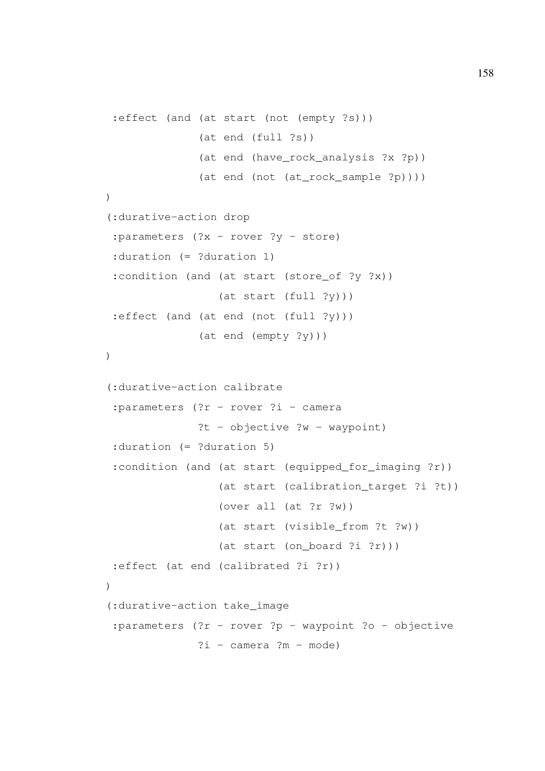```
 :effect (and (at start (not (empty ?s)))
              (at end (full ?s))
              (at end (have_rock_analysis ?x ?p))
              (at end (not (at_rock_sample ?p))))
)
(:durative-action drop
 :parameters (?x - rover ?y - store)
 :duration (= ?duration 1)
 :condition (and (at start (store_of ?y ?x))
                 (at start (full ?y)))
 :effect (and (at end (not (full ?y)))
              (at end (empty ?y)))
)

(:durative-action calibrate
 :parameters (?r - rover ?i - camera
              ?t - objective ?w - waypoint)
 :duration (= ?duration 5)
 :condition (and (at start (equipped_for_imaging ?r))
                 (at start (calibration_target ?i ?t))
                 (over all (at ?r ?w))
                 (at start (visible_from ?t ?w))
                 (at start (on_board ?i ?r)))
 :effect (at end (calibrated ?i ?r))
)
(:durative-action take_image
 :parameters (?r - rover ?p - waypoint ?o - objective
              ?i - camera ?m - mode)
```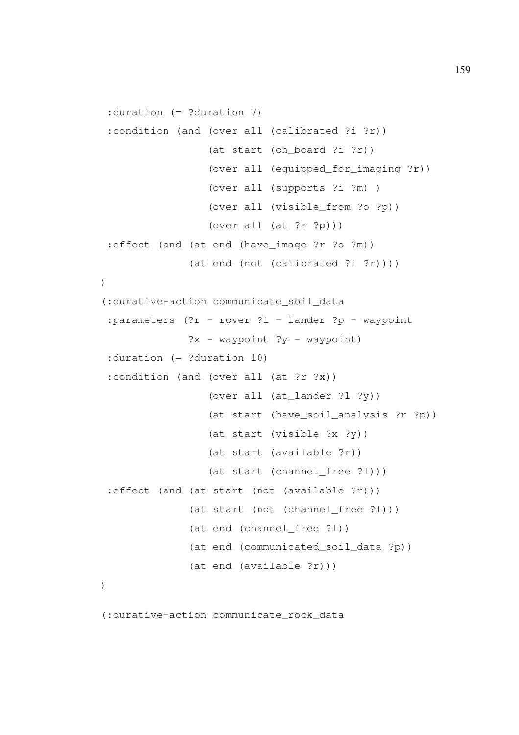```
 :duration (= ?duration 7)
 :condition (and (over all (calibrated ?i ?r))
                 (at start (on_board ?i ?r))
                 (over all (equipped_for_imaging ?r))
                 (over all (supports ?i ?m) )
                 (over all (visible_from ?o ?p))
                 (over all (at ?r ?p)))
 :effect (and (at end (have_image ?r ?o ?m))
              (at end (not (calibrated ?i ?r))))
)
(:durative-action communicate_soil_data
 :parameters (?r - rover ?l - lander ?p - waypoint
              ?x - waypoint ?y - waypoint)
 :duration (= ?duration 10)
 :condition (and (over all (at ?r ?x))
                 (over all (at_lander ?l ?y))
                 (at start (have_soil_analysis ?r ?p))
                 (at start (visible ?x ?y))
                 (at start (available ?r))
                 (at start (channel_free ?l)))
 :effect (and (at start (not (available ?r)))
              (at start (not (channel_free ?l)))
              (at end (channel_free ?l))
              (at end (communicated_soil_data ?p))
              (at end (available ?r)))
)

(:durative-action communicate_rock_data
```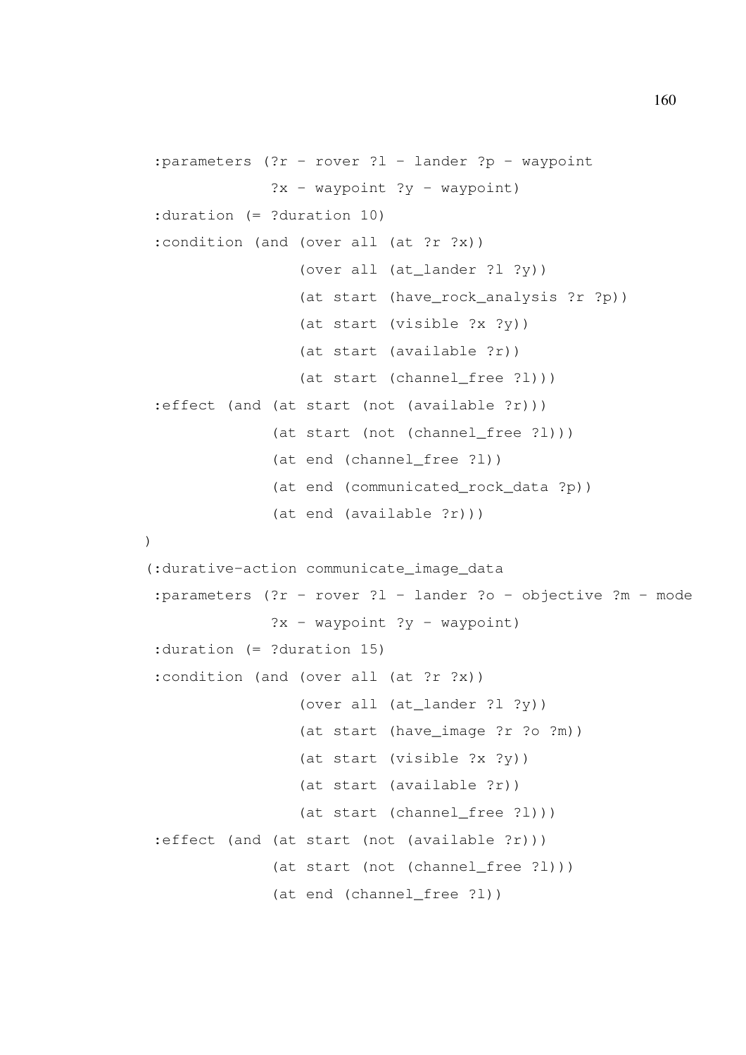```
 :parameters (?r - rover ?l - lander ?p - waypoint
             ?x - waypoint ?y - waypoint)
 :duration (= ?duration 10)
 :condition (and (over all (at ?r ?x))
                 (over all (at_lander ?l ?y))
                 (at start (have_rock_analysis ?r ?p))
                 (at start (visible ?x ?y))
                 (at start (available ?r))
                 (at start (channel_free ?l)))
 :effect (and (at start (not (available ?r)))
             (at start (not (channel_free ?l)))
             (at end (channel_free ?l))
             (at end (communicated_rock_data ?p))
             (at end (available ?r)))
)
(:durative-action communicate_image_data
 :parameters (?r - rover ?l - lander ?o - objective ?m - mode
             ?x - waypoint ?y - waypoint)
 :duration (= ?duration 15)
 :condition (and (over all (at ?r ?x))
                 (over all (at_lander ?l ?y))
                 (at start (have_image ?r ?o ?m))
                 (at start (visible ?x ?y))
                 (at start (available ?r))
                 (at start (channel_free ?l)))
 :effect (and (at start (not (available ?r)))
             (at start (not (channel_free ?l)))
             (at end (channel_free ?l))
```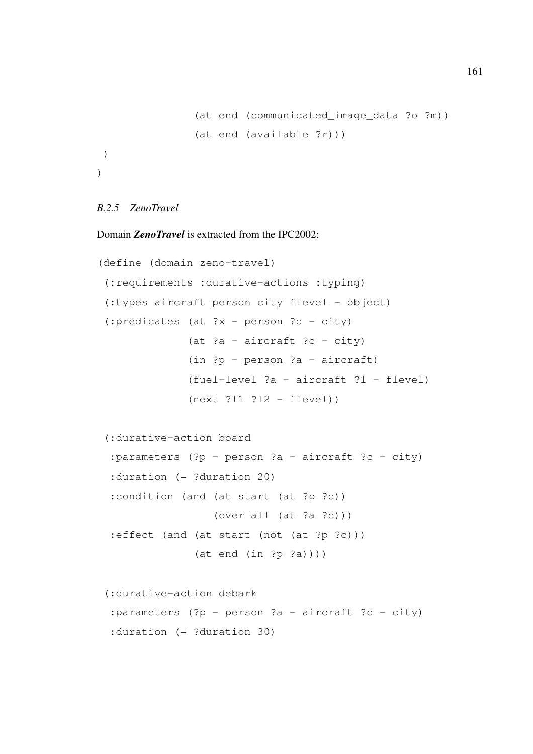```
                (at end (communicated_image_data ?o ?m))
                (at end (available ?r)))
 )
)
```

### *B.2.5 ZenoTravel*

Domain ***ZenoTravel*** is extracted from the IPC2002:

```
(define (domain zeno-travel)
 (:requirements :durative-actions :typing)
 (:types aircraft person city flevel - object)
 (:predicates (at ?x - person ?c - city)
              (at ?a - aircraft ?c - city)
              (in ?p - person ?a - aircraft)
              (fuel-level ?a - aircraft ?l - flevel)
              (next ?l1 ?l2 - flevel))

 (:durative-action board
  :parameters (?p - person ?a - aircraft ?c - city)
  :duration (= ?duration 20)
  :condition (and (at start (at ?p ?c))
                  (over all (at ?a ?c)))
  :effect (and (at start (not (at ?p ?c)))
               (at end (in ?p ?a))))

 (:durative-action debark
  :parameters (?p - person ?a - aircraft ?c - city)
  :duration (= ?duration 30)
```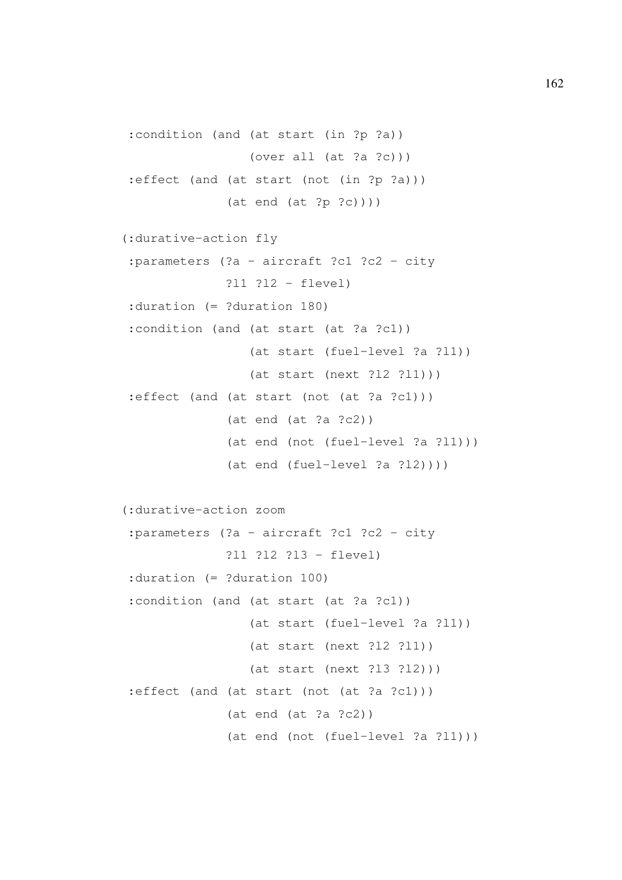```
 :condition (and (at start (in ?p ?a))
                 (over all (at ?a ?c)))
 :effect (and (at start (not (in ?p ?a)))
              (at end (at ?p ?c))))

(:durative-action fly
 :parameters (?a - aircraft ?c1 ?c2 - city
              ?l1 ?l2 - flevel)
 :duration (= ?duration 180)
 :condition (and (at start (at ?a ?c1))
                 (at start (fuel-level ?a ?l1))
                 (at start (next ?l2 ?l1)))
 :effect (and (at start (not (at ?a ?c1)))
              (at end (at ?a ?c2))
              (at end (not (fuel-level ?a ?l1)))
              (at end (fuel-level ?a ?l2))))

(:durative-action zoom
 :parameters (?a - aircraft ?c1 ?c2 - city
              ?l1 ?l2 ?l3 - flevel)
 :duration (= ?duration 100)
 :condition (and (at start (at ?a ?c1))
                 (at start (fuel-level ?a ?l1))
                 (at start (next ?l2 ?l1))
                 (at start (next ?l3 ?l2)))
 :effect (and (at start (not (at ?a ?c1)))
              (at end (at ?a ?c2))
              (at end (not (fuel-level ?a ?l1)))
```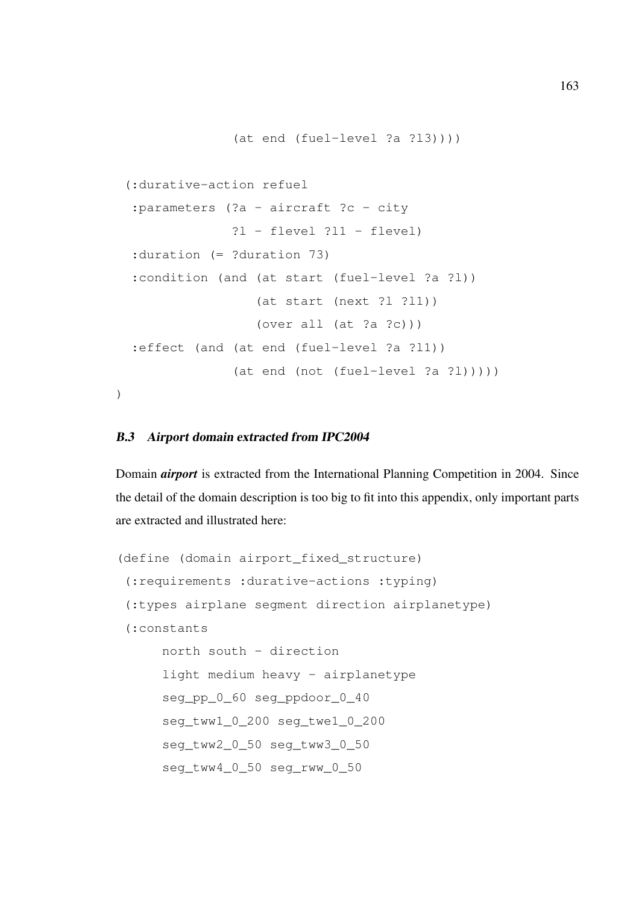```
                (at end (fuel-level ?a ?l3))))

 (:durative-action refuel
  :parameters (?a - aircraft ?c - city
               ?l - flevel ?l1 - flevel)
  :duration (= ?duration 73)
  :condition (and (at start (fuel-level ?a ?l))
                  (at start (next ?l ?l1))
                  (over all (at ?a ?c)))
  :effect (and (at end (fuel-level ?a ?l1))
               (at end (not (fuel-level ?a ?l)))))
)
```

### *B.3 Airport domain extracted from IPC2004*

Domain ***airport*** is extracted from the International Planning Competition in 2004. Since the detail of the domain description is too big to fit into this appendix, only important parts are extracted and illustrated here:

```
(define (domain airport_fixed_structure)
 (:requirements :durative-actions :typing)
 (:types airplane segment direction airplanetype)
 (:constants
     north south - direction
     light medium heavy - airplanetype
     seg_pp_0_60 seg_ppdoor_0_40
     seg_tww1_0_200 seg_twe1_0_200
     seg_tww2_0_50 seg_tww3_0_50
     seg_tww4_0_50 seg_rww_0_50
```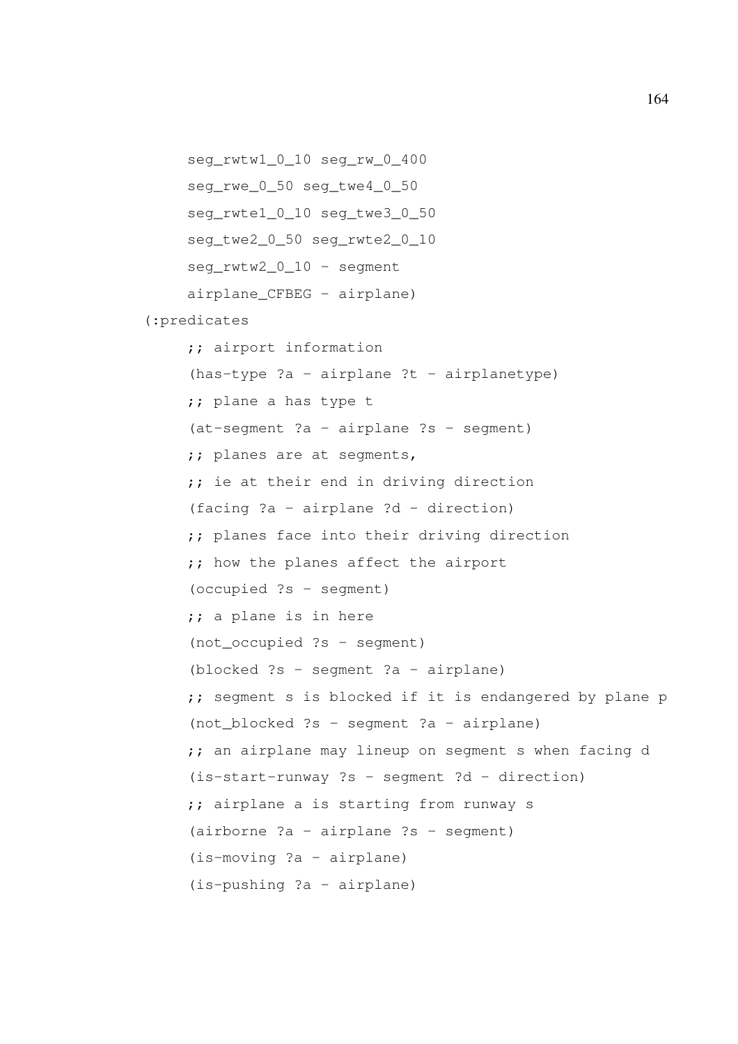```
    seg_rwtw1_0_10 seg_rw_0_400
    seg_rwe_0_50 seg_twe4_0_50
    seg_rwte1_0_10 seg_twe3_0_50
    seg_twe2_0_50 seg_rwte2_0_10
    seg_rwtw2_0_10 - segment
    airplane_CFBEG - airplane)
(:predicates
    ;; airport information
    (has-type ?a - airplane ?t - airplanetype)
    ;; plane a has type t
    (at-segment ?a - airplane ?s - segment)
    ;; planes are at segments,
    ;; ie at their end in driving direction
    (facing ?a - airplane ?d - direction)
    ;; planes face into their driving direction
    ;; how the planes affect the airport
    (occupied ?s - segment)
    ;; a plane is in here
    (not_occupied ?s - segment)
    (blocked ?s - segment ?a - airplane)
    ;; segment s is blocked if it is endangered by plane p
    (not_blocked ?s - segment ?a - airplane)
    ;; an airplane may lineup on segment s when facing d
    (is-start-runway ?s - segment ?d - direction)
    ;; airplane a is starting from runway s
    (airborne ?a - airplane ?s - segment)
    (is-moving ?a - airplane)
    (is-pushing ?a - airplane)
```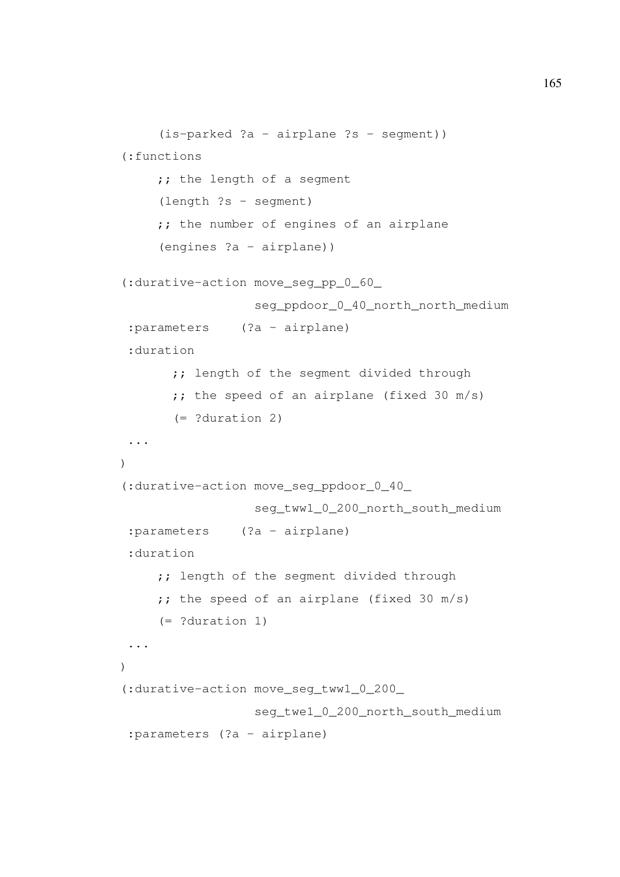```
     (is-parked ?a - airplane ?s - segment))
(:functions
     ;; the length of a segment
     (length ?s - segment)
     ;; the number of engines of an airplane
     (engines ?a - airplane))

(:durative-action move_seg_pp_0_60_
                  seg_ppdoor_0_40_north_north_medium
 :parameters    (?a - airplane)
 :duration
       ;; length of the segment divided through
       ;; the speed of an airplane (fixed 30 m/s)
       (= ?duration 2)
 ...
)
(:durative-action move_seg_ppdoor_0_40_
                  seg_tww1_0_200_north_south_medium
 :parameters    (?a - airplane)
 :duration
     ;; length of the segment divided through
     ;; the speed of an airplane (fixed 30 m/s)
     (= ?duration 1)
 ...
)
(:durative-action move_seg_tww1_0_200_
                  seg_twe1_0_200_north_south_medium
 :parameters (?a - airplane)
```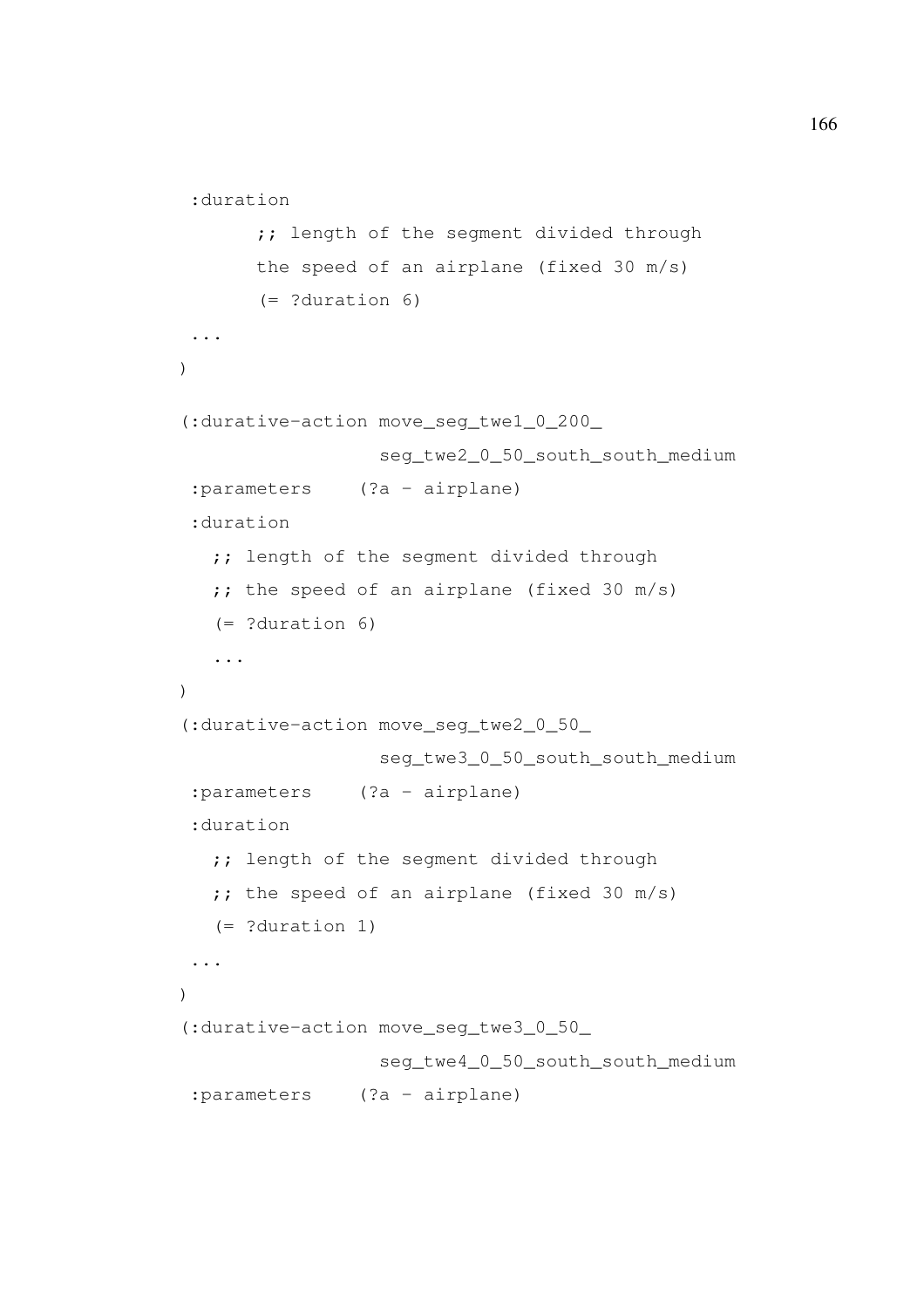```
 :duration
       ;; length of the segment divided through
       the speed of an airplane (fixed 30 m/s)
       (= ?duration 6)
 ...
)

(:durative-action move_seg_twe1_0_200_
                  seg_twe2_0_50_south_south_medium
 :parameters    (?a - airplane)
 :duration
   ;; length of the segment divided through
   ;; the speed of an airplane (fixed 30 m/s)
   (= ?duration 6)
   ...
)
(:durative-action move_seg_twe2_0_50_
                  seg_twe3_0_50_south_south_medium
 :parameters    (?a - airplane)
 :duration
   ;; length of the segment divided through
   ;; the speed of an airplane (fixed 30 m/s)
   (= ?duration 1)
 ...
)
(:durative-action move_seg_twe3_0_50_
                  seg_twe4_0_50_south_south_medium
 :parameters    (?a - airplane)
```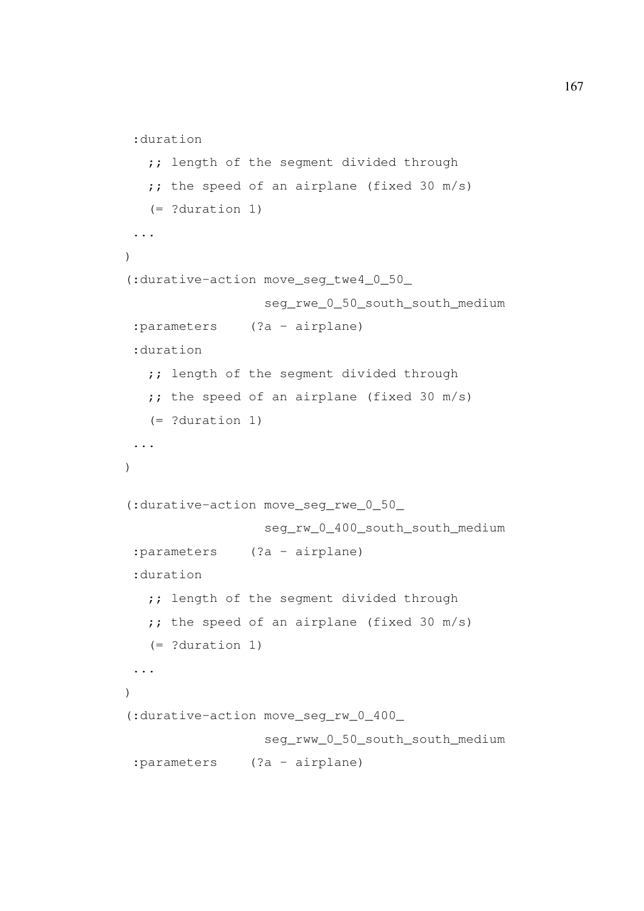```
 :duration
   ;; length of the segment divided through
   ;; the speed of an airplane (fixed 30 m/s)
   (= ?duration 1)
 ...
)
(:durative-action move_seg_twe4_0_50_
                  seg_rwe_0_50_south_south_medium
 :parameters    (?a - airplane)
 :duration
   ;; length of the segment divided through
   ;; the speed of an airplane (fixed 30 m/s)
   (= ?duration 1)
 ...
)

(:durative-action move_seg_rwe_0_50_
                  seg_rw_0_400_south_south_medium
 :parameters    (?a - airplane)
 :duration
   ;; length of the segment divided through
   ;; the speed of an airplane (fixed 30 m/s)
   (= ?duration 1)
 ...
)
(:durative-action move_seg_rw_0_400_
                  seg_rww_0_50_south_south_medium
 :parameters    (?a - airplane)
```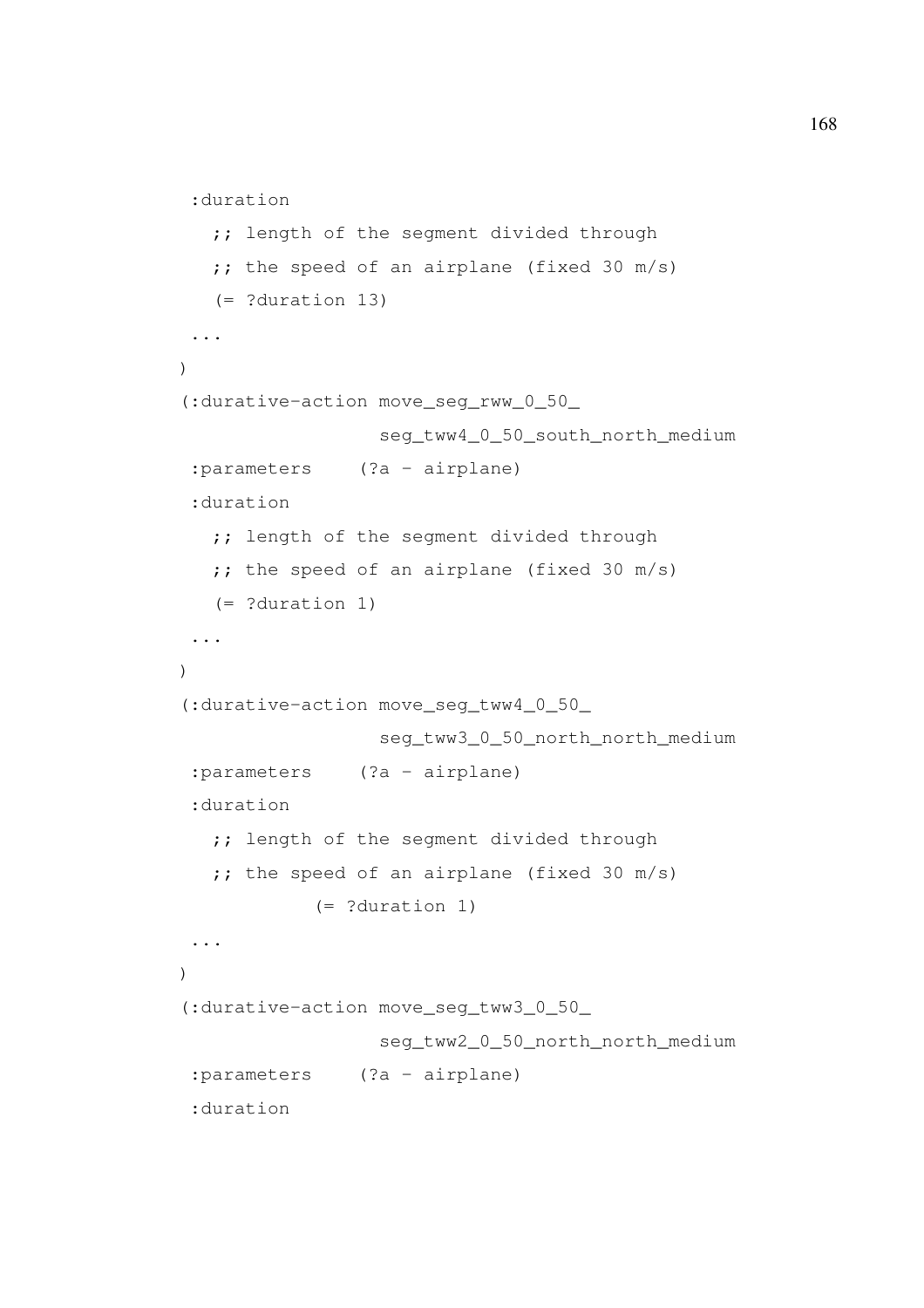```
 :duration
   ;; length of the segment divided through
   ;; the speed of an airplane (fixed 30 m/s)
   (= ?duration 13)
 ...
)
(:durative-action move_seg_rww_0_50_
                  seg_tww4_0_50_south_north_medium
 :parameters    (?a - airplane)
 :duration
   ;; length of the segment divided through
   ;; the speed of an airplane (fixed 30 m/s)
   (= ?duration 1)
 ...
)
(:durative-action move_seg_tww4_0_50_
                  seg_tww3_0_50_north_north_medium
 :parameters    (?a - airplane)
 :duration
   ;; length of the segment divided through
   ;; the speed of an airplane (fixed 30 m/s)
           (= ?duration 1)
 ...
)
(:durative-action move_seg_tww3_0_50_
                  seg_tww2_0_50_north_north_medium
 :parameters    (?a - airplane)
 :duration
```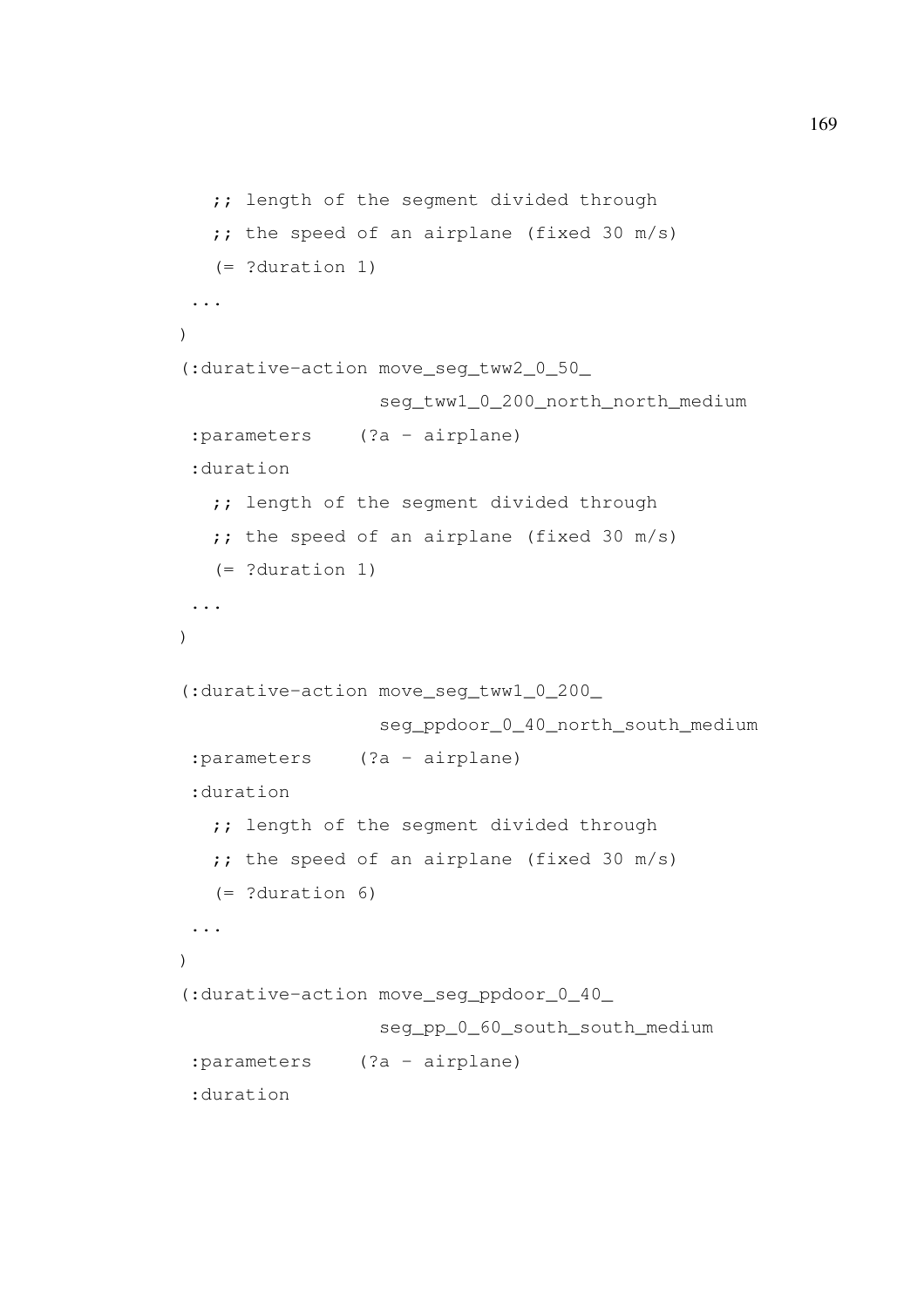```
   ;; length of the segment divided through
   ;; the speed of an airplane (fixed 30 m/s)
   (= ?duration 1)
 ...
)
(:durative-action move_seg_tww2_0_50_
                  seg_tww1_0_200_north_north_medium
 :parameters    (?a - airplane)
 :duration
   ;; length of the segment divided through
   ;; the speed of an airplane (fixed 30 m/s)
   (= ?duration 1)
 ...
)

(:durative-action move_seg_tww1_0_200_
                  seg_ppdoor_0_40_north_south_medium
 :parameters    (?a - airplane)
 :duration
   ;; length of the segment divided through
   ;; the speed of an airplane (fixed 30 m/s)
   (= ?duration 6)
 ...
)
(:durative-action move_seg_ppdoor_0_40_
                  seg_pp_0_60_south_south_medium
 :parameters    (?a - airplane)
 :duration
```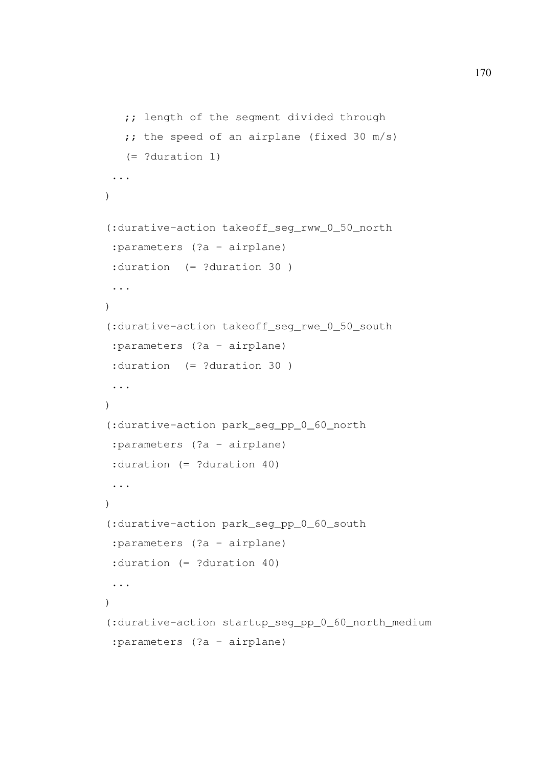```
   ;; length of the segment divided through
   ;; the speed of an airplane (fixed 30 m/s)
   (= ?duration 1)
 ...
)

(:durative-action takeoff_seg_rww_0_50_north
 :parameters (?a - airplane)
 :duration  (= ?duration 30 )
 ...
)
(:durative-action takeoff_seg_rwe_0_50_south
 :parameters (?a - airplane)
 :duration  (= ?duration 30 )
 ...
)
(:durative-action park_seg_pp_0_60_north
 :parameters (?a - airplane)
 :duration (= ?duration 40)
 ...
)
(:durative-action park_seg_pp_0_60_south
 :parameters (?a - airplane)
 :duration (= ?duration 40)
 ...
)
(:durative-action startup_seg_pp_0_60_north_medium
 :parameters (?a - airplane)
```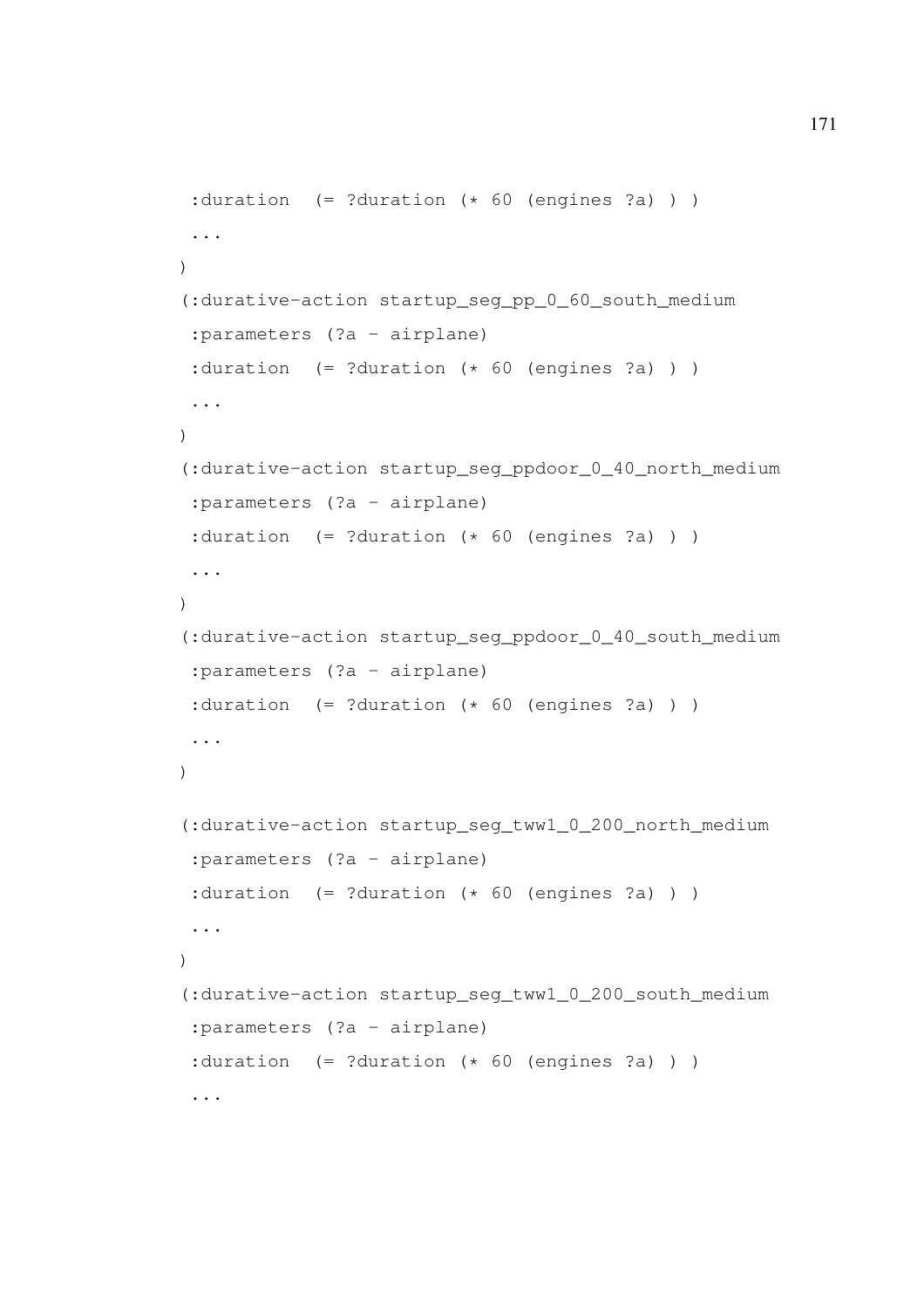```
 :duration  (= ?duration (* 60 (engines ?a) ) )
 ...
)
(:durative-action startup_seg_pp_0_60_south_medium
 :parameters (?a - airplane)
 :duration  (= ?duration (* 60 (engines ?a) ) )
 ...
)
(:durative-action startup_seg_ppdoor_0_40_north_medium
 :parameters (?a - airplane)
 :duration  (= ?duration (* 60 (engines ?a) ) )
 ...
)
(:durative-action startup_seg_ppdoor_0_40_south_medium
 :parameters (?a - airplane)
 :duration  (= ?duration (* 60 (engines ?a) ) )
 ...
)

(:durative-action startup_seg_tww1_0_200_north_medium
 :parameters (?a - airplane)
 :duration  (= ?duration (* 60 (engines ?a) ) )
 ...
)
(:durative-action startup_seg_tww1_0_200_south_medium
 :parameters (?a - airplane)
 :duration  (= ?duration (* 60 (engines ?a) ) )
 ...
```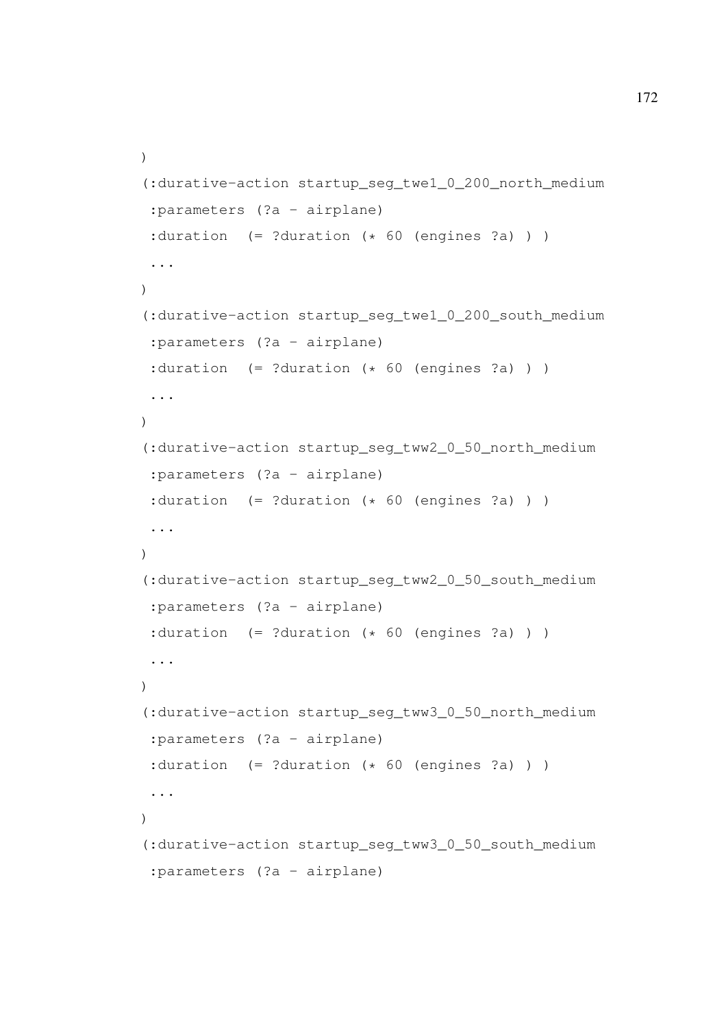```
)
(:durative-action startup_seg_twe1_0_200_north_medium
 :parameters (?a - airplane)
 :duration  (= ?duration (* 60 (engines ?a) ) )
 ...
)
(:durative-action startup_seg_twe1_0_200_south_medium
 :parameters (?a - airplane)
 :duration  (= ?duration (* 60 (engines ?a) ) )
 ...
)
(:durative-action startup_seg_tww2_0_50_north_medium
 :parameters (?a - airplane)
 :duration  (= ?duration (* 60 (engines ?a) ) )
 ...
)
(:durative-action startup_seg_tww2_0_50_south_medium
 :parameters (?a - airplane)
 :duration  (= ?duration (* 60 (engines ?a) ) )
 ...
)
(:durative-action startup_seg_tww3_0_50_north_medium
 :parameters (?a - airplane)
 :duration  (= ?duration (* 60 (engines ?a) ) )
 ...
)
(:durative-action startup_seg_tww3_0_50_south_medium
 :parameters (?a - airplane)
```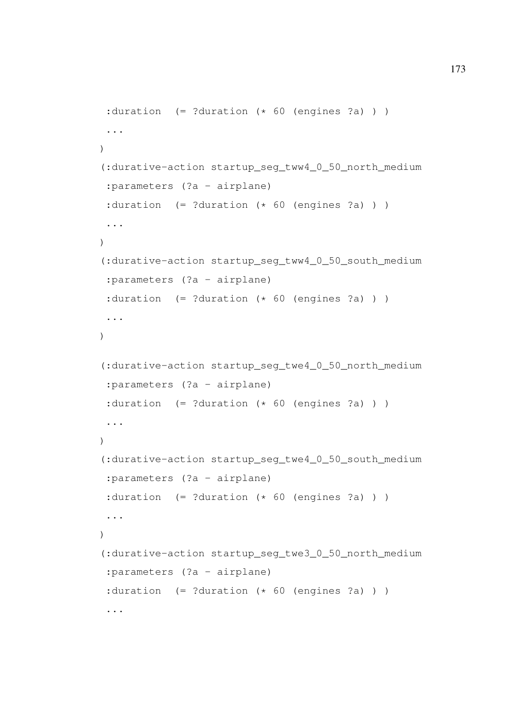```
 :duration  (= ?duration (* 60 (engines ?a) ) )
 ...
)
(:durative-action startup_seg_tww4_0_50_north_medium
 :parameters (?a - airplane)
 :duration  (= ?duration (* 60 (engines ?a) ) )
 ...
)
(:durative-action startup_seg_tww4_0_50_south_medium
 :parameters (?a - airplane)
 :duration  (= ?duration (* 60 (engines ?a) ) )
 ...
)

(:durative-action startup_seg_twe4_0_50_north_medium
 :parameters (?a - airplane)
 :duration  (= ?duration (* 60 (engines ?a) ) )
 ...
)
(:durative-action startup_seg_twe4_0_50_south_medium
 :parameters (?a - airplane)
 :duration  (= ?duration (* 60 (engines ?a) ) )
 ...
)
(:durative-action startup_seg_twe3_0_50_north_medium
 :parameters (?a - airplane)
 :duration  (= ?duration (* 60 (engines ?a) ) )
 ...
```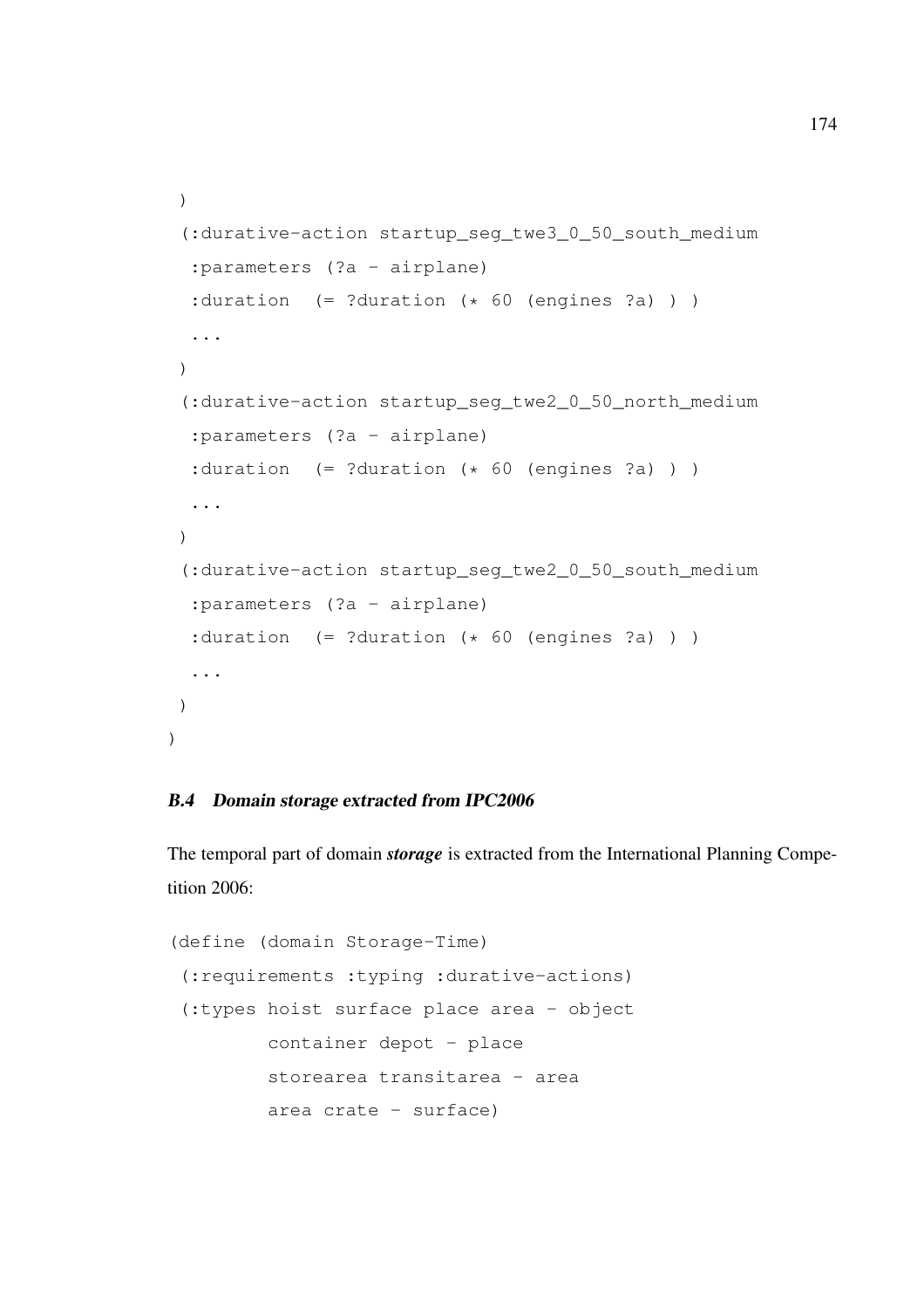```
 )
 (:durative-action startup_seg_twe3_0_50_south_medium
  :parameters (?a - airplane)
  :duration  (= ?duration (* 60 (engines ?a) ) )
  ...
 )
 (:durative-action startup_seg_twe2_0_50_north_medium
  :parameters (?a - airplane)
  :duration  (= ?duration (* 60 (engines ?a) ) )
  ...
 )
 (:durative-action startup_seg_twe2_0_50_south_medium
  :parameters (?a - airplane)
  :duration  (= ?duration (* 60 (engines ?a) ) )
  ...
 )
)
```

### *B.4 Domain storage extracted from IPC2006*

The temporal part of domain ***storage*** is extracted from the International Planning Competition 2006:

```
(define (domain Storage-Time)
 (:requirements :typing :durative-actions)
 (:types hoist surface place area - object
         container depot - place
         storearea transitarea - area
         area crate - surface)
```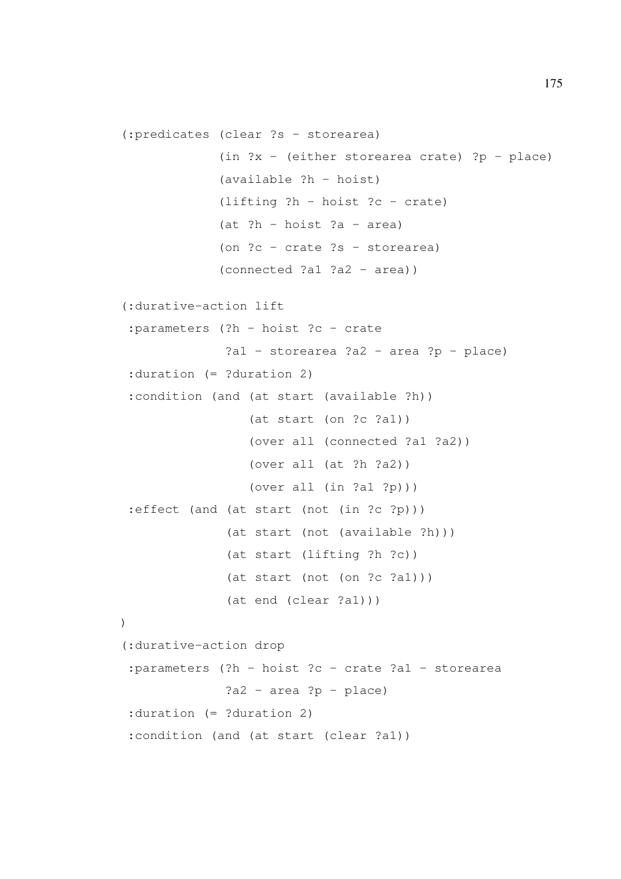```
(:predicates (clear ?s - storearea)
             (in ?x - (either storearea crate) ?p - place)
             (available ?h - hoist)
             (lifting ?h - hoist ?c - crate)
             (at ?h - hoist ?a - area)
             (on ?c - crate ?s - storearea)
             (connected ?a1 ?a2 - area))

(:durative-action lift
 :parameters (?h - hoist ?c - crate
              ?a1 - storearea ?a2 - area ?p - place)
 :duration (= ?duration 2)
 :condition (and (at start (available ?h))
                 (at start (on ?c ?a1))
                 (over all (connected ?a1 ?a2))
                 (over all (at ?h ?a2))
                 (over all (in ?a1 ?p)))
 :effect (and (at start (not (in ?c ?p)))
              (at start (not (available ?h)))
              (at start (lifting ?h ?c))
              (at start (not (on ?c ?a1)))
              (at end (clear ?a1)))
)
(:durative-action drop
 :parameters (?h - hoist ?c - crate ?a1 - storearea
              ?a2 - area ?p - place)
 :duration (= ?duration 2)
 :condition (and (at start (clear ?a1))
```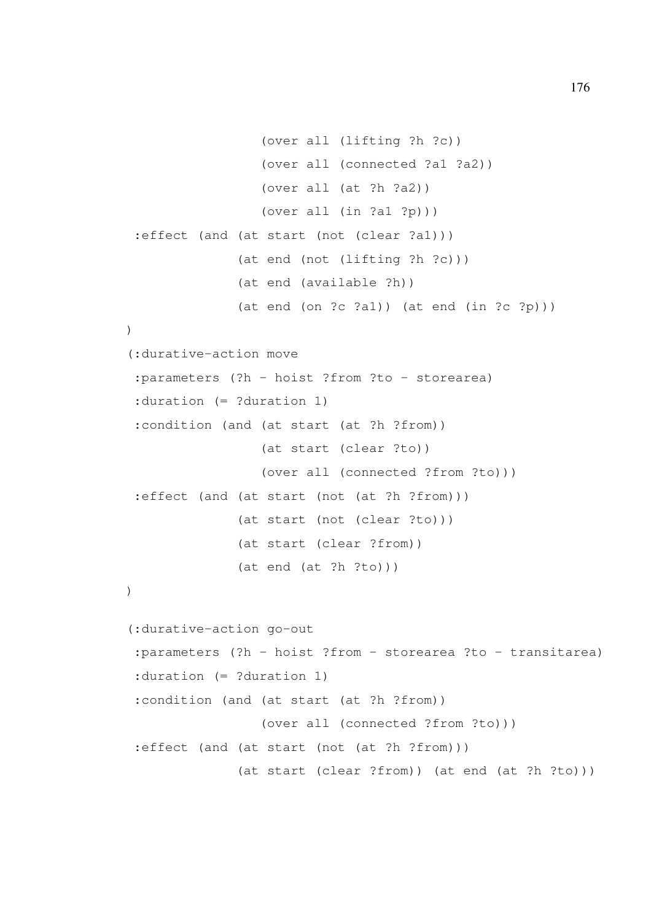```
                 (over all (lifting ?h ?c))
                 (over all (connected ?a1 ?a2))
                 (over all (at ?h ?a2))
                 (over all (in ?a1 ?p)))
 :effect (and (at start (not (clear ?a1)))
              (at end (not (lifting ?h ?c)))
              (at end (available ?h))
              (at end (on ?c ?a1)) (at end (in ?c ?p)))
)
(:durative-action move
 :parameters (?h - hoist ?from ?to - storearea)
 :duration (= ?duration 1)
 :condition (and (at start (at ?h ?from))
                 (at start (clear ?to))
                 (over all (connected ?from ?to)))
 :effect (and (at start (not (at ?h ?from)))
              (at start (not (clear ?to)))
              (at start (clear ?from))
              (at end (at ?h ?to)))
)

(:durative-action go-out
 :parameters (?h - hoist ?from - storearea ?to - transitarea)
 :duration (= ?duration 1)
 :condition (and (at start (at ?h ?from))
                 (over all (connected ?from ?to)))
 :effect (and (at start (not (at ?h ?from)))
              (at start (clear ?from)) (at end (at ?h ?to)))
```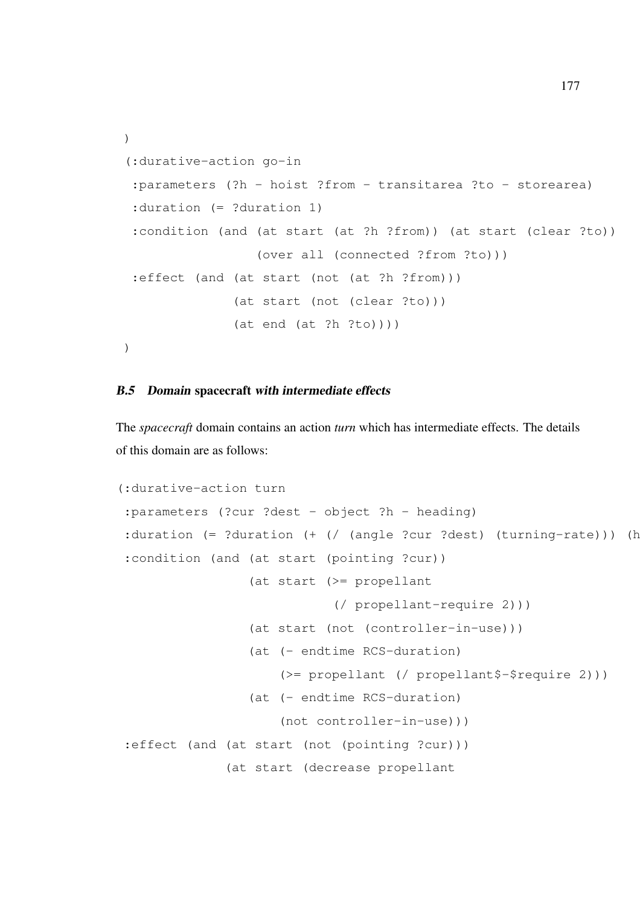```
)
(:durative-action go-in
 :parameters (?h - hoist ?from - transitarea ?to - storearea)
 :duration (= ?duration 1)
 :condition (and (at start (at ?h ?from)) (at start (clear ?to))
                 (over all (connected ?from ?to)))
 :effect (and (at start (not (at ?h ?from)))
              (at start (not (clear ?to)))
              (at end (at ?h ?to))))
)
```

### *B.5 Domain* **spacecraft** *with intermediate effects*

The *spacecraft* domain contains an action *turn* which has intermediate effects. The details of this domain are as follows:

```
(:durative-action turn
 :parameters (?cur ?dest - object ?h - heading)
 :duration (= ?duration (+ (/ (angle ?cur ?dest) (turning-rate))) (h
 :condition (and (at start (pointing ?cur))
                 (at start (>= propellant
                              (/ propellant-require 2)))
                 (at start (not (controller-in-use)))
                 (at (- endtime RCS-duration)
                     (>= propellant (/ propellant$-$require 2)))
                 (at (- endtime RCS-duration)
                     (not controller-in-use)))
 :effect (and (at start (not (pointing ?cur)))
              (at start (decrease propellant
```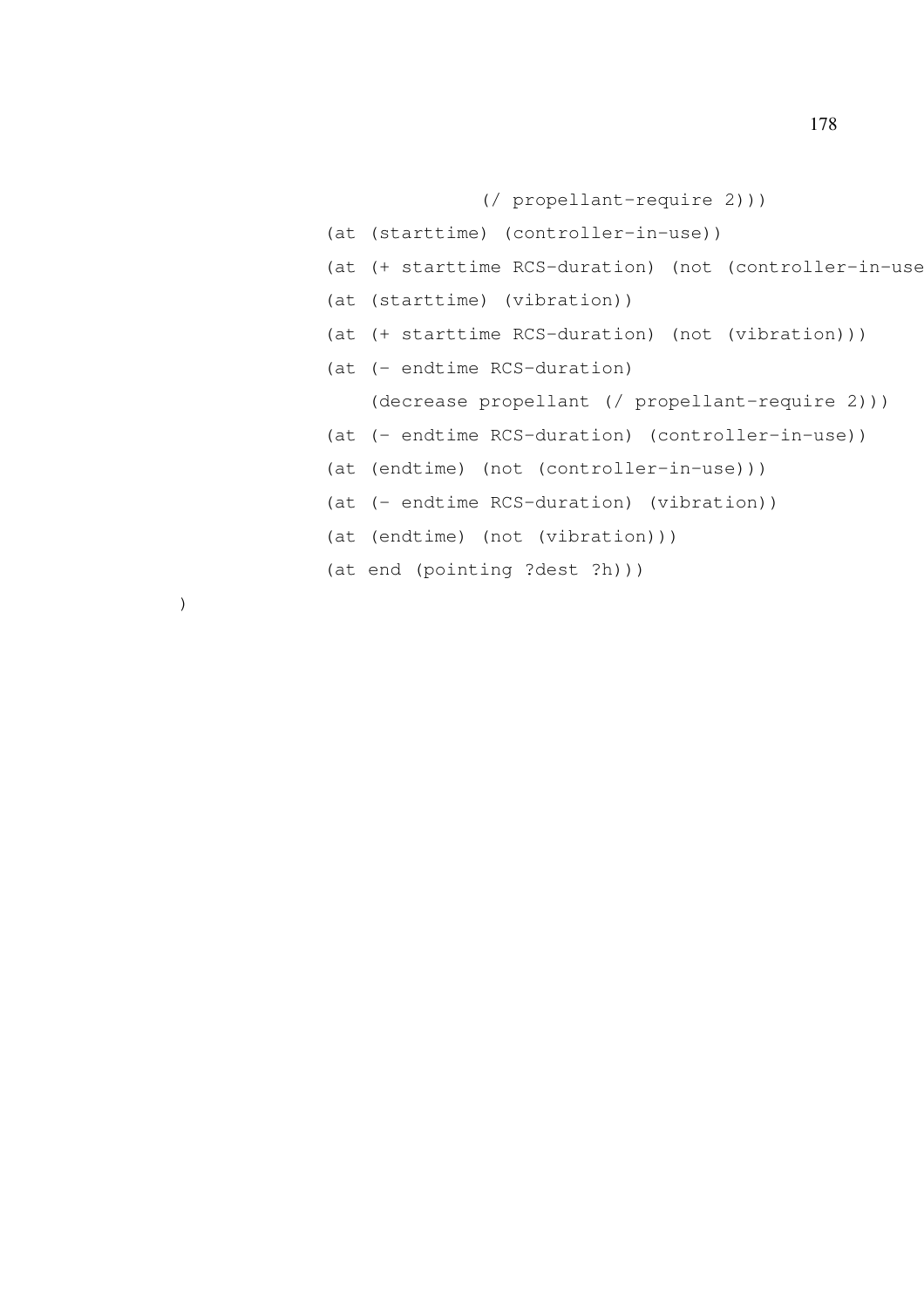```
                (/ propellant-require 2)))
        (at (starttime) (controller-in-use))
        (at (+ starttime RCS-duration) (not (controller-in-use
        (at (starttime) (vibration))
        (at (+ starttime RCS-duration) (not (vibration)))
        (at (- endtime RCS-duration)
            (decrease propellant (/ propellant-require 2)))
        (at (- endtime RCS-duration) (controller-in-use))
        (at (endtime) (not (controller-in-use)))
        (at (- endtime RCS-duration) (vibration))
        (at (endtime) (not (vibration)))
        (at end (pointing ?dest ?h)))
)
```